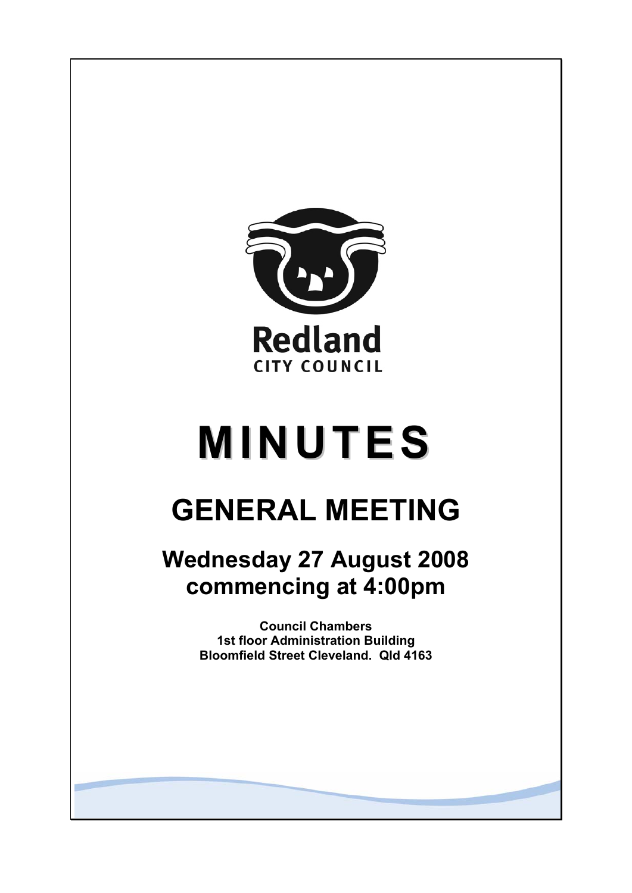Redland

CITY COUNCIL

# MINUTES

## GENERAL MEETING

### Wednesday 27 August 2008 commencing at 4:00pm

**Council Chambers**
**1st floor Administration Building**
**Bloomfield Street Cleveland. Qld 4163**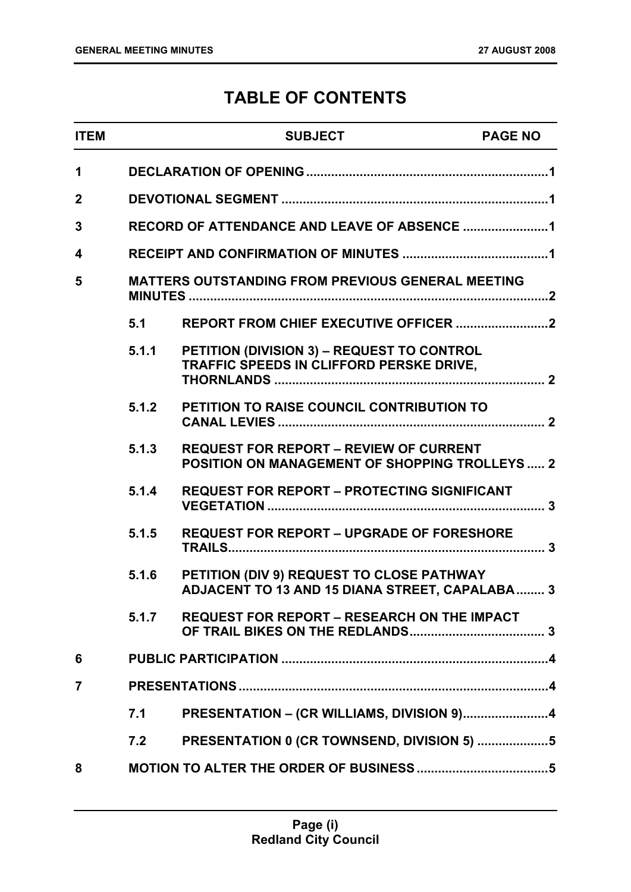# TABLE OF CONTENTS

| ITEM | | SUBJECT | PAGE NO |
|---|---|---|---|
| 1 | | DECLARATION OF OPENING | 1 |
| 2 | | DEVOTIONAL SEGMENT | 1 |
| 3 | | RECORD OF ATTENDANCE AND LEAVE OF ABSENCE | 1 |
| 4 | | RECEIPT AND CONFIRMATION OF MINUTES | 1 |
| 5 | | MATTERS OUTSTANDING FROM PREVIOUS GENERAL MEETING MINUTES | 2 |
| | 5.1 | REPORT FROM CHIEF EXECUTIVE OFFICER | 2 |
| | 5.1.1 | PETITION (DIVISION 3) – REQUEST TO CONTROL TRAFFIC SPEEDS IN CLIFFORD PERSKE DRIVE, THORNLANDS | 2 |
| | 5.1.2 | PETITION TO RAISE COUNCIL CONTRIBUTION TO CANAL LEVIES | 2 |
| | 5.1.3 | REQUEST FOR REPORT – REVIEW OF CURRENT POSITION ON MANAGEMENT OF SHOPPING TROLLEYS | 2 |
| | 5.1.4 | REQUEST FOR REPORT – PROTECTING SIGNIFICANT VEGETATION | 3 |
| | 5.1.5 | REQUEST FOR REPORT – UPGRADE OF FORESHORE TRAILS | 3 |
| | 5.1.6 | PETITION (DIV 9) REQUEST TO CLOSE PATHWAY ADJACENT TO 13 AND 15 DIANA STREET, CAPALABA | 3 |
| | 5.1.7 | REQUEST FOR REPORT – RESEARCH ON THE IMPACT OF TRAIL BIKES ON THE REDLANDS | 3 |
| 6 | | PUBLIC PARTICIPATION | 4 |
| 7 | | PRESENTATIONS | 4 |
| | 7.1 | PRESENTATION – (CR WILLIAMS, DIVISION 9) | 4 |
| | 7.2 | PRESENTATION 0 (CR TOWNSEND, DIVISION 5) | 5 |
| 8 | | MOTION TO ALTER THE ORDER OF BUSINESS | 5 |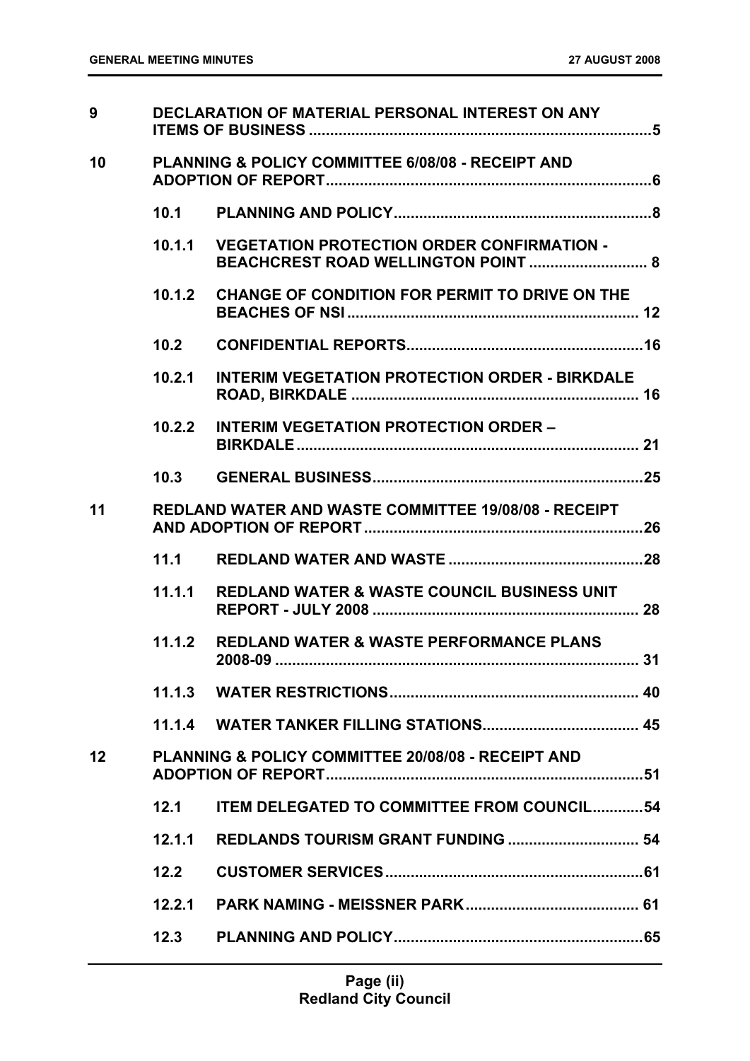| | | | |
|---|---|---|---|
| 9 | DECLARATION OF MATERIAL PERSONAL INTEREST ON ANY ITEMS OF BUSINESS | | 5 |
| 10 | PLANNING & POLICY COMMITTEE 6/08/08 - RECEIPT AND ADOPTION OF REPORT | | 6 |
| | 10.1 | PLANNING AND POLICY | 8 |
| | 10.1.1 | VEGETATION PROTECTION ORDER CONFIRMATION - BEACHCREST ROAD WELLINGTON POINT | 8 |
| | 10.1.2 | CHANGE OF CONDITION FOR PERMIT TO DRIVE ON THE BEACHES OF NSI | 12 |
| | 10.2 | CONFIDENTIAL REPORTS | 16 |
| | 10.2.1 | INTERIM VEGETATION PROTECTION ORDER - BIRKDALE ROAD, BIRKDALE | 16 |
| | 10.2.2 | INTERIM VEGETATION PROTECTION ORDER – BIRKDALE | 21 |
| | 10.3 | GENERAL BUSINESS | 25 |
| 11 | REDLAND WATER AND WASTE COMMITTEE 19/08/08 - RECEIPT AND ADOPTION OF REPORT | | 26 |
| | 11.1 | REDLAND WATER AND WASTE | 28 |
| | 11.1.1 | REDLAND WATER & WASTE COUNCIL BUSINESS UNIT REPORT - JULY 2008 | 28 |
| | 11.1.2 | REDLAND WATER & WASTE PERFORMANCE PLANS 2008-09 | 31 |
| | 11.1.3 | WATER RESTRICTIONS | 40 |
| | 11.1.4 | WATER TANKER FILLING STATIONS | 45 |
| 12 | PLANNING & POLICY COMMITTEE 20/08/08 - RECEIPT AND ADOPTION OF REPORT | | 51 |
| | 12.1 | ITEM DELEGATED TO COMMITTEE FROM COUNCIL | 54 |
| | 12.1.1 | REDLANDS TOURISM GRANT FUNDING | 54 |
| | 12.2 | CUSTOMER SERVICES | 61 |
| | 12.2.1 | PARK NAMING - MEISSNER PARK | 61 |
| | 12.3 | PLANNING AND POLICY | 65 |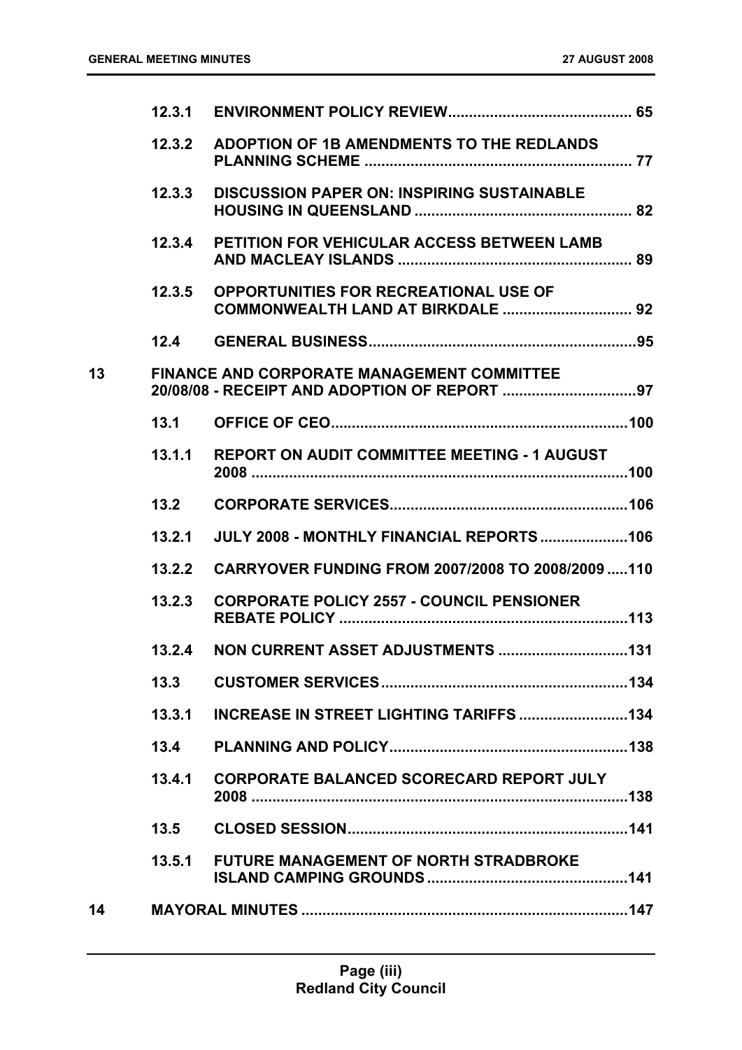| | | | |
|---|---|---|---|
| | 12.3.1 | ENVIRONMENT POLICY REVIEW | 65 |
| | 12.3.2 | ADOPTION OF 1B AMENDMENTS TO THE REDLANDS PLANNING SCHEME | 77 |
| | 12.3.3 | DISCUSSION PAPER ON: INSPIRING SUSTAINABLE HOUSING IN QUEENSLAND | 82 |
| | 12.3.4 | PETITION FOR VEHICULAR ACCESS BETWEEN LAMB AND MACLEAY ISLANDS | 89 |
| | 12.3.5 | OPPORTUNITIES FOR RECREATIONAL USE OF COMMONWEALTH LAND AT BIRKDALE | 92 |
| | 12.4 | GENERAL BUSINESS | 95 |
| 13 | | FINANCE AND CORPORATE MANAGEMENT COMMITTEE 20/08/08 - RECEIPT AND ADOPTION OF REPORT | 97 |
| | 13.1 | OFFICE OF CEO | 100 |
| | 13.1.1 | REPORT ON AUDIT COMMITTEE MEETING - 1 AUGUST 2008 | 100 |
| | 13.2 | CORPORATE SERVICES | 106 |
| | 13.2.1 | JULY 2008 - MONTHLY FINANCIAL REPORTS | 106 |
| | 13.2.2 | CARRYOVER FUNDING FROM 2007/2008 TO 2008/2009 | 110 |
| | 13.2.3 | CORPORATE POLICY 2557 - COUNCIL PENSIONER REBATE POLICY | 113 |
| | 13.2.4 | NON CURRENT ASSET ADJUSTMENTS | 131 |
| | 13.3 | CUSTOMER SERVICES | 134 |
| | 13.3.1 | INCREASE IN STREET LIGHTING TARIFFS | 134 |
| | 13.4 | PLANNING AND POLICY | 138 |
| | 13.4.1 | CORPORATE BALANCED SCORECARD REPORT JULY 2008 | 138 |
| | 13.5 | CLOSED SESSION | 141 |
| | 13.5.1 | FUTURE MANAGEMENT OF NORTH STRADBROKE ISLAND CAMPING GROUNDS | 141 |
| 14 | | MAYORAL MINUTES | 147 |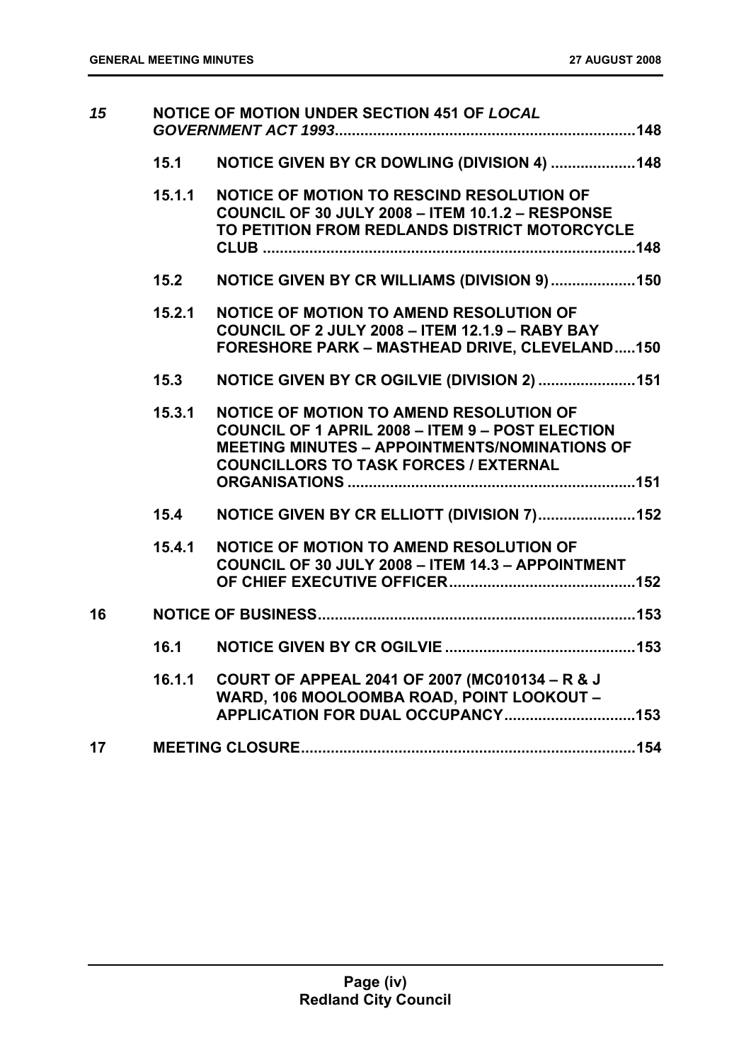| | | | |
|---|---|---|---|
| *15* | | **NOTICE OF MOTION UNDER SECTION 451 OF *LOCAL GOVERNMENT ACT 1993*** | **148** |
| | **15.1** | **NOTICE GIVEN BY CR DOWLING (DIVISION 4)** | **148** |
| | **15.1.1** | **NOTICE OF MOTION TO RESCIND RESOLUTION OF COUNCIL OF 30 JULY 2008 – ITEM 10.1.2 – RESPONSE TO PETITION FROM REDLANDS DISTRICT MOTORCYCLE CLUB** | **148** |
| | **15.2** | **NOTICE GIVEN BY CR WILLIAMS (DIVISION 9)** | **150** |
| | **15.2.1** | **NOTICE OF MOTION TO AMEND RESOLUTION OF COUNCIL OF 2 JULY 2008 – ITEM 12.1.9 – RABY BAY FORESHORE PARK – MASTHEAD DRIVE, CLEVELAND** | **150** |
| | **15.3** | **NOTICE GIVEN BY CR OGILVIE (DIVISION 2)** | **151** |
| | **15.3.1** | **NOTICE OF MOTION TO AMEND RESOLUTION OF COUNCIL OF 1 APRIL 2008 – ITEM 9 – POST ELECTION MEETING MINUTES – APPOINTMENTS/NOMINATIONS OF COUNCILLORS TO TASK FORCES / EXTERNAL ORGANISATIONS** | **151** |
| | **15.4** | **NOTICE GIVEN BY CR ELLIOTT (DIVISION 7)** | **152** |
| | **15.4.1** | **NOTICE OF MOTION TO AMEND RESOLUTION OF COUNCIL OF 30 JULY 2008 – ITEM 14.3 – APPOINTMENT OF CHIEF EXECUTIVE OFFICER** | **152** |
| **16** | | **NOTICE OF BUSINESS** | **153** |
| | **16.1** | **NOTICE GIVEN BY CR OGILVIE** | **153** |
| | **16.1.1** | **COURT OF APPEAL 2041 OF 2007 (MC010134 – R & J WARD, 106 MOOLOOMBA ROAD, POINT LOOKOUT – APPLICATION FOR DUAL OCCUPANCY** | **153** |
| **17** | | **MEETING CLOSURE** | **154** |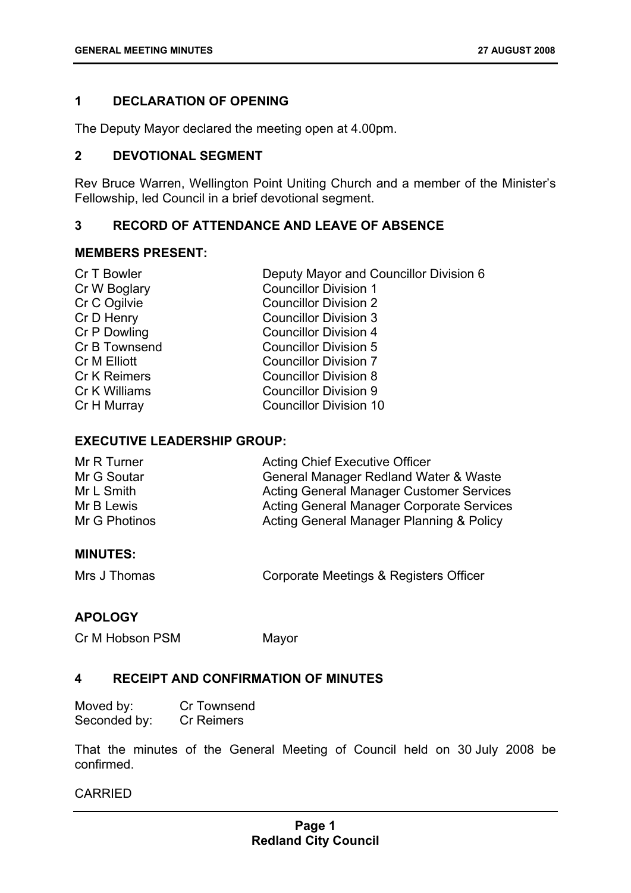## 1 DECLARATION OF OPENING

The Deputy Mayor declared the meeting open at 4.00pm.

## 2 DEVOTIONAL SEGMENT

Rev Bruce Warren, Wellington Point Uniting Church and a member of the Minister's Fellowship, led Council in a brief devotional segment.

## 3 RECORD OF ATTENDANCE AND LEAVE OF ABSENCE

### MEMBERS PRESENT:

| | |
|---|---|
| Cr T Bowler | Deputy Mayor and Councillor Division 6 |
| Cr W Boglary | Councillor Division 1 |
| Cr C Ogilvie | Councillor Division 2 |
| Cr D Henry | Councillor Division 3 |
| Cr P Dowling | Councillor Division 4 |
| Cr B Townsend | Councillor Division 5 |
| Cr M Elliott | Councillor Division 7 |
| Cr K Reimers | Councillor Division 8 |
| Cr K Williams | Councillor Division 9 |
| Cr H Murray | Councillor Division 10 |

### EXECUTIVE LEADERSHIP GROUP:

| | |
|---|---|
| Mr R Turner | Acting Chief Executive Officer |
| Mr G Soutar | General Manager Redland Water & Waste |
| Mr L Smith | Acting General Manager Customer Services |
| Mr B Lewis | Acting General Manager Corporate Services |
| Mr G Photinos | Acting General Manager Planning & Policy |

### MINUTES:

| | |
|---|---|
| Mrs J Thomas | Corporate Meetings & Registers Officer |

### APOLOGY

| | |
|---|---|
| Cr M Hobson PSM | Mayor |

## 4 RECEIPT AND CONFIRMATION OF MINUTES

Moved by: Cr Townsend
Seconded by: Cr Reimers

That the minutes of the General Meeting of Council held on 30 July 2008 be confirmed.

CARRIED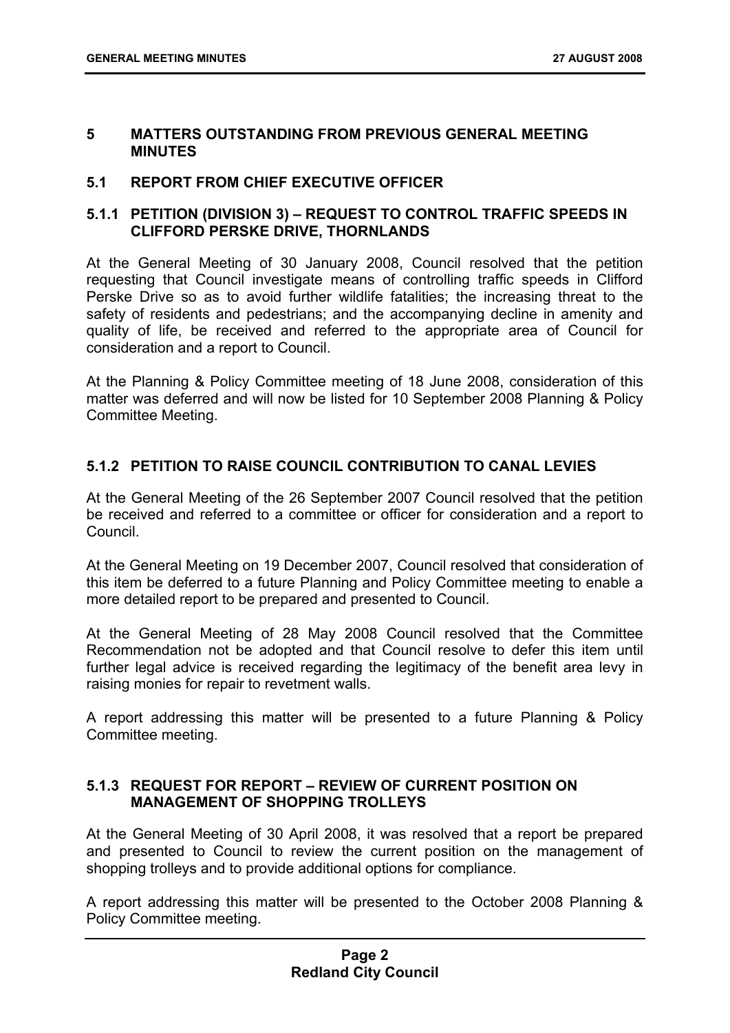## 5 MATTERS OUTSTANDING FROM PREVIOUS GENERAL MEETING MINUTES

### 5.1 REPORT FROM CHIEF EXECUTIVE OFFICER

#### 5.1.1 PETITION (DIVISION 3) – REQUEST TO CONTROL TRAFFIC SPEEDS IN CLIFFORD PERSKE DRIVE, THORNLANDS

At the General Meeting of 30 January 2008, Council resolved that the petition requesting that Council investigate means of controlling traffic speeds in Clifford Perske Drive so as to avoid further wildlife fatalities; the increasing threat to the safety of residents and pedestrians; and the accompanying decline in amenity and quality of life, be received and referred to the appropriate area of Council for consideration and a report to Council.

At the Planning & Policy Committee meeting of 18 June 2008, consideration of this matter was deferred and will now be listed for 10 September 2008 Planning & Policy Committee Meeting.

#### 5.1.2 PETITION TO RAISE COUNCIL CONTRIBUTION TO CANAL LEVIES

At the General Meeting of the 26 September 2007 Council resolved that the petition be received and referred to a committee or officer for consideration and a report to Council.

At the General Meeting on 19 December 2007, Council resolved that consideration of this item be deferred to a future Planning and Policy Committee meeting to enable a more detailed report to be prepared and presented to Council.

At the General Meeting of 28 May 2008 Council resolved that the Committee Recommendation not be adopted and that Council resolve to defer this item until further legal advice is received regarding the legitimacy of the benefit area levy in raising monies for repair to revetment walls.

A report addressing this matter will be presented to a future Planning & Policy Committee meeting.

#### 5.1.3 REQUEST FOR REPORT – REVIEW OF CURRENT POSITION ON MANAGEMENT OF SHOPPING TROLLEYS

At the General Meeting of 30 April 2008, it was resolved that a report be prepared and presented to Council to review the current position on the management of shopping trolleys and to provide additional options for compliance.

A report addressing this matter will be presented to the October 2008 Planning & Policy Committee meeting.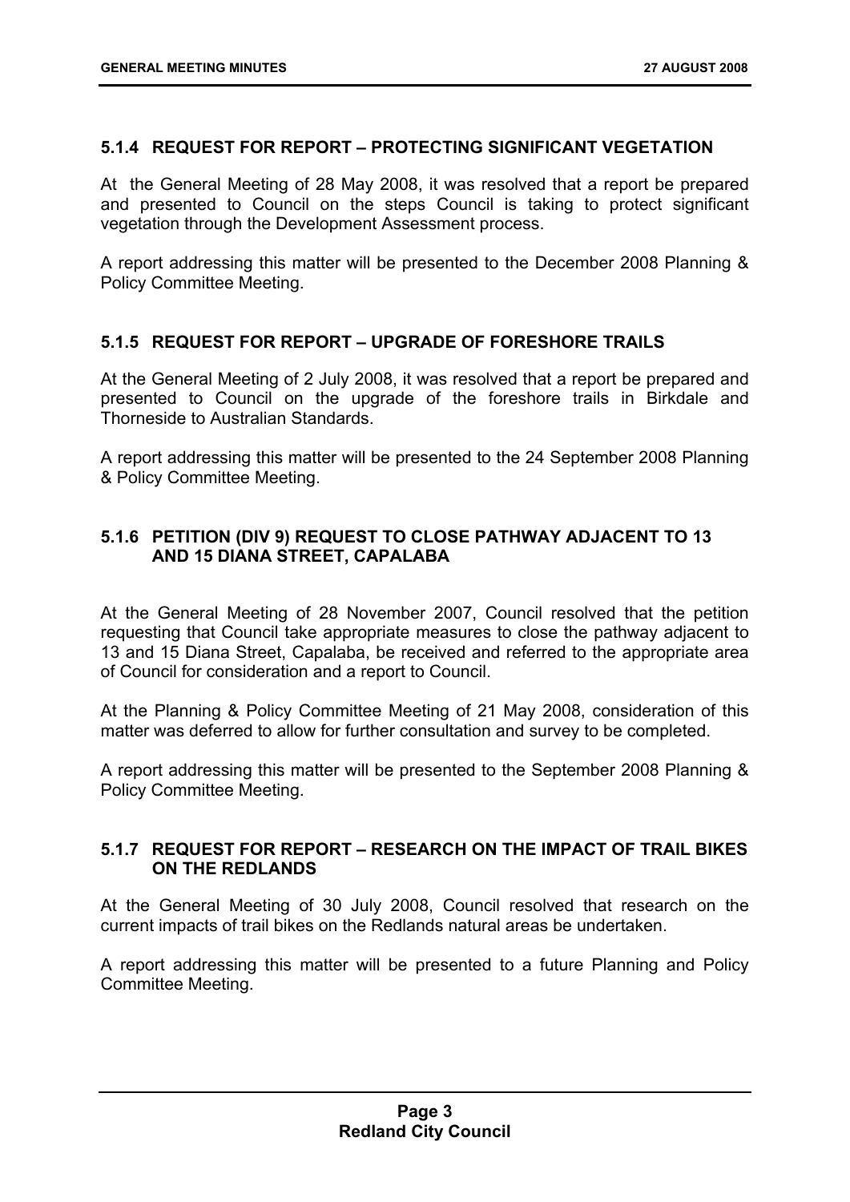### 5.1.4 REQUEST FOR REPORT – PROTECTING SIGNIFICANT VEGETATION

At the General Meeting of 28 May 2008, it was resolved that a report be prepared and presented to Council on the steps Council is taking to protect significant vegetation through the Development Assessment process.

A report addressing this matter will be presented to the December 2008 Planning & Policy Committee Meeting.

### 5.1.5 REQUEST FOR REPORT – UPGRADE OF FORESHORE TRAILS

At the General Meeting of 2 July 2008, it was resolved that a report be prepared and presented to Council on the upgrade of the foreshore trails in Birkdale and Thorneside to Australian Standards.

A report addressing this matter will be presented to the 24 September 2008 Planning & Policy Committee Meeting.

### 5.1.6 PETITION (DIV 9) REQUEST TO CLOSE PATHWAY ADJACENT TO 13 AND 15 DIANA STREET, CAPALABA

At the General Meeting of 28 November 2007, Council resolved that the petition requesting that Council take appropriate measures to close the pathway adjacent to 13 and 15 Diana Street, Capalaba, be received and referred to the appropriate area of Council for consideration and a report to Council.

At the Planning & Policy Committee Meeting of 21 May 2008, consideration of this matter was deferred to allow for further consultation and survey to be completed.

A report addressing this matter will be presented to the September 2008 Planning & Policy Committee Meeting.

### 5.1.7 REQUEST FOR REPORT – RESEARCH ON THE IMPACT OF TRAIL BIKES ON THE REDLANDS

At the General Meeting of 30 July 2008, Council resolved that research on the current impacts of trail bikes on the Redlands natural areas be undertaken.

A report addressing this matter will be presented to a future Planning and Policy Committee Meeting.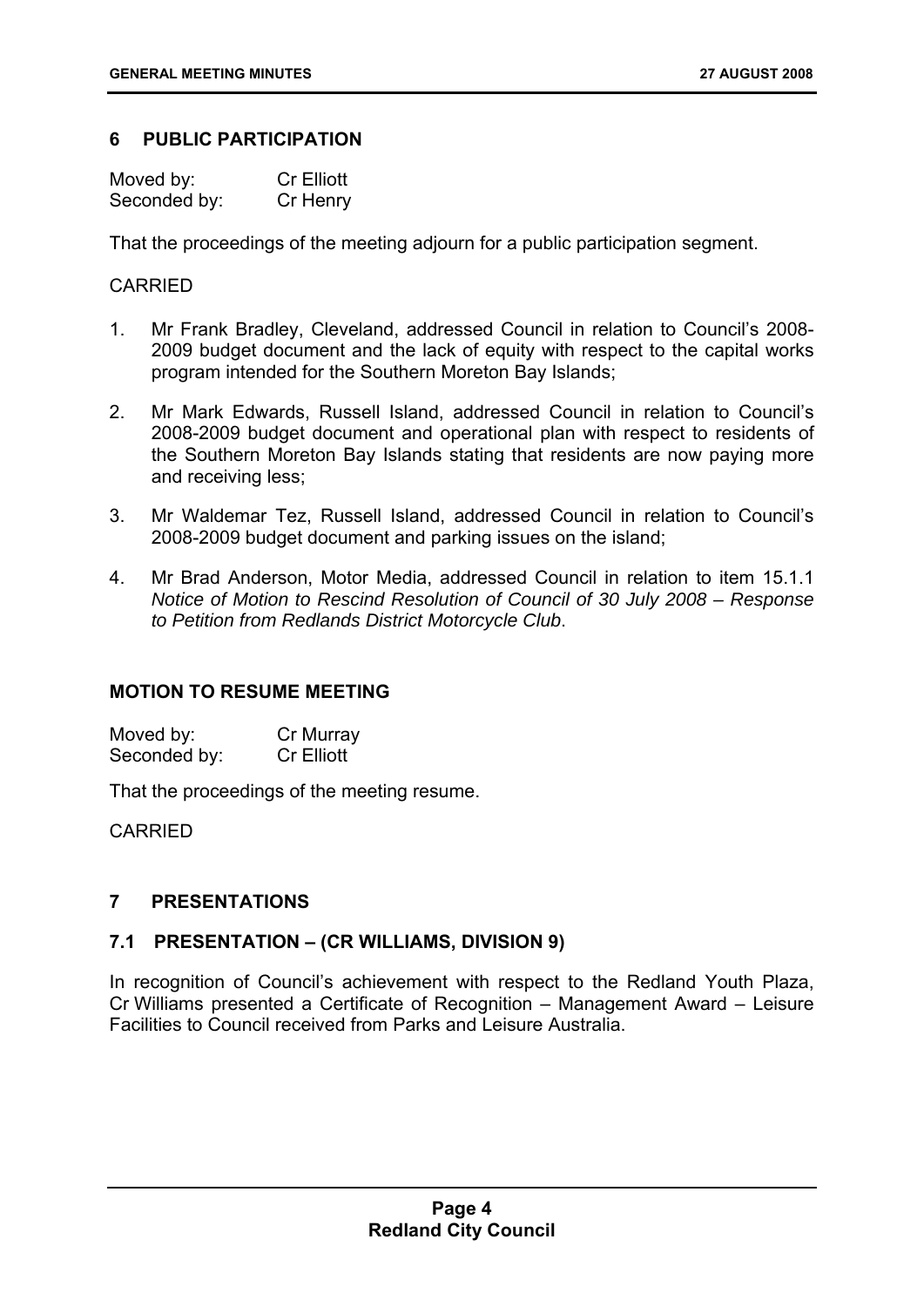## 6 PUBLIC PARTICIPATION

Moved by: Cr Elliott
Seconded by: Cr Henry

That the proceedings of the meeting adjourn for a public participation segment.

CARRIED

1. Mr Frank Bradley, Cleveland, addressed Council in relation to Council's 2008-2009 budget document and the lack of equity with respect to the capital works program intended for the Southern Moreton Bay Islands;

2. Mr Mark Edwards, Russell Island, addressed Council in relation to Council's 2008-2009 budget document and operational plan with respect to residents of the Southern Moreton Bay Islands stating that residents are now paying more and receiving less;

3. Mr Waldemar Tez, Russell Island, addressed Council in relation to Council's 2008-2009 budget document and parking issues on the island;

4. Mr Brad Anderson, Motor Media, addressed Council in relation to item 15.1.1 *Notice of Motion to Rescind Resolution of Council of 30 July 2008 – Response to Petition from Redlands District Motorcycle Club*.

### MOTION TO RESUME MEETING

Moved by: Cr Murray
Seconded by: Cr Elliott

That the proceedings of the meeting resume.

CARRIED

## 7 PRESENTATIONS

### 7.1 PRESENTATION – (CR WILLIAMS, DIVISION 9)

In recognition of Council's achievement with respect to the Redland Youth Plaza, Cr Williams presented a Certificate of Recognition – Management Award – Leisure Facilities to Council received from Parks and Leisure Australia.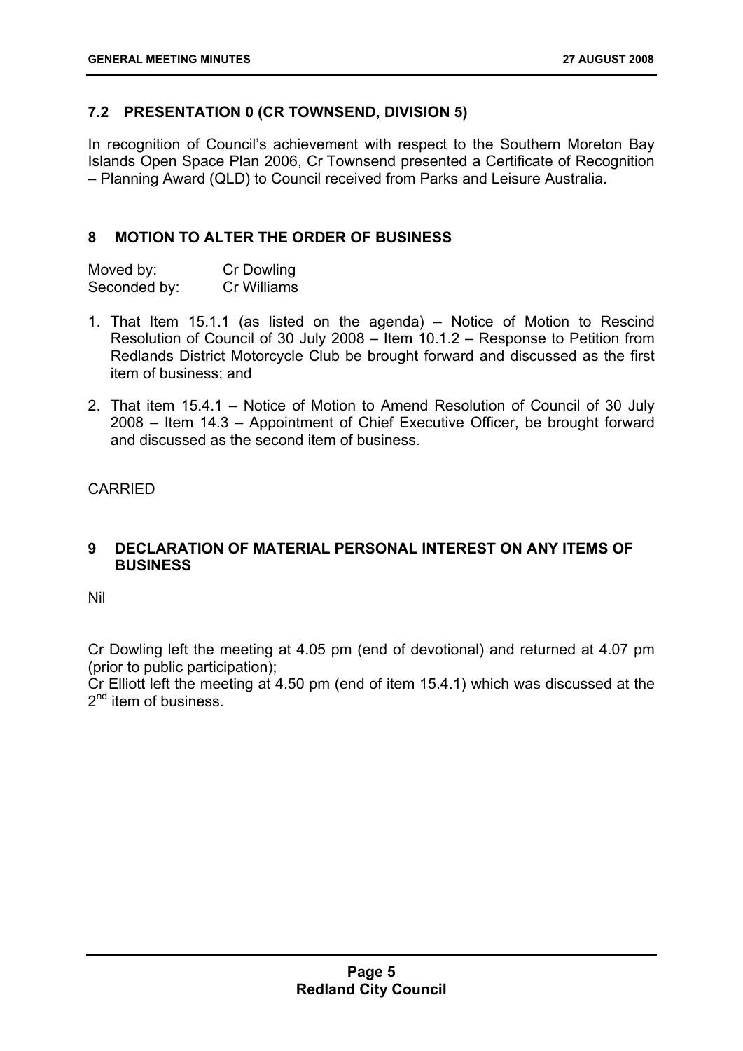## 7.2 PRESENTATION 0 (CR TOWNSEND, DIVISION 5)

In recognition of Council's achievement with respect to the Southern Moreton Bay Islands Open Space Plan 2006, Cr Townsend presented a Certificate of Recognition – Planning Award (QLD) to Council received from Parks and Leisure Australia.

## 8 MOTION TO ALTER THE ORDER OF BUSINESS

| | |
|---|---|
| Moved by: | Cr Dowling |
| Seconded by: | Cr Williams |

1. That Item 15.1.1 (as listed on the agenda) – Notice of Motion to Rescind Resolution of Council of 30 July 2008 – Item 10.1.2 – Response to Petition from Redlands District Motorcycle Club be brought forward and discussed as the first item of business; and
2. That item 15.4.1 – Notice of Motion to Amend Resolution of Council of 30 July 2008 – Item 14.3 – Appointment of Chief Executive Officer, be brought forward and discussed as the second item of business.

CARRIED

## 9 DECLARATION OF MATERIAL PERSONAL INTEREST ON ANY ITEMS OF BUSINESS

Nil

Cr Dowling left the meeting at 4.05 pm (end of devotional) and returned at 4.07 pm (prior to public participation);
Cr Elliott left the meeting at 4.50 pm (end of item 15.4.1) which was discussed at the 2nd item of business.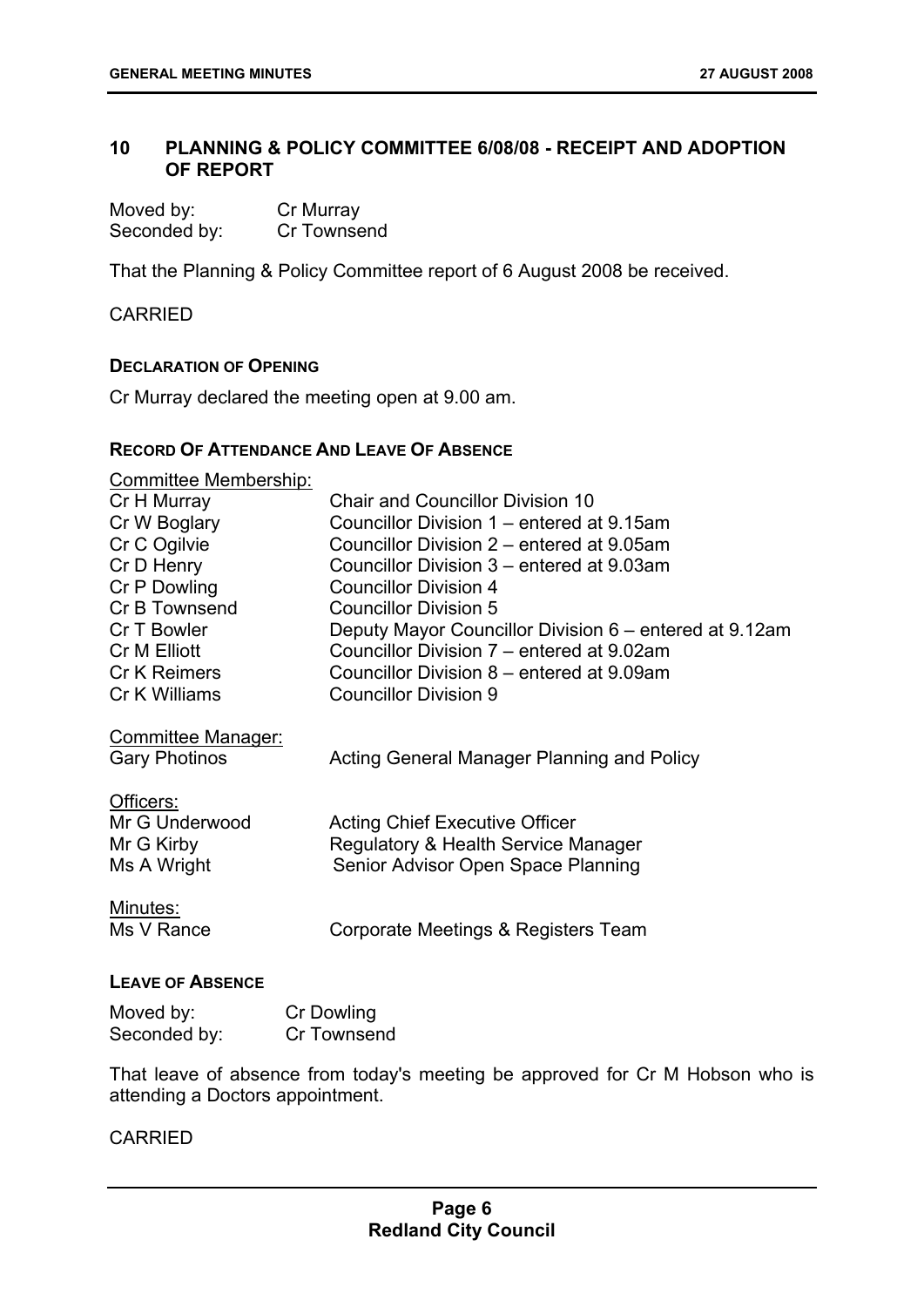## 10 PLANNING & POLICY COMMITTEE 6/08/08 - RECEIPT AND ADOPTION OF REPORT

Moved by: Cr Murray
Seconded by: Cr Townsend

That the Planning & Policy Committee report of 6 August 2008 be received.

CARRIED

### DECLARATION OF OPENING

Cr Murray declared the meeting open at 9.00 am.

### RECORD OF ATTENDANCE AND LEAVE OF ABSENCE

Committee Membership:

| | |
|---|---|
| Cr H Murray | Chair and Councillor Division 10 |
| Cr W Boglary | Councillor Division 1 – entered at 9.15am |
| Cr C Ogilvie | Councillor Division 2 – entered at 9.05am |
| Cr D Henry | Councillor Division 3 – entered at 9.03am |
| Cr P Dowling | Councillor Division 4 |
| Cr B Townsend | Councillor Division 5 |
| Cr T Bowler | Deputy Mayor Councillor Division 6 – entered at 9.12am |
| Cr M Elliott | Councillor Division 7 – entered at 9.02am |
| Cr K Reimers | Councillor Division 8 – entered at 9.09am |
| Cr K Williams | Councillor Division 9 |

Committee Manager:

| | |
|---|---|
| Gary Photinos | Acting General Manager Planning and Policy |

Officers:

| | |
|---|---|
| Mr G Underwood | Acting Chief Executive Officer |
| Mr G Kirby | Regulatory & Health Service Manager |
| Ms A Wright | Senior Advisor Open Space Planning |

Minutes:

| | |
|---|---|
| Ms V Rance | Corporate Meetings & Registers Team |

### LEAVE OF ABSENCE

Moved by: Cr Dowling
Seconded by: Cr Townsend

That leave of absence from today's meeting be approved for Cr M Hobson who is attending a Doctors appointment.

CARRIED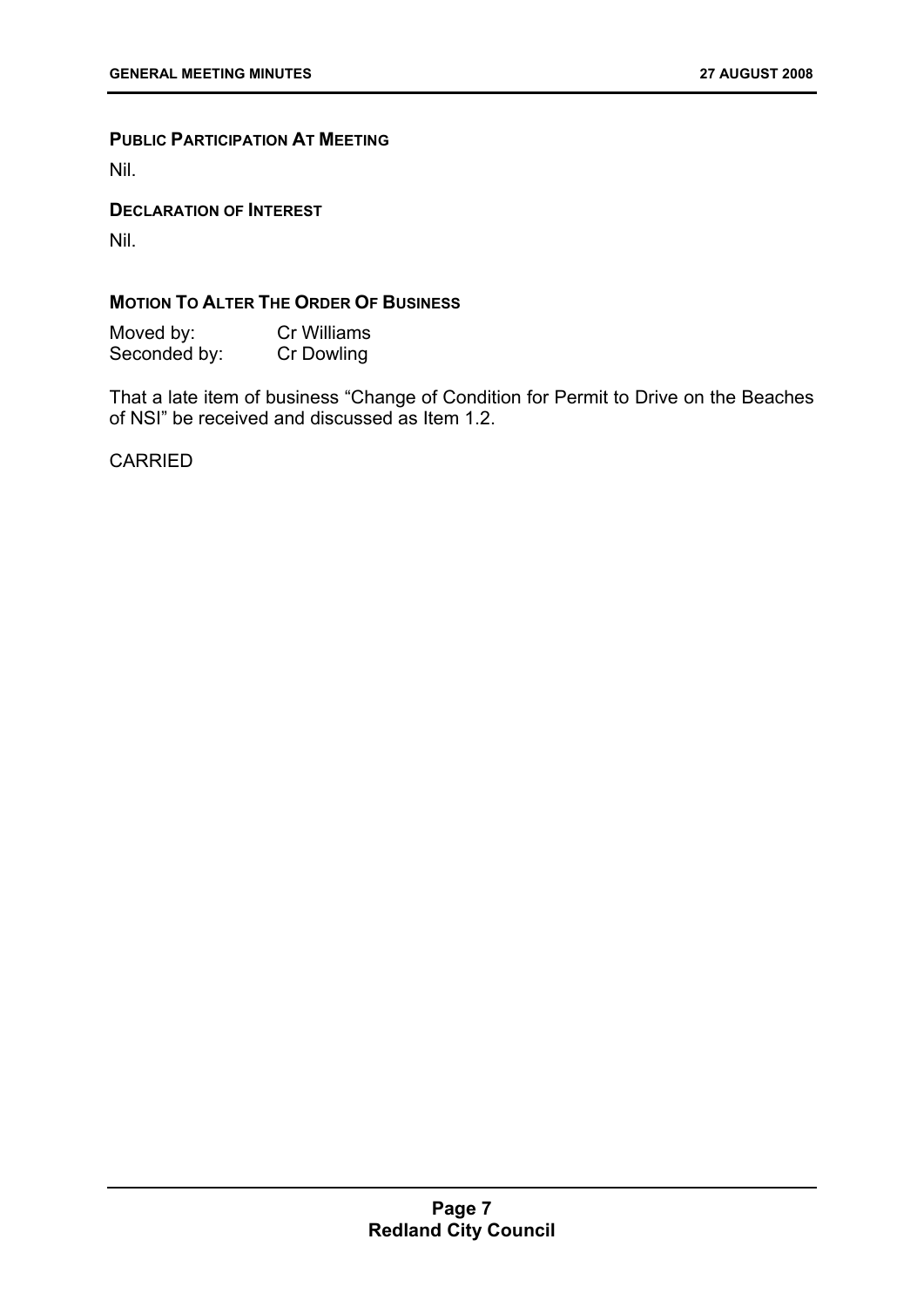## Public Participation At Meeting

Nil.

## Declaration of Interest

Nil.

## Motion To Alter The Order Of Business

Moved by: Cr Williams
Seconded by: Cr Dowling

That a late item of business "Change of Condition for Permit to Drive on the Beaches of NSI" be received and discussed as Item 1.2.

CARRIED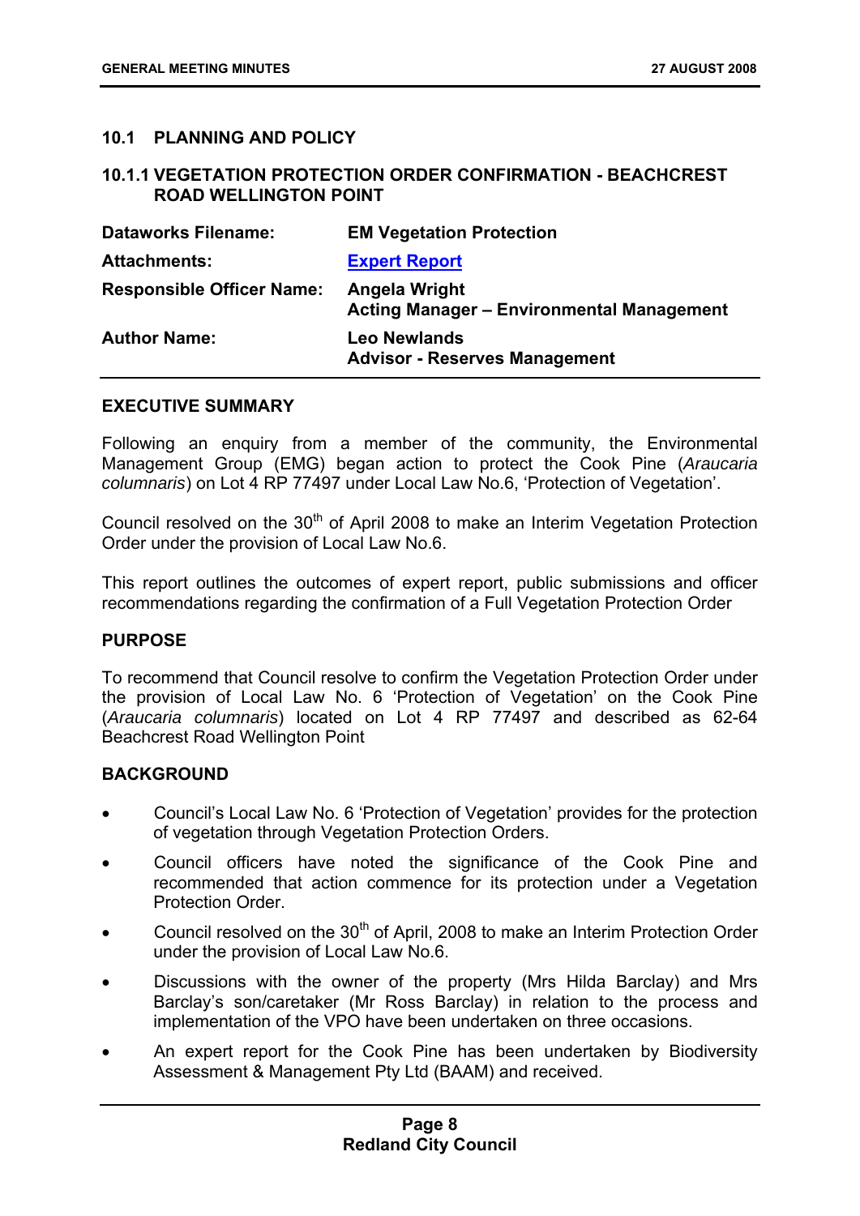## 10.1 PLANNING AND POLICY

### 10.1.1 VEGETATION PROTECTION ORDER CONFIRMATION - BEACHCREST ROAD WELLINGTON POINT

| | |
|---|---|
| **Dataworks Filename:** | **EM Vegetation Protection** |
| **Attachments:** | **Expert Report** |
| **Responsible Officer Name:** | **Angela Wright**<br>**Acting Manager – Environmental Management** |
| **Author Name:** | **Leo Newlands**<br>**Advisor - Reserves Management** |

**EXECUTIVE SUMMARY**

Following an enquiry from a member of the community, the Environmental Management Group (EMG) began action to protect the Cook Pine (*Araucaria columnaris*) on Lot 4 RP 77497 under Local Law No.6, 'Protection of Vegetation'.

Council resolved on the 30th of April 2008 to make an Interim Vegetation Protection Order under the provision of Local Law No.6.

This report outlines the outcomes of expert report, public submissions and officer recommendations regarding the confirmation of a Full Vegetation Protection Order

**PURPOSE**

To recommend that Council resolve to confirm the Vegetation Protection Order under the provision of Local Law No. 6 'Protection of Vegetation' on the Cook Pine (*Araucaria columnaris*) located on Lot 4 RP 77497 and described as 62-64 Beachcrest Road Wellington Point

**BACKGROUND**

- Council's Local Law No. 6 'Protection of Vegetation' provides for the protection of vegetation through Vegetation Protection Orders.
- Council officers have noted the significance of the Cook Pine and recommended that action commence for its protection under a Vegetation Protection Order.
- Council resolved on the 30th of April, 2008 to make an Interim Protection Order under the provision of Local Law No.6.
- Discussions with the owner of the property (Mrs Hilda Barclay) and Mrs Barclay's son/caretaker (Mr Ross Barclay) in relation to the process and implementation of the VPO have been undertaken on three occasions.
- An expert report for the Cook Pine has been undertaken by Biodiversity Assessment & Management Pty Ltd (BAAM) and received.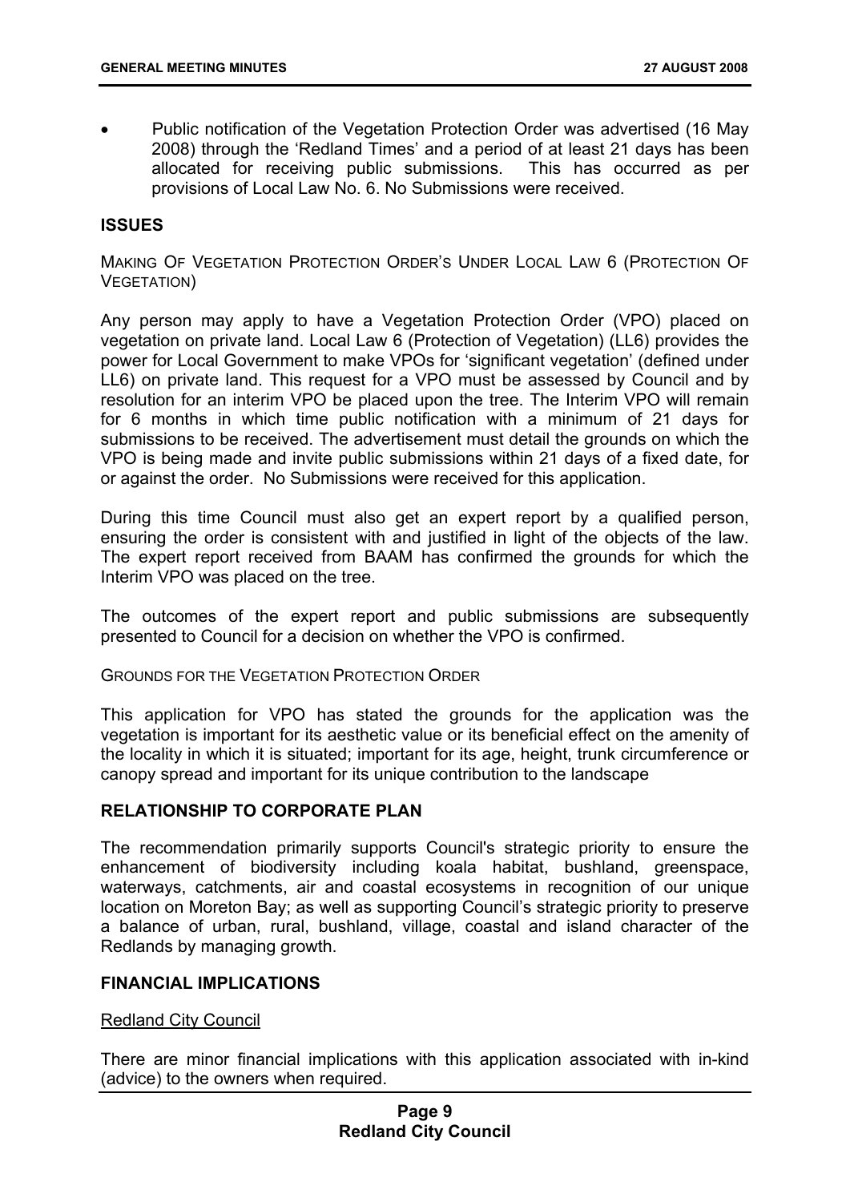- Public notification of the Vegetation Protection Order was advertised (16 May 2008) through the 'Redland Times' and a period of at least 21 days has been allocated for receiving public submissions. This has occurred as per provisions of Local Law No. 6. No Submissions were received.

## ISSUES

MAKING OF VEGETATION PROTECTION ORDER'S UNDER LOCAL LAW 6 (PROTECTION OF VEGETATION)

Any person may apply to have a Vegetation Protection Order (VPO) placed on vegetation on private land. Local Law 6 (Protection of Vegetation) (LL6) provides the power for Local Government to make VPOs for 'significant vegetation' (defined under LL6) on private land. This request for a VPO must be assessed by Council and by resolution for an interim VPO be placed upon the tree. The Interim VPO will remain for 6 months in which time public notification with a minimum of 21 days for submissions to be received. The advertisement must detail the grounds on which the VPO is being made and invite public submissions within 21 days of a fixed date, for or against the order. No Submissions were received for this application.

During this time Council must also get an expert report by a qualified person, ensuring the order is consistent with and justified in light of the objects of the law. The expert report received from BAAM has confirmed the grounds for which the Interim VPO was placed on the tree.

The outcomes of the expert report and public submissions are subsequently presented to Council for a decision on whether the VPO is confirmed.

GROUNDS FOR THE VEGETATION PROTECTION ORDER

This application for VPO has stated the grounds for the application was the vegetation is important for its aesthetic value or its beneficial effect on the amenity of the locality in which it is situated; important for its age, height, trunk circumference or canopy spread and important for its unique contribution to the landscape

## RELATIONSHIP TO CORPORATE PLAN

The recommendation primarily supports Council's strategic priority to ensure the enhancement of biodiversity including koala habitat, bushland, greenspace, waterways, catchments, air and coastal ecosystems in recognition of our unique location on Moreton Bay; as well as supporting Council's strategic priority to preserve a balance of urban, rural, bushland, village, coastal and island character of the Redlands by managing growth.

## FINANCIAL IMPLICATIONS

Redland City Council

There are minor financial implications with this application associated with in-kind (advice) to the owners when required.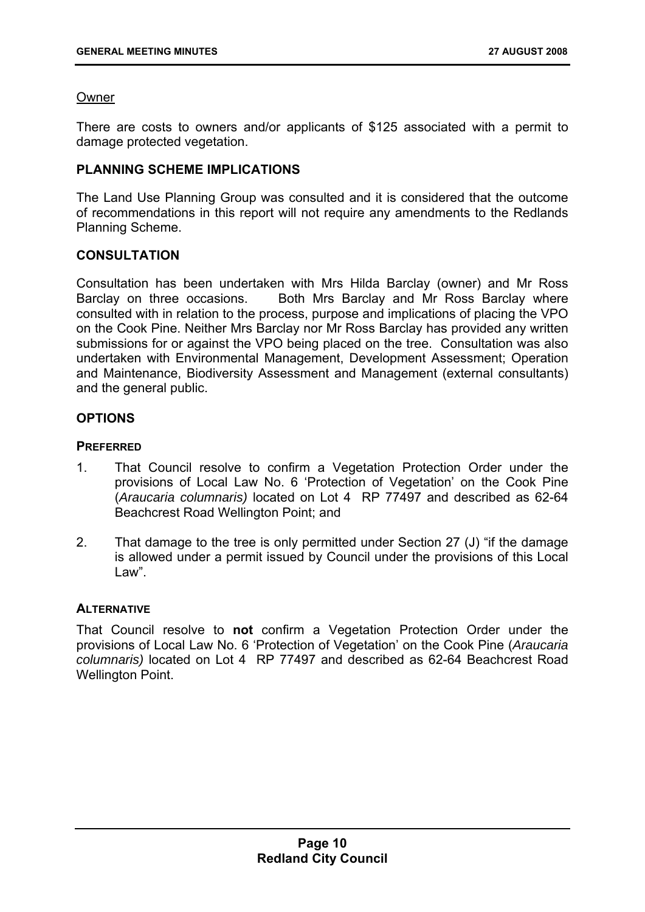Owner

There are costs to owners and/or applicants of $125 associated with a permit to damage protected vegetation.

**PLANNING SCHEME IMPLICATIONS**

The Land Use Planning Group was consulted and it is considered that the outcome of recommendations in this report will not require any amendments to the Redlands Planning Scheme.

**CONSULTATION**

Consultation has been undertaken with Mrs Hilda Barclay (owner) and Mr Ross Barclay on three occasions. Both Mrs Barclay and Mr Ross Barclay where consulted with in relation to the process, purpose and implications of placing the VPO on the Cook Pine. Neither Mrs Barclay nor Mr Ross Barclay has provided any written submissions for or against the VPO being placed on the tree. Consultation was also undertaken with Environmental Management, Development Assessment; Operation and Maintenance, Biodiversity Assessment and Management (external consultants) and the general public.

**OPTIONS**

**PREFERRED**

1. That Council resolve to confirm a Vegetation Protection Order under the provisions of Local Law No. 6 'Protection of Vegetation' on the Cook Pine (*Araucaria columnaris)* located on Lot 4 RP 77497 and described as 62-64 Beachcrest Road Wellington Point; and

2. That damage to the tree is only permitted under Section 27 (J) "if the damage is allowed under a permit issued by Council under the provisions of this Local Law".

**ALTERNATIVE**

That Council resolve to **not** confirm a Vegetation Protection Order under the provisions of Local Law No. 6 'Protection of Vegetation' on the Cook Pine (*Araucaria columnaris)* located on Lot 4 RP 77497 and described as 62-64 Beachcrest Road Wellington Point.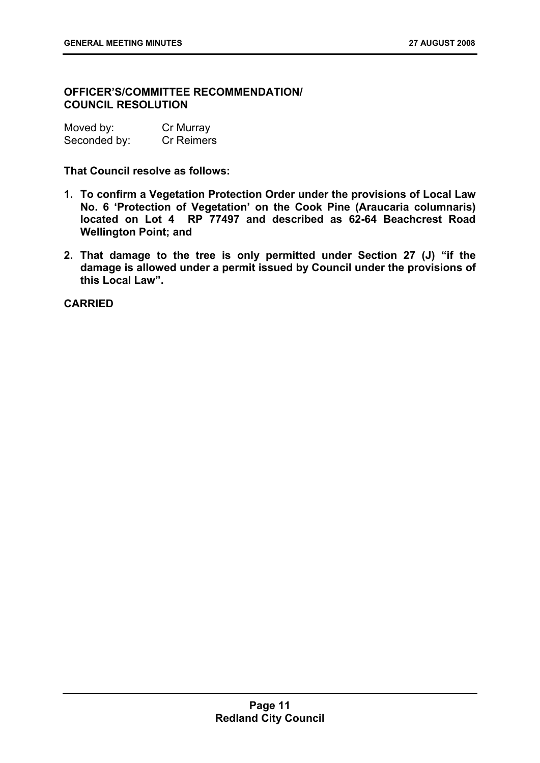**OFFICER'S/COMMITTEE RECOMMENDATION/ COUNCIL RESOLUTION**

Moved by: Cr Murray
Seconded by: Cr Reimers

**That Council resolve as follows:**

1. **To confirm a Vegetation Protection Order under the provisions of Local Law No. 6 'Protection of Vegetation' on the Cook Pine (Araucaria columnaris) located on Lot 4 RP 77497 and described as 62-64 Beachcrest Road Wellington Point; and**
2. **That damage to the tree is only permitted under Section 27 (J) "if the damage is allowed under a permit issued by Council under the provisions of this Local Law".**

**CARRIED**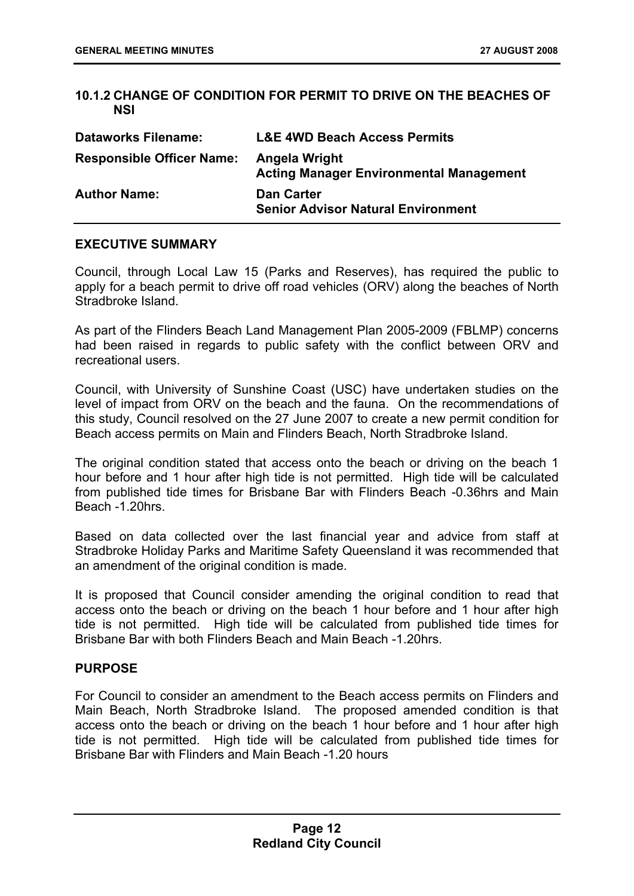## 10.1.2 CHANGE OF CONDITION FOR PERMIT TO DRIVE ON THE BEACHES OF NSI

| | |
|---|---|
| **Dataworks Filename:** | **L&E 4WD Beach Access Permits** |
| **Responsible Officer Name:** | **Angela Wright**<br>**Acting Manager Environmental Management** |
| **Author Name:** | **Dan Carter**<br>**Senior Advisor Natural Environment** |

### EXECUTIVE SUMMARY

Council, through Local Law 15 (Parks and Reserves), has required the public to apply for a beach permit to drive off road vehicles (ORV) along the beaches of North Stradbroke Island.

As part of the Flinders Beach Land Management Plan 2005-2009 (FBLMP) concerns had been raised in regards to public safety with the conflict between ORV and recreational users.

Council, with University of Sunshine Coast (USC) have undertaken studies on the level of impact from ORV on the beach and the fauna. On the recommendations of this study, Council resolved on the 27 June 2007 to create a new permit condition for Beach access permits on Main and Flinders Beach, North Stradbroke Island.

The original condition stated that access onto the beach or driving on the beach 1 hour before and 1 hour after high tide is not permitted. High tide will be calculated from published tide times for Brisbane Bar with Flinders Beach -0.36hrs and Main Beach -1.20hrs.

Based on data collected over the last financial year and advice from staff at Stradbroke Holiday Parks and Maritime Safety Queensland it was recommended that an amendment of the original condition is made.

It is proposed that Council consider amending the original condition to read that access onto the beach or driving on the beach 1 hour before and 1 hour after high tide is not permitted. High tide will be calculated from published tide times for Brisbane Bar with both Flinders Beach and Main Beach -1.20hrs.

### PURPOSE

For Council to consider an amendment to the Beach access permits on Flinders and Main Beach, North Stradbroke Island. The proposed amended condition is that access onto the beach or driving on the beach 1 hour before and 1 hour after high tide is not permitted. High tide will be calculated from published tide times for Brisbane Bar with Flinders and Main Beach -1.20 hours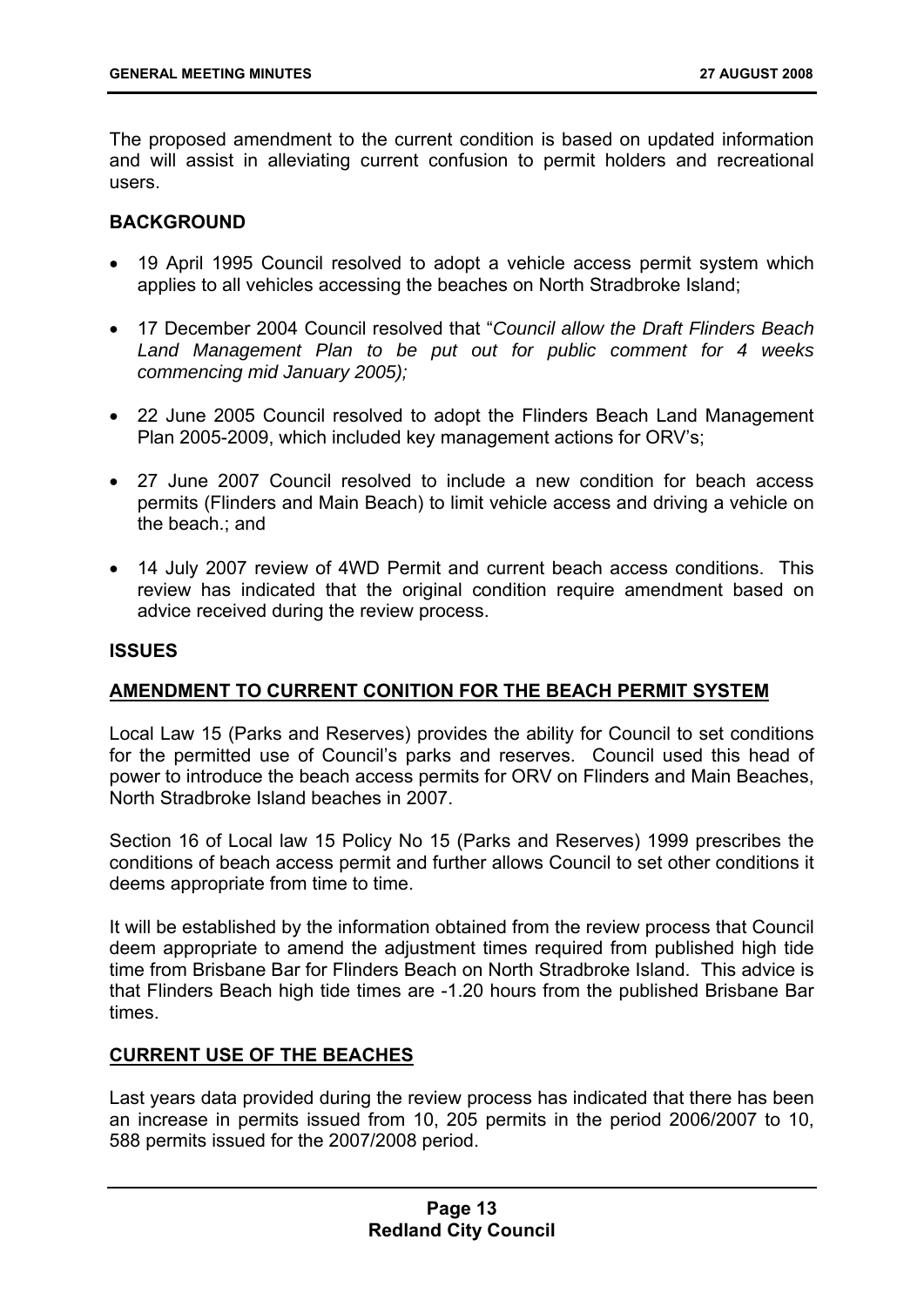The proposed amendment to the current condition is based on updated information and will assist in alleviating current confusion to permit holders and recreational users.

**BACKGROUND**

- 19 April 1995 Council resolved to adopt a vehicle access permit system which applies to all vehicles accessing the beaches on North Stradbroke Island;
- 17 December 2004 Council resolved that "*Council allow the Draft Flinders Beach Land Management Plan to be put out for public comment for 4 weeks commencing mid January 2005);*
- 22 June 2005 Council resolved to adopt the Flinders Beach Land Management Plan 2005-2009, which included key management actions for ORV's;
- 27 June 2007 Council resolved to include a new condition for beach access permits (Flinders and Main Beach) to limit vehicle access and driving a vehicle on the beach.; and
- 14 July 2007 review of 4WD Permit and current beach access conditions. This review has indicated that the original condition require amendment based on advice received during the review process.

**ISSUES**

**<u>AMENDMENT TO CURRENT CONITION FOR THE BEACH PERMIT SYSTEM</u>**

Local Law 15 (Parks and Reserves) provides the ability for Council to set conditions for the permitted use of Council's parks and reserves. Council used this head of power to introduce the beach access permits for ORV on Flinders and Main Beaches, North Stradbroke Island beaches in 2007.

Section 16 of Local law 15 Policy No 15 (Parks and Reserves) 1999 prescribes the conditions of beach access permit and further allows Council to set other conditions it deems appropriate from time to time.

It will be established by the information obtained from the review process that Council deem appropriate to amend the adjustment times required from published high tide time from Brisbane Bar for Flinders Beach on North Stradbroke Island. This advice is that Flinders Beach high tide times are -1.20 hours from the published Brisbane Bar times.

**<u>CURRENT USE OF THE BEACHES</u>**

Last years data provided during the review process has indicated that there has been an increase in permits issued from 10, 205 permits in the period 2006/2007 to 10, 588 permits issued for the 2007/2008 period.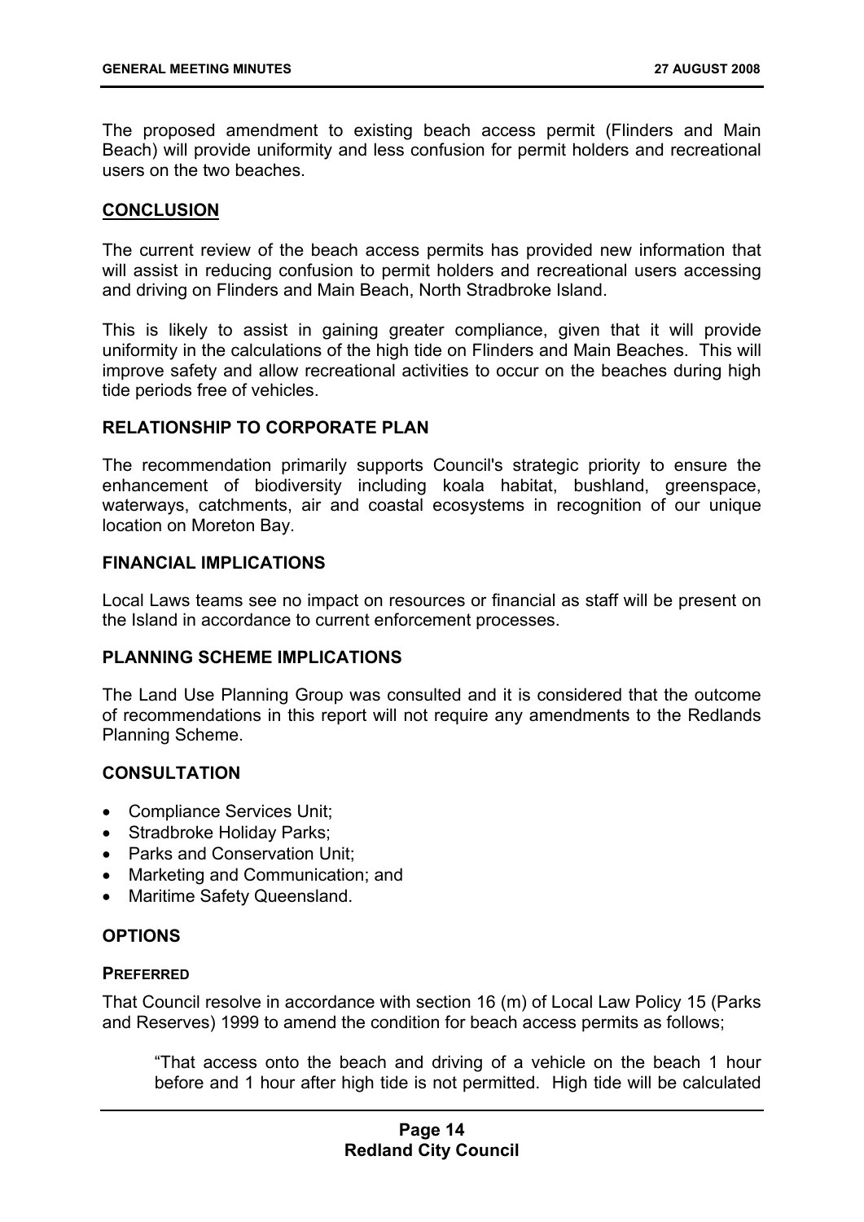The proposed amendment to existing beach access permit (Flinders and Main Beach) will provide uniformity and less confusion for permit holders and recreational users on the two beaches.

## CONCLUSION

The current review of the beach access permits has provided new information that will assist in reducing confusion to permit holders and recreational users accessing and driving on Flinders and Main Beach, North Stradbroke Island.

This is likely to assist in gaining greater compliance, given that it will provide uniformity in the calculations of the high tide on Flinders and Main Beaches. This will improve safety and allow recreational activities to occur on the beaches during high tide periods free of vehicles.

## RELATIONSHIP TO CORPORATE PLAN

The recommendation primarily supports Council's strategic priority to ensure the enhancement of biodiversity including koala habitat, bushland, greenspace, waterways, catchments, air and coastal ecosystems in recognition of our unique location on Moreton Bay.

## FINANCIAL IMPLICATIONS

Local Laws teams see no impact on resources or financial as staff will be present on the Island in accordance to current enforcement processes.

## PLANNING SCHEME IMPLICATIONS

The Land Use Planning Group was consulted and it is considered that the outcome of recommendations in this report will not require any amendments to the Redlands Planning Scheme.

## CONSULTATION

- Compliance Services Unit;
- Stradbroke Holiday Parks;
- Parks and Conservation Unit;
- Marketing and Communication; and
- Maritime Safety Queensland.

## OPTIONS

### PREFERRED

That Council resolve in accordance with section 16 (m) of Local Law Policy 15 (Parks and Reserves) 1999 to amend the condition for beach access permits as follows;

> "That access onto the beach and driving of a vehicle on the beach 1 hour before and 1 hour after high tide is not permitted. High tide will be calculated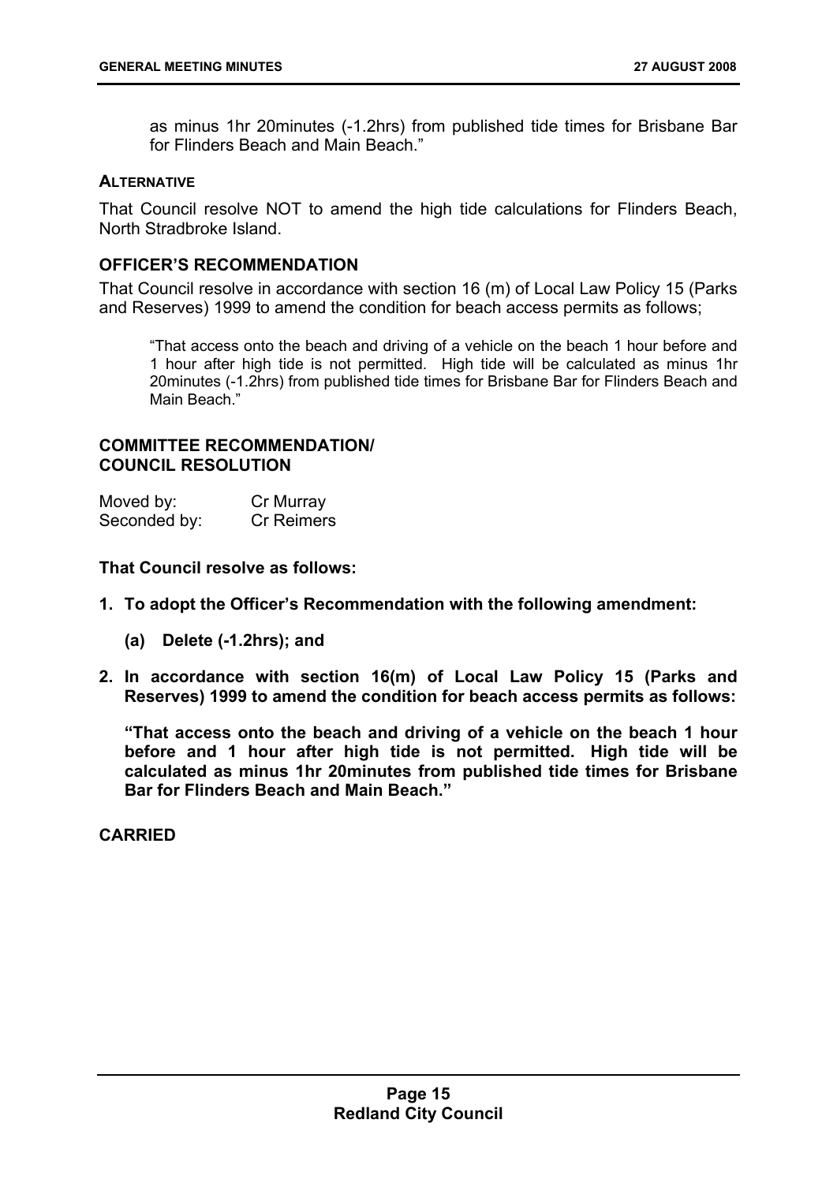as minus 1hr 20minutes (-1.2hrs) from published tide times for Brisbane Bar for Flinders Beach and Main Beach."

#### ALTERNATIVE

That Council resolve NOT to amend the high tide calculations for Flinders Beach, North Stradbroke Island.

### OFFICER'S RECOMMENDATION

That Council resolve in accordance with section 16 (m) of Local Law Policy 15 (Parks and Reserves) 1999 to amend the condition for beach access permits as follows;

> "That access onto the beach and driving of a vehicle on the beach 1 hour before and 1 hour after high tide is not permitted. High tide will be calculated as minus 1hr 20minutes (-1.2hrs) from published tide times for Brisbane Bar for Flinders Beach and Main Beach."

### COMMITTEE RECOMMENDATION/ COUNCIL RESOLUTION

| Moved by: | Cr Murray |
|---|---|
| Seconded by: | Cr Reimers |

**That Council resolve as follows:**

1. **To adopt the Officer's Recommendation with the following amendment:**

   **(a) Delete (-1.2hrs); and**

2. **In accordance with section 16(m) of Local Law Policy 15 (Parks and Reserves) 1999 to amend the condition for beach access permits as follows:**

   **"That access onto the beach and driving of a vehicle on the beach 1 hour before and 1 hour after high tide is not permitted. High tide will be calculated as minus 1hr 20minutes from published tide times for Brisbane Bar for Flinders Beach and Main Beach."**

**CARRIED**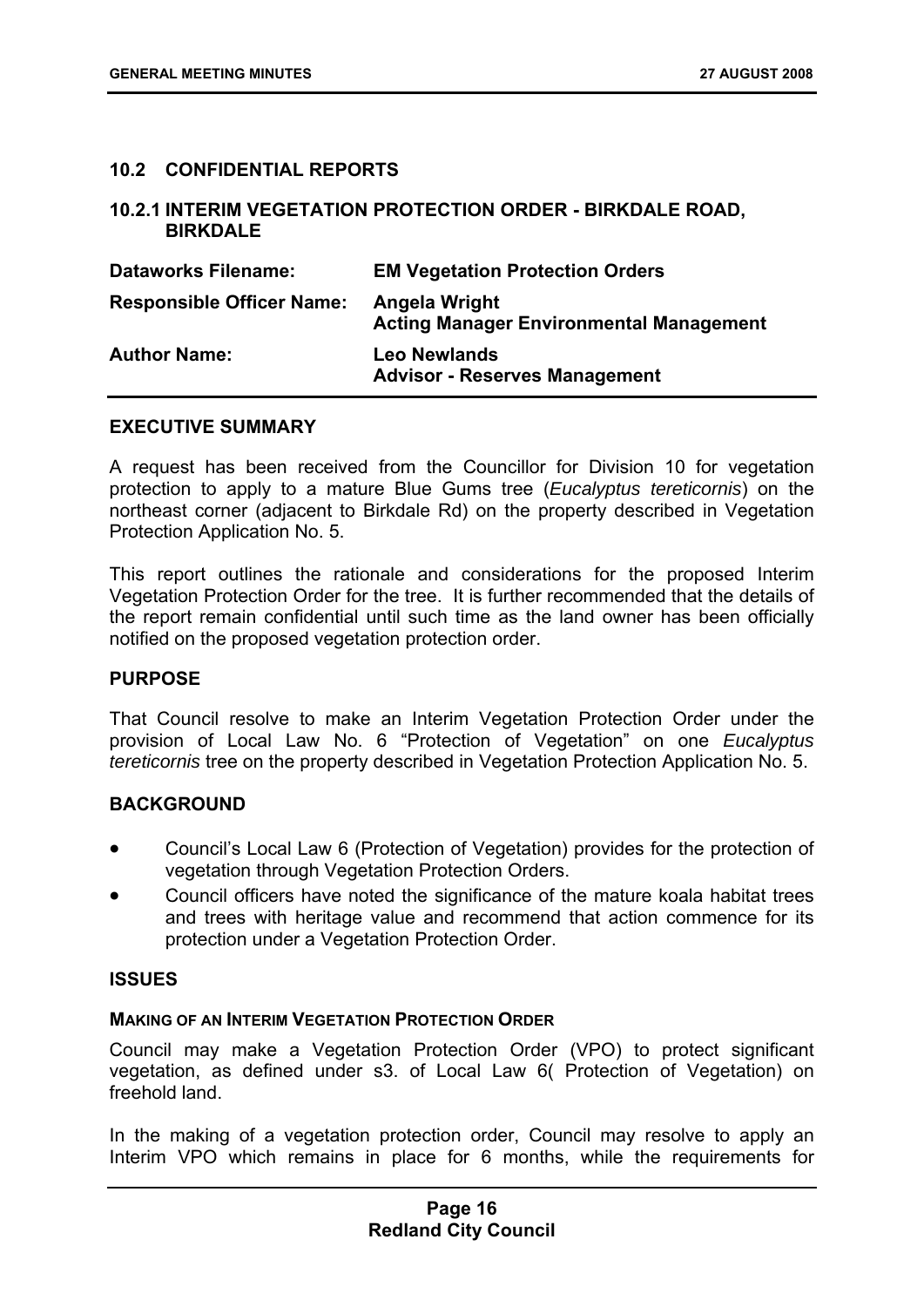## 10.2 CONFIDENTIAL REPORTS

### 10.2.1 INTERIM VEGETATION PROTECTION ORDER - BIRKDALE ROAD, BIRKDALE

| | |
|---|---|
| **Dataworks Filename:** | **EM Vegetation Protection Orders** |
| **Responsible Officer Name:** | **Angela Wright**<br>**Acting Manager Environmental Management** |
| **Author Name:** | **Leo Newlands**<br>**Advisor - Reserves Management** |

### EXECUTIVE SUMMARY

A request has been received from the Councillor for Division 10 for vegetation protection to apply to a mature Blue Gums tree (*Eucalyptus tereticornis*) on the northeast corner (adjacent to Birkdale Rd) on the property described in Vegetation Protection Application No. 5.

This report outlines the rationale and considerations for the proposed Interim Vegetation Protection Order for the tree. It is further recommended that the details of the report remain confidential until such time as the land owner has been officially notified on the proposed vegetation protection order.

### PURPOSE

That Council resolve to make an Interim Vegetation Protection Order under the provision of Local Law No. 6 "Protection of Vegetation" on one *Eucalyptus tereticornis* tree on the property described in Vegetation Protection Application No. 5.

### BACKGROUND

- Council's Local Law 6 (Protection of Vegetation) provides for the protection of vegetation through Vegetation Protection Orders.
- Council officers have noted the significance of the mature koala habitat trees and trees with heritage value and recommend that action commence for its protection under a Vegetation Protection Order.

### ISSUES

#### MAKING OF AN INTERIM VEGETATION PROTECTION ORDER

Council may make a Vegetation Protection Order (VPO) to protect significant vegetation, as defined under s3. of Local Law 6( Protection of Vegetation) on freehold land.

In the making of a vegetation protection order, Council may resolve to apply an Interim VPO which remains in place for 6 months, while the requirements for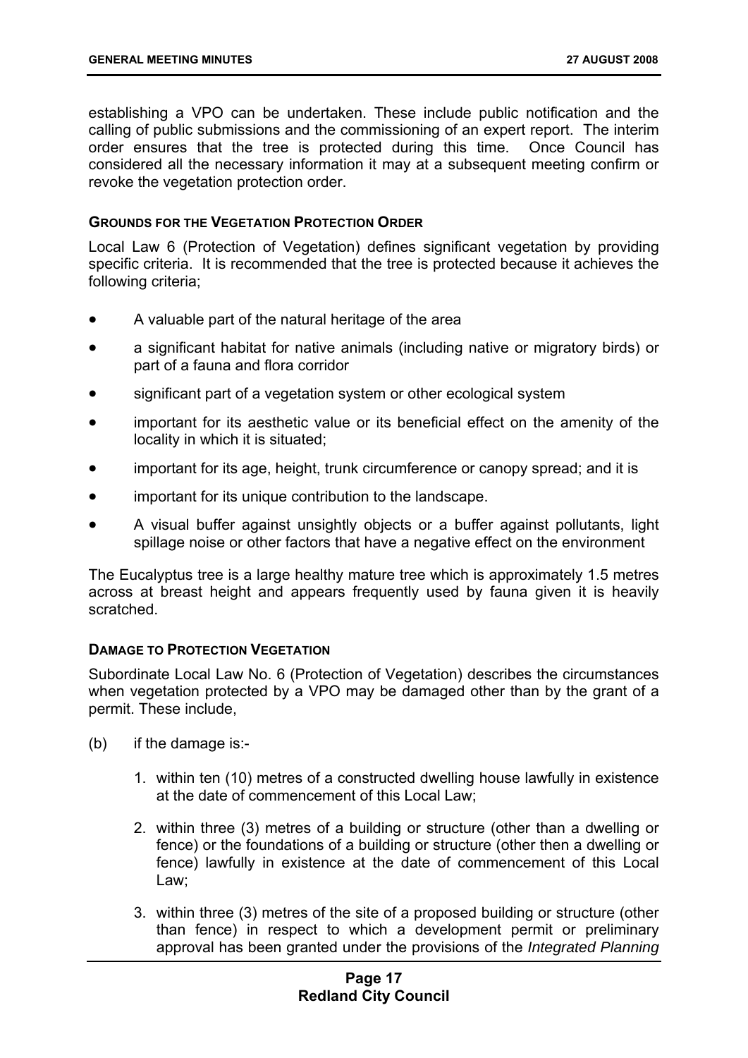establishing a VPO can be undertaken. These include public notification and the calling of public submissions and the commissioning of an expert report. The interim order ensures that the tree is protected during this time. Once Council has considered all the necessary information it may at a subsequent meeting confirm or revoke the vegetation protection order.

**GROUNDS FOR THE VEGETATION PROTECTION ORDER**

Local Law 6 (Protection of Vegetation) defines significant vegetation by providing specific criteria. It is recommended that the tree is protected because it achieves the following criteria;

- A valuable part of the natural heritage of the area
- a significant habitat for native animals (including native or migratory birds) or part of a fauna and flora corridor
- significant part of a vegetation system or other ecological system
- important for its aesthetic value or its beneficial effect on the amenity of the locality in which it is situated;
- important for its age, height, trunk circumference or canopy spread; and it is
- important for its unique contribution to the landscape.
- A visual buffer against unsightly objects or a buffer against pollutants, light spillage noise or other factors that have a negative effect on the environment

The Eucalyptus tree is a large healthy mature tree which is approximately 1.5 metres across at breast height and appears frequently used by fauna given it is heavily scratched.

**DAMAGE TO PROTECTION VEGETATION**

Subordinate Local Law No. 6 (Protection of Vegetation) describes the circumstances when vegetation protected by a VPO may be damaged other than by the grant of a permit. These include,

(b) if the damage is:-

1. within ten (10) metres of a constructed dwelling house lawfully in existence at the date of commencement of this Local Law;
2. within three (3) metres of a building or structure (other than a dwelling or fence) or the foundations of a building or structure (other then a dwelling or fence) lawfully in existence at the date of commencement of this Local Law;
3. within three (3) metres of the site of a proposed building or structure (other than fence) in respect to which a development permit or preliminary approval has been granted under the provisions of the *Integrated Planning*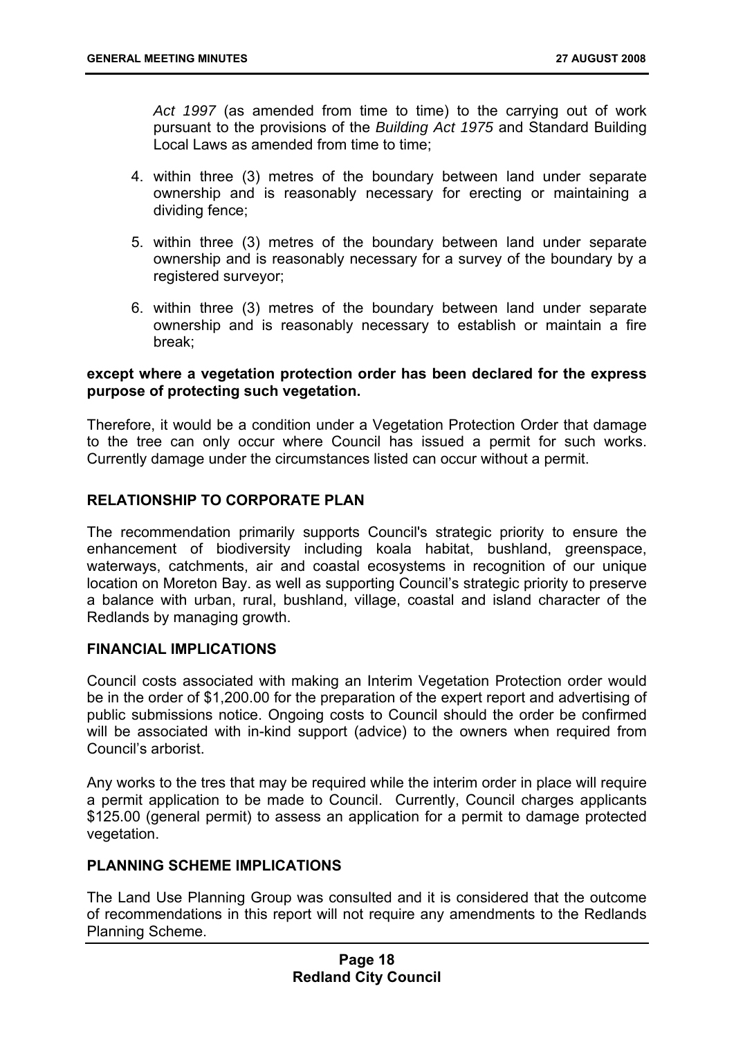*Act 1997* (as amended from time to time) to the carrying out of work pursuant to the provisions of the *Building Act 1975* and Standard Building Local Laws as amended from time to time;

4. within three (3) metres of the boundary between land under separate ownership and is reasonably necessary for erecting or maintaining a dividing fence;

5. within three (3) metres of the boundary between land under separate ownership and is reasonably necessary for a survey of the boundary by a registered surveyor;

6. within three (3) metres of the boundary between land under separate ownership and is reasonably necessary to establish or maintain a fire break;

**except where a vegetation protection order has been declared for the express purpose of protecting such vegetation.**

Therefore, it would be a condition under a Vegetation Protection Order that damage to the tree can only occur where Council has issued a permit for such works. Currently damage under the circumstances listed can occur without a permit.

## RELATIONSHIP TO CORPORATE PLAN

The recommendation primarily supports Council's strategic priority to ensure the enhancement of biodiversity including koala habitat, bushland, greenspace, waterways, catchments, air and coastal ecosystems in recognition of our unique location on Moreton Bay. as well as supporting Council's strategic priority to preserve a balance with urban, rural, bushland, village, coastal and island character of the Redlands by managing growth.

## FINANCIAL IMPLICATIONS

Council costs associated with making an Interim Vegetation Protection order would be in the order of $1,200.00 for the preparation of the expert report and advertising of public submissions notice. Ongoing costs to Council should the order be confirmed will be associated with in-kind support (advice) to the owners when required from Council's arborist.

Any works to the tres that may be required while the interim order in place will require a permit application to be made to Council. Currently, Council charges applicants $125.00 (general permit) to assess an application for a permit to damage protected vegetation.

## PLANNING SCHEME IMPLICATIONS

The Land Use Planning Group was consulted and it is considered that the outcome of recommendations in this report will not require any amendments to the Redlands Planning Scheme.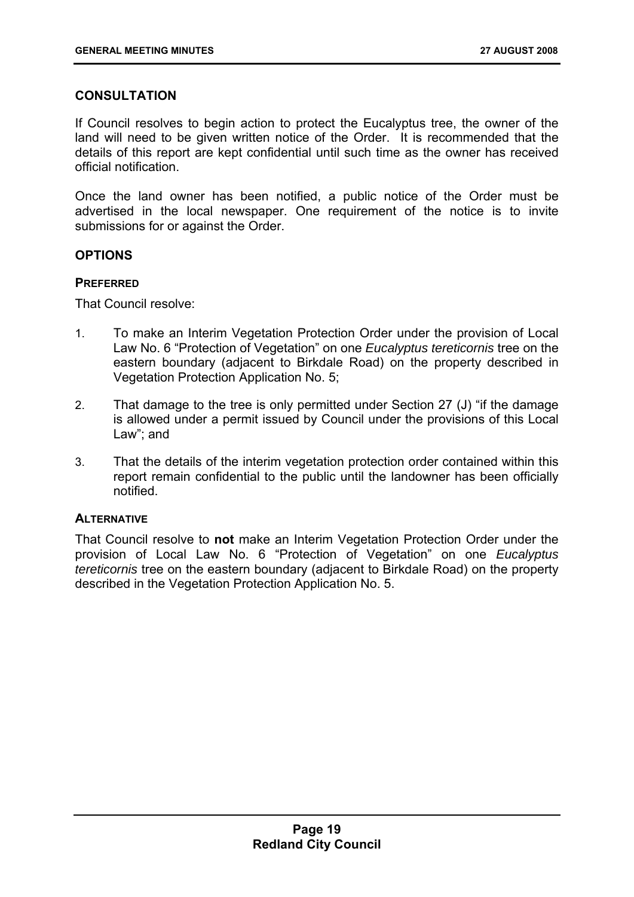## CONSULTATION

If Council resolves to begin action to protect the Eucalyptus tree, the owner of the land will need to be given written notice of the Order. It is recommended that the details of this report are kept confidential until such time as the owner has received official notification.

Once the land owner has been notified, a public notice of the Order must be advertised in the local newspaper. One requirement of the notice is to invite submissions for or against the Order.

## OPTIONS

### PREFERRED

That Council resolve:

1. To make an Interim Vegetation Protection Order under the provision of Local Law No. 6 "Protection of Vegetation" on one *Eucalyptus tereticornis* tree on the eastern boundary (adjacent to Birkdale Road) on the property described in Vegetation Protection Application No. 5;
2. That damage to the tree is only permitted under Section 27 (J) "if the damage is allowed under a permit issued by Council under the provisions of this Local Law"; and
3. That the details of the interim vegetation protection order contained within this report remain confidential to the public until the landowner has been officially notified.

### ALTERNATIVE

That Council resolve to **not** make an Interim Vegetation Protection Order under the provision of Local Law No. 6 "Protection of Vegetation" on one *Eucalyptus tereticornis* tree on the eastern boundary (adjacent to Birkdale Road) on the property described in the Vegetation Protection Application No. 5.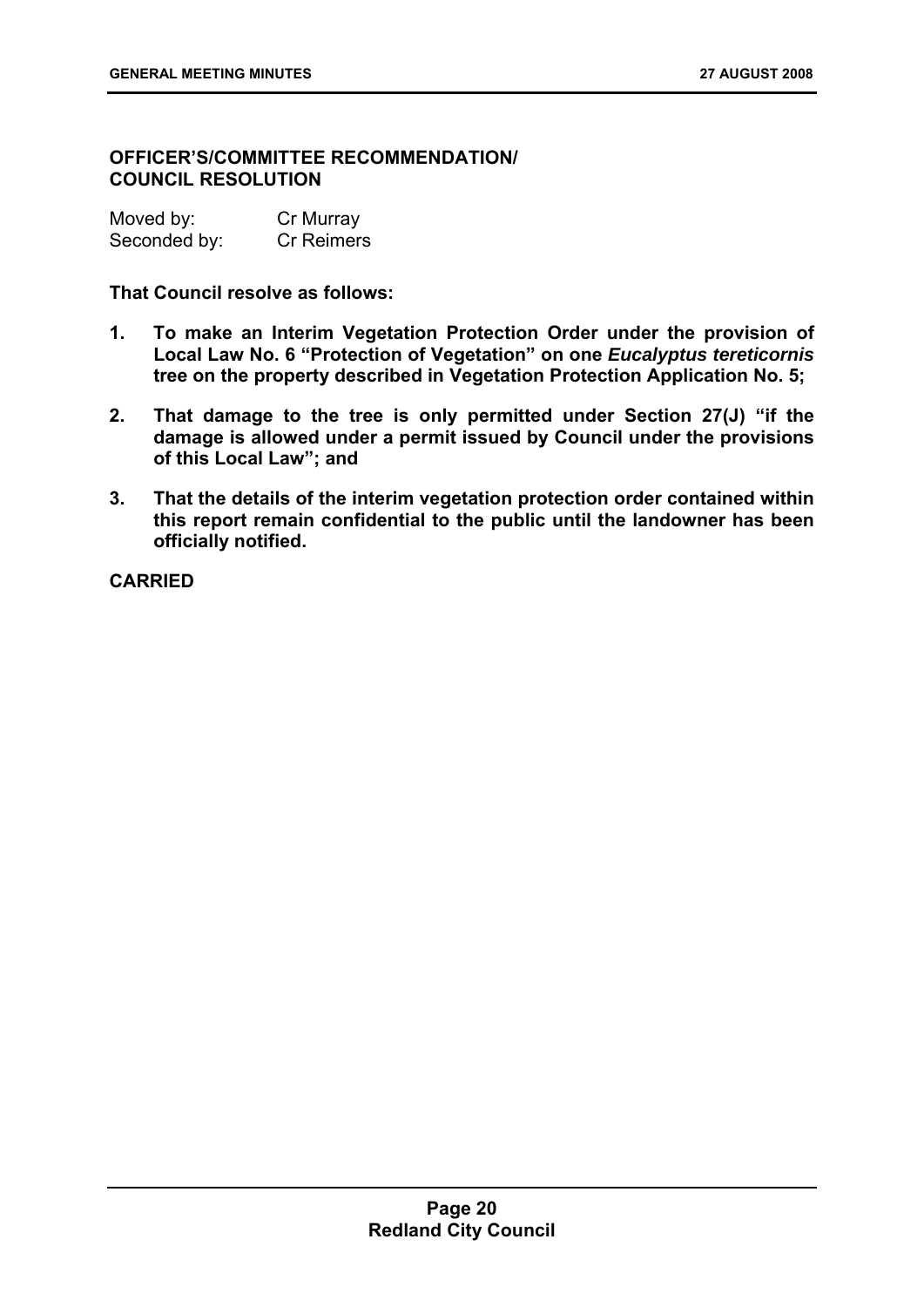**OFFICER'S/COMMITTEE RECOMMENDATION/ COUNCIL RESOLUTION**

Moved by: Cr Murray
Seconded by: Cr Reimers

**That Council resolve as follows:**

1. **To make an Interim Vegetation Protection Order under the provision of Local Law No. 6 "Protection of Vegetation" on one *Eucalyptus tereticornis* tree on the property described in Vegetation Protection Application No. 5;**
2. **That damage to the tree is only permitted under Section 27(J) "if the damage is allowed under a permit issued by Council under the provisions of this Local Law"; and**
3. **That the details of the interim vegetation protection order contained within this report remain confidential to the public until the landowner has been officially notified.**

**CARRIED**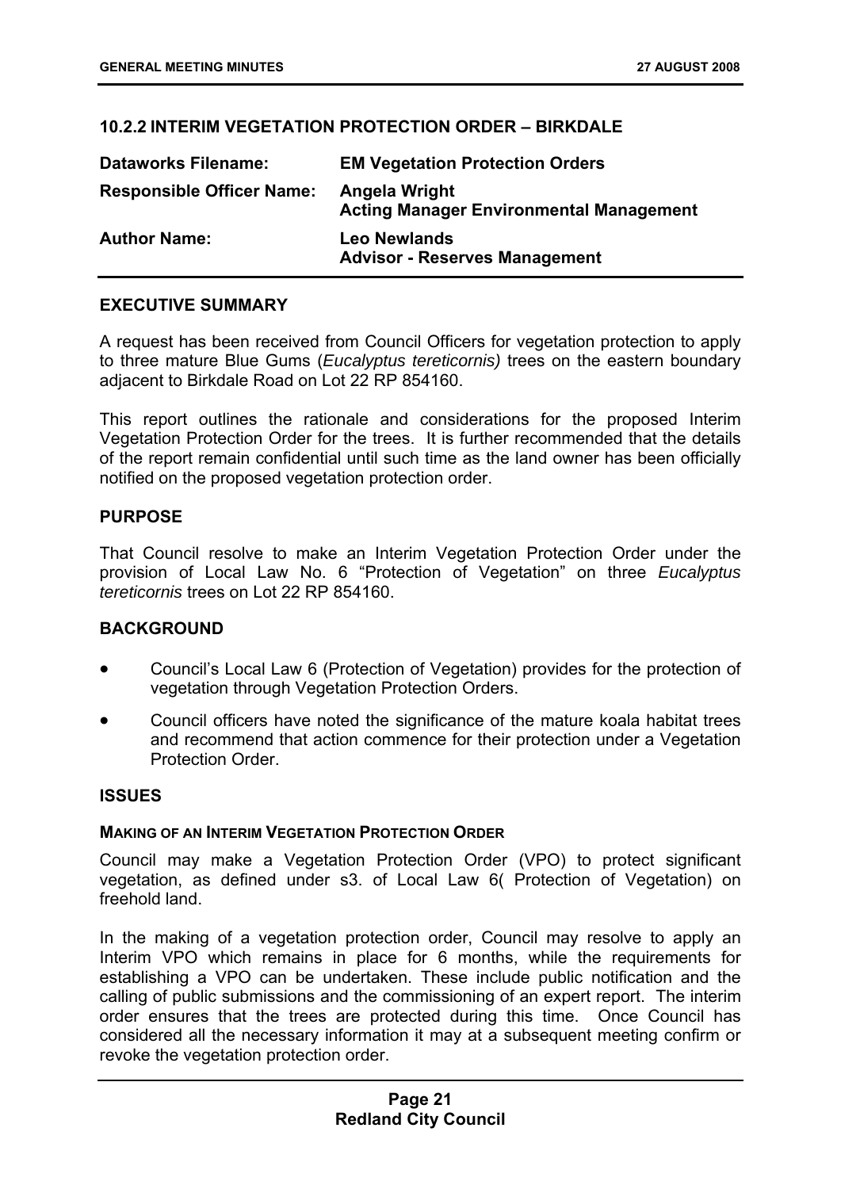## 10.2.2 INTERIM VEGETATION PROTECTION ORDER – BIRKDALE

| | |
|---|---|
| **Dataworks Filename:** | **EM Vegetation Protection Orders** |
| **Responsible Officer Name:** | **Angela Wright**<br>**Acting Manager Environmental Management** |
| **Author Name:** | **Leo Newlands**<br>**Advisor - Reserves Management** |

### EXECUTIVE SUMMARY

A request has been received from Council Officers for vegetation protection to apply to three mature Blue Gums (*Eucalyptus tereticornis)* trees on the eastern boundary adjacent to Birkdale Road on Lot 22 RP 854160.

This report outlines the rationale and considerations for the proposed Interim Vegetation Protection Order for the trees. It is further recommended that the details of the report remain confidential until such time as the land owner has been officially notified on the proposed vegetation protection order.

### PURPOSE

That Council resolve to make an Interim Vegetation Protection Order under the provision of Local Law No. 6 "Protection of Vegetation" on three *Eucalyptus tereticornis* trees on Lot 22 RP 854160.

### BACKGROUND

- Council's Local Law 6 (Protection of Vegetation) provides for the protection of vegetation through Vegetation Protection Orders.
- Council officers have noted the significance of the mature koala habitat trees and recommend that action commence for their protection under a Vegetation Protection Order.

### ISSUES

#### MAKING OF AN INTERIM VEGETATION PROTECTION ORDER

Council may make a Vegetation Protection Order (VPO) to protect significant vegetation, as defined under s3. of Local Law 6( Protection of Vegetation) on freehold land.

In the making of a vegetation protection order, Council may resolve to apply an Interim VPO which remains in place for 6 months, while the requirements for establishing a VPO can be undertaken. These include public notification and the calling of public submissions and the commissioning of an expert report. The interim order ensures that the trees are protected during this time. Once Council has considered all the necessary information it may at a subsequent meeting confirm or revoke the vegetation protection order.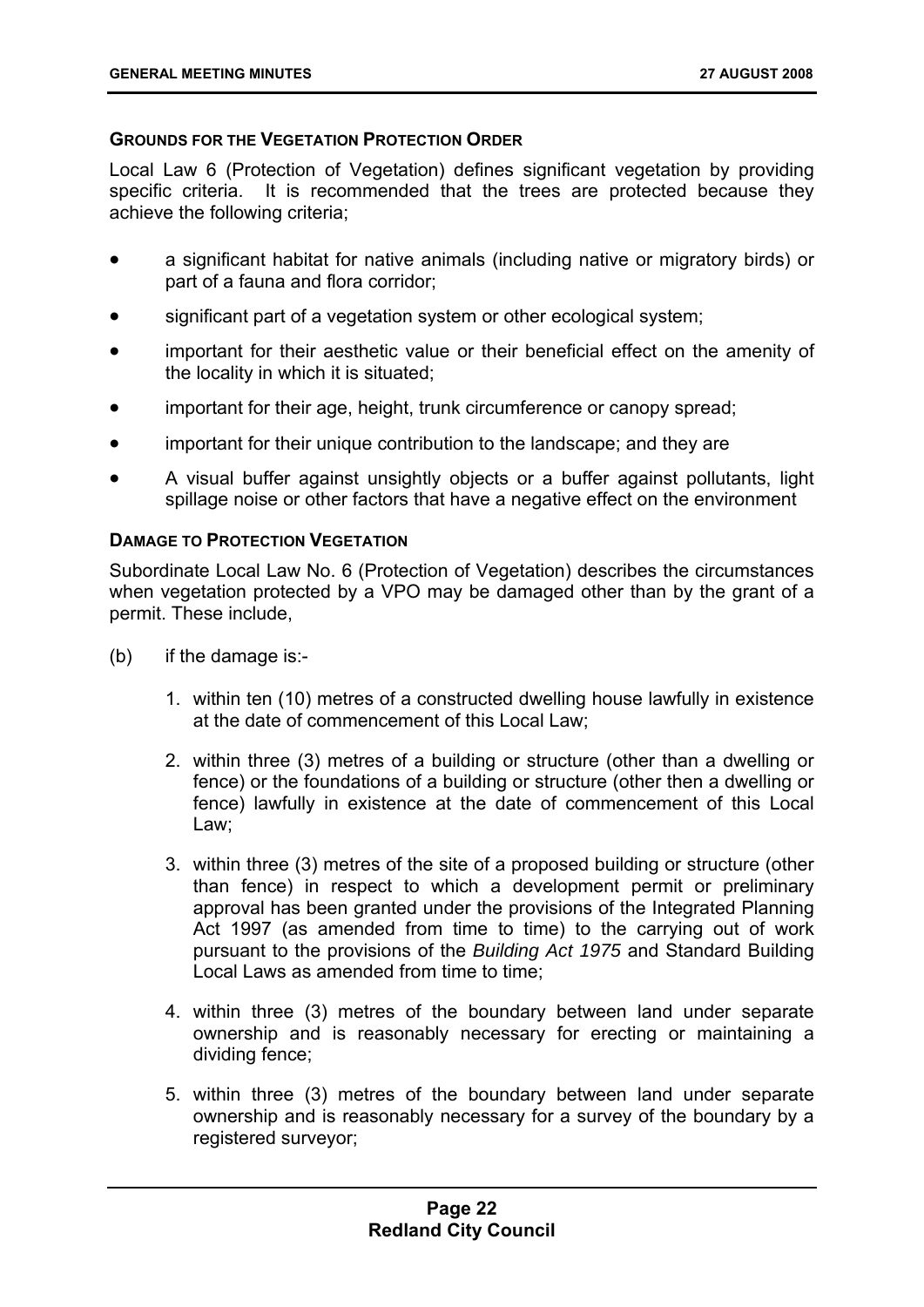**GROUNDS FOR THE VEGETATION PROTECTION ORDER**

Local Law 6 (Protection of Vegetation) defines significant vegetation by providing specific criteria. It is recommended that the trees are protected because they achieve the following criteria;

- a significant habitat for native animals (including native or migratory birds) or part of a fauna and flora corridor;
- significant part of a vegetation system or other ecological system;
- important for their aesthetic value or their beneficial effect on the amenity of the locality in which it is situated;
- important for their age, height, trunk circumference or canopy spread;
- important for their unique contribution to the landscape; and they are
- A visual buffer against unsightly objects or a buffer against pollutants, light spillage noise or other factors that have a negative effect on the environment

**DAMAGE TO PROTECTION VEGETATION**

Subordinate Local Law No. 6 (Protection of Vegetation) describes the circumstances when vegetation protected by a VPO may be damaged other than by the grant of a permit. These include,

(b) if the damage is:-

1. within ten (10) metres of a constructed dwelling house lawfully in existence at the date of commencement of this Local Law;
2. within three (3) metres of a building or structure (other than a dwelling or fence) or the foundations of a building or structure (other then a dwelling or fence) lawfully in existence at the date of commencement of this Local Law;
3. within three (3) metres of the site of a proposed building or structure (other than fence) in respect to which a development permit or preliminary approval has been granted under the provisions of the Integrated Planning Act 1997 (as amended from time to time) to the carrying out of work pursuant to the provisions of the *Building Act 1975* and Standard Building Local Laws as amended from time to time;
4. within three (3) metres of the boundary between land under separate ownership and is reasonably necessary for erecting or maintaining a dividing fence;
5. within three (3) metres of the boundary between land under separate ownership and is reasonably necessary for a survey of the boundary by a registered surveyor;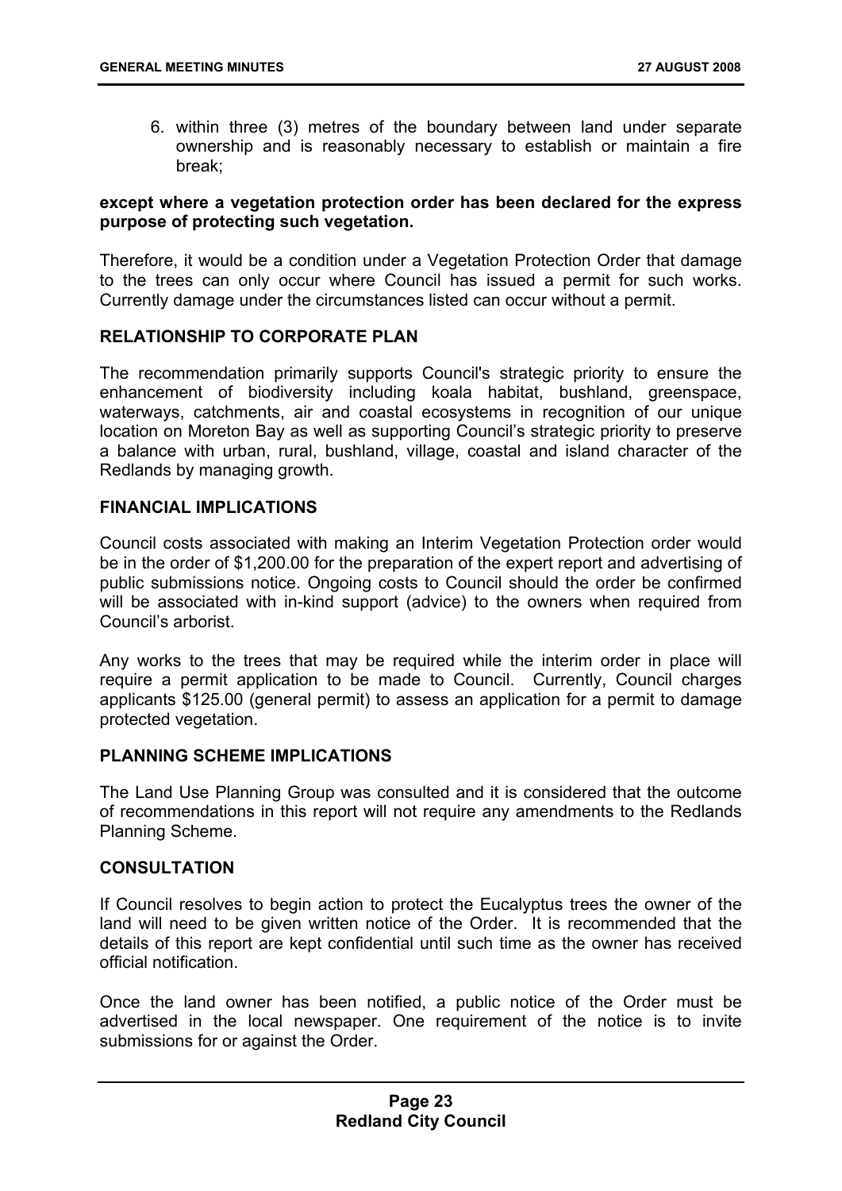6. within three (3) metres of the boundary between land under separate ownership and is reasonably necessary to establish or maintain a fire break;

**except where a vegetation protection order has been declared for the express purpose of protecting such vegetation.**

Therefore, it would be a condition under a Vegetation Protection Order that damage to the trees can only occur where Council has issued a permit for such works. Currently damage under the circumstances listed can occur without a permit.

## RELATIONSHIP TO CORPORATE PLAN

The recommendation primarily supports Council's strategic priority to ensure the enhancement of biodiversity including koala habitat, bushland, greenspace, waterways, catchments, air and coastal ecosystems in recognition of our unique location on Moreton Bay as well as supporting Council's strategic priority to preserve a balance with urban, rural, bushland, village, coastal and island character of the Redlands by managing growth.

## FINANCIAL IMPLICATIONS

Council costs associated with making an Interim Vegetation Protection order would be in the order of $1,200.00 for the preparation of the expert report and advertising of public submissions notice. Ongoing costs to Council should the order be confirmed will be associated with in-kind support (advice) to the owners when required from Council's arborist.

Any works to the trees that may be required while the interim order in place will require a permit application to be made to Council. Currently, Council charges applicants $125.00 (general permit) to assess an application for a permit to damage protected vegetation.

## PLANNING SCHEME IMPLICATIONS

The Land Use Planning Group was consulted and it is considered that the outcome of recommendations in this report will not require any amendments to the Redlands Planning Scheme.

## CONSULTATION

If Council resolves to begin action to protect the Eucalyptus trees the owner of the land will need to be given written notice of the Order. It is recommended that the details of this report are kept confidential until such time as the owner has received official notification.

Once the land owner has been notified, a public notice of the Order must be advertised in the local newspaper. One requirement of the notice is to invite submissions for or against the Order.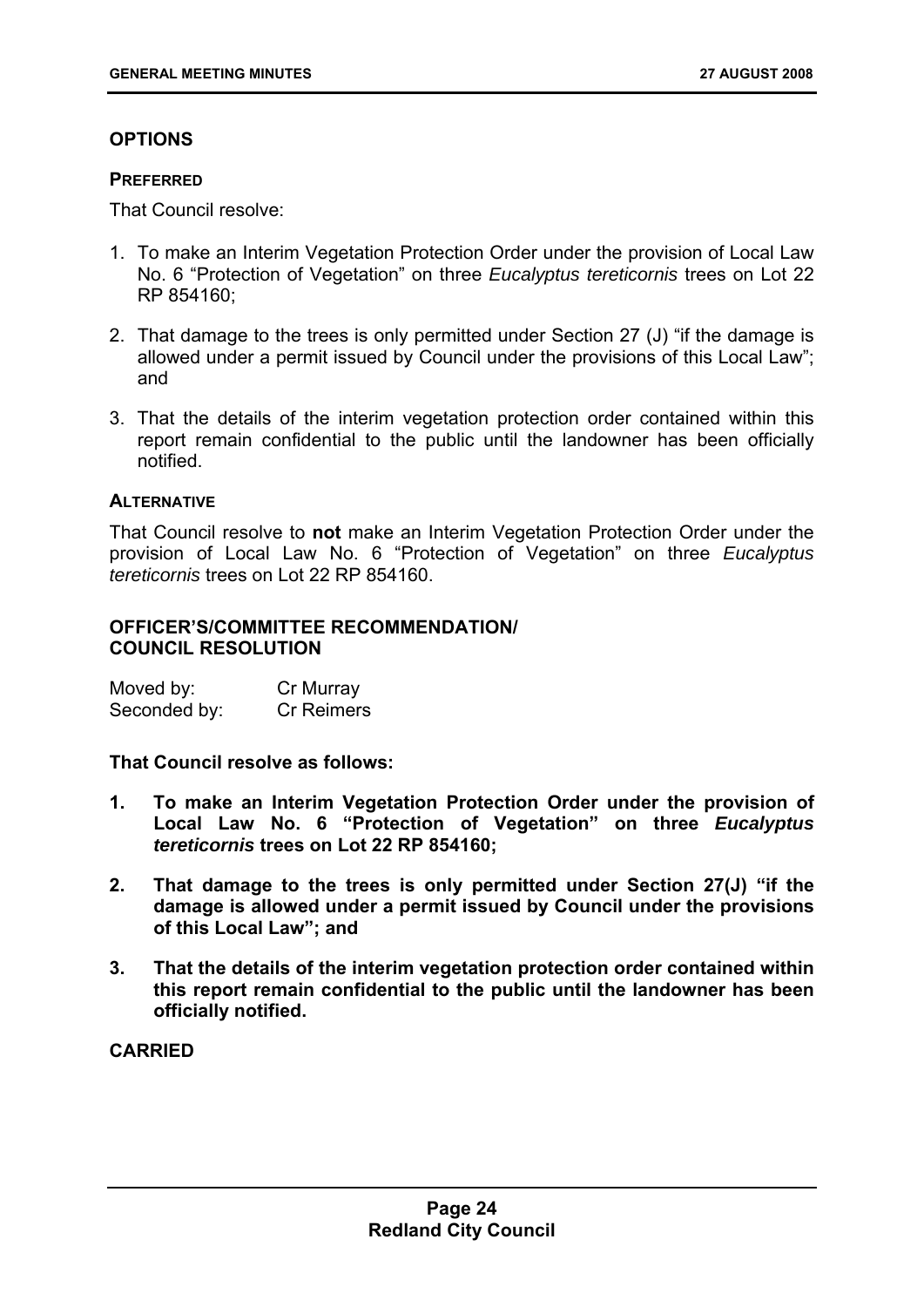## OPTIONS

### PREFERRED

That Council resolve:

1. To make an Interim Vegetation Protection Order under the provision of Local Law No. 6 "Protection of Vegetation" on three *Eucalyptus tereticornis* trees on Lot 22 RP 854160;

2. That damage to the trees is only permitted under Section 27 (J) "if the damage is allowed under a permit issued by Council under the provisions of this Local Law"; and

3. That the details of the interim vegetation protection order contained within this report remain confidential to the public until the landowner has been officially notified.

### ALTERNATIVE

That Council resolve to **not** make an Interim Vegetation Protection Order under the provision of Local Law No. 6 "Protection of Vegetation" on three *Eucalyptus tereticornis* trees on Lot 22 RP 854160.

## OFFICER'S/COMMITTEE RECOMMENDATION/ COUNCIL RESOLUTION

Moved by: Cr Murray
Seconded by: Cr Reimers

**That Council resolve as follows:**

1. **To make an Interim Vegetation Protection Order under the provision of Local Law No. 6 "Protection of Vegetation" on three *Eucalyptus tereticornis* trees on Lot 22 RP 854160;**

2. **That damage to the trees is only permitted under Section 27(J) "if the damage is allowed under a permit issued by Council under the provisions of this Local Law"; and**

3. **That the details of the interim vegetation protection order contained within this report remain confidential to the public until the landowner has been officially notified.**

**CARRIED**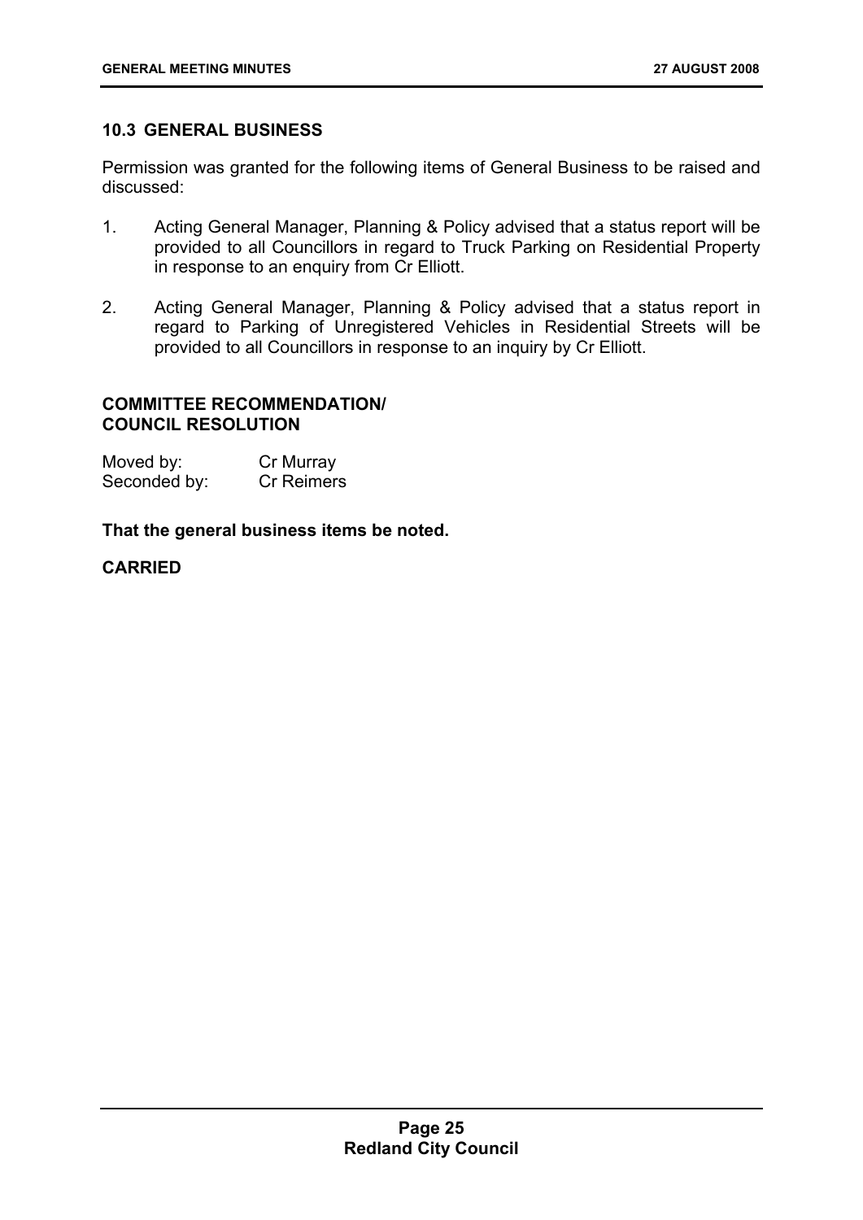## 10.3 GENERAL BUSINESS

Permission was granted for the following items of General Business to be raised and discussed:

1. Acting General Manager, Planning & Policy advised that a status report will be provided to all Councillors in regard to Truck Parking on Residential Property in response to an enquiry from Cr Elliott.

2. Acting General Manager, Planning & Policy advised that a status report in regard to Parking of Unregistered Vehicles in Residential Streets will be provided to all Councillors in response to an inquiry by Cr Elliott.

**COMMITTEE RECOMMENDATION/**
**COUNCIL RESOLUTION**

Moved by: Cr Murray
Seconded by: Cr Reimers

**That the general business items be noted.**

**CARRIED**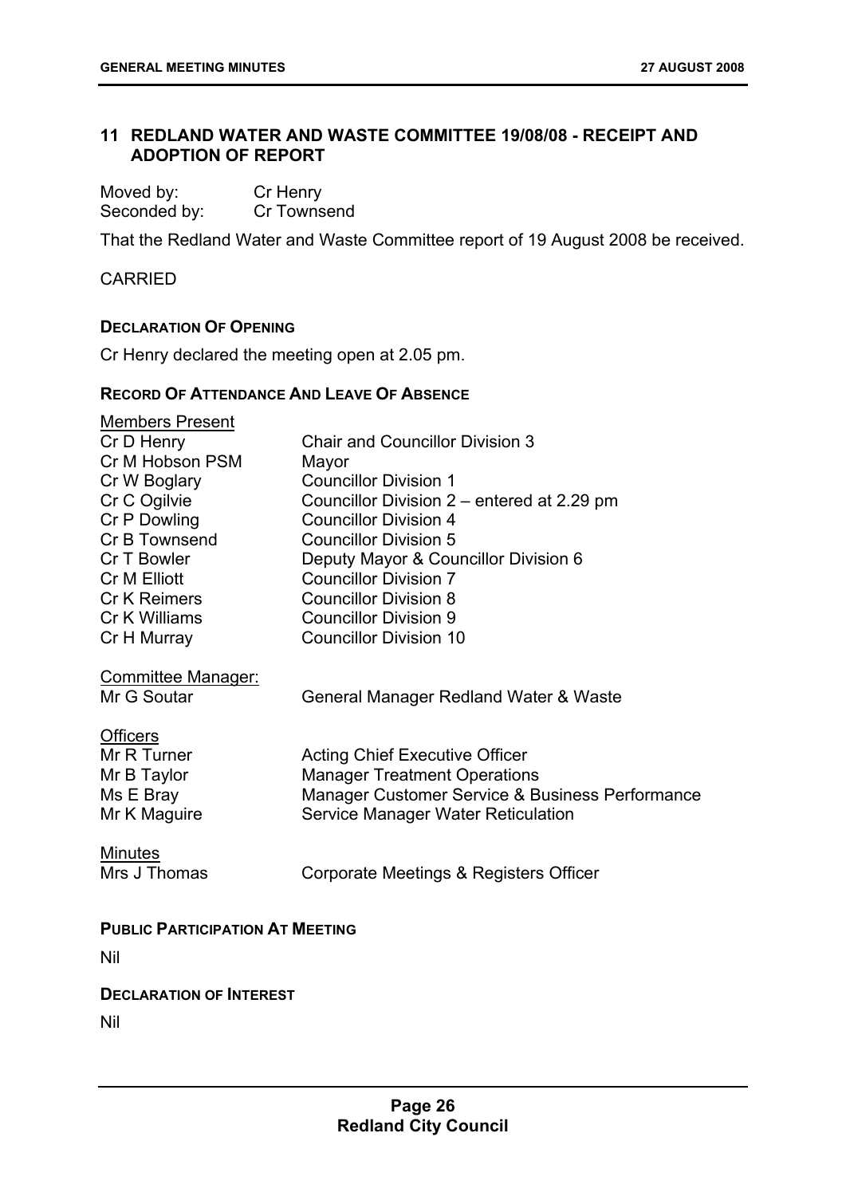## 11 REDLAND WATER AND WASTE COMMITTEE 19/08/08 - RECEIPT AND ADOPTION OF REPORT

Moved by: Cr Henry
Seconded by: Cr Townsend

That the Redland Water and Waste Committee report of 19 August 2008 be received.

CARRIED

### DECLARATION OF OPENING

Cr Henry declared the meeting open at 2.05 pm.

### RECORD OF ATTENDANCE AND LEAVE OF ABSENCE

Members Present

| | |
|---|---|
| Cr D Henry | Chair and Councillor Division 3 |
| Cr M Hobson PSM | Mayor |
| Cr W Boglary | Councillor Division 1 |
| Cr C Ogilvie | Councillor Division 2 – entered at 2.29 pm |
| Cr P Dowling | Councillor Division 4 |
| Cr B Townsend | Councillor Division 5 |
| Cr T Bowler | Deputy Mayor & Councillor Division 6 |
| Cr M Elliott | Councillor Division 7 |
| Cr K Reimers | Councillor Division 8 |
| Cr K Williams | Councillor Division 9 |
| Cr H Murray | Councillor Division 10 |

Committee Manager:

| | |
|---|---|
| Mr G Soutar | General Manager Redland Water & Waste |

Officers

| | |
|---|---|
| Mr R Turner | Acting Chief Executive Officer |
| Mr B Taylor | Manager Treatment Operations |
| Ms E Bray | Manager Customer Service & Business Performance |
| Mr K Maguire | Service Manager Water Reticulation |

Minutes

| | |
|---|---|
| Mrs J Thomas | Corporate Meetings & Registers Officer |

### PUBLIC PARTICIPATION AT MEETING

Nil

### DECLARATION OF INTEREST

Nil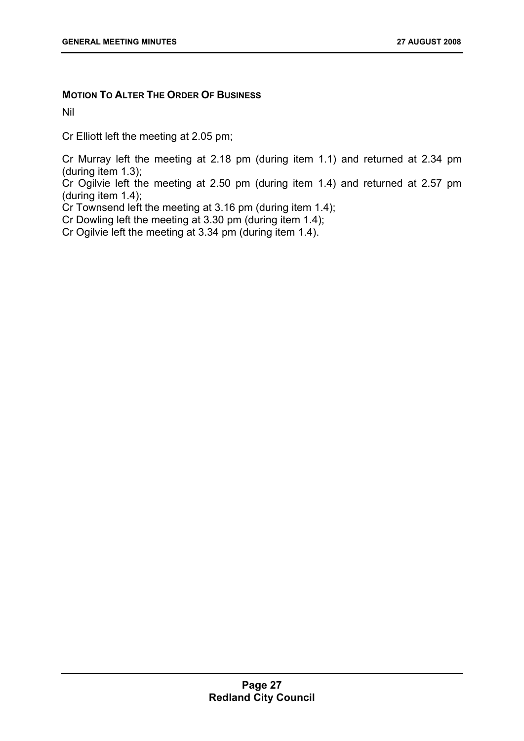**MOTION TO ALTER THE ORDER OF BUSINESS**

Nil

Cr Elliott left the meeting at 2.05 pm;

Cr Murray left the meeting at 2.18 pm (during item 1.1) and returned at 2.34 pm (during item 1.3);

Cr Ogilvie left the meeting at 2.50 pm (during item 1.4) and returned at 2.57 pm (during item 1.4);

Cr Townsend left the meeting at 3.16 pm (during item 1.4);

Cr Dowling left the meeting at 3.30 pm (during item 1.4);

Cr Ogilvie left the meeting at 3.34 pm (during item 1.4).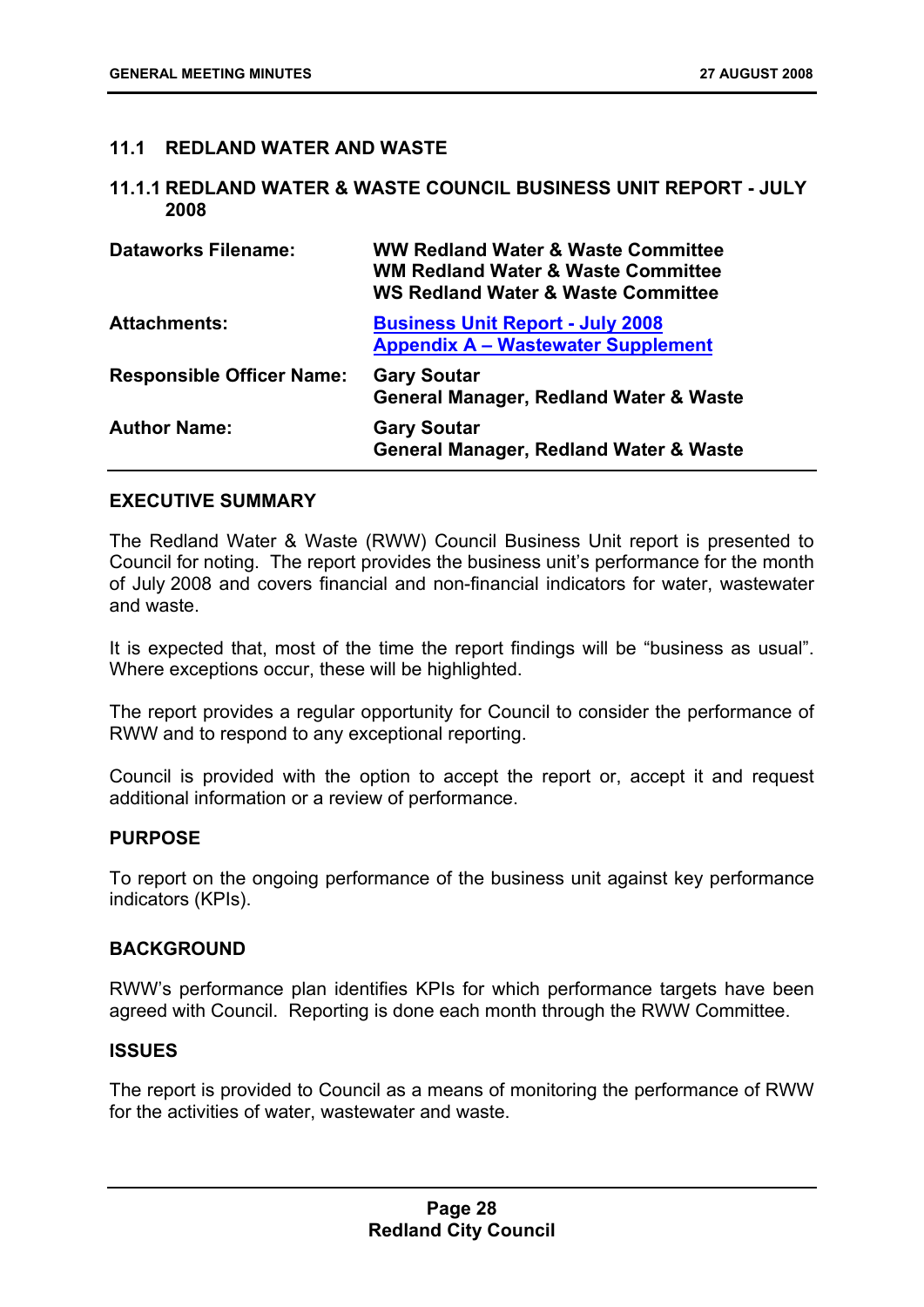## 11.1 REDLAND WATER AND WASTE

### 11.1.1 REDLAND WATER & WASTE COUNCIL BUSINESS UNIT REPORT - JULY 2008

| | |
|---|---|
| **Dataworks Filename:** | **WW Redland Water & Waste Committee**<br>**WM Redland Water & Waste Committee**<br>**WS Redland Water & Waste Committee** |
| **Attachments:** | **Business Unit Report - July 2008**<br>**Appendix A – Wastewater Supplement** |
| **Responsible Officer Name:** | **Gary Soutar**<br>**General Manager, Redland Water & Waste** |
| **Author Name:** | **Gary Soutar**<br>**General Manager, Redland Water & Waste** |

#### EXECUTIVE SUMMARY

The Redland Water & Waste (RWW) Council Business Unit report is presented to Council for noting. The report provides the business unit's performance for the month of July 2008 and covers financial and non-financial indicators for water, wastewater and waste.

It is expected that, most of the time the report findings will be "business as usual". Where exceptions occur, these will be highlighted.

The report provides a regular opportunity for Council to consider the performance of RWW and to respond to any exceptional reporting.

Council is provided with the option to accept the report or, accept it and request additional information or a review of performance.

#### PURPOSE

To report on the ongoing performance of the business unit against key performance indicators (KPIs).

#### BACKGROUND

RWW's performance plan identifies KPIs for which performance targets have been agreed with Council. Reporting is done each month through the RWW Committee.

#### ISSUES

The report is provided to Council as a means of monitoring the performance of RWW for the activities of water, wastewater and waste.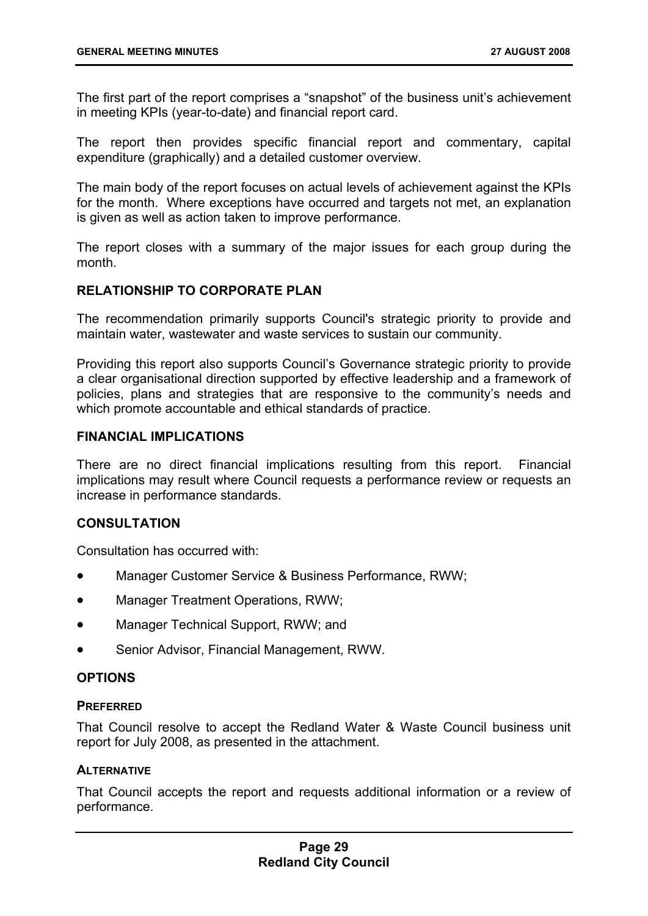The first part of the report comprises a "snapshot" of the business unit's achievement in meeting KPIs (year-to-date) and financial report card.

The report then provides specific financial report and commentary, capital expenditure (graphically) and a detailed customer overview.

The main body of the report focuses on actual levels of achievement against the KPIs for the month. Where exceptions have occurred and targets not met, an explanation is given as well as action taken to improve performance.

The report closes with a summary of the major issues for each group during the month.

## RELATIONSHIP TO CORPORATE PLAN

The recommendation primarily supports Council's strategic priority to provide and maintain water, wastewater and waste services to sustain our community.

Providing this report also supports Council's Governance strategic priority to provide a clear organisational direction supported by effective leadership and a framework of policies, plans and strategies that are responsive to the community's needs and which promote accountable and ethical standards of practice.

## FINANCIAL IMPLICATIONS

There are no direct financial implications resulting from this report. Financial implications may result where Council requests a performance review or requests an increase in performance standards.

## CONSULTATION

Consultation has occurred with:

- Manager Customer Service & Business Performance, RWW;
- Manager Treatment Operations, RWW;
- Manager Technical Support, RWW; and
- Senior Advisor, Financial Management, RWW.

## OPTIONS

### PREFERRED

That Council resolve to accept the Redland Water & Waste Council business unit report for July 2008, as presented in the attachment.

### ALTERNATIVE

That Council accepts the report and requests additional information or a review of performance.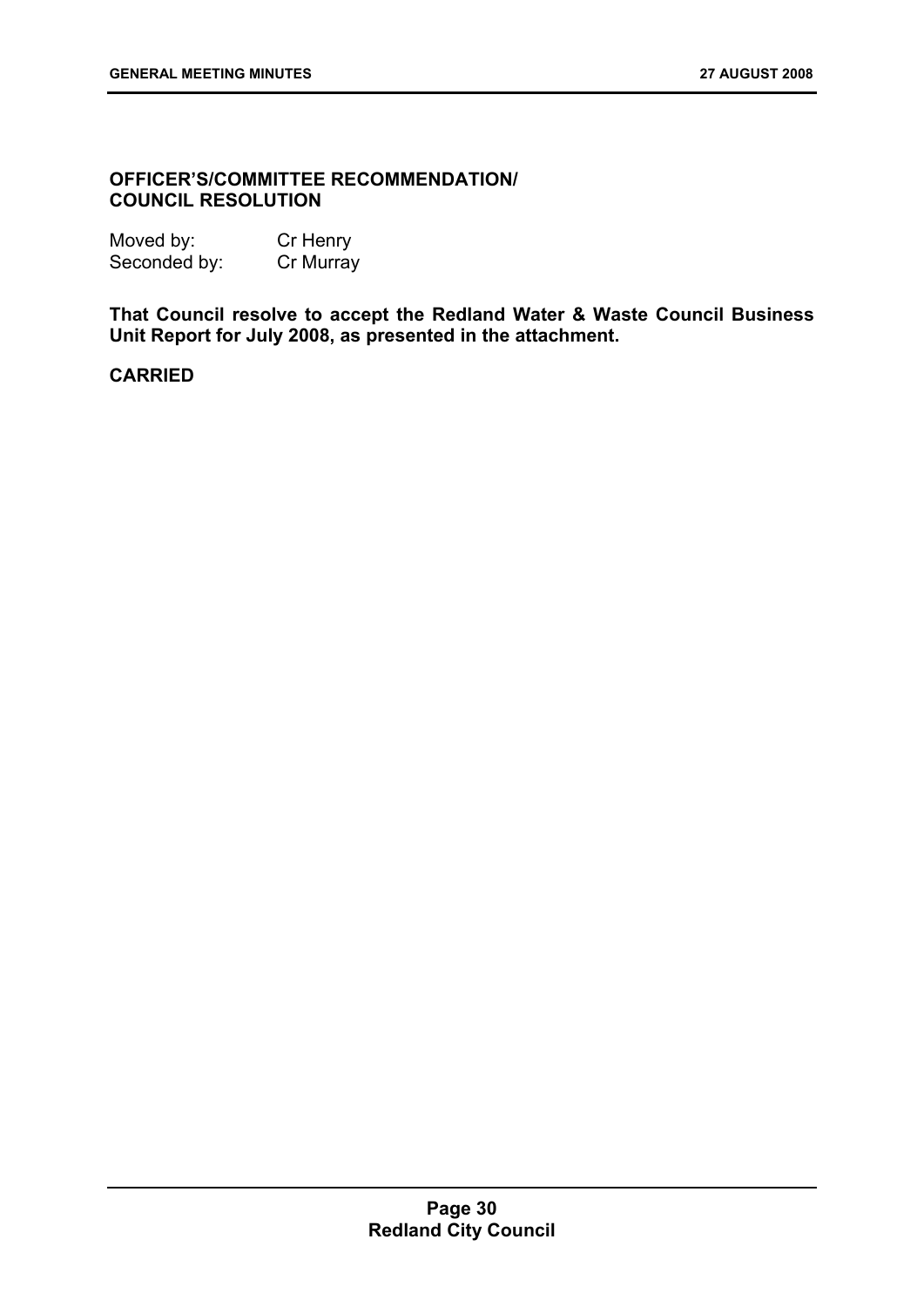**OFFICER'S/COMMITTEE RECOMMENDATION/ COUNCIL RESOLUTION**

Moved by: Cr Henry
Seconded by: Cr Murray

**That Council resolve to accept the Redland Water & Waste Council Business Unit Report for July 2008, as presented in the attachment.**

**CARRIED**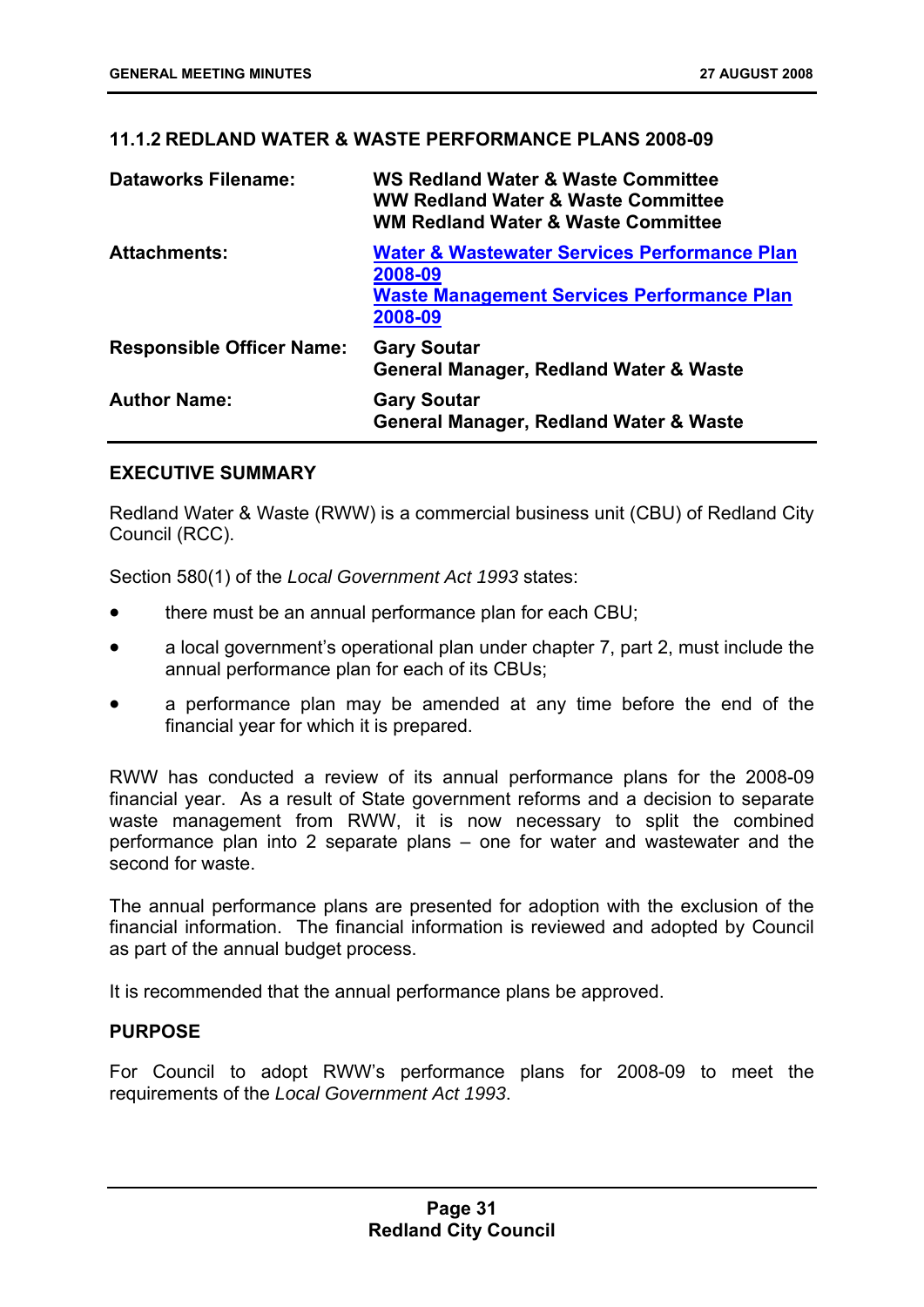### 11.1.2 REDLAND WATER & WASTE PERFORMANCE PLANS 2008-09

| | |
|---|---|
| **Dataworks Filename:** | **WS Redland Water & Waste Committee**<br>**WW Redland Water & Waste Committee**<br>**WM Redland Water & Waste Committee** |
| **Attachments:** | **Water & Wastewater Services Performance Plan 2008-09**<br>**Waste Management Services Performance Plan 2008-09** |
| **Responsible Officer Name:** | **Gary Soutar**<br>**General Manager, Redland Water & Waste** |
| **Author Name:** | **Gary Soutar**<br>**General Manager, Redland Water & Waste** |

#### EXECUTIVE SUMMARY

Redland Water & Waste (RWW) is a commercial business unit (CBU) of Redland City Council (RCC).

Section 580(1) of the *Local Government Act 1993* states:

- there must be an annual performance plan for each CBU;
- a local government's operational plan under chapter 7, part 2, must include the annual performance plan for each of its CBUs;
- a performance plan may be amended at any time before the end of the financial year for which it is prepared.

RWW has conducted a review of its annual performance plans for the 2008-09 financial year. As a result of State government reforms and a decision to separate waste management from RWW, it is now necessary to split the combined performance plan into 2 separate plans – one for water and wastewater and the second for waste.

The annual performance plans are presented for adoption with the exclusion of the financial information. The financial information is reviewed and adopted by Council as part of the annual budget process.

It is recommended that the annual performance plans be approved.

#### PURPOSE

For Council to adopt RWW's performance plans for 2008-09 to meet the requirements of the *Local Government Act 1993*.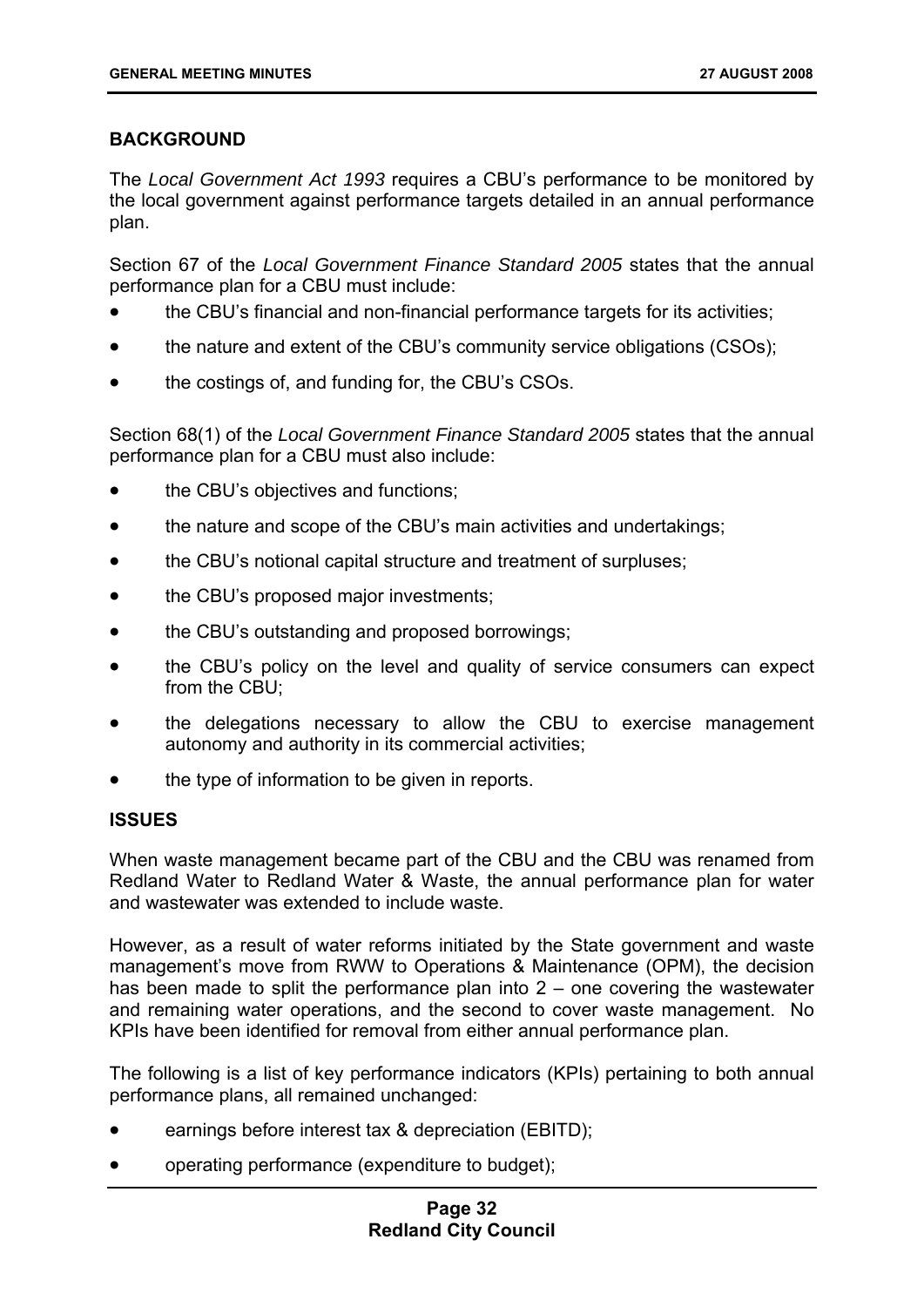## BACKGROUND

The *Local Government Act 1993* requires a CBU's performance to be monitored by the local government against performance targets detailed in an annual performance plan.

Section 67 of the *Local Government Finance Standard 2005* states that the annual performance plan for a CBU must include:

- the CBU's financial and non-financial performance targets for its activities;
- the nature and extent of the CBU's community service obligations (CSOs);
- the costings of, and funding for, the CBU's CSOs.

Section 68(1) of the *Local Government Finance Standard 2005* states that the annual performance plan for a CBU must also include:

- the CBU's objectives and functions;
- the nature and scope of the CBU's main activities and undertakings;
- the CBU's notional capital structure and treatment of surpluses;
- the CBU's proposed major investments;
- the CBU's outstanding and proposed borrowings;
- the CBU's policy on the level and quality of service consumers can expect from the CBU;
- the delegations necessary to allow the CBU to exercise management autonomy and authority in its commercial activities;
- the type of information to be given in reports.

## ISSUES

When waste management became part of the CBU and the CBU was renamed from Redland Water to Redland Water & Waste, the annual performance plan for water and wastewater was extended to include waste.

However, as a result of water reforms initiated by the State government and waste management's move from RWW to Operations & Maintenance (OPM), the decision has been made to split the performance plan into 2 – one covering the wastewater and remaining water operations, and the second to cover waste management. No KPIs have been identified for removal from either annual performance plan.

The following is a list of key performance indicators (KPIs) pertaining to both annual performance plans, all remained unchanged:

- earnings before interest tax & depreciation (EBITD);
- operating performance (expenditure to budget);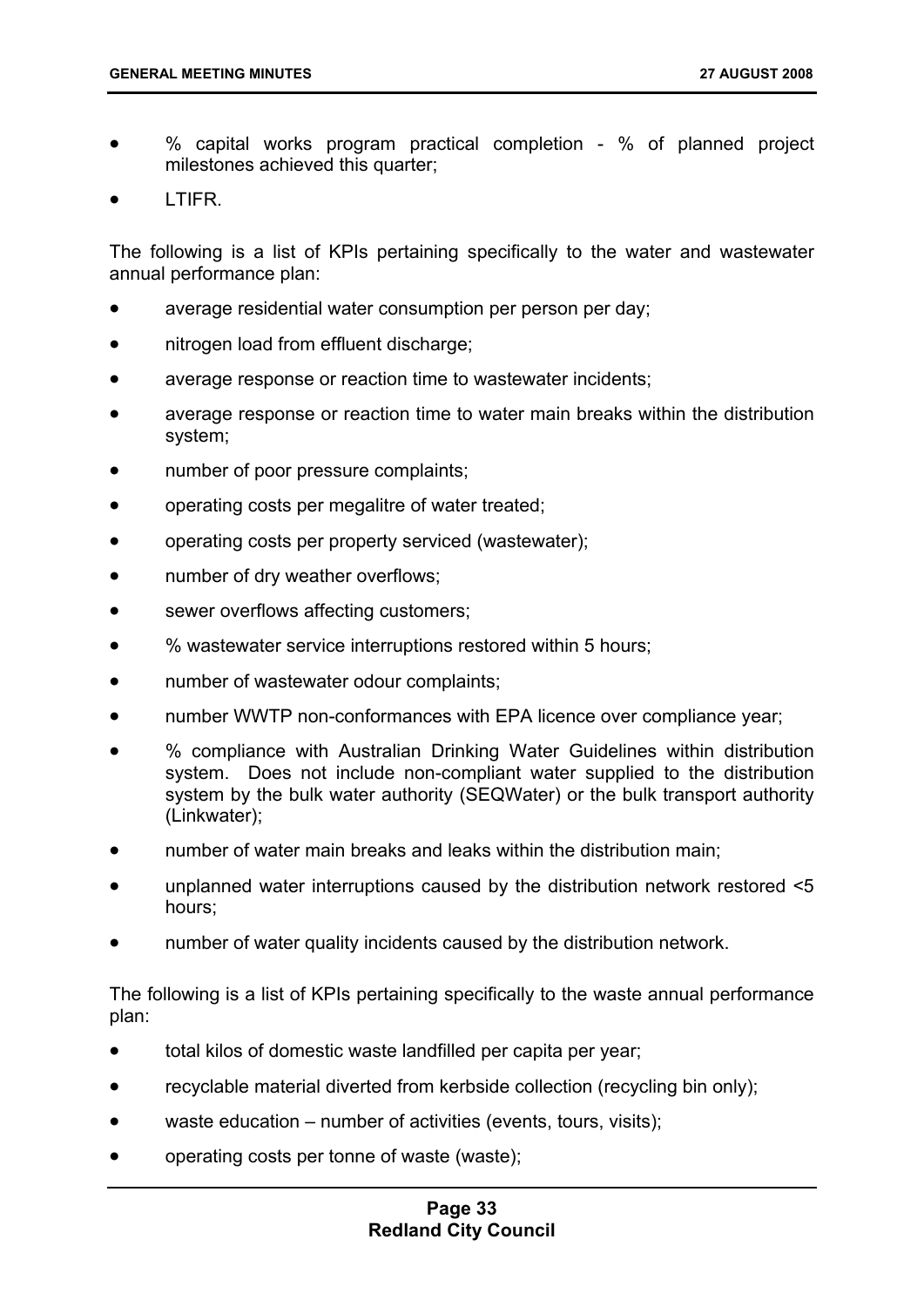- % capital works program practical completion - % of planned project milestones achieved this quarter;
- LTIFR.

The following is a list of KPIs pertaining specifically to the water and wastewater annual performance plan:

- average residential water consumption per person per day;
- nitrogen load from effluent discharge;
- average response or reaction time to wastewater incidents;
- average response or reaction time to water main breaks within the distribution system;
- number of poor pressure complaints;
- operating costs per megalitre of water treated;
- operating costs per property serviced (wastewater);
- number of dry weather overflows;
- sewer overflows affecting customers;
- % wastewater service interruptions restored within 5 hours;
- number of wastewater odour complaints;
- number WWTP non-conformances with EPA licence over compliance year;
- % compliance with Australian Drinking Water Guidelines within distribution system. Does not include non-compliant water supplied to the distribution system by the bulk water authority (SEQWater) or the bulk transport authority (Linkwater);
- number of water main breaks and leaks within the distribution main;
- unplanned water interruptions caused by the distribution network restored <5 hours;
- number of water quality incidents caused by the distribution network.

The following is a list of KPIs pertaining specifically to the waste annual performance plan:

- total kilos of domestic waste landfilled per capita per year;
- recyclable material diverted from kerbside collection (recycling bin only);
- waste education – number of activities (events, tours, visits);
- operating costs per tonne of waste (waste);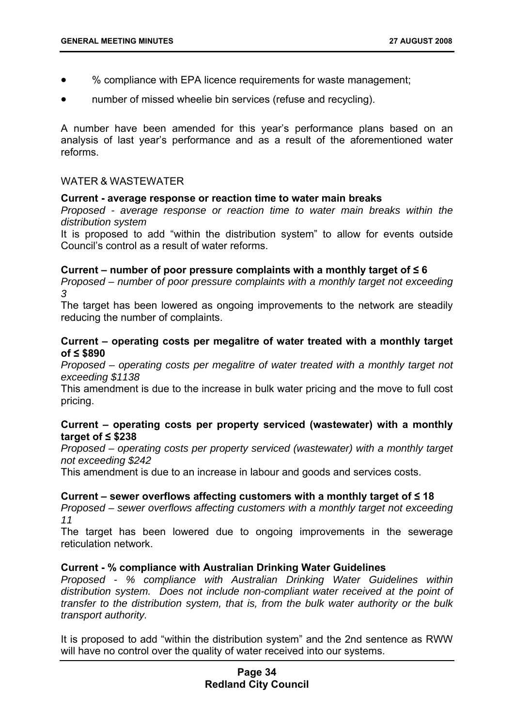- % compliance with EPA licence requirements for waste management;
- number of missed wheelie bin services (refuse and recycling).

A number have been amended for this year's performance plans based on an analysis of last year's performance and as a result of the aforementioned water reforms.

WATER & WASTEWATER

**Current - average response or reaction time to water main breaks**

*Proposed - average response or reaction time to water main breaks within the distribution system*

It is proposed to add "within the distribution system" to allow for events outside Council's control as a result of water reforms.

**Current – number of poor pressure complaints with a monthly target of ≤ 6**

*Proposed – number of poor pressure complaints with a monthly target not exceeding 3*

The target has been lowered as ongoing improvements to the network are steadily reducing the number of complaints.

**Current – operating costs per megalitre of water treated with a monthly target of ≤ $890**

*Proposed – operating costs per megalitre of water treated with a monthly target not exceeding $1138*

This amendment is due to the increase in bulk water pricing and the move to full cost pricing.

**Current – operating costs per property serviced (wastewater) with a monthly target of ≤ $238**

*Proposed – operating costs per property serviced (wastewater) with a monthly target not exceeding $242*

This amendment is due to an increase in labour and goods and services costs.

**Current – sewer overflows affecting customers with a monthly target of ≤ 18**

*Proposed – sewer overflows affecting customers with a monthly target not exceeding 11*

The target has been lowered due to ongoing improvements in the sewerage reticulation network.

**Current - % compliance with Australian Drinking Water Guidelines**

*Proposed - % compliance with Australian Drinking Water Guidelines within distribution system. Does not include non-compliant water received at the point of transfer to the distribution system, that is, from the bulk water authority or the bulk transport authority.*

It is proposed to add "within the distribution system" and the 2nd sentence as RWW will have no control over the quality of water received into our systems.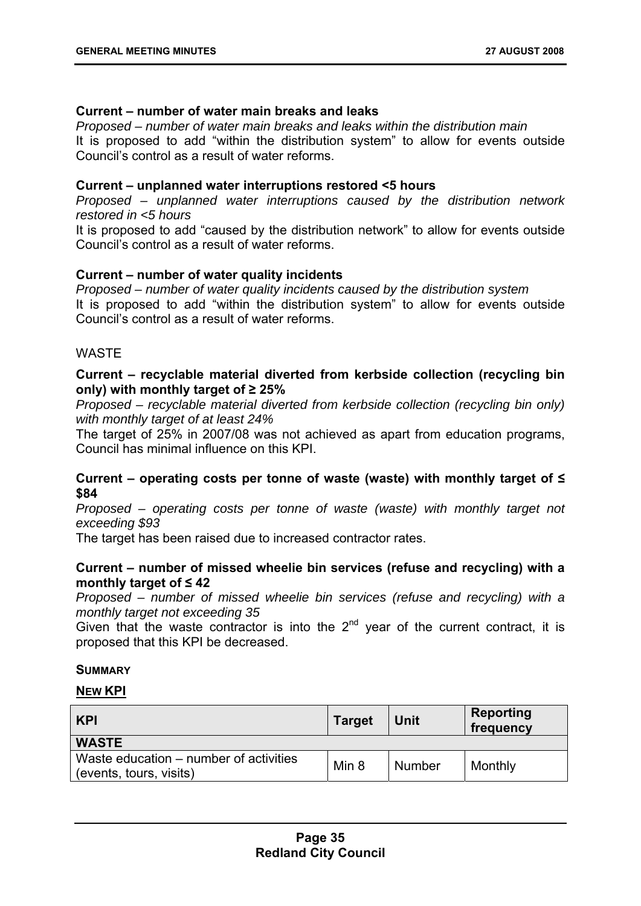**Current – number of water main breaks and leaks**

*Proposed – number of water main breaks and leaks within the distribution main*

It is proposed to add “within the distribution system” to allow for events outside Council’s control as a result of water reforms.

**Current – unplanned water interruptions restored <5 hours**

*Proposed – unplanned water interruptions caused by the distribution network restored in <5 hours*

It is proposed to add “caused by the distribution network” to allow for events outside Council’s control as a result of water reforms.

**Current – number of water quality incidents**

*Proposed – number of water quality incidents caused by the distribution system*

It is proposed to add “within the distribution system” to allow for events outside Council’s control as a result of water reforms.

WASTE

**Current – recyclable material diverted from kerbside collection (recycling bin only) with monthly target of ≥ 25%**

*Proposed – recyclable material diverted from kerbside collection (recycling bin only) with monthly target of at least 24%*

The target of 25% in 2007/08 was not achieved as apart from education programs, Council has minimal influence on this KPI.

**Current – operating costs per tonne of waste (waste) with monthly target of ≤ $84**

*Proposed – operating costs per tonne of waste (waste) with monthly target not exceeding $93*

The target has been raised due to increased contractor rates.

**Current – number of missed wheelie bin services (refuse and recycling) with a monthly target of ≤ 42**

*Proposed – number of missed wheelie bin services (refuse and recycling) with a monthly target not exceeding 35*

Given that the waste contractor is into the 2nd year of the current contract, it is proposed that this KPI be decreased.

**SUMMARY**

**NEW KPI**

| KPI | Target | Unit | Reporting frequency |
|---|---|---|---|
| **WASTE** | | | |
| Waste education – number of activities (events, tours, visits) | Min 8 | Number | Monthly |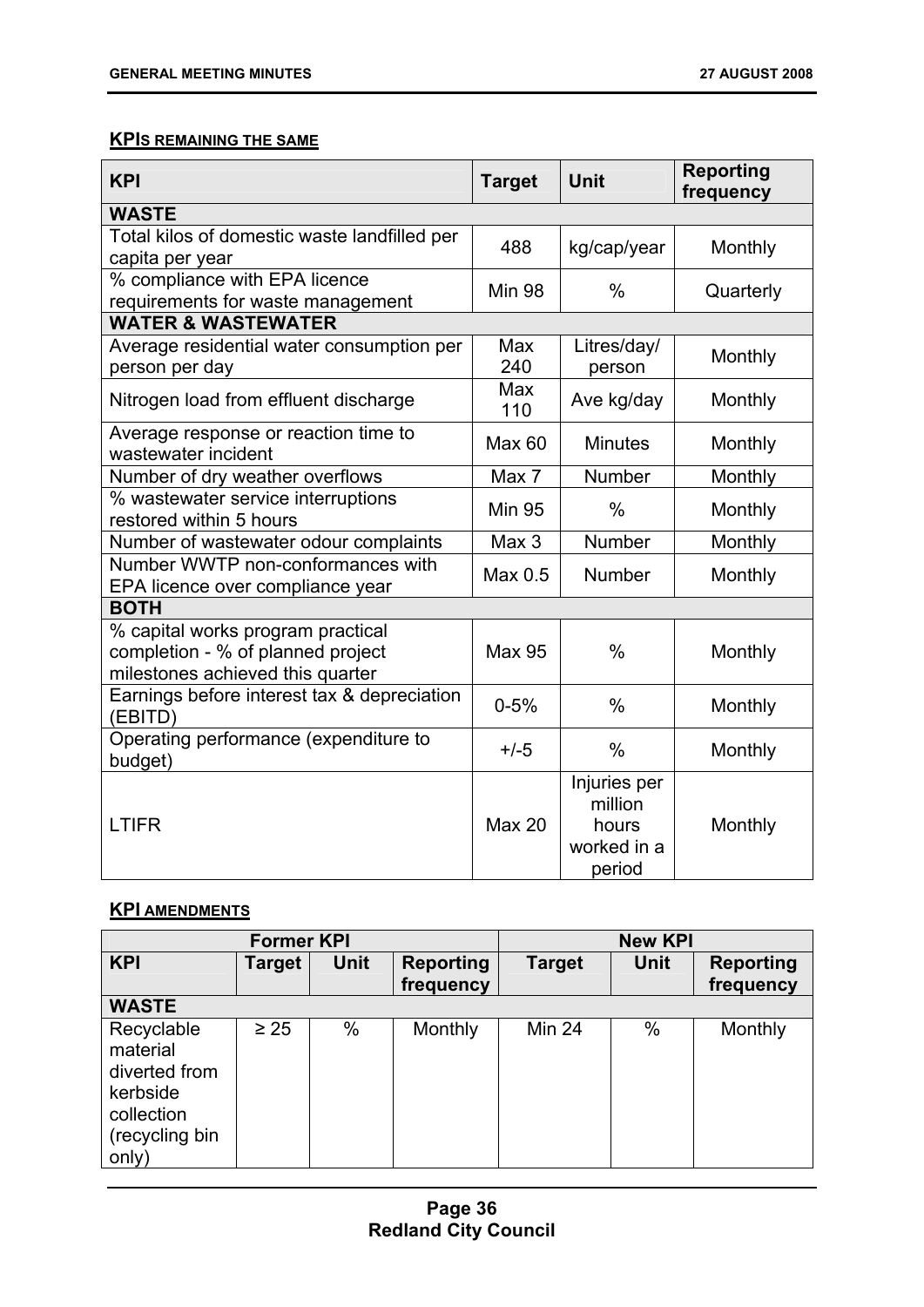**KPIS REMAINING THE SAME**

| KPI | Target | Unit | Reporting frequency |
|---|---|---|---|
| **WASTE** | | | |
| Total kilos of domestic waste landfilled per capita per year | 488 | kg/cap/year | Monthly |
| % compliance with EPA licence requirements for waste management | Min 98 | % | Quarterly |
| **WATER & WASTEWATER** | | | |
| Average residential water consumption per person per day | Max 240 | Litres/day/ person | Monthly |
| Nitrogen load from effluent discharge | Max 110 | Ave kg/day | Monthly |
| Average response or reaction time to wastewater incident | Max 60 | Minutes | Monthly |
| Number of dry weather overflows | Max 7 | Number | Monthly |
| % wastewater service interruptions restored within 5 hours | Min 95 | % | Monthly |
| Number of wastewater odour complaints | Max 3 | Number | Monthly |
| Number WWTP non-conformances with EPA licence over compliance year | Max 0.5 | Number | Monthly |
| **BOTH** | | | |
| % capital works program practical completion - % of planned project milestones achieved this quarter | Max 95 | % | Monthly |
| Earnings before interest tax & depreciation (EBITD) | 0-5% | % | Monthly |
| Operating performance (expenditure to budget) | +/-5 | % | Monthly |
| LTIFR | Max 20 | Injuries per million hours worked in a period | Monthly |

**KPI AMENDMENTS**

| Former KPI | | | | New KPI | | |
|---|---|---|---|---|---|---|
| **KPI** | **Target** | **Unit** | **Reporting frequency** | **Target** | **Unit** | **Reporting frequency** |
| **WASTE** | | | | | | |
| Recyclable material diverted from kerbside collection (recycling bin only) | ≥ 25 | % | Monthly | Min 24 | % | Monthly |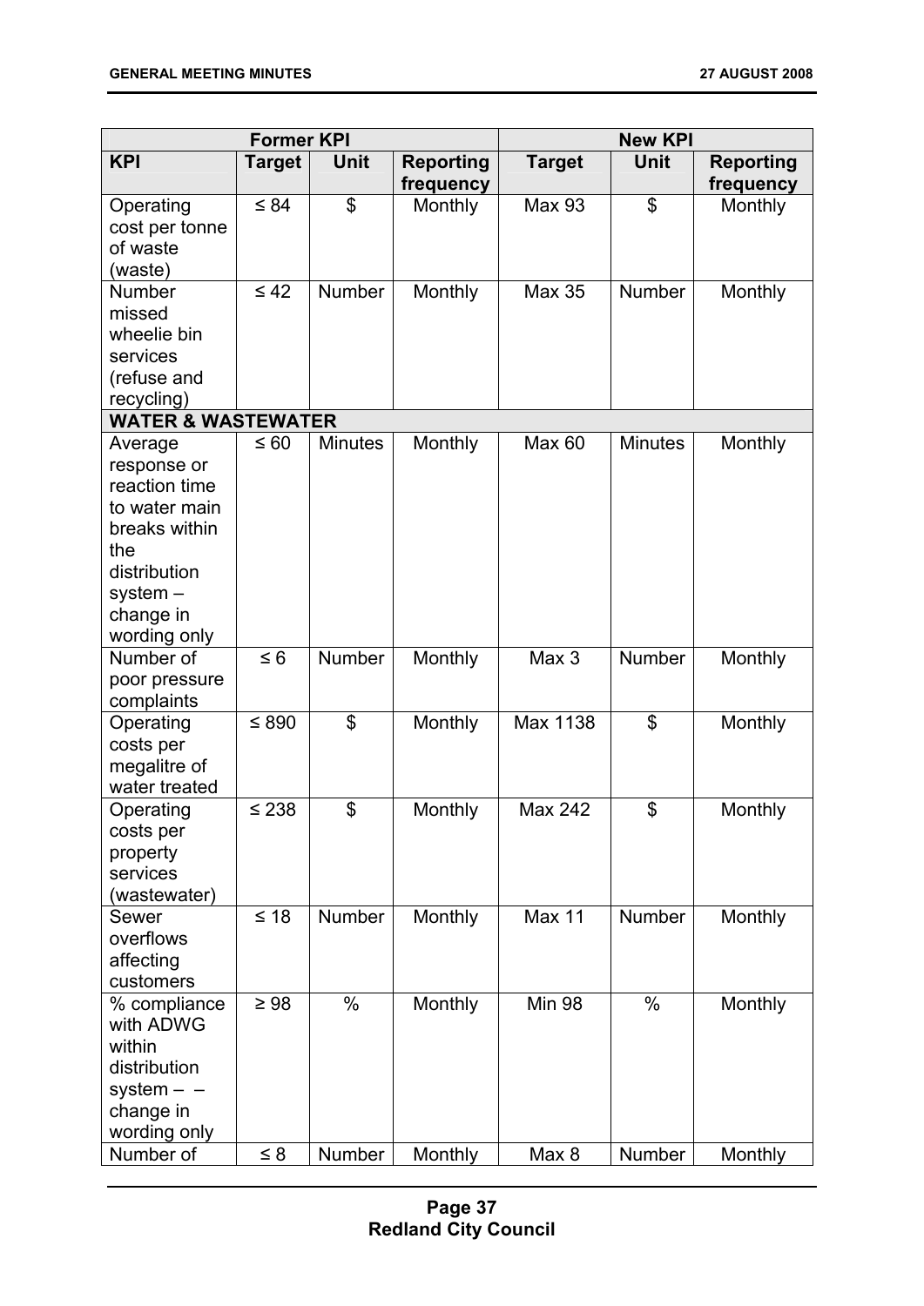| Former KPI | | | | New KPI | | |
|---|---|---|---|---|---|---|
| **KPI** | **Target** | **Unit** | **Reporting frequency** | **Target** | **Unit** | **Reporting frequency** |
| Operating cost per tonne of waste (waste) | ≤ 84 | $ | Monthly | Max 93 | $ | Monthly |
| Number missed wheelie bin services (refuse and recycling) | ≤ 42 | Number | Monthly | Max 35 | Number | Monthly |
| **WATER & WASTEWATER** | | | | | | |
| Average response or reaction time to water main breaks within the distribution system – change in wording only | ≤ 60 | Minutes | Monthly | Max 60 | Minutes | Monthly |
| Number of poor pressure complaints | ≤ 6 | Number | Monthly | Max 3 | Number | Monthly |
| Operating costs per megalitre of water treated | ≤ 890 | $ | Monthly | Max 1138 | $ | Monthly |
| Operating costs per property services (wastewater) | ≤ 238 | $ | Monthly | Max 242 | $ | Monthly |
| Sewer overflows affecting customers | ≤ 18 | Number | Monthly | Max 11 | Number | Monthly |
| % compliance with ADWG within distribution system – – change in wording only | ≥ 98 | % | Monthly | Min 98 | % | Monthly |
| Number of | ≤ 8 | Number | Monthly | Max 8 | Number | Monthly |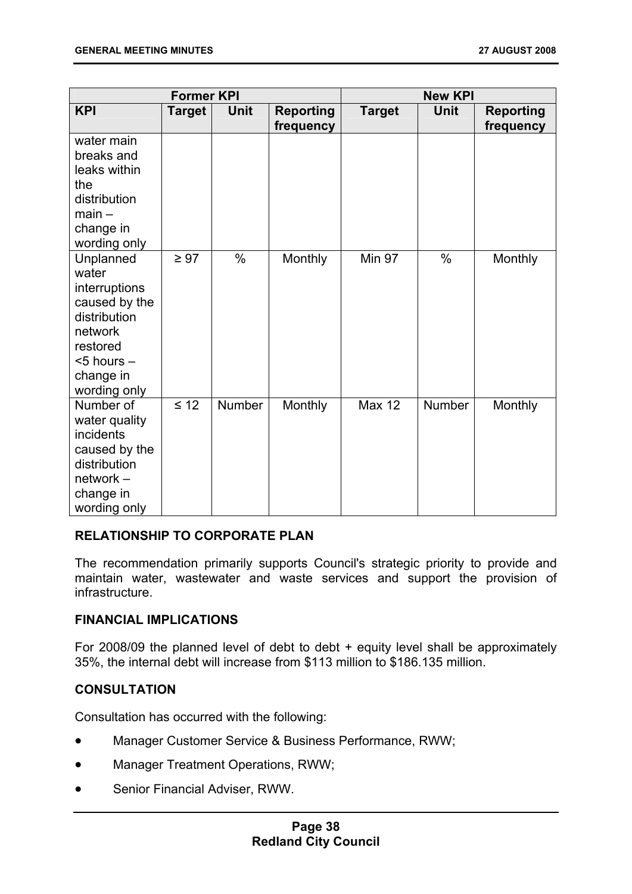| Former KPI | | | | New KPI | | |
|---|---|---|---|---|---|---|
| KPI | Target | Unit | Reporting frequency | Target | Unit | Reporting frequency |
| water main breaks and leaks within the distribution main – change in wording only | | | | | | |
| Unplanned water interruptions caused by the distribution network restored <5 hours – change in wording only | ≥ 97 | % | Monthly | Min 97 | % | Monthly |
| Number of water quality incidents caused by the distribution network – change in wording only | ≤ 12 | Number | Monthly | Max 12 | Number | Monthly |

**RELATIONSHIP TO CORPORATE PLAN**

The recommendation primarily supports Council's strategic priority to provide and maintain water, wastewater and waste services and support the provision of infrastructure.

**FINANCIAL IMPLICATIONS**

For 2008/09 the planned level of debt to debt + equity level shall be approximately 35%, the internal debt will increase from $113 million to $186.135 million.

**CONSULTATION**

Consultation has occurred with the following:

- Manager Customer Service & Business Performance, RWW;
- Manager Treatment Operations, RWW;
- Senior Financial Adviser, RWW.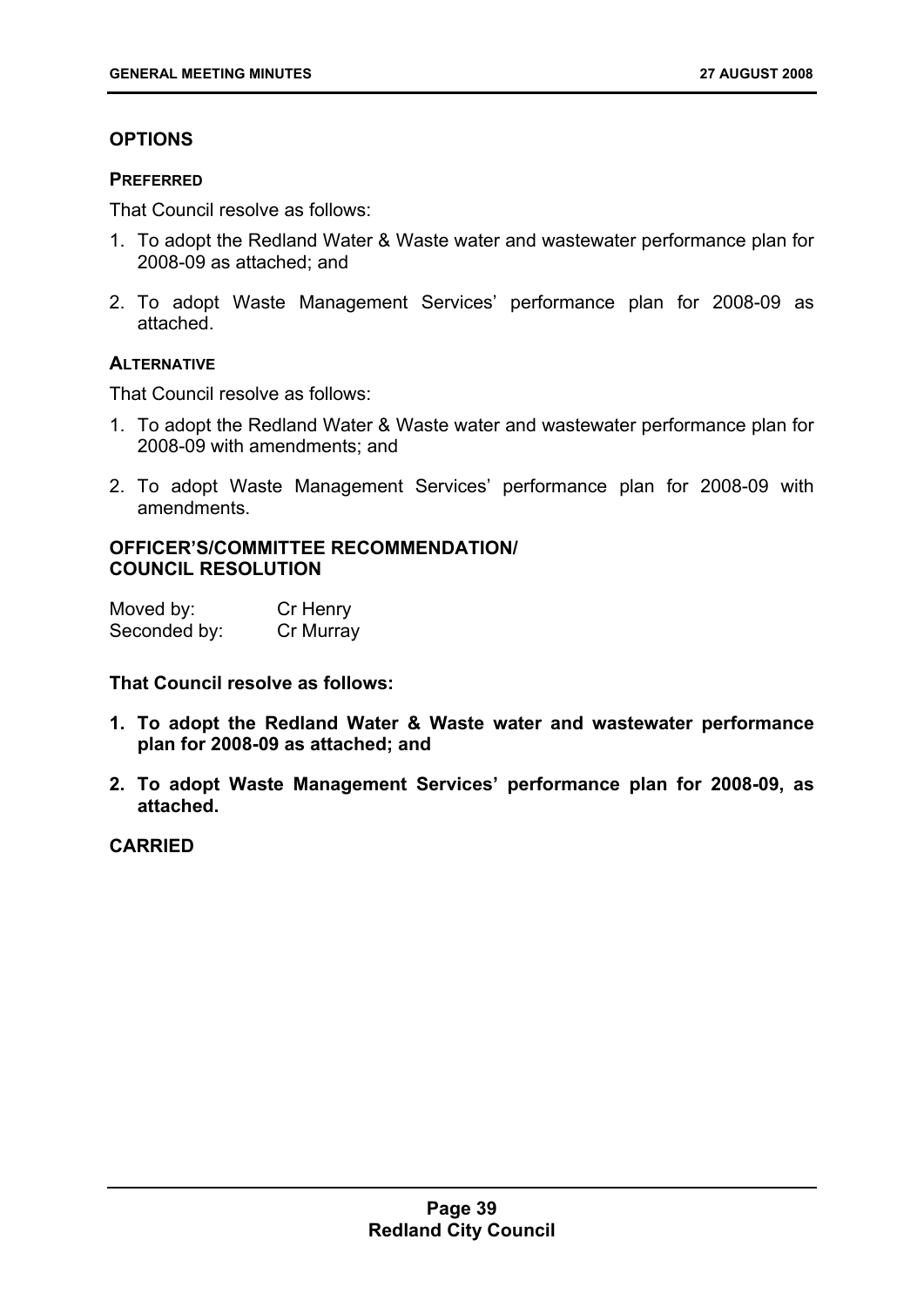## OPTIONS

### PREFERRED

That Council resolve as follows:

1. To adopt the Redland Water & Waste water and wastewater performance plan for 2008-09 as attached; and
2. To adopt Waste Management Services' performance plan for 2008-09 as attached.

### ALTERNATIVE

That Council resolve as follows:

1. To adopt the Redland Water & Waste water and wastewater performance plan for 2008-09 with amendments; and
2. To adopt Waste Management Services' performance plan for 2008-09 with amendments.

## OFFICER'S/COMMITTEE RECOMMENDATION/ COUNCIL RESOLUTION

Moved by: Cr Henry
Seconded by: Cr Murray

**That Council resolve as follows:**

1. **To adopt the Redland Water & Waste water and wastewater performance plan for 2008-09 as attached; and**
2. **To adopt Waste Management Services' performance plan for 2008-09, as attached.**

**CARRIED**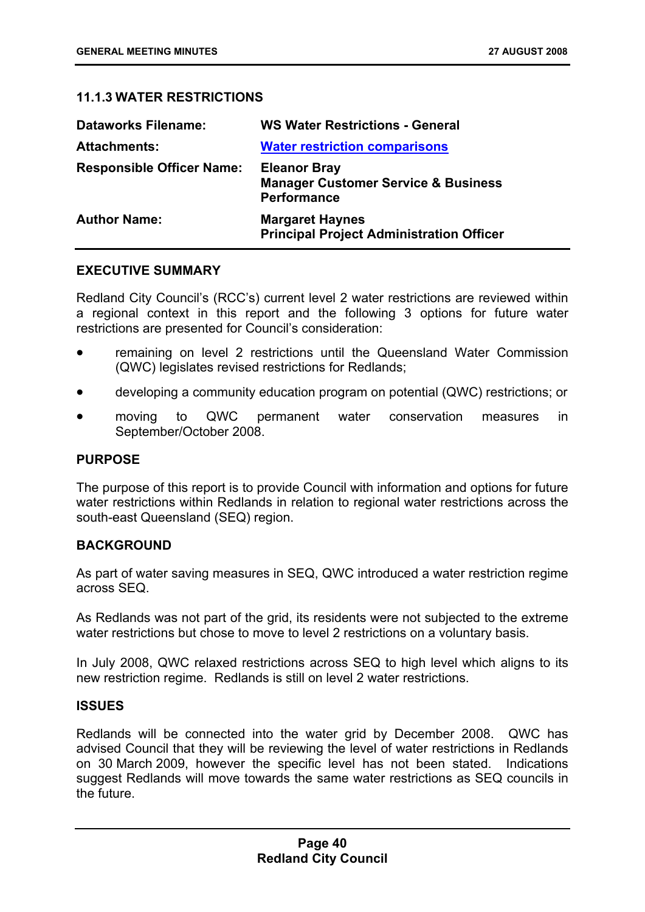### 11.1.3 WATER RESTRICTIONS

| | |
|---|---|
| **Dataworks Filename:** | **WS Water Restrictions - General** |
| **Attachments:** | **Water restriction comparisons** |
| **Responsible Officer Name:** | **Eleanor Bray**<br>**Manager Customer Service & Business Performance** |
| **Author Name:** | **Margaret Haynes**<br>**Principal Project Administration Officer** |

**EXECUTIVE SUMMARY**

Redland City Council's (RCC's) current level 2 water restrictions are reviewed within a regional context in this report and the following 3 options for future water restrictions are presented for Council's consideration:

- remaining on level 2 restrictions until the Queensland Water Commission (QWC) legislates revised restrictions for Redlands;
- developing a community education program on potential (QWC) restrictions; or
- moving to QWC permanent water conservation measures in September/October 2008.

**PURPOSE**

The purpose of this report is to provide Council with information and options for future water restrictions within Redlands in relation to regional water restrictions across the south-east Queensland (SEQ) region.

**BACKGROUND**

As part of water saving measures in SEQ, QWC introduced a water restriction regime across SEQ.

As Redlands was not part of the grid, its residents were not subjected to the extreme water restrictions but chose to move to level 2 restrictions on a voluntary basis.

In July 2008, QWC relaxed restrictions across SEQ to high level which aligns to its new restriction regime. Redlands is still on level 2 water restrictions.

**ISSUES**

Redlands will be connected into the water grid by December 2008. QWC has advised Council that they will be reviewing the level of water restrictions in Redlands on 30 March 2009, however the specific level has not been stated. Indications suggest Redlands will move towards the same water restrictions as SEQ councils in the future.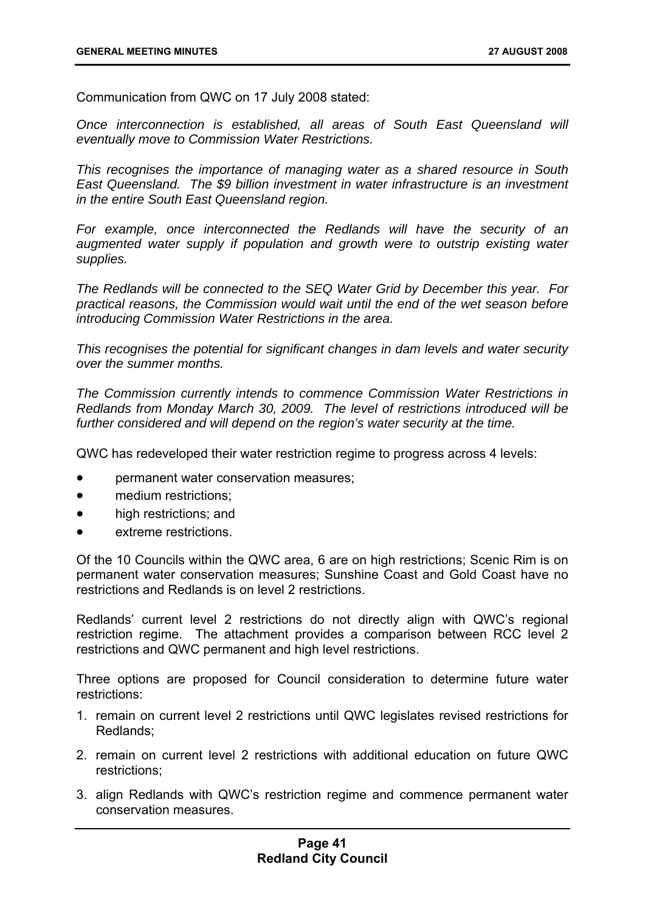Communication from QWC on 17 July 2008 stated:

*Once interconnection is established, all areas of South East Queensland will eventually move to Commission Water Restrictions.*

*This recognises the importance of managing water as a shared resource in South East Queensland. The $9 billion investment in water infrastructure is an investment in the entire South East Queensland region.*

*For example, once interconnected the Redlands will have the security of an augmented water supply if population and growth were to outstrip existing water supplies.*

*The Redlands will be connected to the SEQ Water Grid by December this year. For practical reasons, the Commission would wait until the end of the wet season before introducing Commission Water Restrictions in the area.*

*This recognises the potential for significant changes in dam levels and water security over the summer months.*

*The Commission currently intends to commence Commission Water Restrictions in Redlands from Monday March 30, 2009. The level of restrictions introduced will be further considered and will depend on the region's water security at the time.*

QWC has redeveloped their water restriction regime to progress across 4 levels:

- permanent water conservation measures;
- medium restrictions;
- high restrictions; and
- extreme restrictions.

Of the 10 Councils within the QWC area, 6 are on high restrictions; Scenic Rim is on permanent water conservation measures; Sunshine Coast and Gold Coast have no restrictions and Redlands is on level 2 restrictions.

Redlands' current level 2 restrictions do not directly align with QWC's regional restriction regime. The attachment provides a comparison between RCC level 2 restrictions and QWC permanent and high level restrictions.

Three options are proposed for Council consideration to determine future water restrictions:

1. remain on current level 2 restrictions until QWC legislates revised restrictions for Redlands;
2. remain on current level 2 restrictions with additional education on future QWC restrictions;
3. align Redlands with QWC's restriction regime and commence permanent water conservation measures.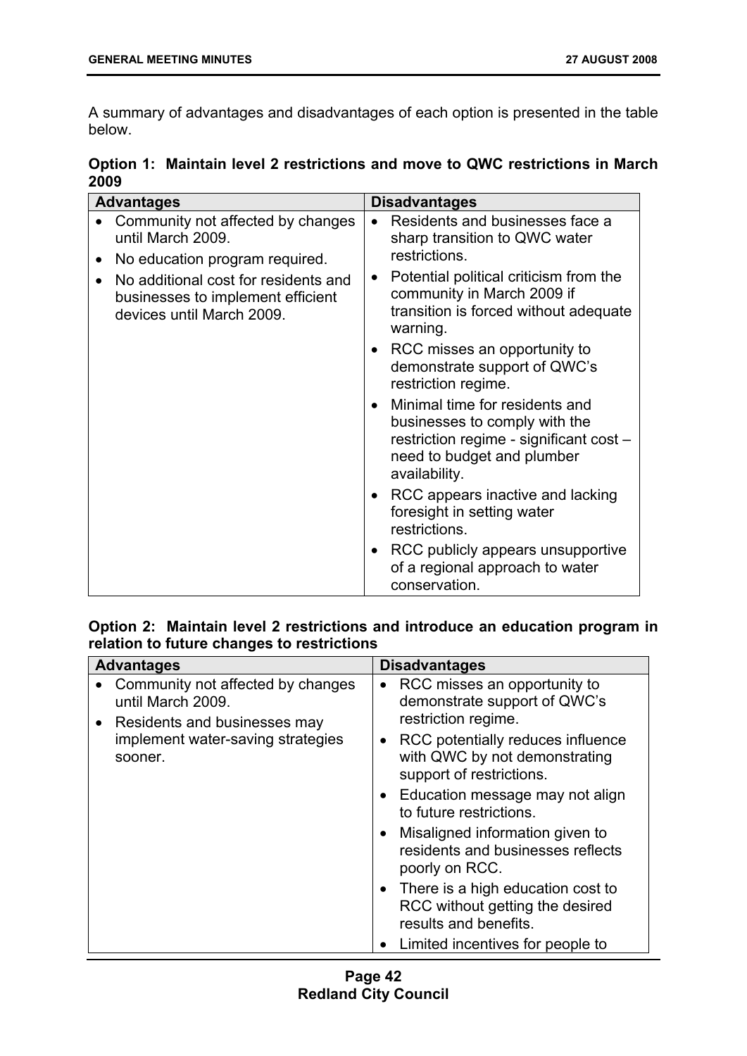A summary of advantages and disadvantages of each option is presented in the table below.

**Option 1: Maintain level 2 restrictions and move to QWC restrictions in March 2009**

| Advantages | Disadvantages |
|---|---|
| • Community not affected by changes until March 2009.<br>• No education program required.<br>• No additional cost for residents and businesses to implement efficient devices until March 2009. | • Residents and businesses face a sharp transition to QWC water restrictions.<br>• Potential political criticism from the community in March 2009 if transition is forced without adequate warning.<br>• RCC misses an opportunity to demonstrate support of QWC's restriction regime.<br>• Minimal time for residents and businesses to comply with the restriction regime - significant cost – need to budget and plumber availability.<br>• RCC appears inactive and lacking foresight in setting water restrictions.<br>• RCC publicly appears unsupportive of a regional approach to water conservation. |

**Option 2: Maintain level 2 restrictions and introduce an education program in relation to future changes to restrictions**

| Advantages | Disadvantages |
|---|---|
| • Community not affected by changes until March 2009.<br>• Residents and businesses may implement water-saving strategies sooner. | • RCC misses an opportunity to demonstrate support of QWC's restriction regime.<br>• RCC potentially reduces influence with QWC by not demonstrating support of restrictions.<br>• Education message may not align to future restrictions.<br>• Misaligned information given to residents and businesses reflects poorly on RCC.<br>• There is a high education cost to RCC without getting the desired results and benefits.<br>• Limited incentives for people to |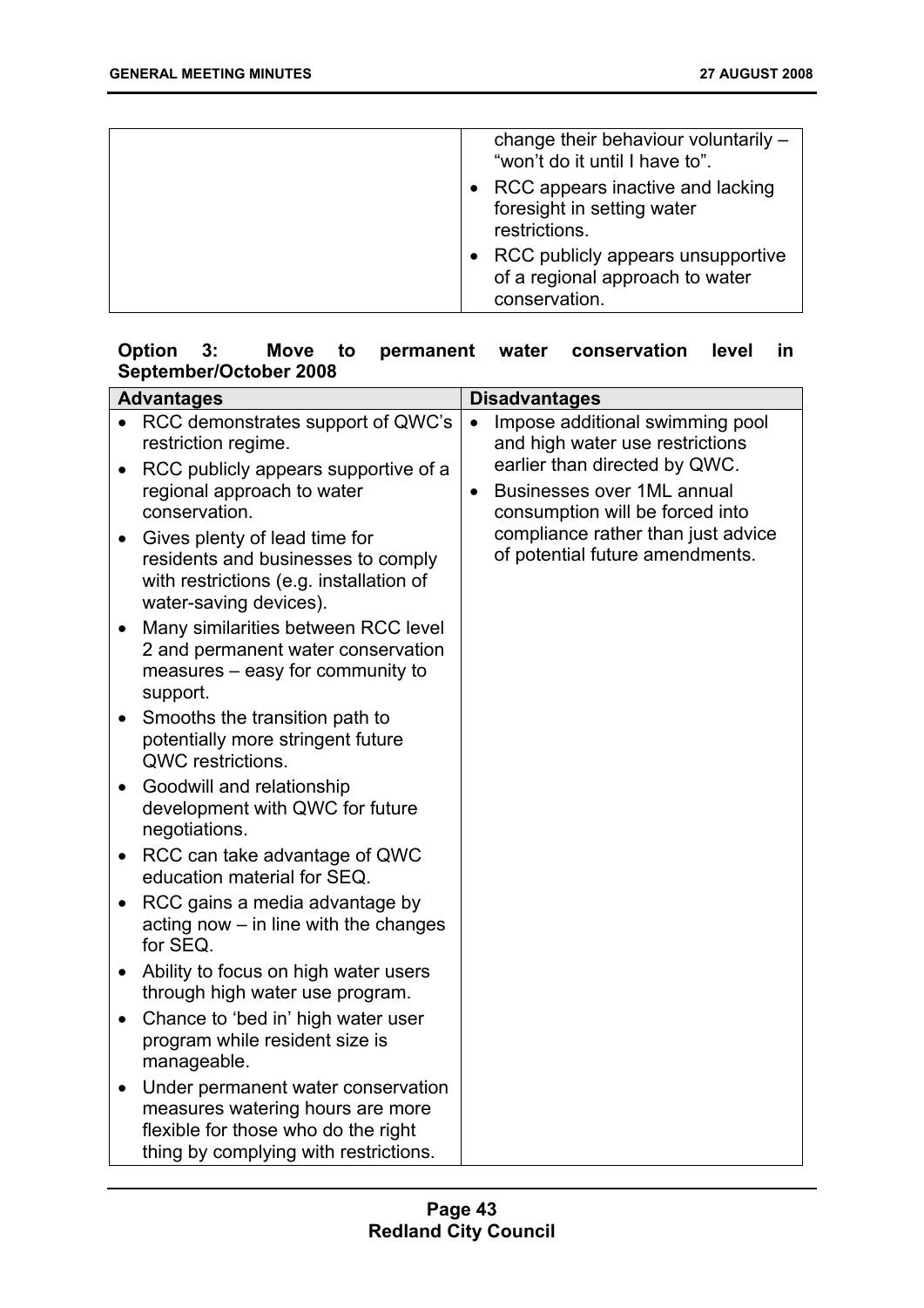| | |
|---|---|
| | change their behaviour voluntarily – "won't do it until I have to".<br>• RCC appears inactive and lacking foresight in setting water restrictions.<br>• RCC publicly appears unsupportive of a regional approach to water conservation. |

**Option 3: Move to permanent water conservation level in September/October 2008**

| Advantages | Disadvantages |
|---|---|
| • RCC demonstrates support of QWC's restriction regime.<br>• RCC publicly appears supportive of a regional approach to water conservation.<br>• Gives plenty of lead time for residents and businesses to comply with restrictions (e.g. installation of water-saving devices).<br>• Many similarities between RCC level 2 and permanent water conservation measures – easy for community to support.<br>• Smooths the transition path to potentially more stringent future QWC restrictions.<br>• Goodwill and relationship development with QWC for future negotiations.<br>• RCC can take advantage of QWC education material for SEQ.<br>• RCC gains a media advantage by acting now – in line with the changes for SEQ.<br>• Ability to focus on high water users through high water use program.<br>• Chance to 'bed in' high water user program while resident size is manageable.<br>• Under permanent water conservation measures watering hours are more flexible for those who do the right thing by complying with restrictions. | • Impose additional swimming pool and high water use restrictions earlier than directed by QWC.<br>• Businesses over 1ML annual consumption will be forced into compliance rather than just advice of potential future amendments. |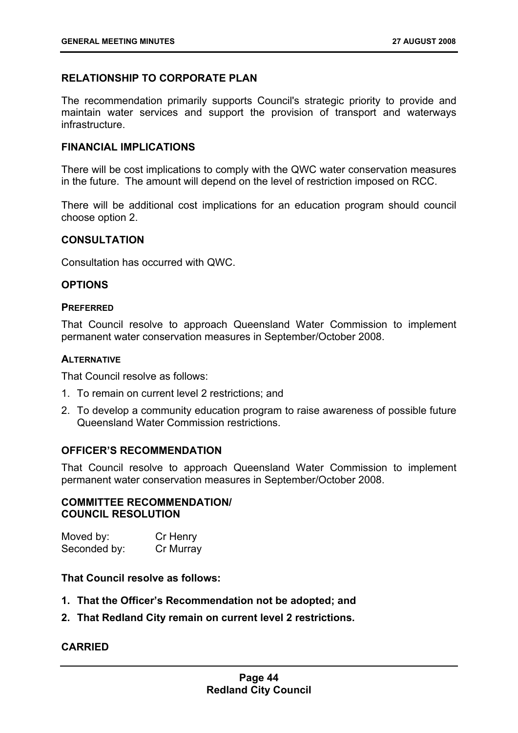### RELATIONSHIP TO CORPORATE PLAN

The recommendation primarily supports Council's strategic priority to provide and maintain water services and support the provision of transport and waterways infrastructure.

### FINANCIAL IMPLICATIONS

There will be cost implications to comply with the QWC water conservation measures in the future. The amount will depend on the level of restriction imposed on RCC.

There will be additional cost implications for an education program should council choose option 2.

### CONSULTATION

Consultation has occurred with QWC.

### OPTIONS

#### PREFERRED

That Council resolve to approach Queensland Water Commission to implement permanent water conservation measures in September/October 2008.

#### ALTERNATIVE

That Council resolve as follows:

1. To remain on current level 2 restrictions; and
2. To develop a community education program to raise awareness of possible future Queensland Water Commission restrictions.

### OFFICER'S RECOMMENDATION

That Council resolve to approach Queensland Water Commission to implement permanent water conservation measures in September/October 2008.

### COMMITTEE RECOMMENDATION/ COUNCIL RESOLUTION

Moved by: Cr Henry
Seconded by: Cr Murray

**That Council resolve as follows:**

1. **That the Officer's Recommendation not be adopted; and**
2. **That Redland City remain on current level 2 restrictions.**

**CARRIED**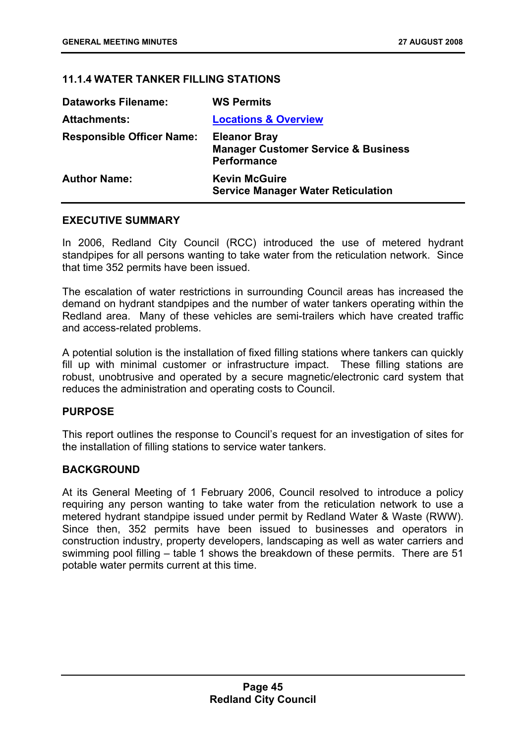### 11.1.4 WATER TANKER FILLING STATIONS

| | |
|---|---|
| **Dataworks Filename:** | **WS Permits** |
| **Attachments:** | **Locations & Overview** |
| **Responsible Officer Name:** | **Eleanor Bray**<br>**Manager Customer Service & Business Performance** |
| **Author Name:** | **Kevin McGuire**<br>**Service Manager Water Reticulation** |

### EXECUTIVE SUMMARY

In 2006, Redland City Council (RCC) introduced the use of metered hydrant standpipes for all persons wanting to take water from the reticulation network. Since that time 352 permits have been issued.

The escalation of water restrictions in surrounding Council areas has increased the demand on hydrant standpipes and the number of water tankers operating within the Redland area. Many of these vehicles are semi-trailers which have created traffic and access-related problems.

A potential solution is the installation of fixed filling stations where tankers can quickly fill up with minimal customer or infrastructure impact. These filling stations are robust, unobtrusive and operated by a secure magnetic/electronic card system that reduces the administration and operating costs to Council.

### PURPOSE

This report outlines the response to Council's request for an investigation of sites for the installation of filling stations to service water tankers.

### BACKGROUND

At its General Meeting of 1 February 2006, Council resolved to introduce a policy requiring any person wanting to take water from the reticulation network to use a metered hydrant standpipe issued under permit by Redland Water & Waste (RWW). Since then, 352 permits have been issued to businesses and operators in construction industry, property developers, landscaping as well as water carriers and swimming pool filling – table 1 shows the breakdown of these permits. There are 51 potable water permits current at this time.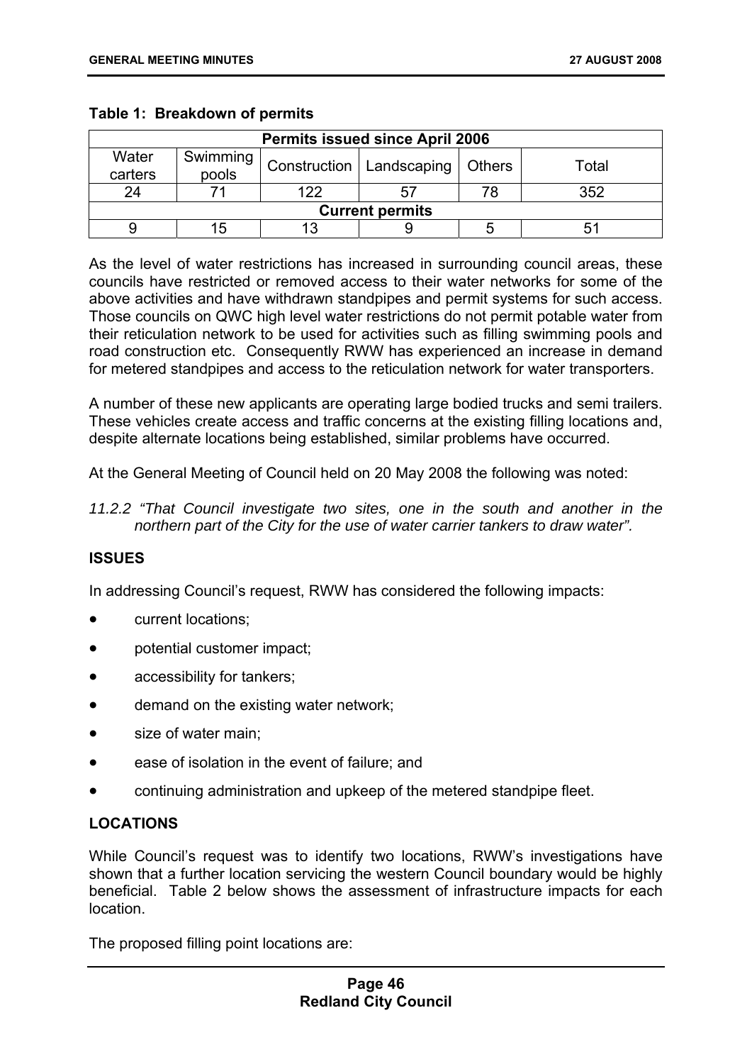**Table 1: Breakdown of permits**

| Permits issued since April 2006 | | | | | |
|---|---|---|---|---|---|
| Water carters | Swimming pools | Construction | Landscaping | Others | Total |
| 24 | 71 | 122 | 57 | 78 | 352 |
| **Current permits** | | | | | |
| 9 | 15 | 13 | 9 | 5 | 51 |

As the level of water restrictions has increased in surrounding council areas, these councils have restricted or removed access to their water networks for some of the above activities and have withdrawn standpipes and permit systems for such access. Those councils on QWC high level water restrictions do not permit potable water from their reticulation network to be used for activities such as filling swimming pools and road construction etc. Consequently RWW has experienced an increase in demand for metered standpipes and access to the reticulation network for water transporters.

A number of these new applicants are operating large bodied trucks and semi trailers. These vehicles create access and traffic concerns at the existing filling locations and, despite alternate locations being established, similar problems have occurred.

At the General Meeting of Council held on 20 May 2008 the following was noted:

*11.2.2 "That Council investigate two sites, one in the south and another in the northern part of the City for the use of water carrier tankers to draw water".*

## ISSUES

In addressing Council's request, RWW has considered the following impacts:

- current locations;
- potential customer impact;
- accessibility for tankers;
- demand on the existing water network;
- size of water main;
- ease of isolation in the event of failure; and
- continuing administration and upkeep of the metered standpipe fleet.

## LOCATIONS

While Council's request was to identify two locations, RWW's investigations have shown that a further location servicing the western Council boundary would be highly beneficial. Table 2 below shows the assessment of infrastructure impacts for each location.

The proposed filling point locations are: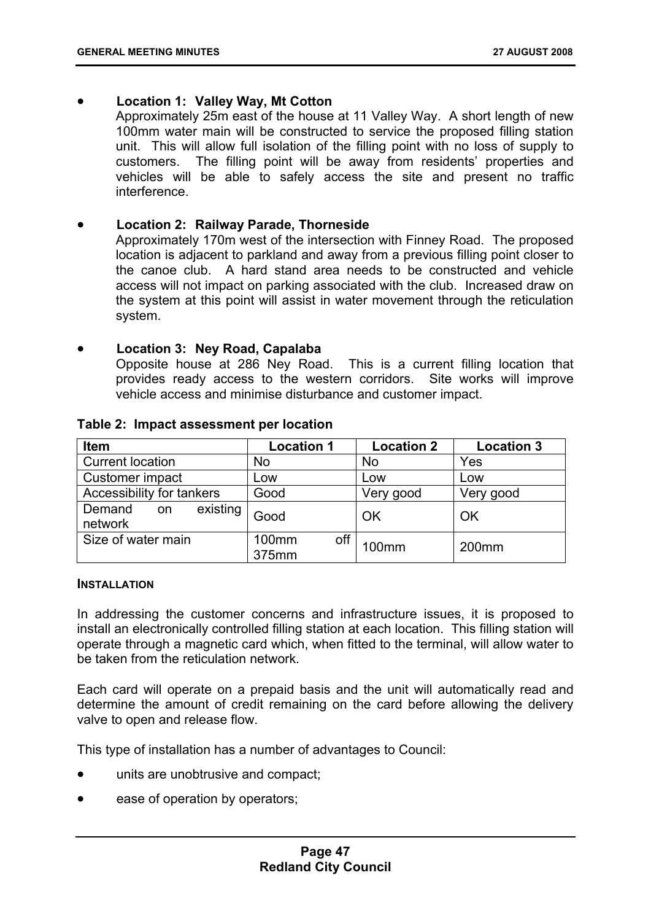- **Location 1: Valley Way, Mt Cotton**
  Approximately 25m east of the house at 11 Valley Way. A short length of new 100mm water main will be constructed to service the proposed filling station unit. This will allow full isolation of the filling point with no loss of supply to customers. The filling point will be away from residents' properties and vehicles will be able to safely access the site and present no traffic interference.

- **Location 2: Railway Parade, Thorneside**
  Approximately 170m west of the intersection with Finney Road. The proposed location is adjacent to parkland and away from a previous filling point closer to the canoe club. A hard stand area needs to be constructed and vehicle access will not impact on parking associated with the club. Increased draw on the system at this point will assist in water movement through the reticulation system.

- **Location 3: Ney Road, Capalaba**
  Opposite house at 286 Ney Road. This is a current filling location that provides ready access to the western corridors. Site works will improve vehicle access and minimise disturbance and customer impact.

**Table 2: Impact assessment per location**

| Item | Location 1 | Location 2 | Location 3 |
|---|---|---|---|
| Current location | No | No | Yes |
| Customer impact | Low | Low | Low |
| Accessibility for tankers | Good | Very good | Very good |
| Demand on existing network | Good | OK | OK |
| Size of water main | 100mm off 375mm | 100mm | 200mm |

**INSTALLATION**

In addressing the customer concerns and infrastructure issues, it is proposed to install an electronically controlled filling station at each location. This filling station will operate through a magnetic card which, when fitted to the terminal, will allow water to be taken from the reticulation network.

Each card will operate on a prepaid basis and the unit will automatically read and determine the amount of credit remaining on the card before allowing the delivery valve to open and release flow.

This type of installation has a number of advantages to Council:

- units are unobtrusive and compact;
- ease of operation by operators;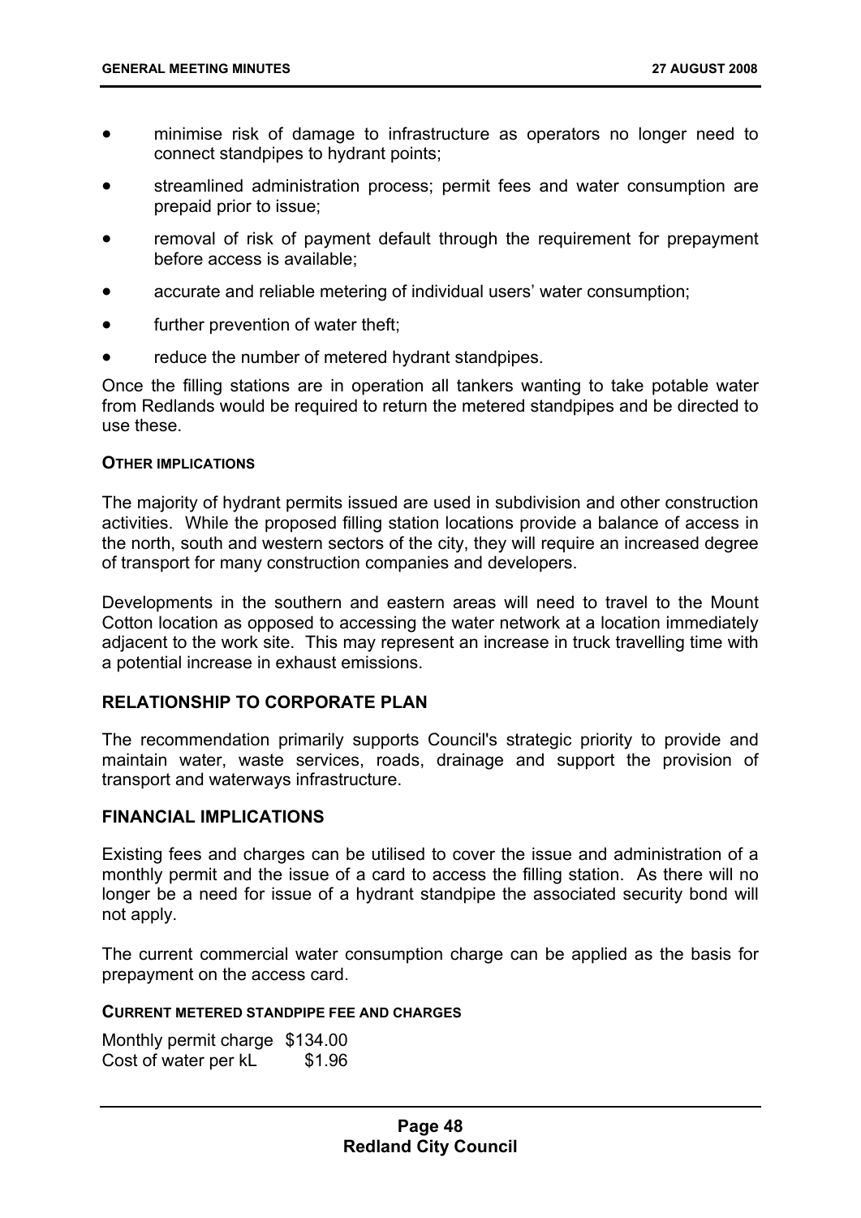- minimise risk of damage to infrastructure as operators no longer need to connect standpipes to hydrant points;
- streamlined administration process; permit fees and water consumption are prepaid prior to issue;
- removal of risk of payment default through the requirement for prepayment before access is available;
- accurate and reliable metering of individual users' water consumption;
- further prevention of water theft;
- reduce the number of metered hydrant standpipes.

Once the filling stations are in operation all tankers wanting to take potable water from Redlands would be required to return the metered standpipes and be directed to use these.

**OTHER IMPLICATIONS**

The majority of hydrant permits issued are used in subdivision and other construction activities. While the proposed filling station locations provide a balance of access in the north, south and western sectors of the city, they will require an increased degree of transport for many construction companies and developers.

Developments in the southern and eastern areas will need to travel to the Mount Cotton location as opposed to accessing the water network at a location immediately adjacent to the work site. This may represent an increase in truck travelling time with a potential increase in exhaust emissions.

## RELATIONSHIP TO CORPORATE PLAN

The recommendation primarily supports Council's strategic priority to provide and maintain water, waste services, roads, drainage and support the provision of transport and waterways infrastructure.

## FINANCIAL IMPLICATIONS

Existing fees and charges can be utilised to cover the issue and administration of a monthly permit and the issue of a card to access the filling station. As there will no longer be a need for issue of a hydrant standpipe the associated security bond will not apply.

The current commercial water consumption charge can be applied as the basis for prepayment on the access card.

**CURRENT METERED STANDPIPE FEE AND CHARGES**

Monthly permit charge $134.00
Cost of water per kL $1.96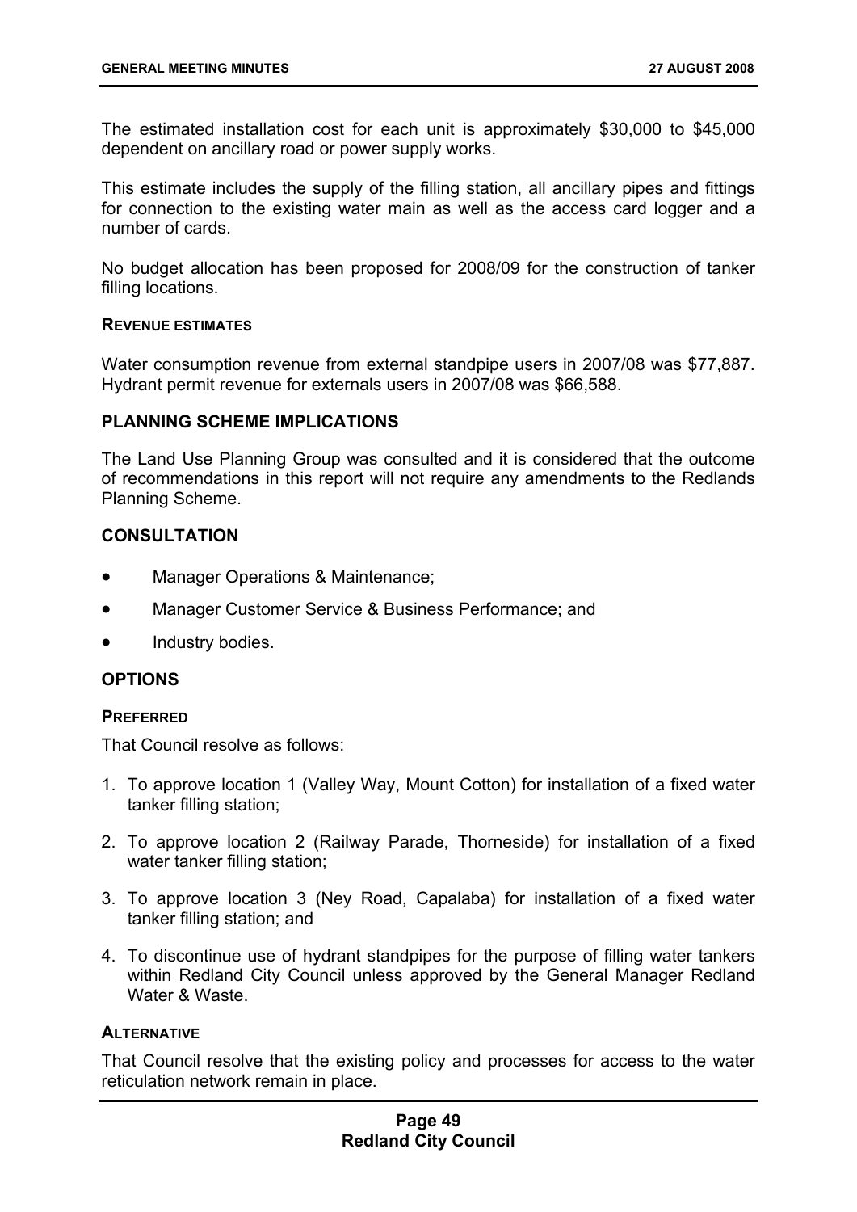The estimated installation cost for each unit is approximately $30,000 to $45,000 dependent on ancillary road or power supply works.

This estimate includes the supply of the filling station, all ancillary pipes and fittings for connection to the existing water main as well as the access card logger and a number of cards.

No budget allocation has been proposed for 2008/09 for the construction of tanker filling locations.

#### REVENUE ESTIMATES

Water consumption revenue from external standpipe users in 2007/08 was $77,887. Hydrant permit revenue for externals users in 2007/08 was $66,588.

### PLANNING SCHEME IMPLICATIONS

The Land Use Planning Group was consulted and it is considered that the outcome of recommendations in this report will not require any amendments to the Redlands Planning Scheme.

### CONSULTATION

- Manager Operations & Maintenance;
- Manager Customer Service & Business Performance; and
- Industry bodies.

### OPTIONS

#### PREFERRED

That Council resolve as follows:

1. To approve location 1 (Valley Way, Mount Cotton) for installation of a fixed water tanker filling station;
2. To approve location 2 (Railway Parade, Thorneside) for installation of a fixed water tanker filling station;
3. To approve location 3 (Ney Road, Capalaba) for installation of a fixed water tanker filling station; and
4. To discontinue use of hydrant standpipes for the purpose of filling water tankers within Redland City Council unless approved by the General Manager Redland Water & Waste.

#### ALTERNATIVE

That Council resolve that the existing policy and processes for access to the water reticulation network remain in place.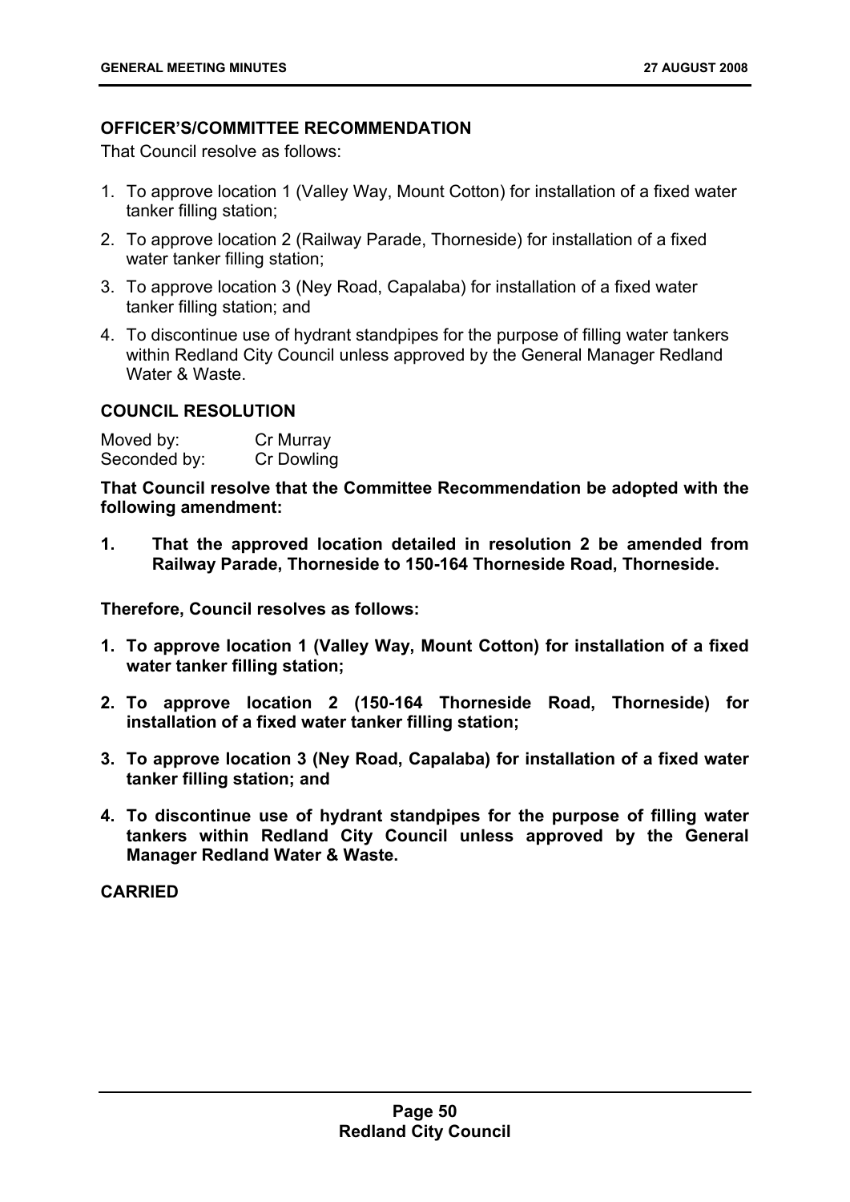### OFFICER'S/COMMITTEE RECOMMENDATION

That Council resolve as follows:

1. To approve location 1 (Valley Way, Mount Cotton) for installation of a fixed water tanker filling station;
2. To approve location 2 (Railway Parade, Thorneside) for installation of a fixed water tanker filling station;
3. To approve location 3 (Ney Road, Capalaba) for installation of a fixed water tanker filling station; and
4. To discontinue use of hydrant standpipes for the purpose of filling water tankers within Redland City Council unless approved by the General Manager Redland Water & Waste.

### COUNCIL RESOLUTION

Moved by: Cr Murray
Seconded by: Cr Dowling

**That Council resolve that the Committee Recommendation be adopted with the following amendment:**

**1. That the approved location detailed in resolution 2 be amended from Railway Parade, Thorneside to 150-164 Thorneside Road, Thorneside.**

**Therefore, Council resolves as follows:**

1. **To approve location 1 (Valley Way, Mount Cotton) for installation of a fixed water tanker filling station;**
2. **To approve location 2 (150-164 Thorneside Road, Thorneside) for installation of a fixed water tanker filling station;**
3. **To approve location 3 (Ney Road, Capalaba) for installation of a fixed water tanker filling station; and**
4. **To discontinue use of hydrant standpipes for the purpose of filling water tankers within Redland City Council unless approved by the General Manager Redland Water & Waste.**

**CARRIED**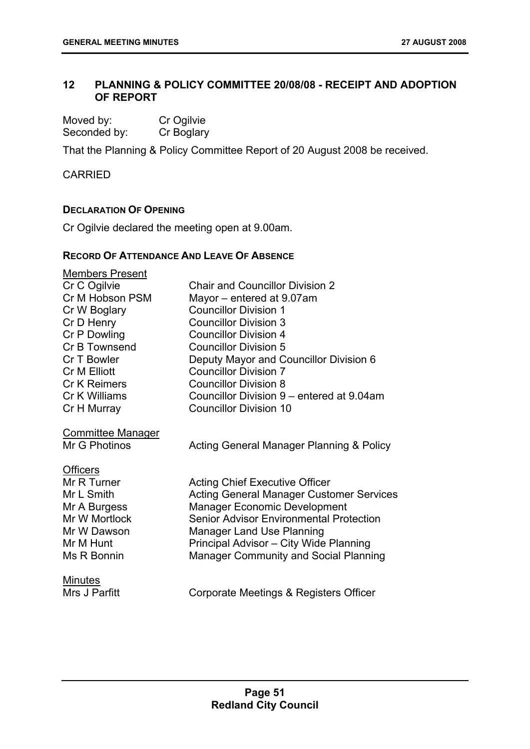## 12 PLANNING & POLICY COMMITTEE 20/08/08 - RECEIPT AND ADOPTION OF REPORT

Moved by: Cr Ogilvie
Seconded by: Cr Boglary

That the Planning & Policy Committee Report of 20 August 2008 be received.

CARRIED

### DECLARATION OF OPENING

Cr Ogilvie declared the meeting open at 9.00am.

### RECORD OF ATTENDANCE AND LEAVE OF ABSENCE

Members Present

| | |
|---|---|
| Cr C Ogilvie | Chair and Councillor Division 2 |
| Cr M Hobson PSM | Mayor – entered at 9.07am |
| Cr W Boglary | Councillor Division 1 |
| Cr D Henry | Councillor Division 3 |
| Cr P Dowling | Councillor Division 4 |
| Cr B Townsend | Councillor Division 5 |
| Cr T Bowler | Deputy Mayor and Councillor Division 6 |
| Cr M Elliott | Councillor Division 7 |
| Cr K Reimers | Councillor Division 8 |
| Cr K Williams | Councillor Division 9 – entered at 9.04am |
| Cr H Murray | Councillor Division 10 |

Committee Manager

| | |
|---|---|
| Mr G Photinos | Acting General Manager Planning & Policy |

Officers

| | |
|---|---|
| Mr R Turner | Acting Chief Executive Officer |
| Mr L Smith | Acting General Manager Customer Services |
| Mr A Burgess | Manager Economic Development |
| Mr W Mortlock | Senior Advisor Environmental Protection |
| Mr W Dawson | Manager Land Use Planning |
| Mr M Hunt | Principal Advisor – City Wide Planning |
| Ms R Bonnin | Manager Community and Social Planning |

Minutes

| | |
|---|---|
| Mrs J Parfitt | Corporate Meetings & Registers Officer |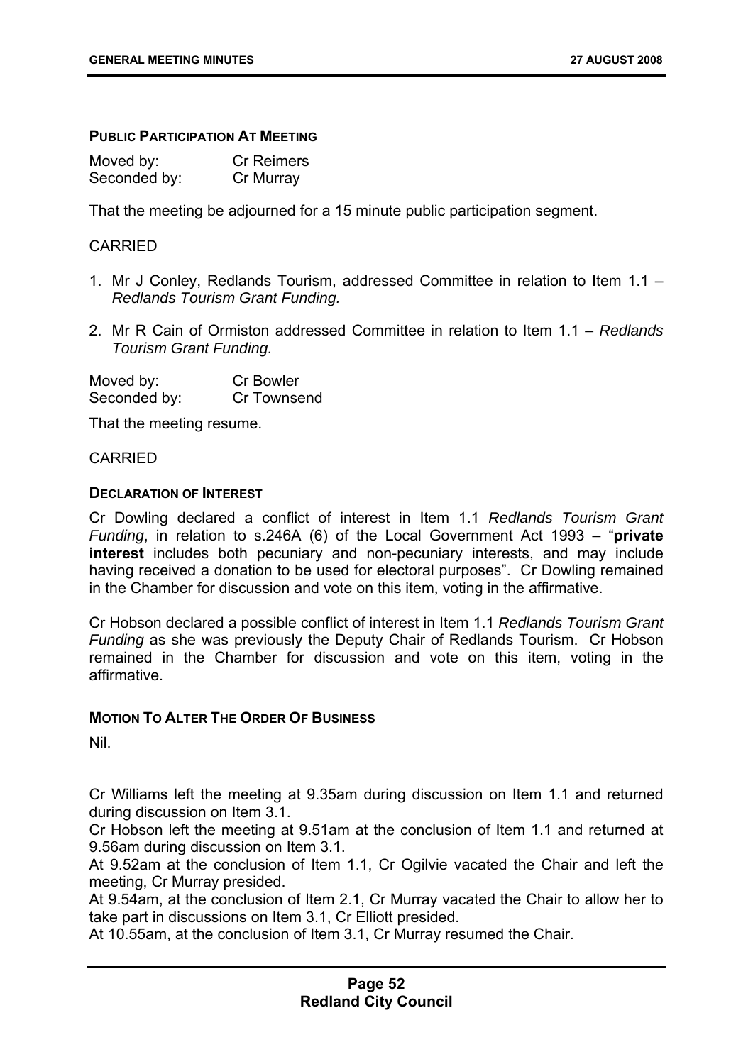**PUBLIC PARTICIPATION AT MEETING**

Moved by: Cr Reimers
Seconded by: Cr Murray

That the meeting be adjourned for a 15 minute public participation segment.

CARRIED

1. Mr J Conley, Redlands Tourism, addressed Committee in relation to Item 1.1 – *Redlands Tourism Grant Funding.*
2. Mr R Cain of Ormiston addressed Committee in relation to Item 1.1 – *Redlands Tourism Grant Funding.*

Moved by: Cr Bowler
Seconded by: Cr Townsend

That the meeting resume.

CARRIED

**DECLARATION OF INTEREST**

Cr Dowling declared a conflict of interest in Item 1.1 *Redlands Tourism Grant Funding*, in relation to s.246A (6) of the Local Government Act 1993 – "**private interest** includes both pecuniary and non-pecuniary interests, and may include having received a donation to be used for electoral purposes". Cr Dowling remained in the Chamber for discussion and vote on this item, voting in the affirmative.

Cr Hobson declared a possible conflict of interest in Item 1.1 *Redlands Tourism Grant Funding* as she was previously the Deputy Chair of Redlands Tourism. Cr Hobson remained in the Chamber for discussion and vote on this item, voting in the affirmative.

**MOTION TO ALTER THE ORDER OF BUSINESS**

Nil.

Cr Williams left the meeting at 9.35am during discussion on Item 1.1 and returned during discussion on Item 3.1.
Cr Hobson left the meeting at 9.51am at the conclusion of Item 1.1 and returned at 9.56am during discussion on Item 3.1.
At 9.52am at the conclusion of Item 1.1, Cr Ogilvie vacated the Chair and left the meeting, Cr Murray presided.
At 9.54am, at the conclusion of Item 2.1, Cr Murray vacated the Chair to allow her to take part in discussions on Item 3.1, Cr Elliott presided.
At 10.55am, at the conclusion of Item 3.1, Cr Murray resumed the Chair.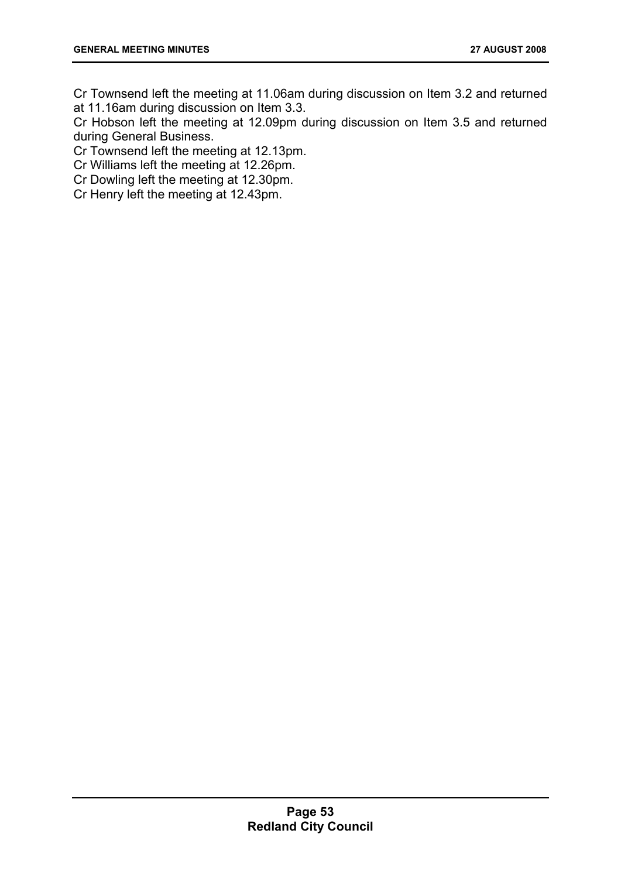Cr Townsend left the meeting at 11.06am during discussion on Item 3.2 and returned at 11.16am during discussion on Item 3.3.

Cr Hobson left the meeting at 12.09pm during discussion on Item 3.5 and returned during General Business.

Cr Townsend left the meeting at 12.13pm.

Cr Williams left the meeting at 12.26pm.

Cr Dowling left the meeting at 12.30pm.

Cr Henry left the meeting at 12.43pm.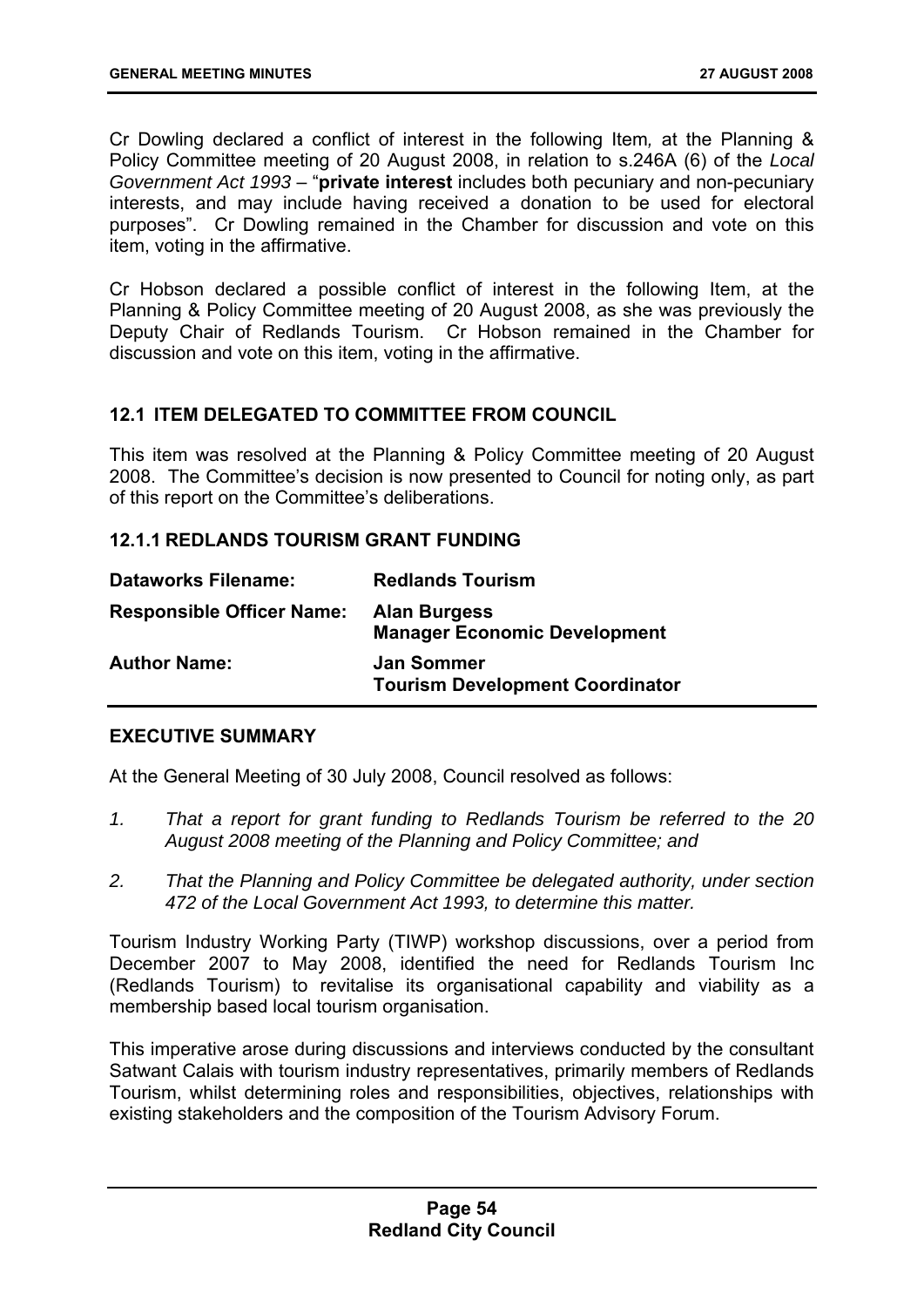Cr Dowling declared a conflict of interest in the following Item, at the Planning & Policy Committee meeting of 20 August 2008, in relation to s.246A (6) of the *Local Government Act 1993* – "**private interest** includes both pecuniary and non-pecuniary interests, and may include having received a donation to be used for electoral purposes". Cr Dowling remained in the Chamber for discussion and vote on this item, voting in the affirmative.

Cr Hobson declared a possible conflict of interest in the following Item, at the Planning & Policy Committee meeting of 20 August 2008, as she was previously the Deputy Chair of Redlands Tourism. Cr Hobson remained in the Chamber for discussion and vote on this item, voting in the affirmative.

## 12.1 ITEM DELEGATED TO COMMITTEE FROM COUNCIL

This item was resolved at the Planning & Policy Committee meeting of 20 August 2008. The Committee's decision is now presented to Council for noting only, as part of this report on the Committee's deliberations.

### 12.1.1 REDLANDS TOURISM GRANT FUNDING

| | |
|---|---|
| **Dataworks Filename:** | **Redlands Tourism** |
| **Responsible Officer Name:** | **Alan Burgess**<br>**Manager Economic Development** |
| **Author Name:** | **Jan Sommer**<br>**Tourism Development Coordinator** |

#### EXECUTIVE SUMMARY

At the General Meeting of 30 July 2008, Council resolved as follows:

1. *That a report for grant funding to Redlands Tourism be referred to the 20 August 2008 meeting of the Planning and Policy Committee; and*
2. *That the Planning and Policy Committee be delegated authority, under section 472 of the Local Government Act 1993, to determine this matter.*

Tourism Industry Working Party (TIWP) workshop discussions, over a period from December 2007 to May 2008, identified the need for Redlands Tourism Inc (Redlands Tourism) to revitalise its organisational capability and viability as a membership based local tourism organisation.

This imperative arose during discussions and interviews conducted by the consultant Satwant Calais with tourism industry representatives, primarily members of Redlands Tourism, whilst determining roles and responsibilities, objectives, relationships with existing stakeholders and the composition of the Tourism Advisory Forum.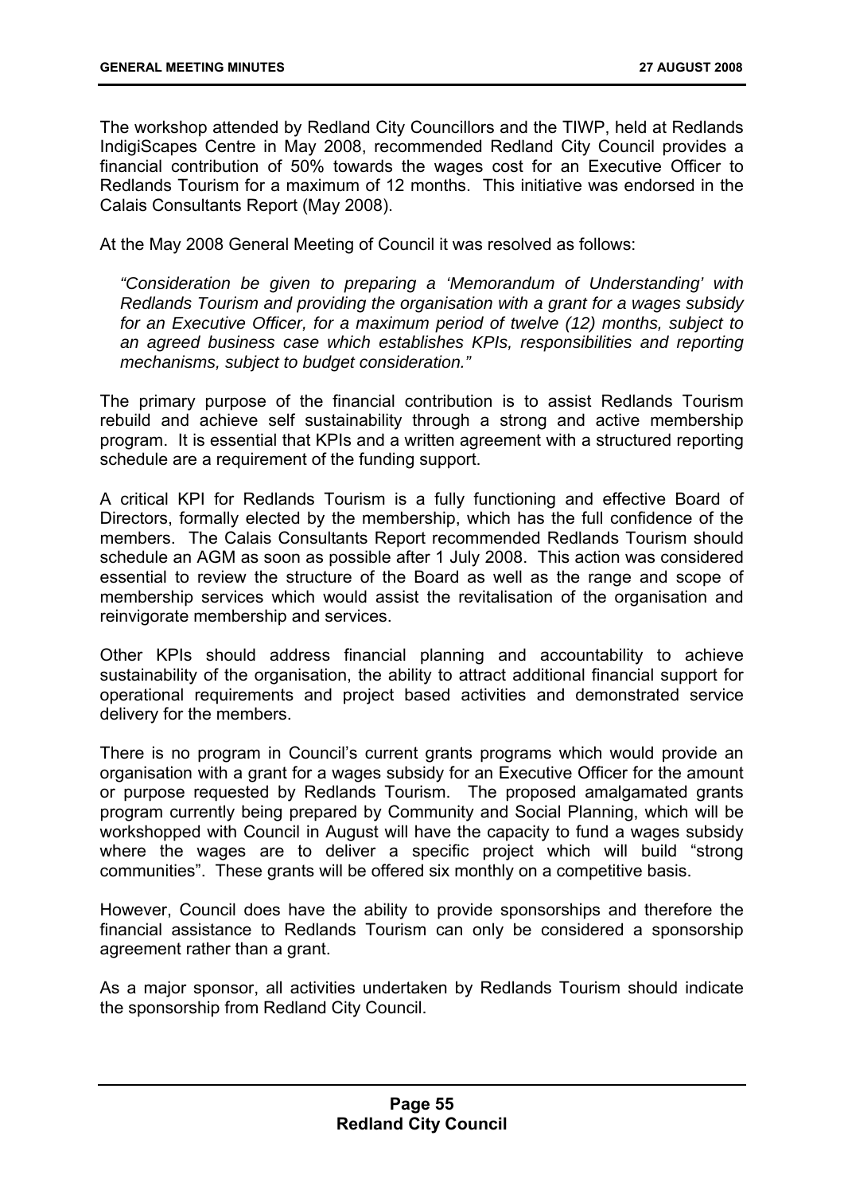The workshop attended by Redland City Councillors and the TIWP, held at Redlands IndigiScapes Centre in May 2008, recommended Redland City Council provides a financial contribution of 50% towards the wages cost for an Executive Officer to Redlands Tourism for a maximum of 12 months. This initiative was endorsed in the Calais Consultants Report (May 2008).

At the May 2008 General Meeting of Council it was resolved as follows:

> *"Consideration be given to preparing a 'Memorandum of Understanding' with Redlands Tourism and providing the organisation with a grant for a wages subsidy for an Executive Officer, for a maximum period of twelve (12) months, subject to an agreed business case which establishes KPIs, responsibilities and reporting mechanisms, subject to budget consideration."*

The primary purpose of the financial contribution is to assist Redlands Tourism rebuild and achieve self sustainability through a strong and active membership program. It is essential that KPIs and a written agreement with a structured reporting schedule are a requirement of the funding support.

A critical KPI for Redlands Tourism is a fully functioning and effective Board of Directors, formally elected by the membership, which has the full confidence of the members. The Calais Consultants Report recommended Redlands Tourism should schedule an AGM as soon as possible after 1 July 2008. This action was considered essential to review the structure of the Board as well as the range and scope of membership services which would assist the revitalisation of the organisation and reinvigorate membership and services.

Other KPIs should address financial planning and accountability to achieve sustainability of the organisation, the ability to attract additional financial support for operational requirements and project based activities and demonstrated service delivery for the members.

There is no program in Council's current grants programs which would provide an organisation with a grant for a wages subsidy for an Executive Officer for the amount or purpose requested by Redlands Tourism. The proposed amalgamated grants program currently being prepared by Community and Social Planning, which will be workshopped with Council in August will have the capacity to fund a wages subsidy where the wages are to deliver a specific project which will build "strong communities". These grants will be offered six monthly on a competitive basis.

However, Council does have the ability to provide sponsorships and therefore the financial assistance to Redlands Tourism can only be considered a sponsorship agreement rather than a grant.

As a major sponsor, all activities undertaken by Redlands Tourism should indicate the sponsorship from Redland City Council.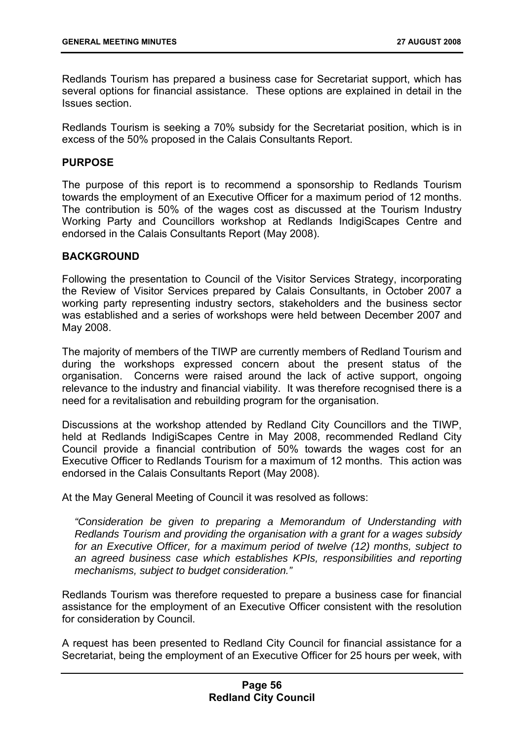Redlands Tourism has prepared a business case for Secretariat support, which has several options for financial assistance. These options are explained in detail in the Issues section.

Redlands Tourism is seeking a 70% subsidy for the Secretariat position, which is in excess of the 50% proposed in the Calais Consultants Report.

## PURPOSE

The purpose of this report is to recommend a sponsorship to Redlands Tourism towards the employment of an Executive Officer for a maximum period of 12 months. The contribution is 50% of the wages cost as discussed at the Tourism Industry Working Party and Councillors workshop at Redlands IndigiScapes Centre and endorsed in the Calais Consultants Report (May 2008).

## BACKGROUND

Following the presentation to Council of the Visitor Services Strategy, incorporating the Review of Visitor Services prepared by Calais Consultants, in October 2007 a working party representing industry sectors, stakeholders and the business sector was established and a series of workshops were held between December 2007 and May 2008.

The majority of members of the TIWP are currently members of Redland Tourism and during the workshops expressed concern about the present status of the organisation. Concerns were raised around the lack of active support, ongoing relevance to the industry and financial viability. It was therefore recognised there is a need for a revitalisation and rebuilding program for the organisation.

Discussions at the workshop attended by Redland City Councillors and the TIWP, held at Redlands IndigiScapes Centre in May 2008, recommended Redland City Council provide a financial contribution of 50% towards the wages cost for an Executive Officer to Redlands Tourism for a maximum of 12 months. This action was endorsed in the Calais Consultants Report (May 2008).

At the May General Meeting of Council it was resolved as follows:

> *"Consideration be given to preparing a Memorandum of Understanding with Redlands Tourism and providing the organisation with a grant for a wages subsidy for an Executive Officer, for a maximum period of twelve (12) months, subject to an agreed business case which establishes KPIs, responsibilities and reporting mechanisms, subject to budget consideration."*

Redlands Tourism was therefore requested to prepare a business case for financial assistance for the employment of an Executive Officer consistent with the resolution for consideration by Council.

A request has been presented to Redland City Council for financial assistance for a Secretariat, being the employment of an Executive Officer for 25 hours per week, with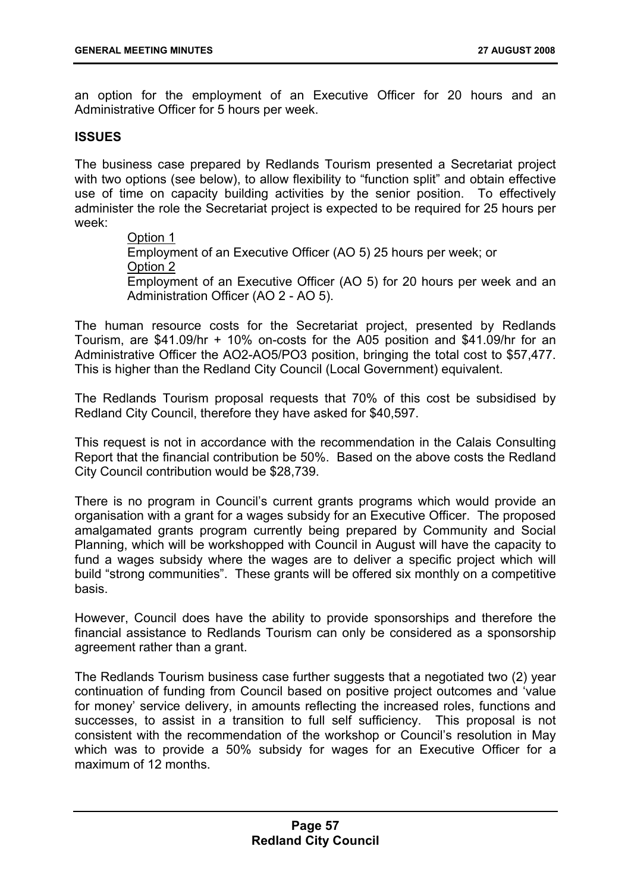an option for the employment of an Executive Officer for 20 hours and an Administrative Officer for 5 hours per week.

## ISSUES

The business case prepared by Redlands Tourism presented a Secretariat project with two options (see below), to allow flexibility to "function split" and obtain effective use of time on capacity building activities by the senior position. To effectively administer the role the Secretariat project is expected to be required for 25 hours per week:

> <u>Option 1</u>
> Employment of an Executive Officer (AO 5) 25 hours per week; or
> <u>Option 2</u>
> Employment of an Executive Officer (AO 5) for 20 hours per week and an Administration Officer (AO 2 - AO 5).

The human resource costs for the Secretariat project, presented by Redlands Tourism, are $41.09/hr + 10% on-costs for the A05 position and $41.09/hr for an Administrative Officer the AO2-AO5/PO3 position, bringing the total cost to $57,477. This is higher than the Redland City Council (Local Government) equivalent.

The Redlands Tourism proposal requests that 70% of this cost be subsidised by Redland City Council, therefore they have asked for $40,597.

This request is not in accordance with the recommendation in the Calais Consulting Report that the financial contribution be 50%. Based on the above costs the Redland City Council contribution would be $28,739.

There is no program in Council's current grants programs which would provide an organisation with a grant for a wages subsidy for an Executive Officer. The proposed amalgamated grants program currently being prepared by Community and Social Planning, which will be workshopped with Council in August will have the capacity to fund a wages subsidy where the wages are to deliver a specific project which will build "strong communities". These grants will be offered six monthly on a competitive basis.

However, Council does have the ability to provide sponsorships and therefore the financial assistance to Redlands Tourism can only be considered as a sponsorship agreement rather than a grant.

The Redlands Tourism business case further suggests that a negotiated two (2) year continuation of funding from Council based on positive project outcomes and 'value for money' service delivery, in amounts reflecting the increased roles, functions and successes, to assist in a transition to full self sufficiency. This proposal is not consistent with the recommendation of the workshop or Council's resolution in May which was to provide a 50% subsidy for wages for an Executive Officer for a maximum of 12 months.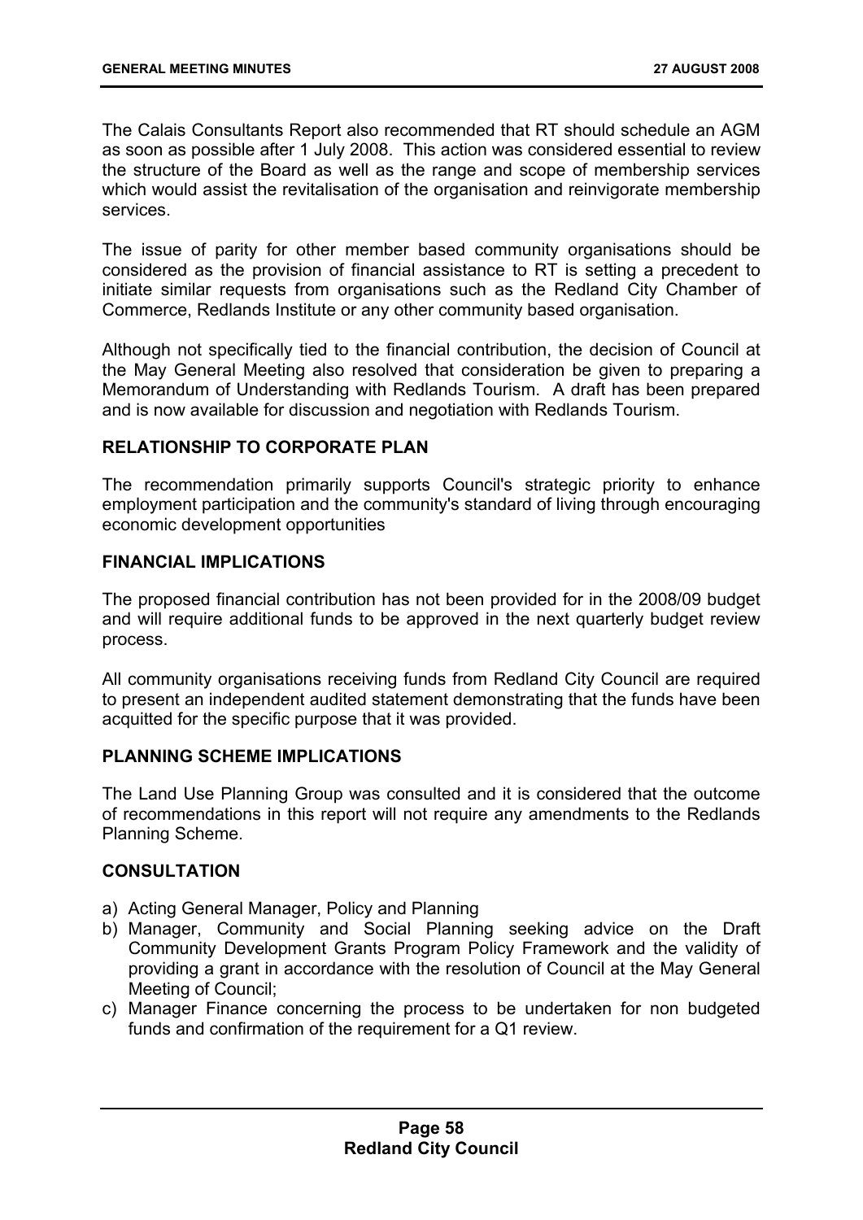The Calais Consultants Report also recommended that RT should schedule an AGM as soon as possible after 1 July 2008. This action was considered essential to review the structure of the Board as well as the range and scope of membership services which would assist the revitalisation of the organisation and reinvigorate membership services.

The issue of parity for other member based community organisations should be considered as the provision of financial assistance to RT is setting a precedent to initiate similar requests from organisations such as the Redland City Chamber of Commerce, Redlands Institute or any other community based organisation.

Although not specifically tied to the financial contribution, the decision of Council at the May General Meeting also resolved that consideration be given to preparing a Memorandum of Understanding with Redlands Tourism. A draft has been prepared and is now available for discussion and negotiation with Redlands Tourism.

## RELATIONSHIP TO CORPORATE PLAN

The recommendation primarily supports Council's strategic priority to enhance employment participation and the community's standard of living through encouraging economic development opportunities

## FINANCIAL IMPLICATIONS

The proposed financial contribution has not been provided for in the 2008/09 budget and will require additional funds to be approved in the next quarterly budget review process.

All community organisations receiving funds from Redland City Council are required to present an independent audited statement demonstrating that the funds have been acquitted for the specific purpose that it was provided.

## PLANNING SCHEME IMPLICATIONS

The Land Use Planning Group was consulted and it is considered that the outcome of recommendations in this report will not require any amendments to the Redlands Planning Scheme.

## CONSULTATION

a) Acting General Manager, Policy and Planning
b) Manager, Community and Social Planning seeking advice on the Draft Community Development Grants Program Policy Framework and the validity of providing a grant in accordance with the resolution of Council at the May General Meeting of Council;
c) Manager Finance concerning the process to be undertaken for non budgeted funds and confirmation of the requirement for a Q1 review.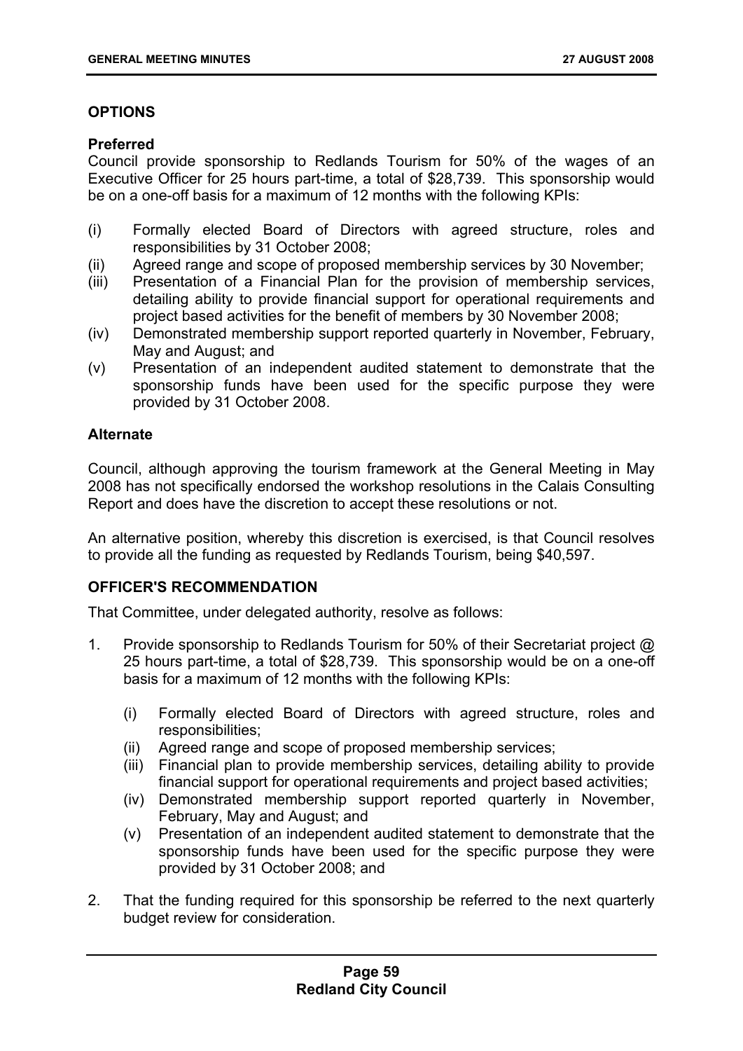## OPTIONS

### Preferred

Council provide sponsorship to Redlands Tourism for 50% of the wages of an Executive Officer for 25 hours part-time, a total of $28,739. This sponsorship would be on a one-off basis for a maximum of 12 months with the following KPIs:

(i) Formally elected Board of Directors with agreed structure, roles and responsibilities by 31 October 2008;
(ii) Agreed range and scope of proposed membership services by 30 November;
(iii) Presentation of a Financial Plan for the provision of membership services, detailing ability to provide financial support for operational requirements and project based activities for the benefit of members by 30 November 2008;
(iv) Demonstrated membership support reported quarterly in November, February, May and August; and
(v) Presentation of an independent audited statement to demonstrate that the sponsorship funds have been used for the specific purpose they were provided by 31 October 2008.

### Alternate

Council, although approving the tourism framework at the General Meeting in May 2008 has not specifically endorsed the workshop resolutions in the Calais Consulting Report and does have the discretion to accept these resolutions or not.

An alternative position, whereby this discretion is exercised, is that Council resolves to provide all the funding as requested by Redlands Tourism, being $40,597.

## OFFICER'S RECOMMENDATION

That Committee, under delegated authority, resolve as follows:

1. Provide sponsorship to Redlands Tourism for 50% of their Secretariat project @ 25 hours part-time, a total of $28,739. This sponsorship would be on a one-off basis for a maximum of 12 months with the following KPIs:

   (i) Formally elected Board of Directors with agreed structure, roles and responsibilities;
   (ii) Agreed range and scope of proposed membership services;
   (iii) Financial plan to provide membership services, detailing ability to provide financial support for operational requirements and project based activities;
   (iv) Demonstrated membership support reported quarterly in November, February, May and August; and
   (v) Presentation of an independent audited statement to demonstrate that the sponsorship funds have been used for the specific purpose they were provided by 31 October 2008; and

2. That the funding required for this sponsorship be referred to the next quarterly budget review for consideration.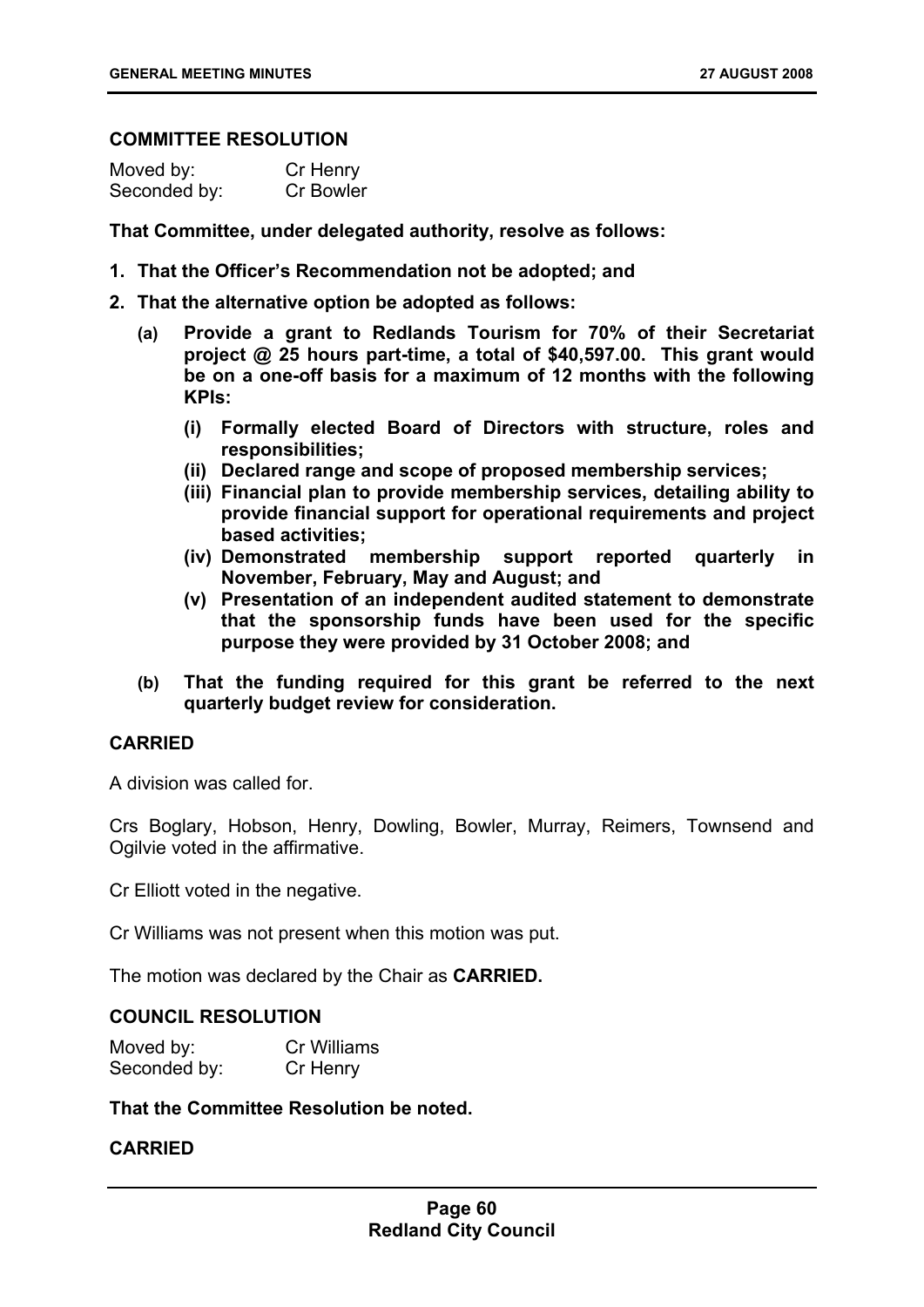### COMMITTEE RESOLUTION

Moved by: Cr Henry
Seconded by: Cr Bowler

**That Committee, under delegated authority, resolve as follows:**

1. **That the Officer's Recommendation not be adopted; and**
2. **That the alternative option be adopted as follows:**
   - **(a) Provide a grant to Redlands Tourism for 70% of their Secretariat project @ 25 hours part-time, a total of $40,597.00. This grant would be on a one-off basis for a maximum of 12 months with the following KPIs:**
     - **(i) Formally elected Board of Directors with structure, roles and responsibilities;**
     - **(ii) Declared range and scope of proposed membership services;**
     - **(iii) Financial plan to provide membership services, detailing ability to provide financial support for operational requirements and project based activities;**
     - **(iv) Demonstrated membership support reported quarterly in November, February, May and August; and**
     - **(v) Presentation of an independent audited statement to demonstrate that the sponsorship funds have been used for the specific purpose they were provided by 31 October 2008; and**
   - **(b) That the funding required for this grant be referred to the next quarterly budget review for consideration.**

**CARRIED**

A division was called for.

Crs Boglary, Hobson, Henry, Dowling, Bowler, Murray, Reimers, Townsend and Ogilvie voted in the affirmative.

Cr Elliott voted in the negative.

Cr Williams was not present when this motion was put.

The motion was declared by the Chair as **CARRIED.**

### COUNCIL RESOLUTION

Moved by: Cr Williams
Seconded by: Cr Henry

**That the Committee Resolution be noted.**

**CARRIED**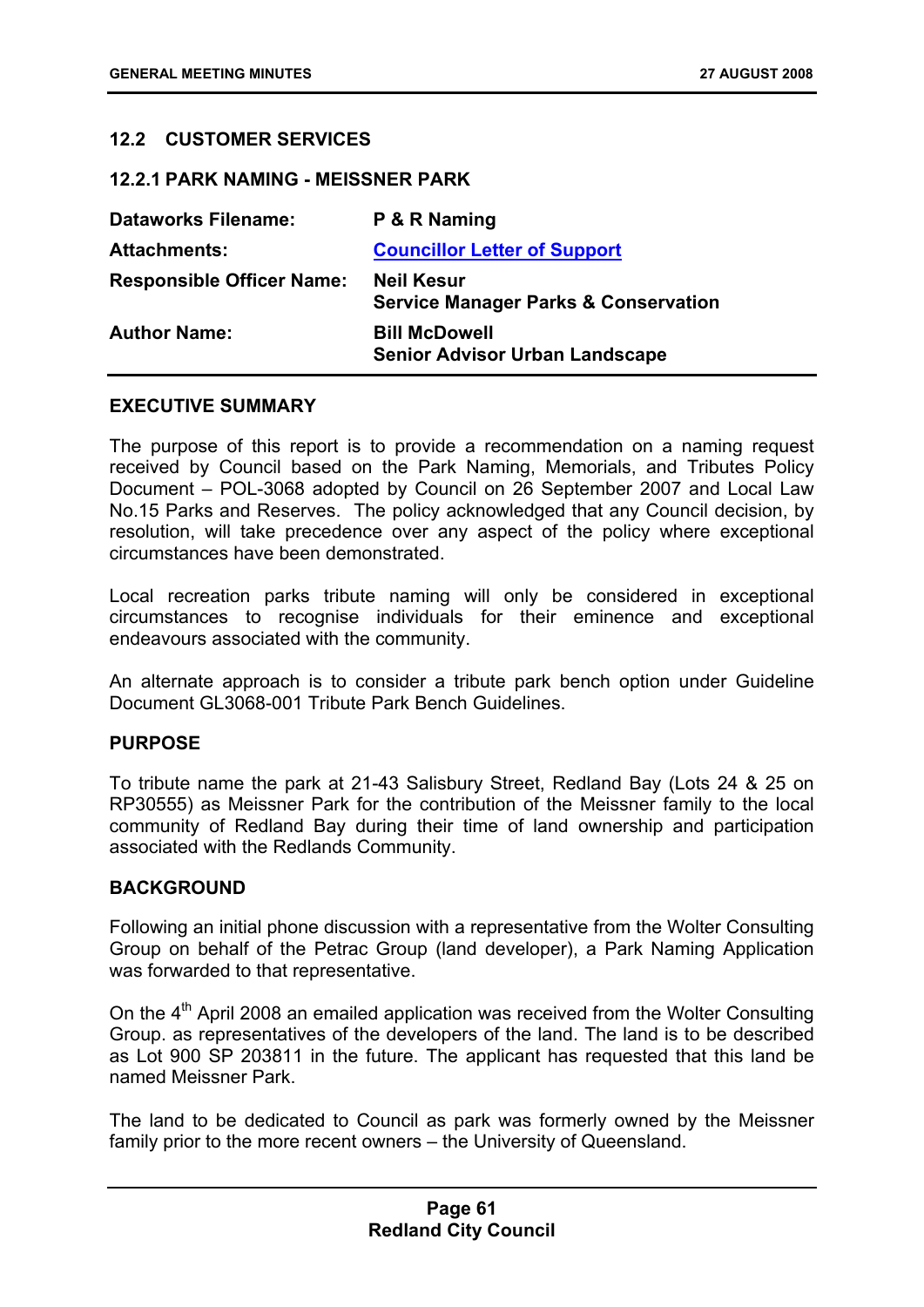## 12.2 CUSTOMER SERVICES

### 12.2.1 PARK NAMING - MEISSNER PARK

| | |
|---|---|
| **Dataworks Filename:** | **P & R Naming** |
| **Attachments:** | **Councillor Letter of Support** |
| **Responsible Officer Name:** | **Neil Kesur**<br>**Service Manager Parks & Conservation** |
| **Author Name:** | **Bill McDowell**<br>**Senior Advisor Urban Landscape** |

**EXECUTIVE SUMMARY**

The purpose of this report is to provide a recommendation on a naming request received by Council based on the Park Naming, Memorials, and Tributes Policy Document – POL-3068 adopted by Council on 26 September 2007 and Local Law No.15 Parks and Reserves. The policy acknowledged that any Council decision, by resolution, will take precedence over any aspect of the policy where exceptional circumstances have been demonstrated.

Local recreation parks tribute naming will only be considered in exceptional circumstances to recognise individuals for their eminence and exceptional endeavours associated with the community.

An alternate approach is to consider a tribute park bench option under Guideline Document GL3068-001 Tribute Park Bench Guidelines.

**PURPOSE**

To tribute name the park at 21-43 Salisbury Street, Redland Bay (Lots 24 & 25 on RP30555) as Meissner Park for the contribution of the Meissner family to the local community of Redland Bay during their time of land ownership and participation associated with the Redlands Community.

**BACKGROUND**

Following an initial phone discussion with a representative from the Wolter Consulting Group on behalf of the Petrac Group (land developer), a Park Naming Application was forwarded to that representative.

On the 4th April 2008 an emailed application was received from the Wolter Consulting Group. as representatives of the developers of the land. The land is to be described as Lot 900 SP 203811 in the future. The applicant has requested that this land be named Meissner Park.

The land to be dedicated to Council as park was formerly owned by the Meissner family prior to the more recent owners – the University of Queensland.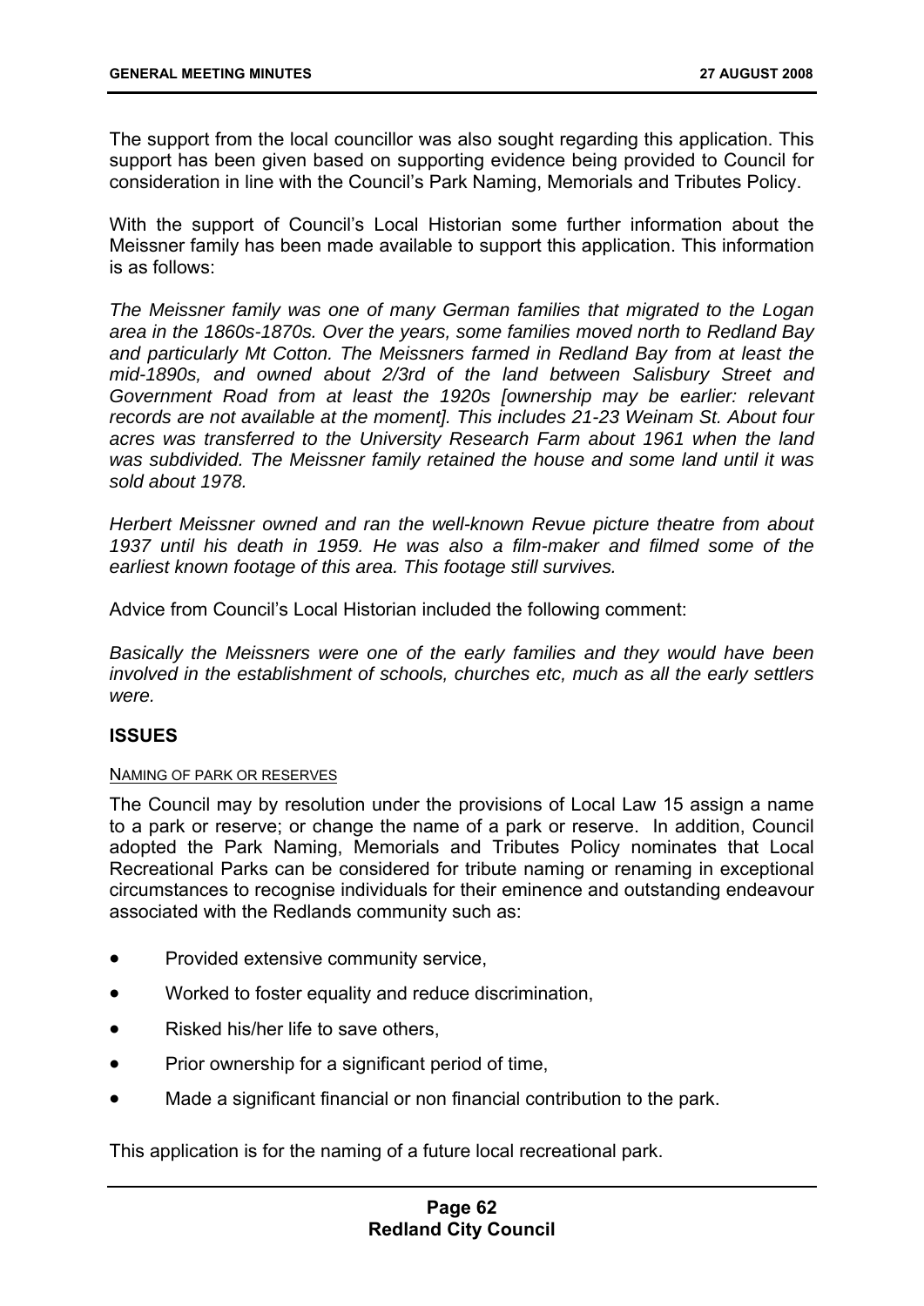The support from the local councillor was also sought regarding this application. This support has been given based on supporting evidence being provided to Council for consideration in line with the Council's Park Naming, Memorials and Tributes Policy.

With the support of Council's Local Historian some further information about the Meissner family has been made available to support this application. This information is as follows:

*The Meissner family was one of many German families that migrated to the Logan area in the 1860s-1870s. Over the years, some families moved north to Redland Bay and particularly Mt Cotton. The Meissners farmed in Redland Bay from at least the mid-1890s, and owned about 2/3rd of the land between Salisbury Street and Government Road from at least the 1920s [ownership may be earlier: relevant records are not available at the moment]. This includes 21-23 Weinam St. About four acres was transferred to the University Research Farm about 1961 when the land was subdivided. The Meissner family retained the house and some land until it was sold about 1978.*

*Herbert Meissner owned and ran the well-known Revue picture theatre from about 1937 until his death in 1959. He was also a film-maker and filmed some of the earliest known footage of this area. This footage still survives.*

Advice from Council's Local Historian included the following comment:

*Basically the Meissners were one of the early families and they would have been involved in the establishment of schools, churches etc, much as all the early settlers were.*

## ISSUES

NAMING OF PARK OR RESERVES

The Council may by resolution under the provisions of Local Law 15 assign a name to a park or reserve; or change the name of a park or reserve. In addition, Council adopted the Park Naming, Memorials and Tributes Policy nominates that Local Recreational Parks can be considered for tribute naming or renaming in exceptional circumstances to recognise individuals for their eminence and outstanding endeavour associated with the Redlands community such as:

- Provided extensive community service,
- Worked to foster equality and reduce discrimination,
- Risked his/her life to save others,
- Prior ownership for a significant period of time,
- Made a significant financial or non financial contribution to the park.

This application is for the naming of a future local recreational park.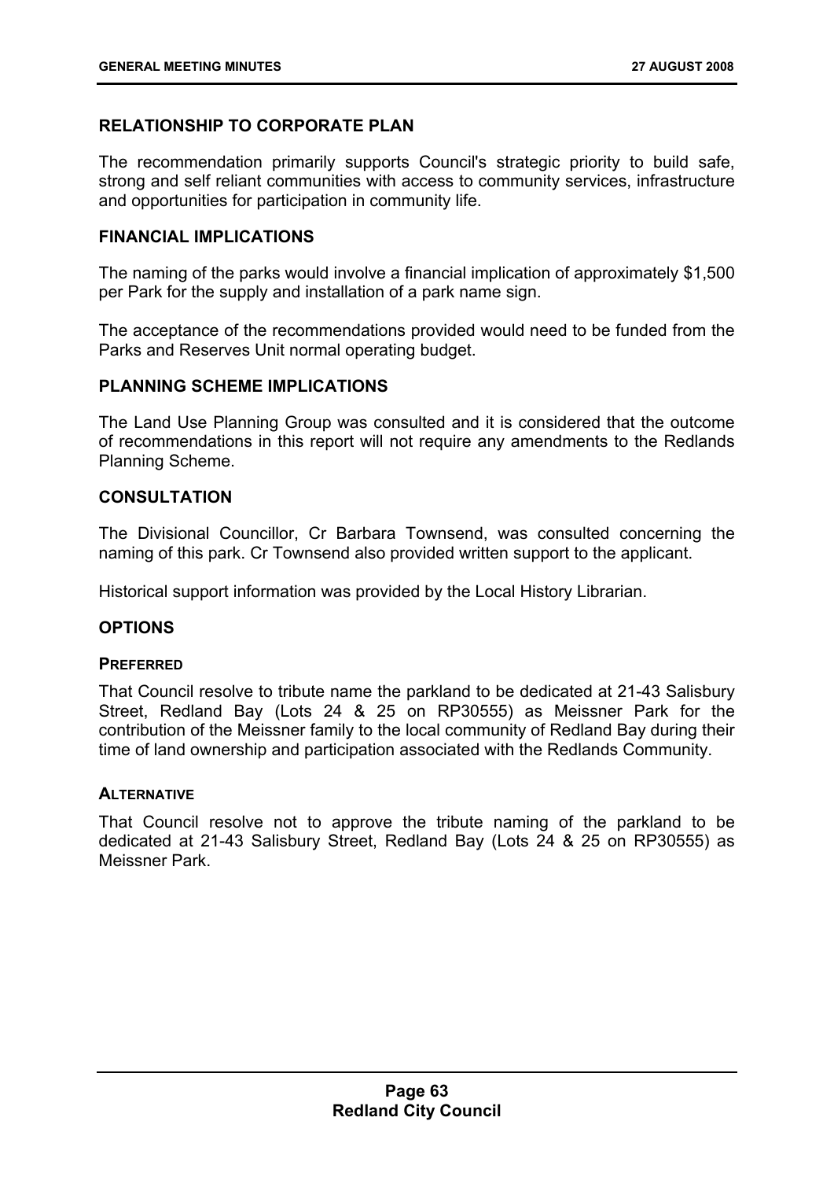## RELATIONSHIP TO CORPORATE PLAN

The recommendation primarily supports Council's strategic priority to build safe, strong and self reliant communities with access to community services, infrastructure and opportunities for participation in community life.

## FINANCIAL IMPLICATIONS

The naming of the parks would involve a financial implication of approximately $1,500 per Park for the supply and installation of a park name sign.

The acceptance of the recommendations provided would need to be funded from the Parks and Reserves Unit normal operating budget.

## PLANNING SCHEME IMPLICATIONS

The Land Use Planning Group was consulted and it is considered that the outcome of recommendations in this report will not require any amendments to the Redlands Planning Scheme.

## CONSULTATION

The Divisional Councillor, Cr Barbara Townsend, was consulted concerning the naming of this park. Cr Townsend also provided written support to the applicant.

Historical support information was provided by the Local History Librarian.

## OPTIONS

### PREFERRED

That Council resolve to tribute name the parkland to be dedicated at 21-43 Salisbury Street, Redland Bay (Lots 24 & 25 on RP30555) as Meissner Park for the contribution of the Meissner family to the local community of Redland Bay during their time of land ownership and participation associated with the Redlands Community.

### ALTERNATIVE

That Council resolve not to approve the tribute naming of the parkland to be dedicated at 21-43 Salisbury Street, Redland Bay (Lots 24 & 25 on RP30555) as Meissner Park.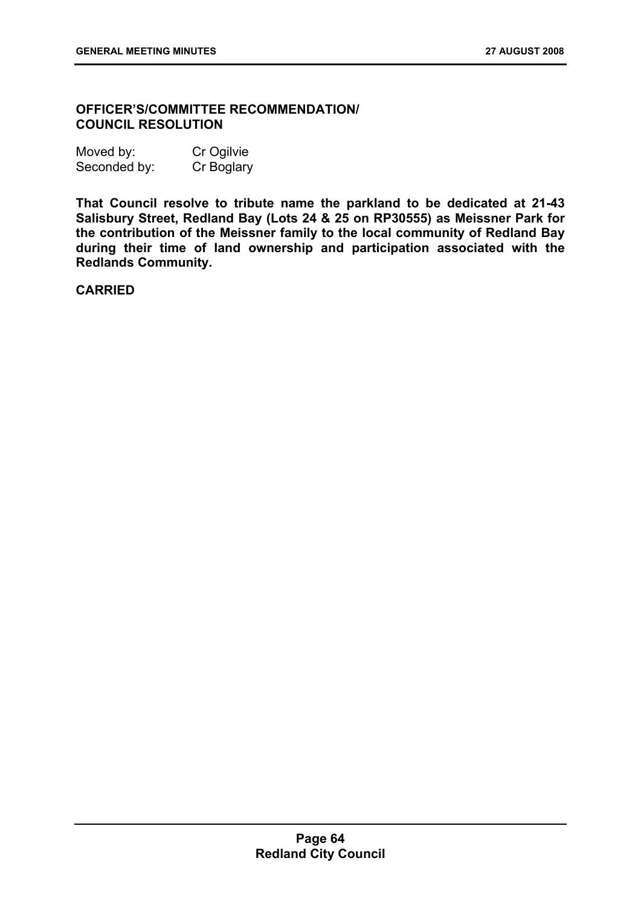**OFFICER'S/COMMITTEE RECOMMENDATION/ COUNCIL RESOLUTION**

| Moved by: | Cr Ogilvie |
|---|---|
| Seconded by: | Cr Boglary |

**That Council resolve to tribute name the parkland to be dedicated at 21-43 Salisbury Street, Redland Bay (Lots 24 & 25 on RP30555) as Meissner Park for the contribution of the Meissner family to the local community of Redland Bay during their time of land ownership and participation associated with the Redlands Community.**

**CARRIED**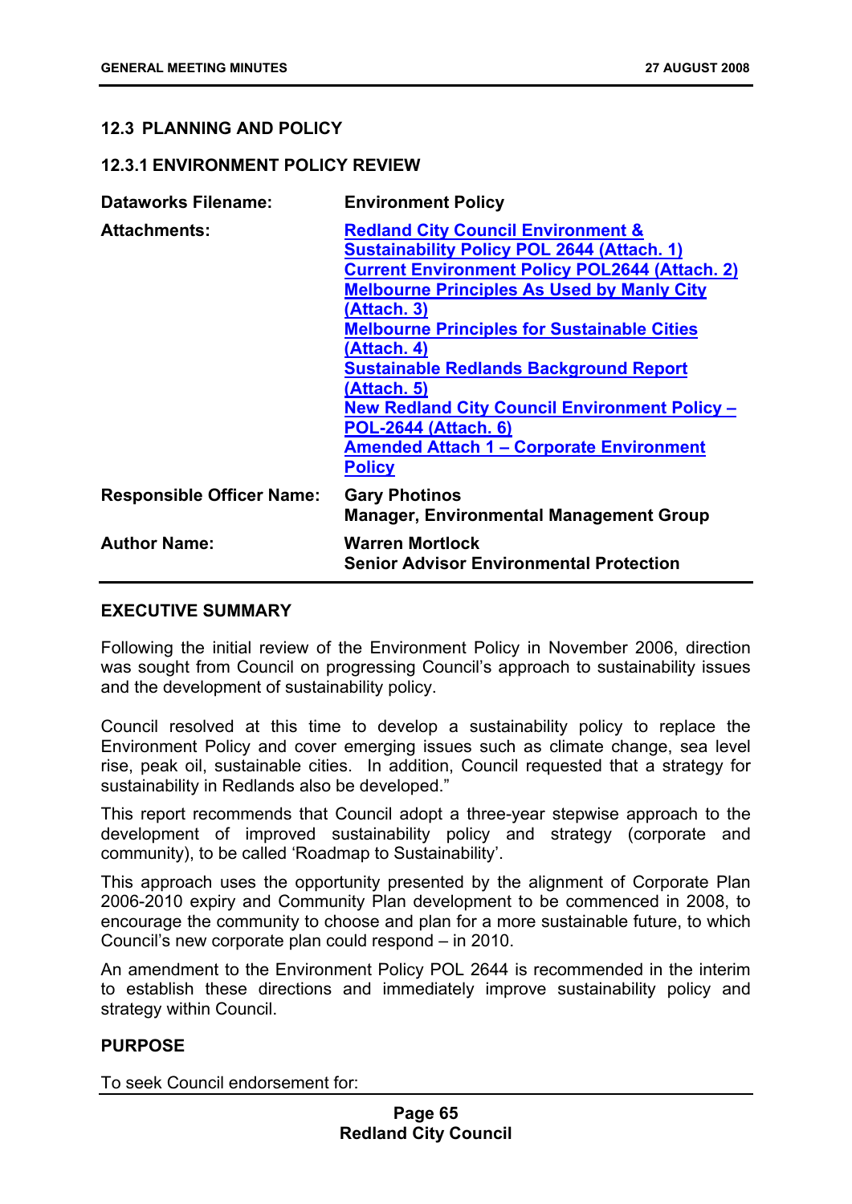## 12.3 PLANNING AND POLICY

### 12.3.1 ENVIRONMENT POLICY REVIEW

| | |
|---|---|
| **Dataworks Filename:** | **Environment Policy** |
| **Attachments:** | **Redland City Council Environment & Sustainability Policy POL 2644 (Attach. 1)**<br>**Current Environment Policy POL2644 (Attach. 2)**<br>**Melbourne Principles As Used by Manly City (Attach. 3)**<br>**Melbourne Principles for Sustainable Cities (Attach. 4)**<br>**Sustainable Redlands Background Report (Attach. 5)**<br>**New Redland City Council Environment Policy – POL-2644 (Attach. 6)**<br>**Amended Attach 1 – Corporate Environment Policy** |
| **Responsible Officer Name:** | **Gary Photinos**<br>**Manager, Environmental Management Group** |
| **Author Name:** | **Warren Mortlock**<br>**Senior Advisor Environmental Protection** |

## EXECUTIVE SUMMARY

Following the initial review of the Environment Policy in November 2006, direction was sought from Council on progressing Council's approach to sustainability issues and the development of sustainability policy.

Council resolved at this time to develop a sustainability policy to replace the Environment Policy and cover emerging issues such as climate change, sea level rise, peak oil, sustainable cities. In addition, Council requested that a strategy for sustainability in Redlands also be developed."

This report recommends that Council adopt a three-year stepwise approach to the development of improved sustainability policy and strategy (corporate and community), to be called 'Roadmap to Sustainability'.

This approach uses the opportunity presented by the alignment of Corporate Plan 2006-2010 expiry and Community Plan development to be commenced in 2008, to encourage the community to choose and plan for a more sustainable future, to which Council's new corporate plan could respond – in 2010.

An amendment to the Environment Policy POL 2644 is recommended in the interim to establish these directions and immediately improve sustainability policy and strategy within Council.

## PURPOSE

To seek Council endorsement for: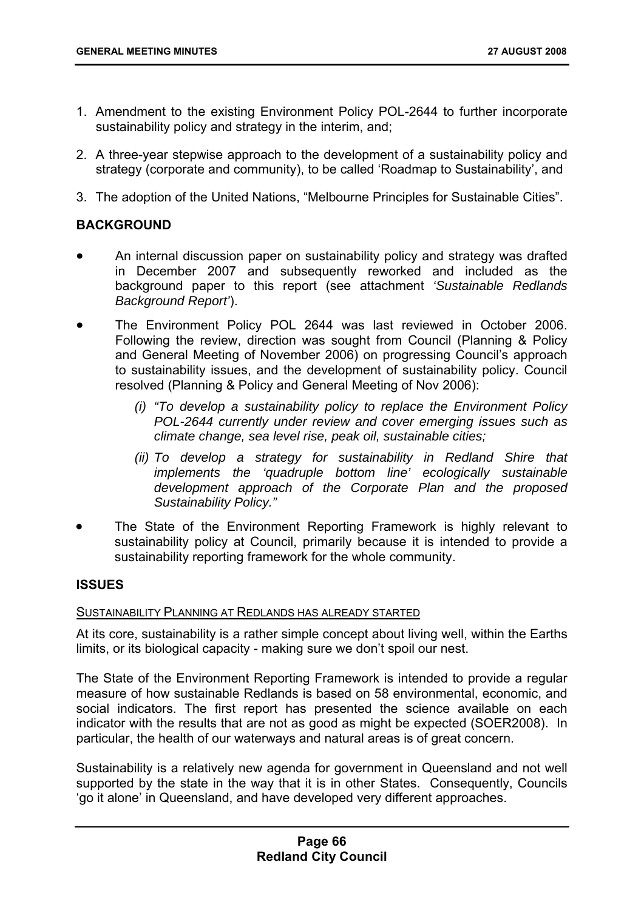1. Amendment to the existing Environment Policy POL-2644 to further incorporate sustainability policy and strategy in the interim, and;

2. A three-year stepwise approach to the development of a sustainability policy and strategy (corporate and community), to be called 'Roadmap to Sustainability', and

3. The adoption of the United Nations, "Melbourne Principles for Sustainable Cities".

## BACKGROUND

- An internal discussion paper on sustainability policy and strategy was drafted in December 2007 and subsequently reworked and included as the background paper to this report (see attachment *'Sustainable Redlands Background Report'*).

- The Environment Policy POL 2644 was last reviewed in October 2006. Following the review, direction was sought from Council (Planning & Policy and General Meeting of November 2006) on progressing Council's approach to sustainability issues, and the development of sustainability policy. Council resolved (Planning & Policy and General Meeting of Nov 2006):

  *(i) "To develop a sustainability policy to replace the Environment Policy POL-2644 currently under review and cover emerging issues such as climate change, sea level rise, peak oil, sustainable cities;*

  *(ii) To develop a strategy for sustainability in Redland Shire that implements the 'quadruple bottom line' ecologically sustainable development approach of the Corporate Plan and the proposed Sustainability Policy."*

- The State of the Environment Reporting Framework is highly relevant to sustainability policy at Council, primarily because it is intended to provide a sustainability reporting framework for the whole community.

## ISSUES

<u>SUSTAINABILITY PLANNING AT REDLANDS HAS ALREADY STARTED</u>

At its core, sustainability is a rather simple concept about living well, within the Earths limits, or its biological capacity - making sure we don't spoil our nest.

The State of the Environment Reporting Framework is intended to provide a regular measure of how sustainable Redlands is based on 58 environmental, economic, and social indicators. The first report has presented the science available on each indicator with the results that are not as good as might be expected (SOER2008). In particular, the health of our waterways and natural areas is of great concern.

Sustainability is a relatively new agenda for government in Queensland and not well supported by the state in the way that it is in other States. Consequently, Councils 'go it alone' in Queensland, and have developed very different approaches.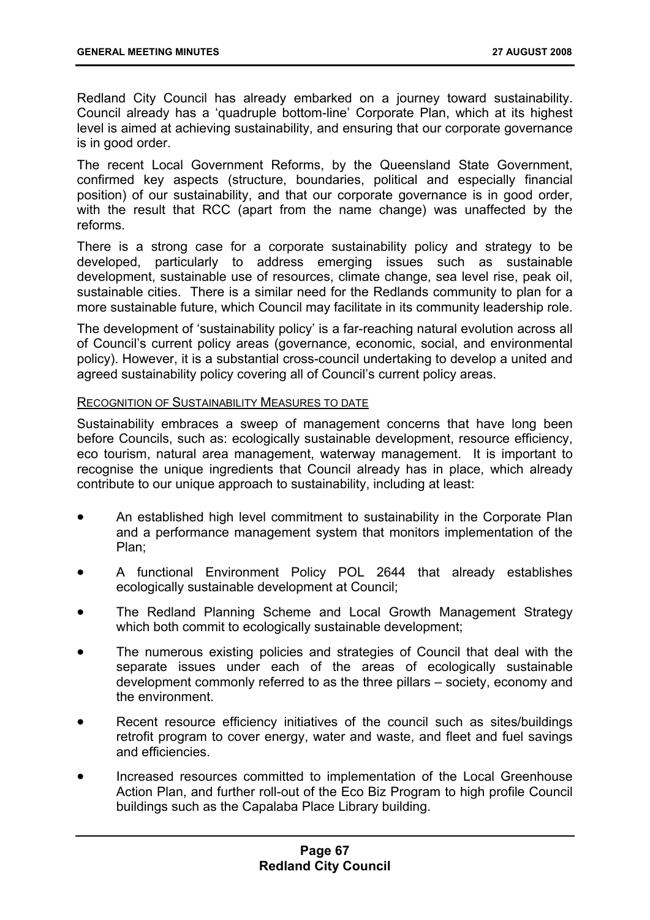Redland City Council has already embarked on a journey toward sustainability. Council already has a 'quadruple bottom-line' Corporate Plan, which at its highest level is aimed at achieving sustainability, and ensuring that our corporate governance is in good order.

The recent Local Government Reforms, by the Queensland State Government, confirmed key aspects (structure, boundaries, political and especially financial position) of our sustainability, and that our corporate governance is in good order, with the result that RCC (apart from the name change) was unaffected by the reforms.

There is a strong case for a corporate sustainability policy and strategy to be developed, particularly to address emerging issues such as sustainable development, sustainable use of resources, climate change, sea level rise, peak oil, sustainable cities. There is a similar need for the Redlands community to plan for a more sustainable future, which Council may facilitate in its community leadership role.

The development of 'sustainability policy' is a far-reaching natural evolution across all of Council's current policy areas (governance, economic, social, and environmental policy). However, it is a substantial cross-council undertaking to develop a united and agreed sustainability policy covering all of Council's current policy areas.

RECOGNITION OF SUSTAINABILITY MEASURES TO DATE

Sustainability embraces a sweep of management concerns that have long been before Councils, such as: ecologically sustainable development, resource efficiency, eco tourism, natural area management, waterway management. It is important to recognise the unique ingredients that Council already has in place, which already contribute to our unique approach to sustainability, including at least:

- An established high level commitment to sustainability in the Corporate Plan and a performance management system that monitors implementation of the Plan;
- A functional Environment Policy POL 2644 that already establishes ecologically sustainable development at Council;
- The Redland Planning Scheme and Local Growth Management Strategy which both commit to ecologically sustainable development;
- The numerous existing policies and strategies of Council that deal with the separate issues under each of the areas of ecologically sustainable development commonly referred to as the three pillars – society, economy and the environment.
- Recent resource efficiency initiatives of the council such as sites/buildings retrofit program to cover energy, water and waste, and fleet and fuel savings and efficiencies.
- Increased resources committed to implementation of the Local Greenhouse Action Plan, and further roll-out of the Eco Biz Program to high profile Council buildings such as the Capalaba Place Library building.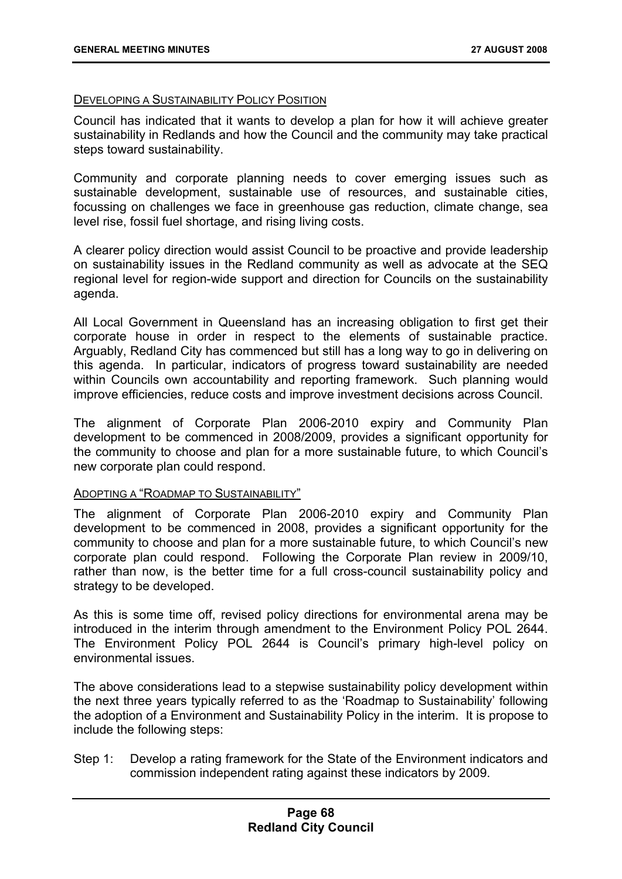DEVELOPING A SUSTAINABILITY POLICY POSITION

Council has indicated that it wants to develop a plan for how it will achieve greater sustainability in Redlands and how the Council and the community may take practical steps toward sustainability.

Community and corporate planning needs to cover emerging issues such as sustainable development, sustainable use of resources, and sustainable cities, focussing on challenges we face in greenhouse gas reduction, climate change, sea level rise, fossil fuel shortage, and rising living costs.

A clearer policy direction would assist Council to be proactive and provide leadership on sustainability issues in the Redland community as well as advocate at the SEQ regional level for region-wide support and direction for Councils on the sustainability agenda.

All Local Government in Queensland has an increasing obligation to first get their corporate house in order in respect to the elements of sustainable practice. Arguably, Redland City has commenced but still has a long way to go in delivering on this agenda. In particular, indicators of progress toward sustainability are needed within Councils own accountability and reporting framework. Such planning would improve efficiencies, reduce costs and improve investment decisions across Council.

The alignment of Corporate Plan 2006-2010 expiry and Community Plan development to be commenced in 2008/2009, provides a significant opportunity for the community to choose and plan for a more sustainable future, to which Council's new corporate plan could respond.

ADOPTING A "ROADMAP TO SUSTAINABILITY"

The alignment of Corporate Plan 2006-2010 expiry and Community Plan development to be commenced in 2008, provides a significant opportunity for the community to choose and plan for a more sustainable future, to which Council's new corporate plan could respond. Following the Corporate Plan review in 2009/10, rather than now, is the better time for a full cross-council sustainability policy and strategy to be developed.

As this is some time off, revised policy directions for environmental arena may be introduced in the interim through amendment to the Environment Policy POL 2644. The Environment Policy POL 2644 is Council's primary high-level policy on environmental issues.

The above considerations lead to a stepwise sustainability policy development within the next three years typically referred to as the 'Roadmap to Sustainability' following the adoption of a Environment and Sustainability Policy in the interim. It is propose to include the following steps:

Step 1: Develop a rating framework for the State of the Environment indicators and commission independent rating against these indicators by 2009.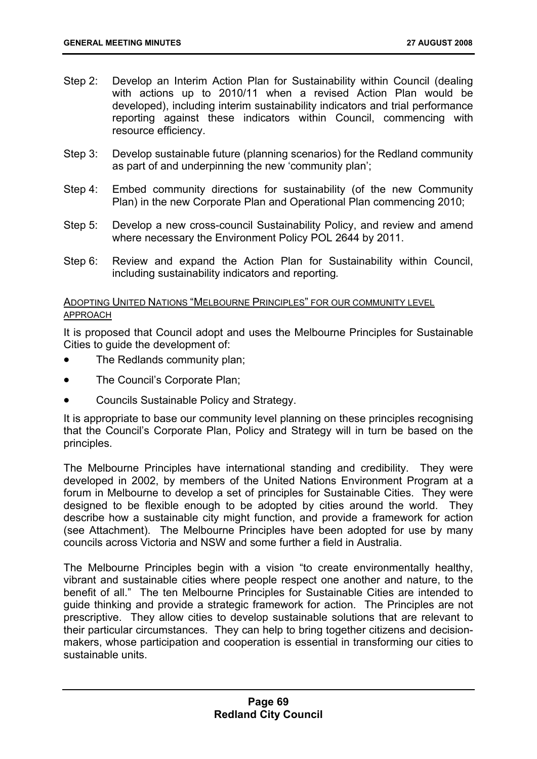Step 2: Develop an Interim Action Plan for Sustainability within Council (dealing with actions up to 2010/11 when a revised Action Plan would be developed), including interim sustainability indicators and trial performance reporting against these indicators within Council, commencing with resource efficiency.

Step 3: Develop sustainable future (planning scenarios) for the Redland community as part of and underpinning the new 'community plan';

Step 4: Embed community directions for sustainability (of the new Community Plan) in the new Corporate Plan and Operational Plan commencing 2010;

Step 5: Develop a new cross-council Sustainability Policy, and review and amend where necessary the Environment Policy POL 2644 by 2011.

Step 6: Review and expand the Action Plan for Sustainability within Council, including sustainability indicators and reporting.

ADOPTING UNITED NATIONS "MELBOURNE PRINCIPLES" FOR OUR COMMUNITY LEVEL APPROACH

It is proposed that Council adopt and uses the Melbourne Principles for Sustainable Cities to guide the development of:

- The Redlands community plan;
- The Council's Corporate Plan;
- Councils Sustainable Policy and Strategy.

It is appropriate to base our community level planning on these principles recognising that the Council's Corporate Plan, Policy and Strategy will in turn be based on the principles.

The Melbourne Principles have international standing and credibility. They were developed in 2002, by members of the United Nations Environment Program at a forum in Melbourne to develop a set of principles for Sustainable Cities. They were designed to be flexible enough to be adopted by cities around the world. They describe how a sustainable city might function, and provide a framework for action (see Attachment). The Melbourne Principles have been adopted for use by many councils across Victoria and NSW and some further a field in Australia.

The Melbourne Principles begin with a vision "to create environmentally healthy, vibrant and sustainable cities where people respect one another and nature, to the benefit of all." The ten Melbourne Principles for Sustainable Cities are intended to guide thinking and provide a strategic framework for action. The Principles are not prescriptive. They allow cities to develop sustainable solutions that are relevant to their particular circumstances. They can help to bring together citizens and decision-makers, whose participation and cooperation is essential in transforming our cities to sustainable units.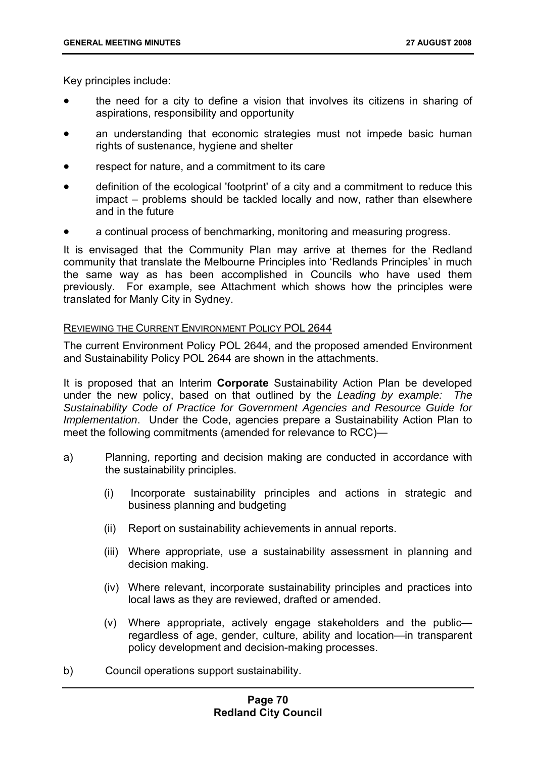Key principles include:

- the need for a city to define a vision that involves its citizens in sharing of aspirations, responsibility and opportunity
- an understanding that economic strategies must not impede basic human rights of sustenance, hygiene and shelter
- respect for nature, and a commitment to its care
- definition of the ecological 'footprint' of a city and a commitment to reduce this impact – problems should be tackled locally and now, rather than elsewhere and in the future
- a continual process of benchmarking, monitoring and measuring progress.

It is envisaged that the Community Plan may arrive at themes for the Redland community that translate the Melbourne Principles into 'Redlands Principles' in much the same way as has been accomplished in Councils who have used them previously. For example, see Attachment which shows how the principles were translated for Manly City in Sydney.

REVIEWING THE CURRENT ENVIRONMENT POLICY POL 2644

The current Environment Policy POL 2644, and the proposed amended Environment and Sustainability Policy POL 2644 are shown in the attachments.

It is proposed that an Interim **Corporate** Sustainability Action Plan be developed under the new policy, based on that outlined by the *Leading by example: The Sustainability Code of Practice for Government Agencies and Resource Guide for Implementation*. Under the Code, agencies prepare a Sustainability Action Plan to meet the following commitments (amended for relevance to RCC)—

a) Planning, reporting and decision making are conducted in accordance with the sustainability principles.

   (i) Incorporate sustainability principles and actions in strategic and business planning and budgeting

   (ii) Report on sustainability achievements in annual reports.

   (iii) Where appropriate, use a sustainability assessment in planning and decision making.

   (iv) Where relevant, incorporate sustainability principles and practices into local laws as they are reviewed, drafted or amended.

   (v) Where appropriate, actively engage stakeholders and the public—regardless of age, gender, culture, ability and location—in transparent policy development and decision-making processes.

b) Council operations support sustainability.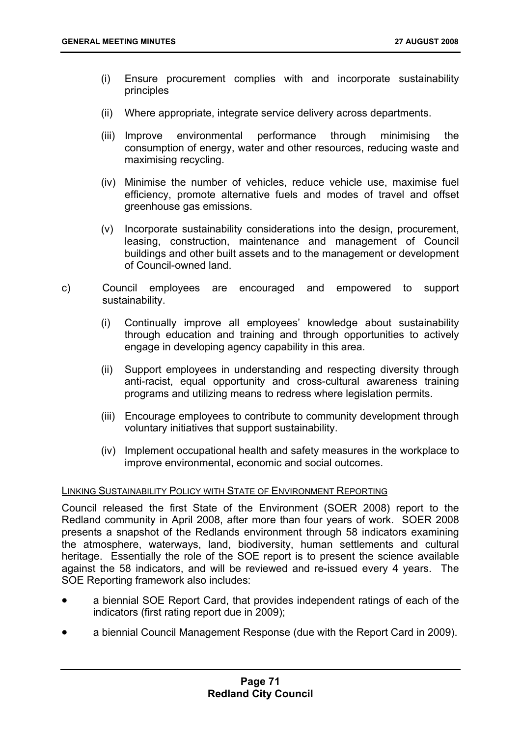(i) Ensure procurement complies with and incorporate sustainability principles

(ii) Where appropriate, integrate service delivery across departments.

(iii) Improve environmental performance through minimising the consumption of energy, water and other resources, reducing waste and maximising recycling.

(iv) Minimise the number of vehicles, reduce vehicle use, maximise fuel efficiency, promote alternative fuels and modes of travel and offset greenhouse gas emissions.

(v) Incorporate sustainability considerations into the design, procurement, leasing, construction, maintenance and management of Council buildings and other built assets and to the management or development of Council-owned land.

c) Council employees are encouraged and empowered to support sustainability.

(i) Continually improve all employees' knowledge about sustainability through education and training and through opportunities to actively engage in developing agency capability in this area.

(ii) Support employees in understanding and respecting diversity through anti-racist, equal opportunity and cross-cultural awareness training programs and utilizing means to redress where legislation permits.

(iii) Encourage employees to contribute to community development through voluntary initiatives that support sustainability.

(iv) Implement occupational health and safety measures in the workplace to improve environmental, economic and social outcomes.

LINKING SUSTAINABILITY POLICY WITH STATE OF ENVIRONMENT REPORTING

Council released the first State of the Environment (SOER 2008) report to the Redland community in April 2008, after more than four years of work. SOER 2008 presents a snapshot of the Redlands environment through 58 indicators examining the atmosphere, waterways, land, biodiversity, human settlements and cultural heritage. Essentially the role of the SOE report is to present the science available against the 58 indicators, and will be reviewed and re-issued every 4 years. The SOE Reporting framework also includes:

- a biennial SOE Report Card, that provides independent ratings of each of the indicators (first rating report due in 2009);
- a biennial Council Management Response (due with the Report Card in 2009).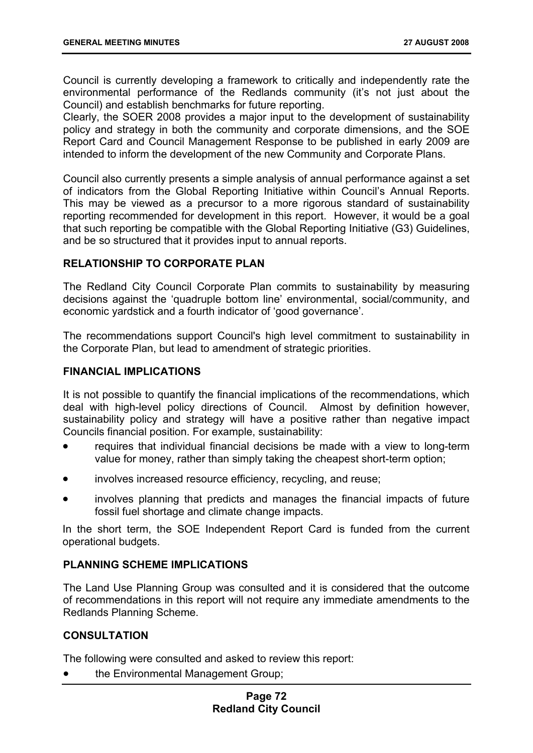Council is currently developing a framework to critically and independently rate the environmental performance of the Redlands community (it's not just about the Council) and establish benchmarks for future reporting.
Clearly, the SOER 2008 provides a major input to the development of sustainability policy and strategy in both the community and corporate dimensions, and the SOE Report Card and Council Management Response to be published in early 2009 are intended to inform the development of the new Community and Corporate Plans.

Council also currently presents a simple analysis of annual performance against a set of indicators from the Global Reporting Initiative within Council's Annual Reports. This may be viewed as a precursor to a more rigorous standard of sustainability reporting recommended for development in this report. However, it would be a goal that such reporting be compatible with the Global Reporting Initiative (G3) Guidelines, and be so structured that it provides input to annual reports.

## RELATIONSHIP TO CORPORATE PLAN

The Redland City Council Corporate Plan commits to sustainability by measuring decisions against the 'quadruple bottom line' environmental, social/community, and economic yardstick and a fourth indicator of 'good governance'.

The recommendations support Council's high level commitment to sustainability in the Corporate Plan, but lead to amendment of strategic priorities.

## FINANCIAL IMPLICATIONS

It is not possible to quantify the financial implications of the recommendations, which deal with high-level policy directions of Council. Almost by definition however, sustainability policy and strategy will have a positive rather than negative impact Councils financial position. For example, sustainability:

- requires that individual financial decisions be made with a view to long-term value for money, rather than simply taking the cheapest short-term option;
- involves increased resource efficiency, recycling, and reuse;
- involves planning that predicts and manages the financial impacts of future fossil fuel shortage and climate change impacts.

In the short term, the SOE Independent Report Card is funded from the current operational budgets.

## PLANNING SCHEME IMPLICATIONS

The Land Use Planning Group was consulted and it is considered that the outcome of recommendations in this report will not require any immediate amendments to the Redlands Planning Scheme.

## CONSULTATION

The following were consulted and asked to review this report:

- the Environmental Management Group;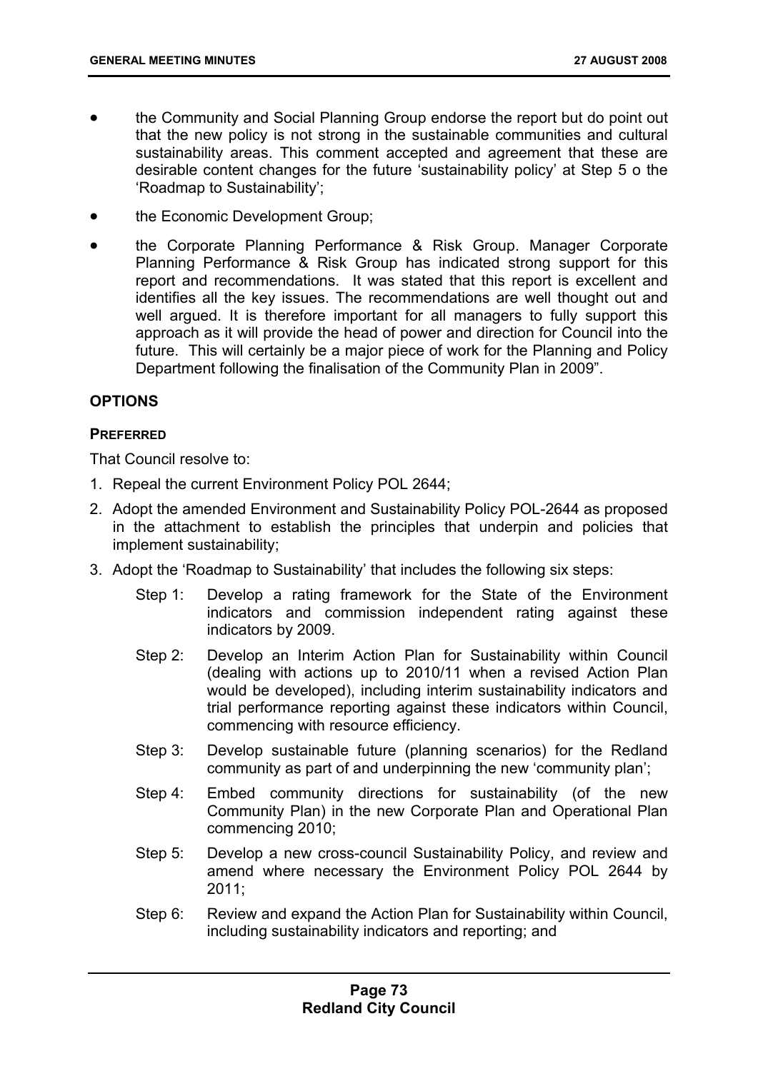- the Community and Social Planning Group endorse the report but do point out that the new policy is not strong in the sustainable communities and cultural sustainability areas. This comment accepted and agreement that these are desirable content changes for the future 'sustainability policy' at Step 5 o the 'Roadmap to Sustainability';
- the Economic Development Group;
- the Corporate Planning Performance & Risk Group. Manager Corporate Planning Performance & Risk Group has indicated strong support for this report and recommendations. It was stated that this report is excellent and identifies all the key issues. The recommendations are well thought out and well argued. It is therefore important for all managers to fully support this approach as it will provide the head of power and direction for Council into the future. This will certainly be a major piece of work for the Planning and Policy Department following the finalisation of the Community Plan in 2009".

## OPTIONS

### PREFERRED

That Council resolve to:

1. Repeal the current Environment Policy POL 2644;
2. Adopt the amended Environment and Sustainability Policy POL-2644 as proposed in the attachment to establish the principles that underpin and policies that implement sustainability;
3. Adopt the 'Roadmap to Sustainability' that includes the following six steps:

   Step 1: Develop a rating framework for the State of the Environment indicators and commission independent rating against these indicators by 2009.

   Step 2: Develop an Interim Action Plan for Sustainability within Council (dealing with actions up to 2010/11 when a revised Action Plan would be developed), including interim sustainability indicators and trial performance reporting against these indicators within Council, commencing with resource efficiency.

   Step 3: Develop sustainable future (planning scenarios) for the Redland community as part of and underpinning the new 'community plan';

   Step 4: Embed community directions for sustainability (of the new Community Plan) in the new Corporate Plan and Operational Plan commencing 2010;

   Step 5: Develop a new cross-council Sustainability Policy, and review and amend where necessary the Environment Policy POL 2644 by 2011;

   Step 6: Review and expand the Action Plan for Sustainability within Council, including sustainability indicators and reporting; and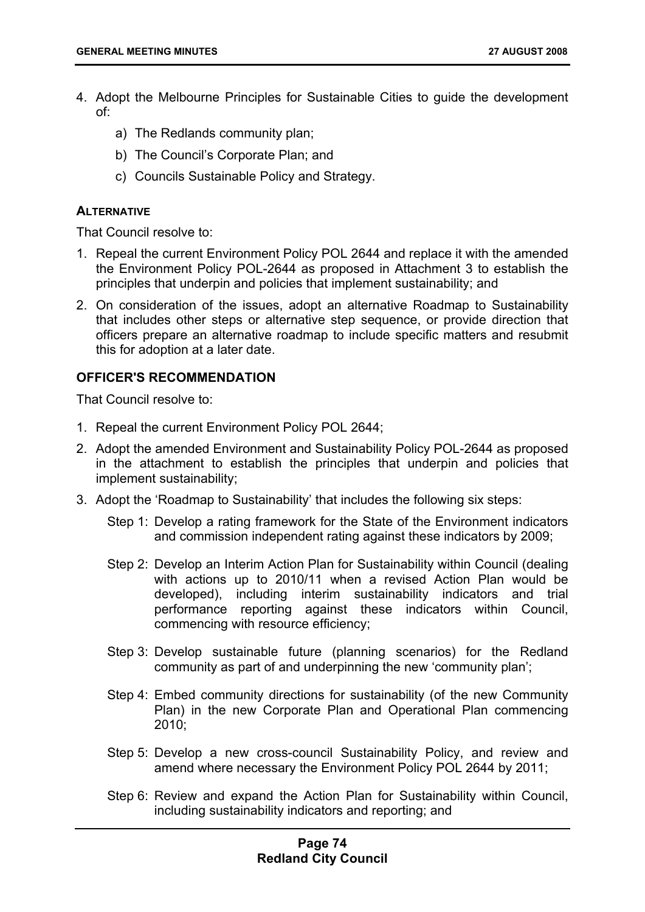4. Adopt the Melbourne Principles for Sustainable Cities to guide the development of:

   a) The Redlands community plan;

   b) The Council's Corporate Plan; and

   c) Councils Sustainable Policy and Strategy.

**ALTERNATIVE**

That Council resolve to:

1. Repeal the current Environment Policy POL 2644 and replace it with the amended the Environment Policy POL-2644 as proposed in Attachment 3 to establish the principles that underpin and policies that implement sustainability; and
2. On consideration of the issues, adopt an alternative Roadmap to Sustainability that includes other steps or alternative step sequence, or provide direction that officers prepare an alternative roadmap to include specific matters and resubmit this for adoption at a later date.

**OFFICER'S RECOMMENDATION**

That Council resolve to:

1. Repeal the current Environment Policy POL 2644;
2. Adopt the amended Environment and Sustainability Policy POL-2644 as proposed in the attachment to establish the principles that underpin and policies that implement sustainability;
3. Adopt the 'Roadmap to Sustainability' that includes the following six steps:

   Step 1: Develop a rating framework for the State of the Environment indicators and commission independent rating against these indicators by 2009;

   Step 2: Develop an Interim Action Plan for Sustainability within Council (dealing with actions up to 2010/11 when a revised Action Plan would be developed), including interim sustainability indicators and trial performance reporting against these indicators within Council, commencing with resource efficiency;

   Step 3: Develop sustainable future (planning scenarios) for the Redland community as part of and underpinning the new 'community plan';

   Step 4: Embed community directions for sustainability (of the new Community Plan) in the new Corporate Plan and Operational Plan commencing 2010;

   Step 5: Develop a new cross-council Sustainability Policy, and review and amend where necessary the Environment Policy POL 2644 by 2011;

   Step 6: Review and expand the Action Plan for Sustainability within Council, including sustainability indicators and reporting; and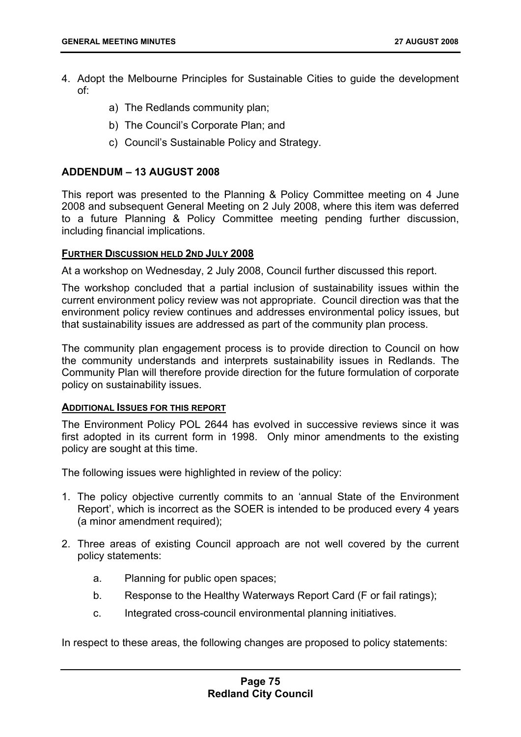4. Adopt the Melbourne Principles for Sustainable Cities to guide the development of:

    a) The Redlands community plan;

    b) The Council's Corporate Plan; and

    c) Council's Sustainable Policy and Strategy.

## ADDENDUM – 13 AUGUST 2008

This report was presented to the Planning & Policy Committee meeting on 4 June 2008 and subsequent General Meeting on 2 July 2008, where this item was deferred to a future Planning & Policy Committee meeting pending further discussion, including financial implications.

### FURTHER DISCUSSION HELD 2ND JULY 2008

At a workshop on Wednesday, 2 July 2008, Council further discussed this report.

The workshop concluded that a partial inclusion of sustainability issues within the current environment policy review was not appropriate. Council direction was that the environment policy review continues and addresses environmental policy issues, but that sustainability issues are addressed as part of the community plan process.

The community plan engagement process is to provide direction to Council on how the community understands and interprets sustainability issues in Redlands. The Community Plan will therefore provide direction for the future formulation of corporate policy on sustainability issues.

### ADDITIONAL ISSUES FOR THIS REPORT

The Environment Policy POL 2644 has evolved in successive reviews since it was first adopted in its current form in 1998. Only minor amendments to the existing policy are sought at this time.

The following issues were highlighted in review of the policy:

1. The policy objective currently commits to an 'annual State of the Environment Report', which is incorrect as the SOER is intended to be produced every 4 years (a minor amendment required);

2. Three areas of existing Council approach are not well covered by the current policy statements:

    a. Planning for public open spaces;

    b. Response to the Healthy Waterways Report Card (F or fail ratings);

    c. Integrated cross-council environmental planning initiatives.

In respect to these areas, the following changes are proposed to policy statements: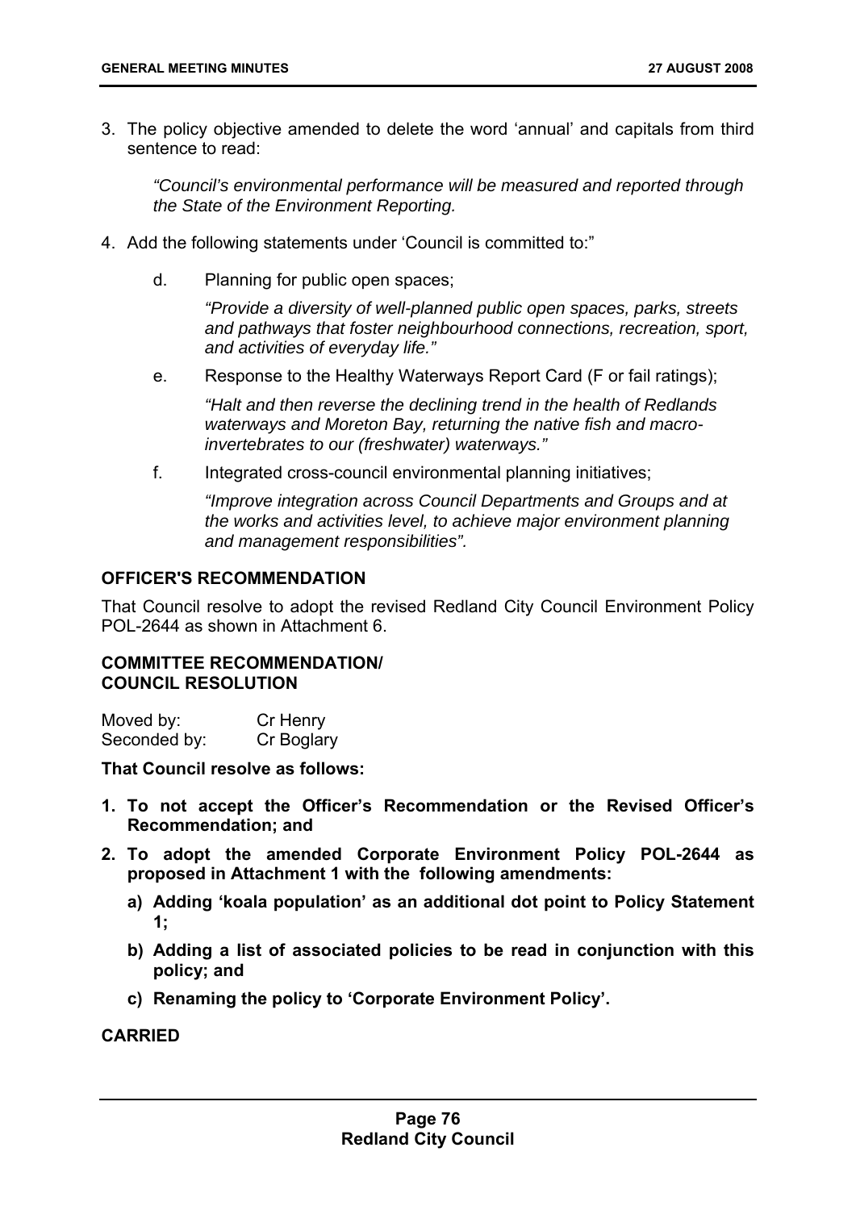3. The policy objective amended to delete the word 'annual' and capitals from third sentence to read:

   *"Council's environmental performance will be measured and reported through the State of the Environment Reporting.*

4. Add the following statements under 'Council is committed to:"

   d. Planning for public open spaces;

      *"Provide a diversity of well-planned public open spaces, parks, streets and pathways that foster neighbourhood connections, recreation, sport, and activities of everyday life."*

   e. Response to the Healthy Waterways Report Card (F or fail ratings);

      *"Halt and then reverse the declining trend in the health of Redlands waterways and Moreton Bay, returning the native fish and macro-invertebrates to our (freshwater) waterways."*

   f. Integrated cross-council environmental planning initiatives;

      *"Improve integration across Council Departments and Groups and at the works and activities level, to achieve major environment planning and management responsibilities".*

## OFFICER'S RECOMMENDATION

That Council resolve to adopt the revised Redland City Council Environment Policy POL-2644 as shown in Attachment 6.

## COMMITTEE RECOMMENDATION/ COUNCIL RESOLUTION

Moved by: Cr Henry
Seconded by: Cr Boglary

**That Council resolve as follows:**

1. **To not accept the Officer's Recommendation or the Revised Officer's Recommendation; and**
2. **To adopt the amended Corporate Environment Policy POL-2644 as proposed in Attachment 1 with the following amendments:**
   a) **Adding 'koala population' as an additional dot point to Policy Statement 1;**
   b) **Adding a list of associated policies to be read in conjunction with this policy; and**
   c) **Renaming the policy to 'Corporate Environment Policy'.**

**CARRIED**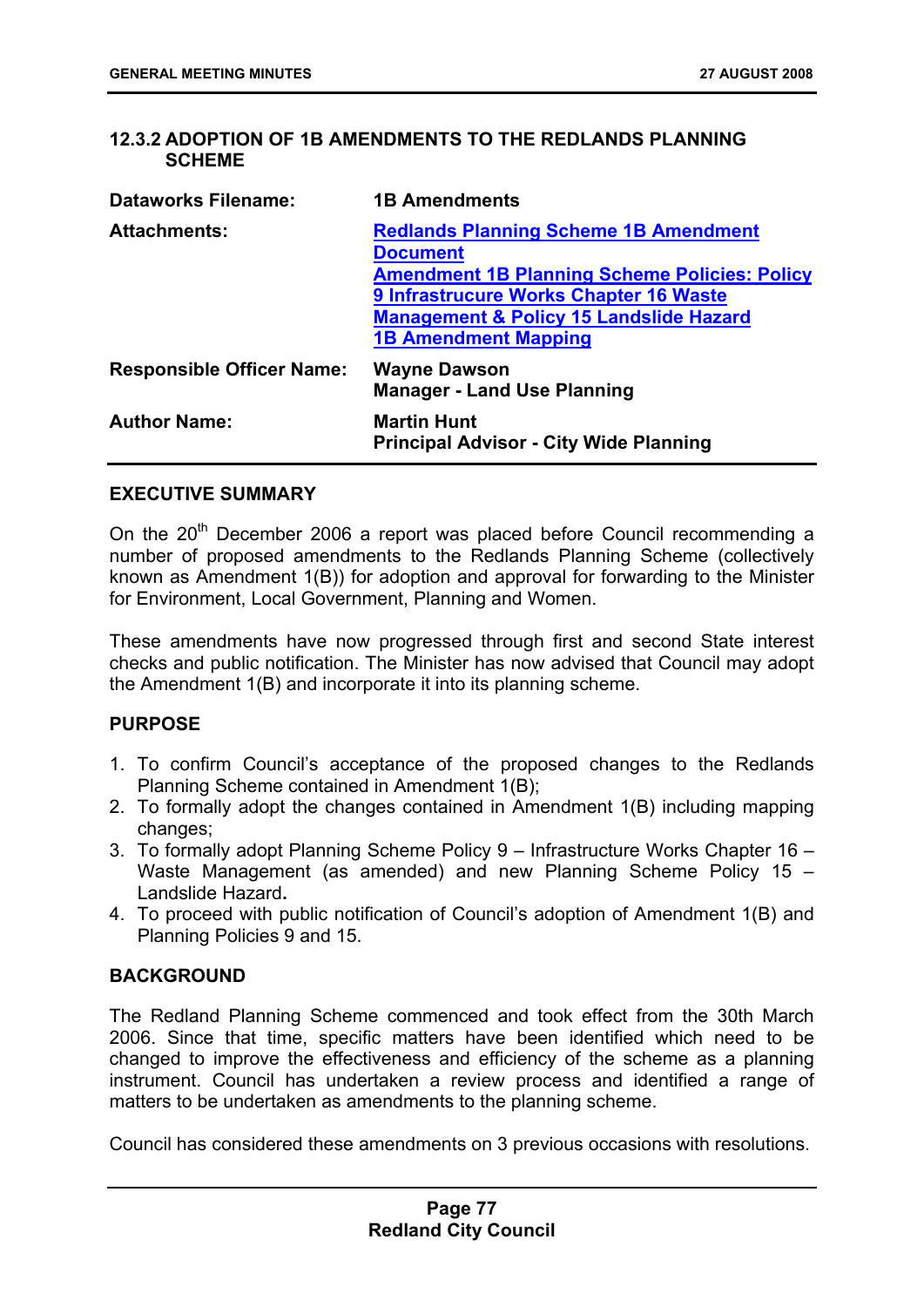## 12.3.2 ADOPTION OF 1B AMENDMENTS TO THE REDLANDS PLANNING SCHEME

| | |
|---|---|
| **Dataworks Filename:** | **1B Amendments** |
| **Attachments:** | **Redlands Planning Scheme 1B Amendment Document**<br>**Amendment 1B Planning Scheme Policies: Policy 9 Infrastrucure Works Chapter 16 Waste Management & Policy 15 Landslide Hazard**<br>**1B Amendment Mapping** |
| **Responsible Officer Name:** | **Wayne Dawson**<br>**Manager - Land Use Planning** |
| **Author Name:** | **Martin Hunt**<br>**Principal Advisor - City Wide Planning** |

### EXECUTIVE SUMMARY

On the 20th December 2006 a report was placed before Council recommending a number of proposed amendments to the Redlands Planning Scheme (collectively known as Amendment 1(B)) for adoption and approval for forwarding to the Minister for Environment, Local Government, Planning and Women.

These amendments have now progressed through first and second State interest checks and public notification. The Minister has now advised that Council may adopt the Amendment 1(B) and incorporate it into its planning scheme.

### PURPOSE

1. To confirm Council's acceptance of the proposed changes to the Redlands Planning Scheme contained in Amendment 1(B);
2. To formally adopt the changes contained in Amendment 1(B) including mapping changes;
3. To formally adopt Planning Scheme Policy 9 – Infrastructure Works Chapter 16 – Waste Management (as amended) and new Planning Scheme Policy 15 – Landslide Hazard**.**
4. To proceed with public notification of Council's adoption of Amendment 1(B) and Planning Policies 9 and 15.

### BACKGROUND

The Redland Planning Scheme commenced and took effect from the 30th March 2006. Since that time, specific matters have been identified which need to be changed to improve the effectiveness and efficiency of the scheme as a planning instrument. Council has undertaken a review process and identified a range of matters to be undertaken as amendments to the planning scheme.

Council has considered these amendments on 3 previous occasions with resolutions.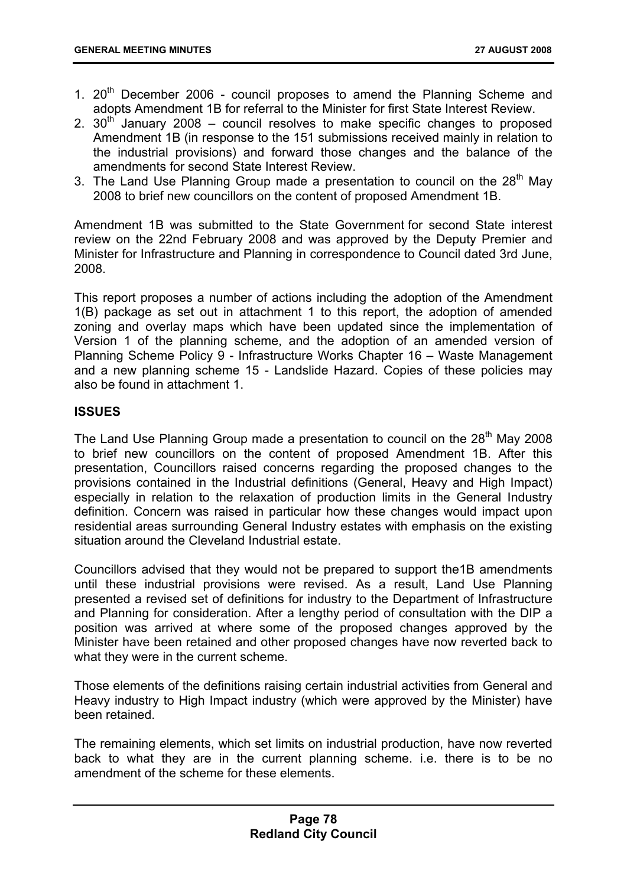1. 20th December 2006 - council proposes to amend the Planning Scheme and adopts Amendment 1B for referral to the Minister for first State Interest Review.
2. 30th January 2008 – council resolves to make specific changes to proposed Amendment 1B (in response to the 151 submissions received mainly in relation to the industrial provisions) and forward those changes and the balance of the amendments for second State Interest Review.
3. The Land Use Planning Group made a presentation to council on the 28th May 2008 to brief new councillors on the content of proposed Amendment 1B.

Amendment 1B was submitted to the State Government for second State interest review on the 22nd February 2008 and was approved by the Deputy Premier and Minister for Infrastructure and Planning in correspondence to Council dated 3rd June, 2008.

This report proposes a number of actions including the adoption of the Amendment 1(B) package as set out in attachment 1 to this report, the adoption of amended zoning and overlay maps which have been updated since the implementation of Version 1 of the planning scheme, and the adoption of an amended version of Planning Scheme Policy 9 - Infrastructure Works Chapter 16 – Waste Management and a new planning scheme 15 - Landslide Hazard. Copies of these policies may also be found in attachment 1.

## ISSUES

The Land Use Planning Group made a presentation to council on the 28th May 2008 to brief new councillors on the content of proposed Amendment 1B. After this presentation, Councillors raised concerns regarding the proposed changes to the provisions contained in the Industrial definitions (General, Heavy and High Impact) especially in relation to the relaxation of production limits in the General Industry definition. Concern was raised in particular how these changes would impact upon residential areas surrounding General Industry estates with emphasis on the existing situation around the Cleveland Industrial estate.

Councillors advised that they would not be prepared to support the1B amendments until these industrial provisions were revised. As a result, Land Use Planning presented a revised set of definitions for industry to the Department of Infrastructure and Planning for consideration. After a lengthy period of consultation with the DIP a position was arrived at where some of the proposed changes approved by the Minister have been retained and other proposed changes have now reverted back to what they were in the current scheme.

Those elements of the definitions raising certain industrial activities from General and Heavy industry to High Impact industry (which were approved by the Minister) have been retained.

The remaining elements, which set limits on industrial production, have now reverted back to what they are in the current planning scheme. i.e. there is to be no amendment of the scheme for these elements.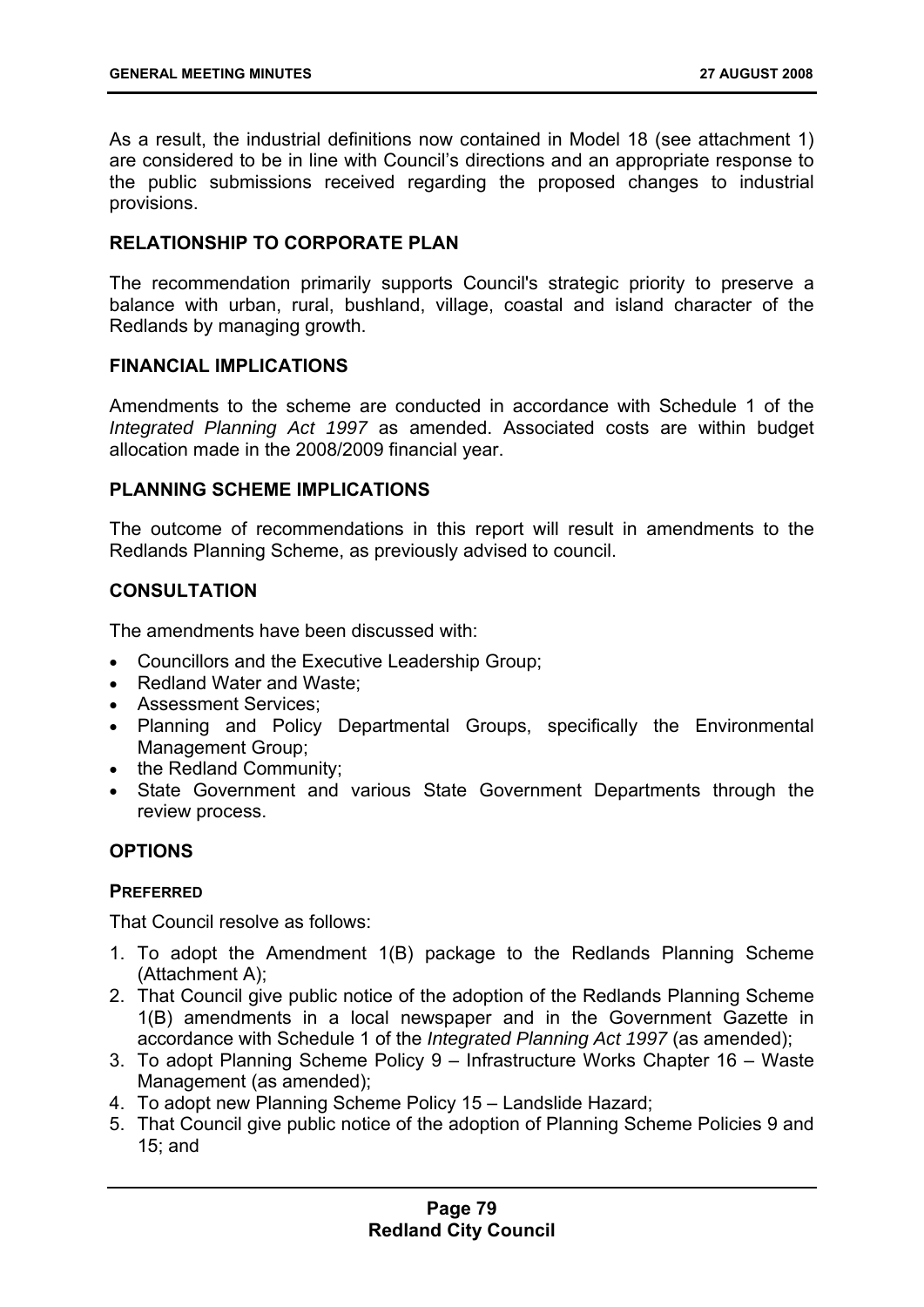As a result, the industrial definitions now contained in Model 18 (see attachment 1) are considered to be in line with Council's directions and an appropriate response to the public submissions received regarding the proposed changes to industrial provisions.

## RELATIONSHIP TO CORPORATE PLAN

The recommendation primarily supports Council's strategic priority to preserve a balance with urban, rural, bushland, village, coastal and island character of the Redlands by managing growth.

## FINANCIAL IMPLICATIONS

Amendments to the scheme are conducted in accordance with Schedule 1 of the *Integrated Planning Act 1997* as amended. Associated costs are within budget allocation made in the 2008/2009 financial year.

## PLANNING SCHEME IMPLICATIONS

The outcome of recommendations in this report will result in amendments to the Redlands Planning Scheme, as previously advised to council.

## CONSULTATION

The amendments have been discussed with:

- Councillors and the Executive Leadership Group;
- Redland Water and Waste;
- Assessment Services;
- Planning and Policy Departmental Groups, specifically the Environmental Management Group;
- the Redland Community;
- State Government and various State Government Departments through the review process.

## OPTIONS

### PREFERRED

That Council resolve as follows:

1. To adopt the Amendment 1(B) package to the Redlands Planning Scheme (Attachment A);
2. That Council give public notice of the adoption of the Redlands Planning Scheme 1(B) amendments in a local newspaper and in the Government Gazette in accordance with Schedule 1 of the *Integrated Planning Act 1997* (as amended);
3. To adopt Planning Scheme Policy 9 – Infrastructure Works Chapter 16 – Waste Management (as amended);
4. To adopt new Planning Scheme Policy 15 – Landslide Hazard;
5. That Council give public notice of the adoption of Planning Scheme Policies 9 and 15; and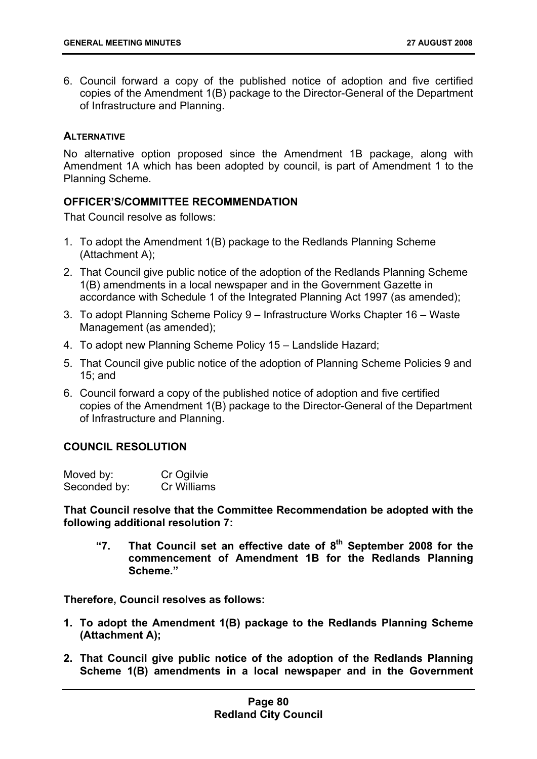6. Council forward a copy of the published notice of adoption and five certified copies of the Amendment 1(B) package to the Director-General of the Department of Infrastructure and Planning.

### ALTERNATIVE

No alternative option proposed since the Amendment 1B package, along with Amendment 1A which has been adopted by council, is part of Amendment 1 to the Planning Scheme.

### OFFICER'S/COMMITTEE RECOMMENDATION

That Council resolve as follows:

1. To adopt the Amendment 1(B) package to the Redlands Planning Scheme (Attachment A);
2. That Council give public notice of the adoption of the Redlands Planning Scheme 1(B) amendments in a local newspaper and in the Government Gazette in accordance with Schedule 1 of the Integrated Planning Act 1997 (as amended);
3. To adopt Planning Scheme Policy 9 – Infrastructure Works Chapter 16 – Waste Management (as amended);
4. To adopt new Planning Scheme Policy 15 – Landslide Hazard;
5. That Council give public notice of the adoption of Planning Scheme Policies 9 and 15; and
6. Council forward a copy of the published notice of adoption and five certified copies of the Amendment 1(B) package to the Director-General of the Department of Infrastructure and Planning.

### COUNCIL RESOLUTION

Moved by: Cr Ogilvie
Seconded by: Cr Williams

**That Council resolve that the Committee Recommendation be adopted with the following additional resolution 7:**

> **"7. That Council set an effective date of 8th September 2008 for the commencement of Amendment 1B for the Redlands Planning Scheme."**

**Therefore, Council resolves as follows:**

1. **To adopt the Amendment 1(B) package to the Redlands Planning Scheme (Attachment A);**
2. **That Council give public notice of the adoption of the Redlands Planning Scheme 1(B) amendments in a local newspaper and in the Government**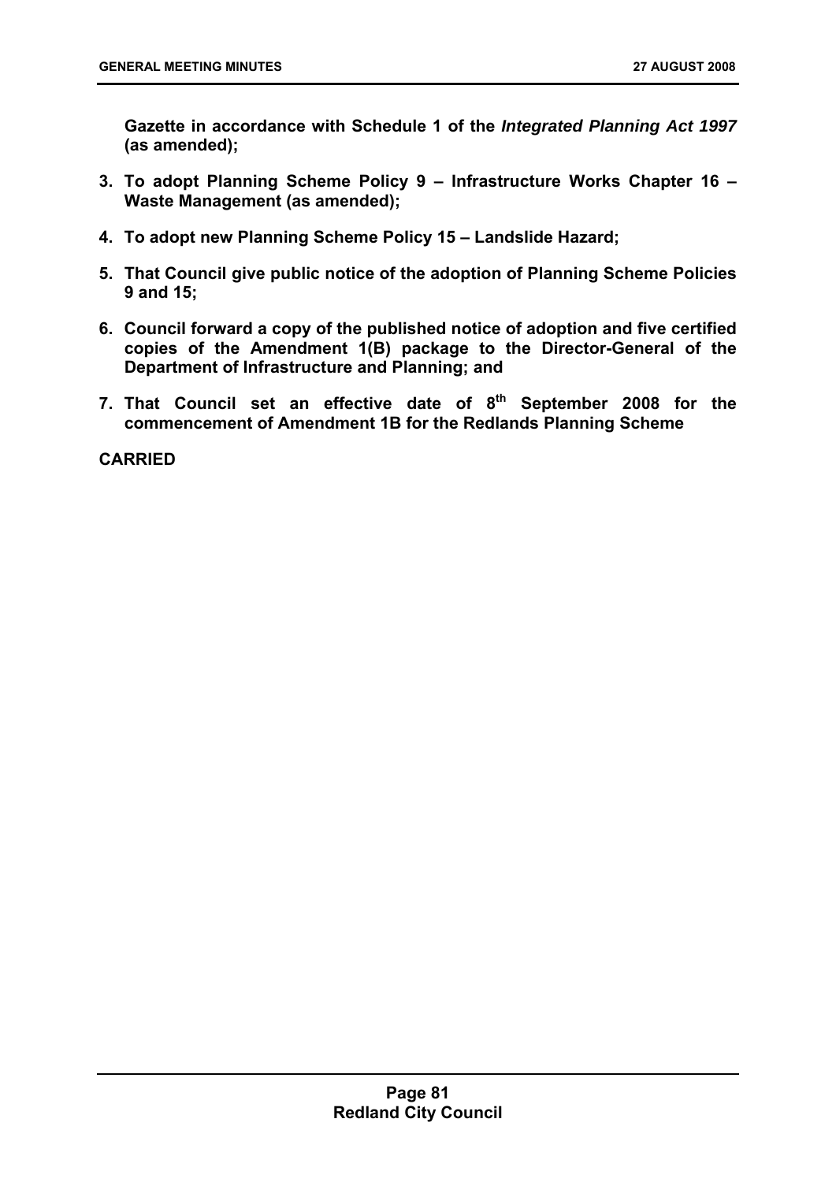**Gazette in accordance with Schedule 1 of the *Integrated Planning Act 1997* (as amended);**

3. **To adopt Planning Scheme Policy 9 – Infrastructure Works Chapter 16 – Waste Management (as amended);**

4. **To adopt new Planning Scheme Policy 15 – Landslide Hazard;**

5. **That Council give public notice of the adoption of Planning Scheme Policies 9 and 15;**

6. **Council forward a copy of the published notice of adoption and five certified copies of the Amendment 1(B) package to the Director-General of the Department of Infrastructure and Planning; and**

7. **That Council set an effective date of 8th September 2008 for the commencement of Amendment 1B for the Redlands Planning Scheme**

**CARRIED**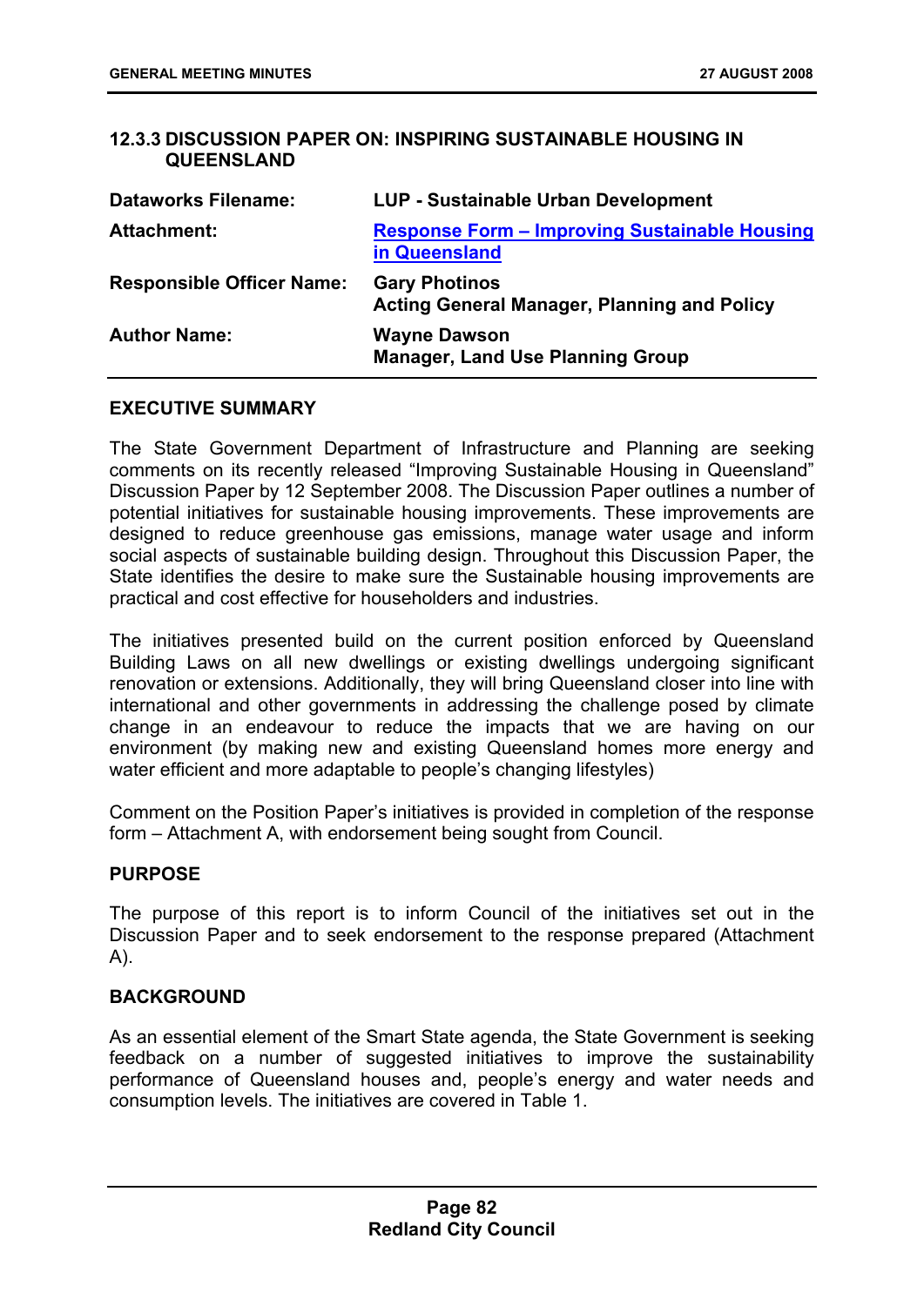### 12.3.3 DISCUSSION PAPER ON: INSPIRING SUSTAINABLE HOUSING IN QUEENSLAND

| | |
|---|---|
| **Dataworks Filename:** | **LUP - Sustainable Urban Development** |
| **Attachment:** | **Response Form – Improving Sustainable Housing in Queensland** |
| **Responsible Officer Name:** | **Gary Photinos**<br>**Acting General Manager, Planning and Policy** |
| **Author Name:** | **Wayne Dawson**<br>**Manager, Land Use Planning Group** |

#### EXECUTIVE SUMMARY

The State Government Department of Infrastructure and Planning are seeking comments on its recently released "Improving Sustainable Housing in Queensland" Discussion Paper by 12 September 2008. The Discussion Paper outlines a number of potential initiatives for sustainable housing improvements. These improvements are designed to reduce greenhouse gas emissions, manage water usage and inform social aspects of sustainable building design. Throughout this Discussion Paper, the State identifies the desire to make sure the Sustainable housing improvements are practical and cost effective for householders and industries.

The initiatives presented build on the current position enforced by Queensland Building Laws on all new dwellings or existing dwellings undergoing significant renovation or extensions. Additionally, they will bring Queensland closer into line with international and other governments in addressing the challenge posed by climate change in an endeavour to reduce the impacts that we are having on our environment (by making new and existing Queensland homes more energy and water efficient and more adaptable to people's changing lifestyles)

Comment on the Position Paper's initiatives is provided in completion of the response form – Attachment A, with endorsement being sought from Council.

#### PURPOSE

The purpose of this report is to inform Council of the initiatives set out in the Discussion Paper and to seek endorsement to the response prepared (Attachment A).

#### BACKGROUND

As an essential element of the Smart State agenda, the State Government is seeking feedback on a number of suggested initiatives to improve the sustainability performance of Queensland houses and, people's energy and water needs and consumption levels. The initiatives are covered in Table 1.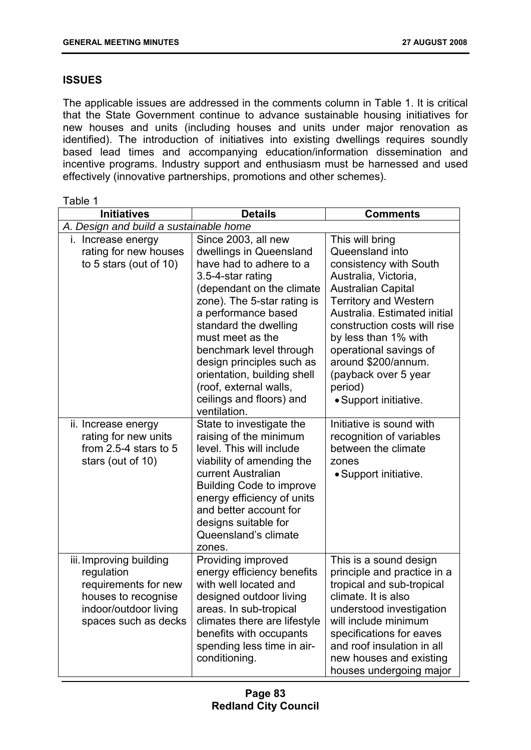## ISSUES

The applicable issues are addressed in the comments column in Table 1. It is critical that the State Government continue to advance sustainable housing initiatives for new houses and units (including houses and units under major renovation as identified). The introduction of initiatives into existing dwellings requires soundly based lead times and accompanying education/information dissemination and incentive programs. Industry support and enthusiasm must be harnessed and used effectively (innovative partnerships, promotions and other schemes).

Table 1

| Initiatives | Details | Comments |
|---|---|---|
| *A. Design and build a sustainable home* | | |
| i. Increase energy rating for new houses to 5 stars (out of 10) | Since 2003, all new dwellings in Queensland have had to adhere to a 3.5-4-star rating (dependant on the climate zone). The 5-star rating is a performance based standard the dwelling must meet as the benchmark level through design principles such as orientation, building shell (roof, external walls, ceilings and floors) and ventilation. | This will bring Queensland into consistency with South Australia, Victoria, Australian Capital Territory and Western Australia. Estimated initial construction costs will rise by less than 1% with operational savings of around $200/annum. (payback over 5 year period)<br>• Support initiative. |
| ii. Increase energy rating for new units from 2.5-4 stars to 5 stars (out of 10) | State to investigate the raising of the minimum level. This will include viability of amending the current Australian Building Code to improve energy efficiency of units and better account for designs suitable for Queensland's climate zones. | Initiative is sound with recognition of variables between the climate zones<br>• Support initiative. |
| iii. Improving building regulation requirements for new houses to recognise indoor/outdoor living spaces such as decks | Providing improved energy efficiency benefits with well located and designed outdoor living areas. In sub-tropical climates there are lifestyle benefits with occupants spending less time in air-conditioning. | This is a sound design principle and practice in a tropical and sub-tropical climate. It is also understood investigation will include minimum specifications for eaves and roof insulation in all new houses and existing houses undergoing major |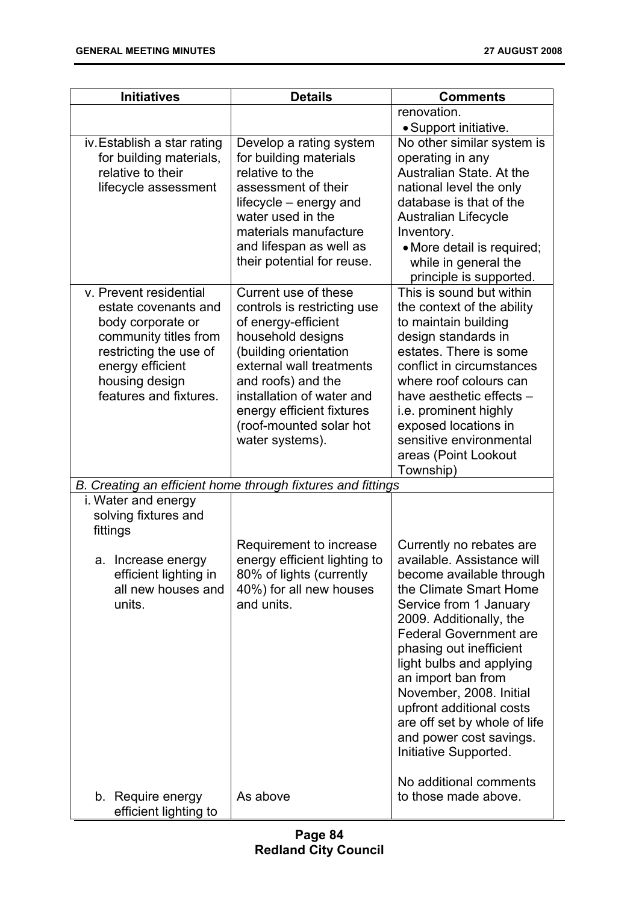| Initiatives | Details | Comments |
|---|---|---|
| | | renovation.<br>• Support initiative. |
| iv. Establish a star rating for building materials, relative to their lifecycle assessment | Develop a rating system for building materials relative to the assessment of their lifecycle – energy and water used in the materials manufacture and lifespan as well as their potential for reuse. | No other similar system is operating in any Australian State. At the national level the only database is that of the Australian Lifecycle Inventory.<br>• More detail is required; while in general the principle is supported. |
| v. Prevent residential estate covenants and body corporate or community titles from restricting the use of energy efficient housing design features and fixtures. | Current use of these controls is restricting use of energy-efficient household designs (building orientation external wall treatments and roofs) and the installation of water and energy efficient fixtures (roof-mounted solar hot water systems). | This is sound but within the context of the ability to maintain building design standards in estates. There is some conflict in circumstances where roof colours can have aesthetic effects – i.e. prominent highly exposed locations in sensitive environmental areas (Point Lookout Township) |
| *B. Creating an efficient home through fixtures and fittings* | | |
| i. Water and energy solving fixtures and fittings<br><br>a. Increase energy efficient lighting in all new houses and units. | Requirement to increase energy efficient lighting to 80% of lights (currently 40%) for all new houses and units. | Currently no rebates are available. Assistance will become available through the Climate Smart Home Service from 1 January 2009. Additionally, the Federal Government are phasing out inefficient light bulbs and applying an import ban from November, 2008. Initial upfront additional costs are off set by whole of life and power cost savings. Initiative Supported. |
| b. Require energy efficient lighting to | As above | No additional comments to those made above. |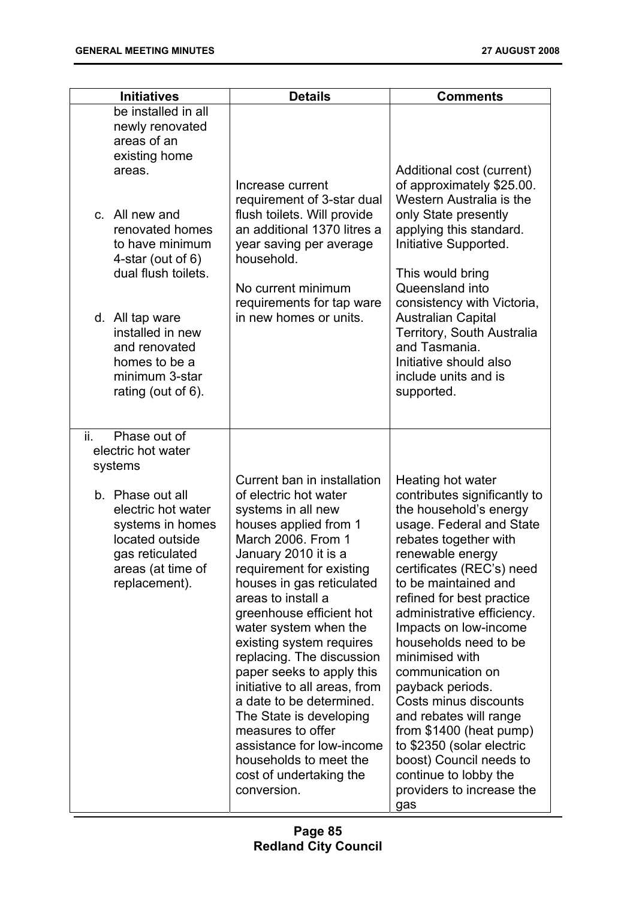| Initiatives | Details | Comments |
|---|---|---|
| be installed in all newly renovated areas of an existing home areas.<br><br>c. All new and renovated homes to have minimum 4-star (out of 6) dual flush toilets.<br><br>d. All tap ware installed in new and renovated homes to be a minimum 3-star rating (out of 6). | Increase current requirement of 3-star dual flush toilets. Will provide an additional 1370 litres a year saving per average household.<br><br>No current minimum requirements for tap ware in new homes or units. | Additional cost (current) of approximately $25.00. Western Australia is the only State presently applying this standard. Initiative Supported.<br><br>This would bring Queensland into consistency with Victoria, Australian Capital Territory, South Australia and Tasmania. Initiative should also include units and is supported. |
| ii. Phase out of electric hot water systems<br><br>b. Phase out all electric hot water systems in homes located outside gas reticulated areas (at time of replacement). | Current ban in installation of electric hot water systems in all new houses applied from 1 March 2006. From 1 January 2010 it is a requirement for existing houses in gas reticulated areas to install a greenhouse efficient hot water system when the existing system requires replacing. The discussion paper seeks to apply this initiative to all areas, from a date to be determined. The State is developing measures to offer assistance for low-income households to meet the cost of undertaking the conversion. | Heating hot water contributes significantly to the household's energy usage. Federal and State rebates together with renewable energy certificates (REC's) need to be maintained and refined for best practice administrative efficiency. Impacts on low-income households need to be minimised with communication on payback periods. Costs minus discounts and rebates will range from $1400 (heat pump) to $2350 (solar electric boost) Council needs to continue to lobby the providers to increase the gas |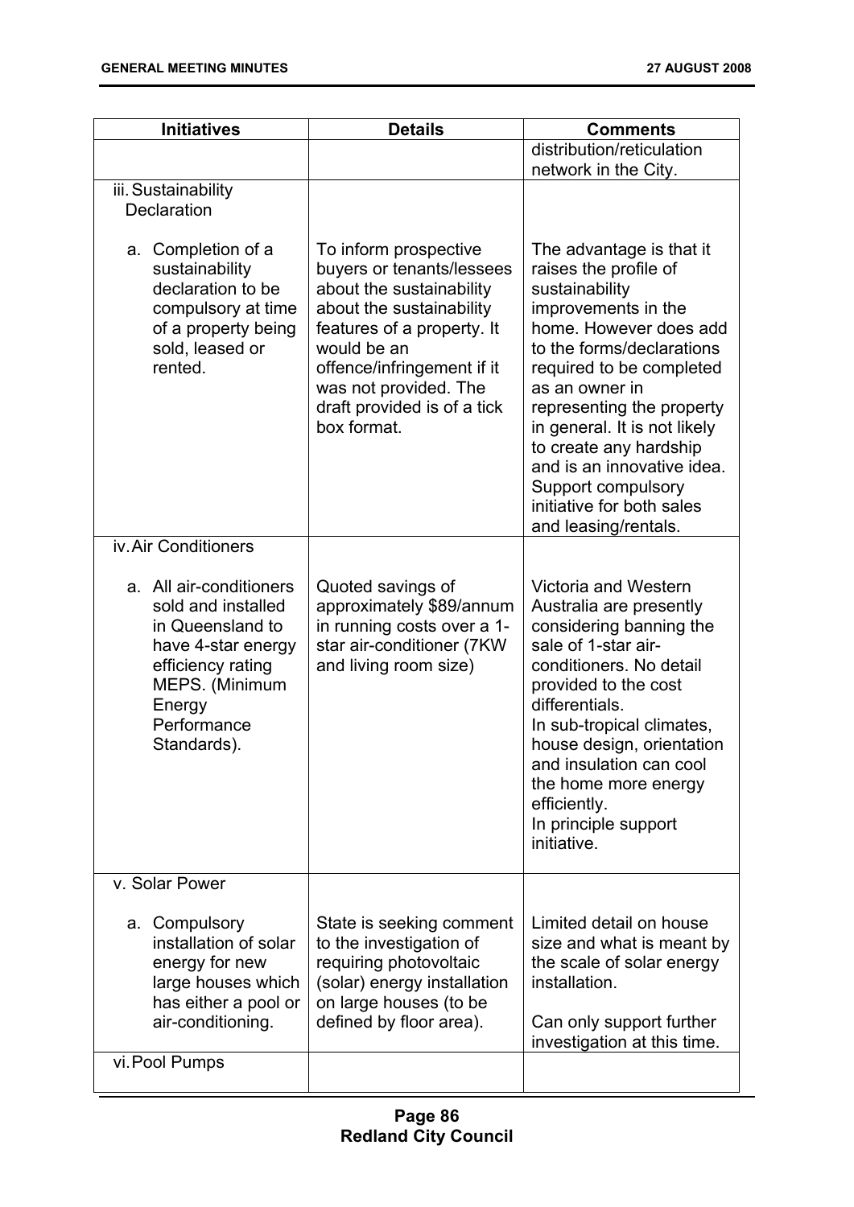| Initiatives | Details | Comments |
|---|---|---|
| | | distribution/reticulation network in the City. |
| iii. Sustainability Declaration | | |
| a. Completion of a sustainability declaration to be compulsory at time of a property being sold, leased or rented. | To inform prospective buyers or tenants/lessees about the sustainability about the sustainability features of a property. It would be an offence/infringement if it was not provided. The draft provided is of a tick box format. | The advantage is that it raises the profile of sustainability improvements in the home. However does add to the forms/declarations required to be completed as an owner in representing the property in general. It is not likely to create any hardship and is an innovative idea. Support compulsory initiative for both sales and leasing/rentals. |
| iv. Air Conditioners | | |
| a. All air-conditioners sold and installed in Queensland to have 4-star energy efficiency rating MEPS. (Minimum Energy Performance Standards). | Quoted savings of approximately $89/annum in running costs over a 1-star air-conditioner (7KW and living room size) | Victoria and Western Australia are presently considering banning the sale of 1-star air-conditioners. No detail provided to the cost differentials.<br>In sub-tropical climates, house design, orientation and insulation can cool the home more energy efficiently.<br>In principle support initiative. |
| v. Solar Power | | |
| a. Compulsory installation of solar energy for new large houses which has either a pool or air-conditioning. | State is seeking comment to the investigation of requiring photovoltaic (solar) energy installation on large houses (to be defined by floor area). | Limited detail on house size and what is meant by the scale of solar energy installation.<br><br>Can only support further investigation at this time. |
| vi. Pool Pumps | | |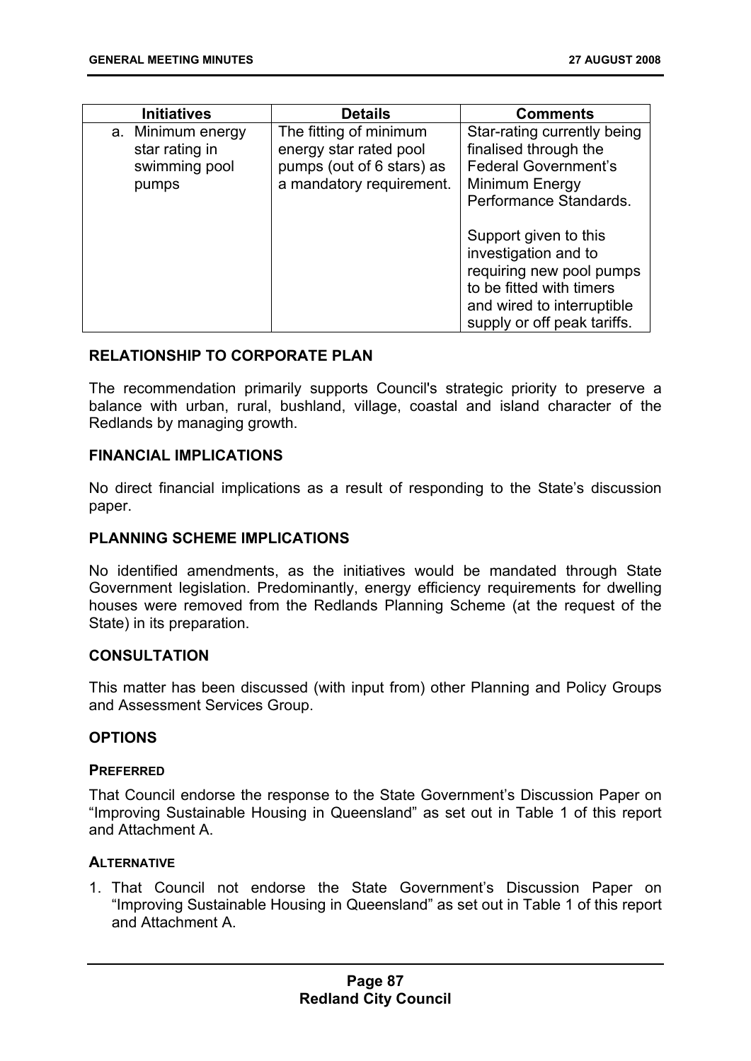| Initiatives | Details | Comments |
| --- | --- | --- |
| a. Minimum energy star rating in swimming pool pumps | The fitting of minimum energy star rated pool pumps (out of 6 stars) as a mandatory requirement. | Star-rating currently being finalised through the Federal Government's Minimum Energy Performance Standards.<br><br>Support given to this investigation and to requiring new pool pumps to be fitted with timers and wired to interruptible supply or off peak tariffs. |

## RELATIONSHIP TO CORPORATE PLAN

The recommendation primarily supports Council's strategic priority to preserve a balance with urban, rural, bushland, village, coastal and island character of the Redlands by managing growth.

## FINANCIAL IMPLICATIONS

No direct financial implications as a result of responding to the State's discussion paper.

## PLANNING SCHEME IMPLICATIONS

No identified amendments, as the initiatives would be mandated through State Government legislation. Predominantly, energy efficiency requirements for dwelling houses were removed from the Redlands Planning Scheme (at the request of the State) in its preparation.

## CONSULTATION

This matter has been discussed (with input from) other Planning and Policy Groups and Assessment Services Group.

## OPTIONS

### PREFERRED

That Council endorse the response to the State Government's Discussion Paper on "Improving Sustainable Housing in Queensland" as set out in Table 1 of this report and Attachment A.

### ALTERNATIVE

1. That Council not endorse the State Government's Discussion Paper on "Improving Sustainable Housing in Queensland" as set out in Table 1 of this report and Attachment A.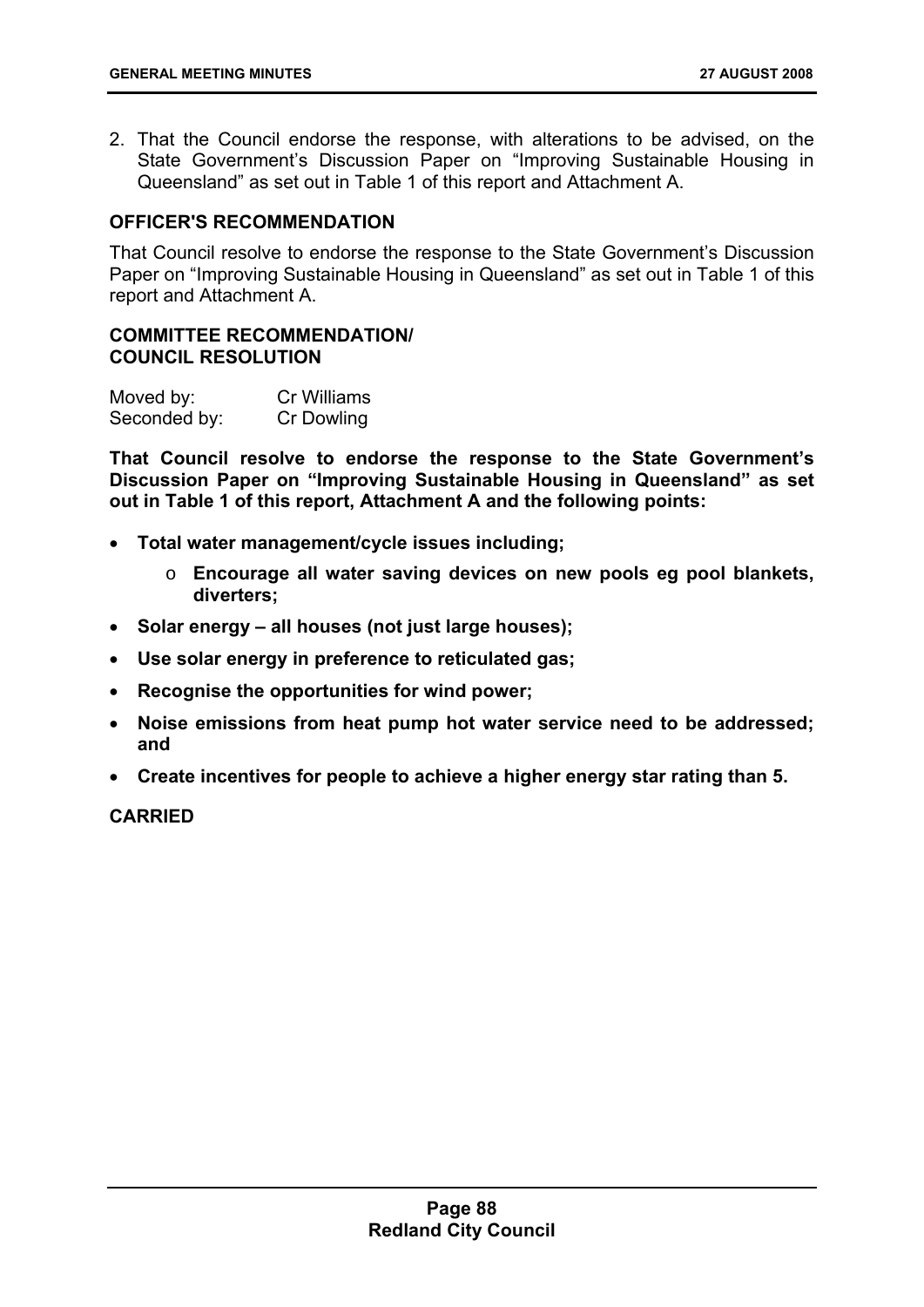2. That the Council endorse the response, with alterations to be advised, on the State Government's Discussion Paper on "Improving Sustainable Housing in Queensland" as set out in Table 1 of this report and Attachment A.

**OFFICER'S RECOMMENDATION**

That Council resolve to endorse the response to the State Government's Discussion Paper on "Improving Sustainable Housing in Queensland" as set out in Table 1 of this report and Attachment A.

**COMMITTEE RECOMMENDATION/ COUNCIL RESOLUTION**

Moved by: Cr Williams
Seconded by: Cr Dowling

**That Council resolve to endorse the response to the State Government's Discussion Paper on "Improving Sustainable Housing in Queensland" as set out in Table 1 of this report, Attachment A and the following points:**

- **Total water management/cycle issues including;**
  - **Encourage all water saving devices on new pools eg pool blankets, diverters;**
- **Solar energy – all houses (not just large houses);**
- **Use solar energy in preference to reticulated gas;**
- **Recognise the opportunities for wind power;**
- **Noise emissions from heat pump hot water service need to be addressed; and**
- **Create incentives for people to achieve a higher energy star rating than 5.**

**CARRIED**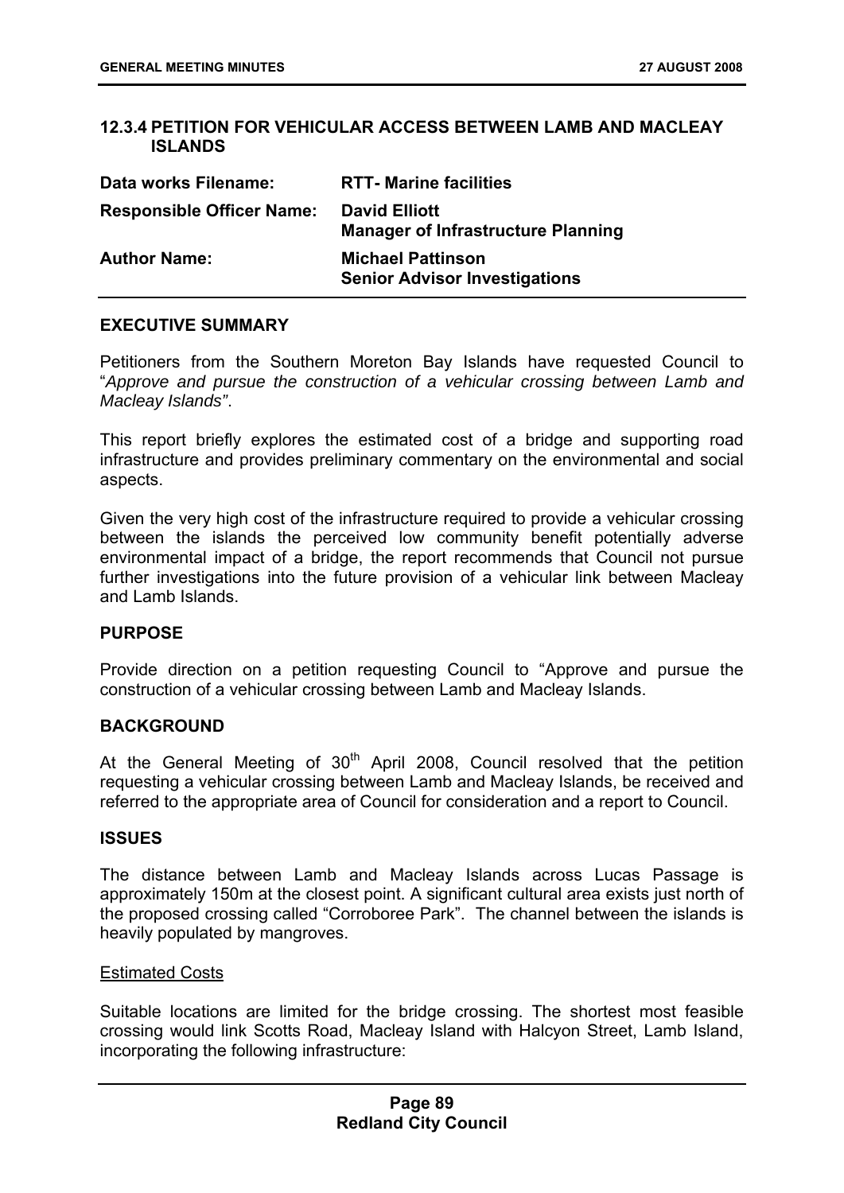## 12.3.4 PETITION FOR VEHICULAR ACCESS BETWEEN LAMB AND MACLEAY ISLANDS

| **Data works Filename:** | **RTT- Marine facilities** |
|---|---|
| **Responsible Officer Name:** | **David Elliott**<br>**Manager of Infrastructure Planning** |
| **Author Name:** | **Michael Pattinson**<br>**Senior Advisor Investigations** |

### EXECUTIVE SUMMARY

Petitioners from the Southern Moreton Bay Islands have requested Council to "*Approve and pursue the construction of a vehicular crossing between Lamb and Macleay Islands"*.

This report briefly explores the estimated cost of a bridge and supporting road infrastructure and provides preliminary commentary on the environmental and social aspects.

Given the very high cost of the infrastructure required to provide a vehicular crossing between the islands the perceived low community benefit potentially adverse environmental impact of a bridge, the report recommends that Council not pursue further investigations into the future provision of a vehicular link between Macleay and Lamb Islands.

### PURPOSE

Provide direction on a petition requesting Council to "Approve and pursue the construction of a vehicular crossing between Lamb and Macleay Islands.

### BACKGROUND

At the General Meeting of 30th April 2008, Council resolved that the petition requesting a vehicular crossing between Lamb and Macleay Islands, be received and referred to the appropriate area of Council for consideration and a report to Council.

### ISSUES

The distance between Lamb and Macleay Islands across Lucas Passage is approximately 150m at the closest point. A significant cultural area exists just north of the proposed crossing called "Corroboree Park". The channel between the islands is heavily populated by mangroves.

Estimated Costs

Suitable locations are limited for the bridge crossing. The shortest most feasible crossing would link Scotts Road, Macleay Island with Halcyon Street, Lamb Island, incorporating the following infrastructure: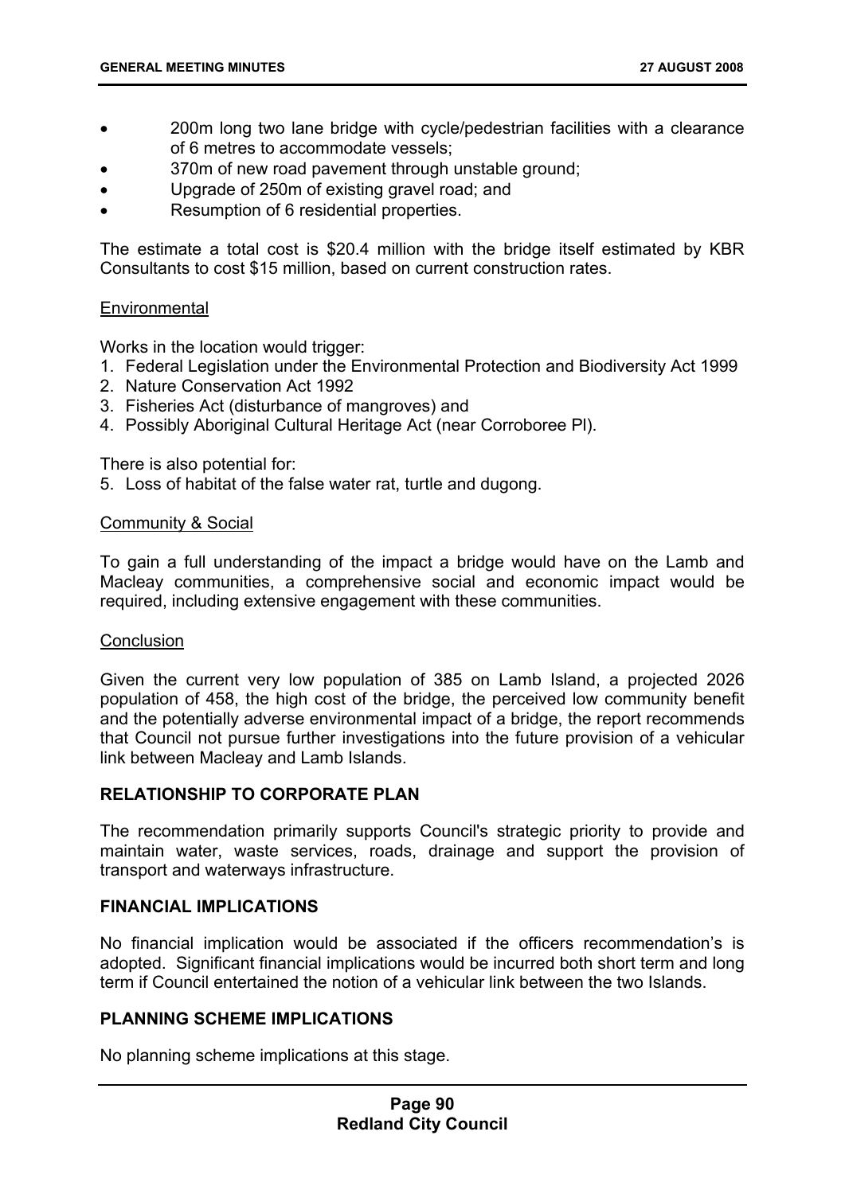- 200m long two lane bridge with cycle/pedestrian facilities with a clearance of 6 metres to accommodate vessels;
- 370m of new road pavement through unstable ground;
- Upgrade of 250m of existing gravel road; and
- Resumption of 6 residential properties.

The estimate a total cost is $20.4 million with the bridge itself estimated by KBR Consultants to cost $15 million, based on current construction rates.

Environmental

Works in the location would trigger:

1. Federal Legislation under the Environmental Protection and Biodiversity Act 1999
2. Nature Conservation Act 1992
3. Fisheries Act (disturbance of mangroves) and
4. Possibly Aboriginal Cultural Heritage Act (near Corroboree Pl).

There is also potential for:

5. Loss of habitat of the false water rat, turtle and dugong.

Community & Social

To gain a full understanding of the impact a bridge would have on the Lamb and Macleay communities, a comprehensive social and economic impact would be required, including extensive engagement with these communities.

Conclusion

Given the current very low population of 385 on Lamb Island, a projected 2026 population of 458, the high cost of the bridge, the perceived low community benefit and the potentially adverse environmental impact of a bridge, the report recommends that Council not pursue further investigations into the future provision of a vehicular link between Macleay and Lamb Islands.

## RELATIONSHIP TO CORPORATE PLAN

The recommendation primarily supports Council's strategic priority to provide and maintain water, waste services, roads, drainage and support the provision of transport and waterways infrastructure.

## FINANCIAL IMPLICATIONS

No financial implication would be associated if the officers recommendation's is adopted. Significant financial implications would be incurred both short term and long term if Council entertained the notion of a vehicular link between the two Islands.

## PLANNING SCHEME IMPLICATIONS

No planning scheme implications at this stage.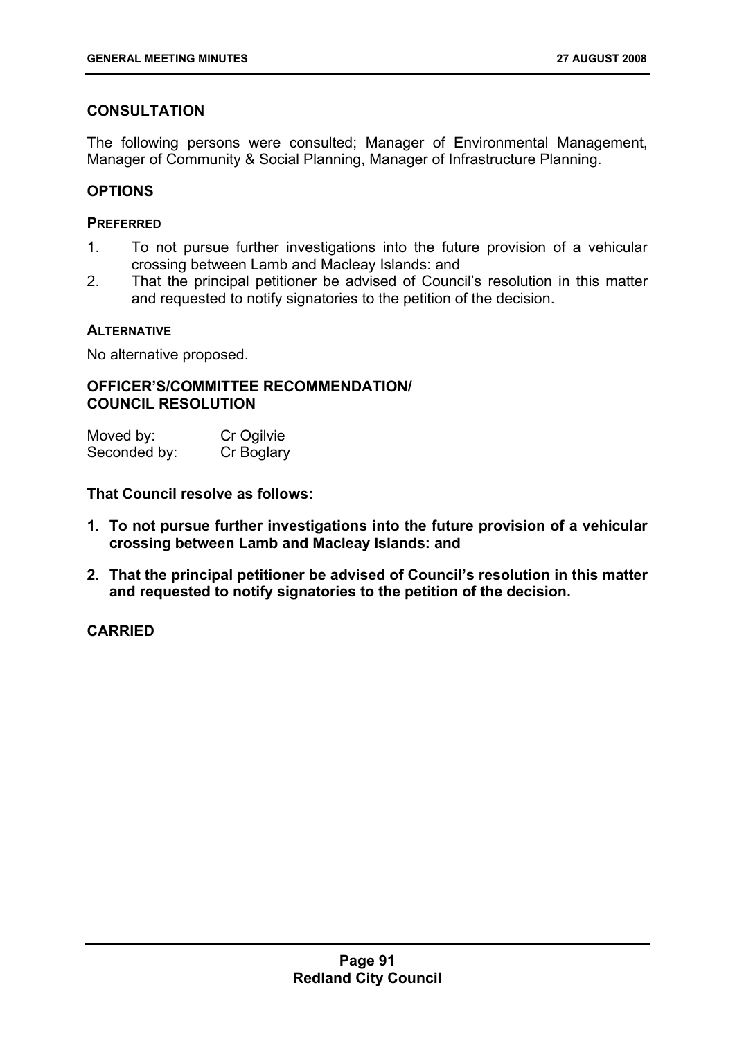## CONSULTATION

The following persons were consulted; Manager of Environmental Management, Manager of Community & Social Planning, Manager of Infrastructure Planning.

## OPTIONS

### PREFERRED

1. To not pursue further investigations into the future provision of a vehicular crossing between Lamb and Macleay Islands: and
2. That the principal petitioner be advised of Council's resolution in this matter and requested to notify signatories to the petition of the decision.

### ALTERNATIVE

No alternative proposed.

## OFFICER'S/COMMITTEE RECOMMENDATION/ COUNCIL RESOLUTION

Moved by: Cr Ogilvie
Seconded by: Cr Boglary

**That Council resolve as follows:**

1. **To not pursue further investigations into the future provision of a vehicular crossing between Lamb and Macleay Islands: and**
2. **That the principal petitioner be advised of Council's resolution in this matter and requested to notify signatories to the petition of the decision.**

**CARRIED**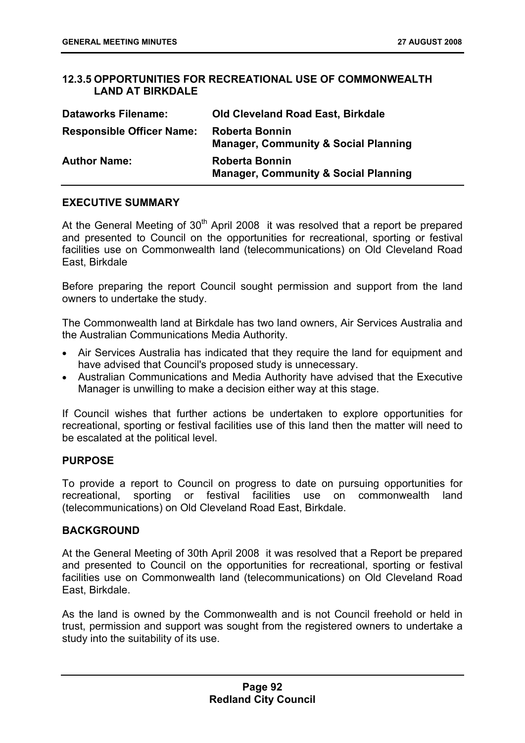### 12.3.5 OPPORTUNITIES FOR RECREATIONAL USE OF COMMONWEALTH LAND AT BIRKDALE

| | |
|---|---|
| **Dataworks Filename:** | **Old Cleveland Road East, Birkdale** |
| **Responsible Officer Name:** | **Roberta Bonnin**<br>**Manager, Community & Social Planning** |
| **Author Name:** | **Roberta Bonnin**<br>**Manager, Community & Social Planning** |

#### EXECUTIVE SUMMARY

At the General Meeting of 30th April 2008 it was resolved that a report be prepared and presented to Council on the opportunities for recreational, sporting or festival facilities use on Commonwealth land (telecommunications) on Old Cleveland Road East, Birkdale

Before preparing the report Council sought permission and support from the land owners to undertake the study.

The Commonwealth land at Birkdale has two land owners, Air Services Australia and the Australian Communications Media Authority.

- Air Services Australia has indicated that they require the land for equipment and have advised that Council's proposed study is unnecessary.
- Australian Communications and Media Authority have advised that the Executive Manager is unwilling to make a decision either way at this stage.

If Council wishes that further actions be undertaken to explore opportunities for recreational, sporting or festival facilities use of this land then the matter will need to be escalated at the political level.

#### PURPOSE

To provide a report to Council on progress to date on pursuing opportunities for recreational, sporting or festival facilities use on commonwealth land (telecommunications) on Old Cleveland Road East, Birkdale.

#### BACKGROUND

At the General Meeting of 30th April 2008 it was resolved that a Report be prepared and presented to Council on the opportunities for recreational, sporting or festival facilities use on Commonwealth land (telecommunications) on Old Cleveland Road East, Birkdale.

As the land is owned by the Commonwealth and is not Council freehold or held in trust, permission and support was sought from the registered owners to undertake a study into the suitability of its use.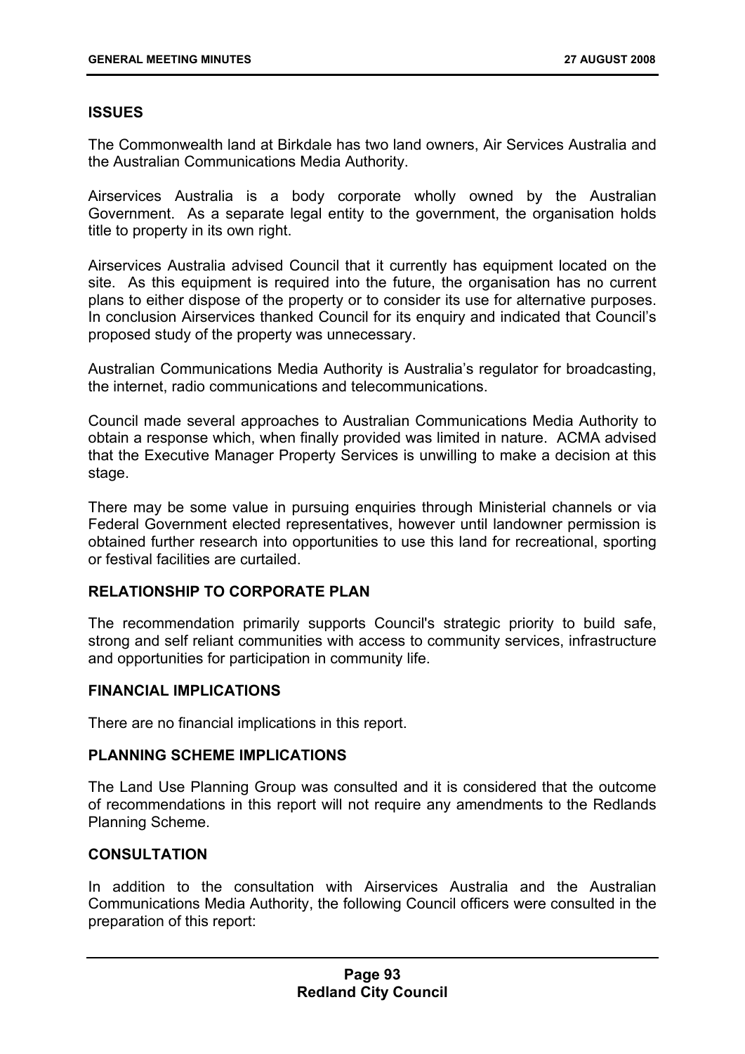## ISSUES

The Commonwealth land at Birkdale has two land owners, Air Services Australia and the Australian Communications Media Authority.

Airservices Australia is a body corporate wholly owned by the Australian Government. As a separate legal entity to the government, the organisation holds title to property in its own right.

Airservices Australia advised Council that it currently has equipment located on the site. As this equipment is required into the future, the organisation has no current plans to either dispose of the property or to consider its use for alternative purposes. In conclusion Airservices thanked Council for its enquiry and indicated that Council's proposed study of the property was unnecessary.

Australian Communications Media Authority is Australia's regulator for broadcasting, the internet, radio communications and telecommunications.

Council made several approaches to Australian Communications Media Authority to obtain a response which, when finally provided was limited in nature. ACMA advised that the Executive Manager Property Services is unwilling to make a decision at this stage.

There may be some value in pursuing enquiries through Ministerial channels or via Federal Government elected representatives, however until landowner permission is obtained further research into opportunities to use this land for recreational, sporting or festival facilities are curtailed.

## RELATIONSHIP TO CORPORATE PLAN

The recommendation primarily supports Council's strategic priority to build safe, strong and self reliant communities with access to community services, infrastructure and opportunities for participation in community life.

## FINANCIAL IMPLICATIONS

There are no financial implications in this report.

## PLANNING SCHEME IMPLICATIONS

The Land Use Planning Group was consulted and it is considered that the outcome of recommendations in this report will not require any amendments to the Redlands Planning Scheme.

## CONSULTATION

In addition to the consultation with Airservices Australia and the Australian Communications Media Authority, the following Council officers were consulted in the preparation of this report: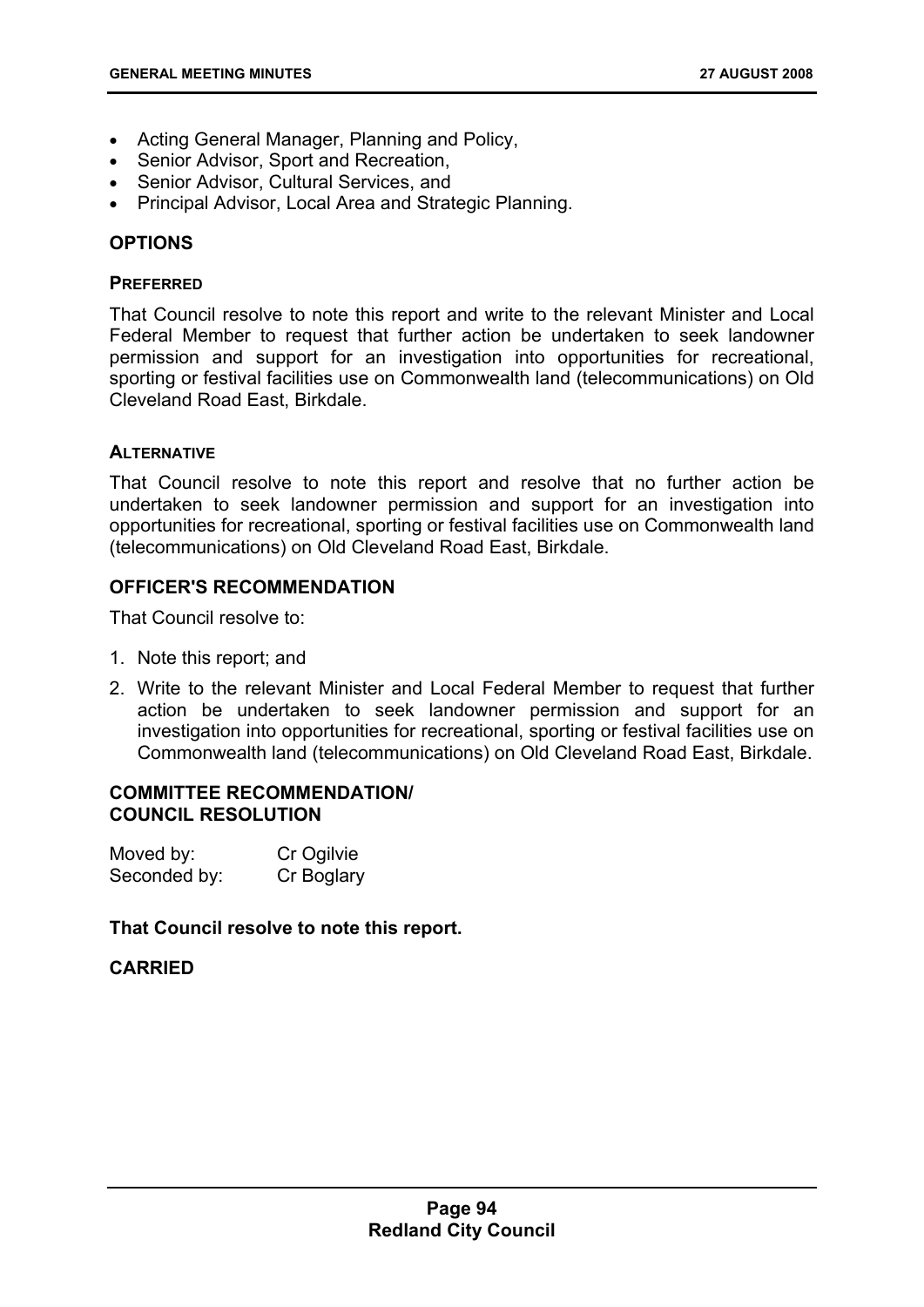- Acting General Manager, Planning and Policy,
- Senior Advisor, Sport and Recreation,
- Senior Advisor, Cultural Services, and
- Principal Advisor, Local Area and Strategic Planning.

## OPTIONS

### PREFERRED

That Council resolve to note this report and write to the relevant Minister and Local Federal Member to request that further action be undertaken to seek landowner permission and support for an investigation into opportunities for recreational, sporting or festival facilities use on Commonwealth land (telecommunications) on Old Cleveland Road East, Birkdale.

### ALTERNATIVE

That Council resolve to note this report and resolve that no further action be undertaken to seek landowner permission and support for an investigation into opportunities for recreational, sporting or festival facilities use on Commonwealth land (telecommunications) on Old Cleveland Road East, Birkdale.

## OFFICER'S RECOMMENDATION

That Council resolve to:

1. Note this report; and
2. Write to the relevant Minister and Local Federal Member to request that further action be undertaken to seek landowner permission and support for an investigation into opportunities for recreational, sporting or festival facilities use on Commonwealth land (telecommunications) on Old Cleveland Road East, Birkdale.

## COMMITTEE RECOMMENDATION/ COUNCIL RESOLUTION

Moved by: Cr Ogilvie
Seconded by: Cr Boglary

**That Council resolve to note this report.**

**CARRIED**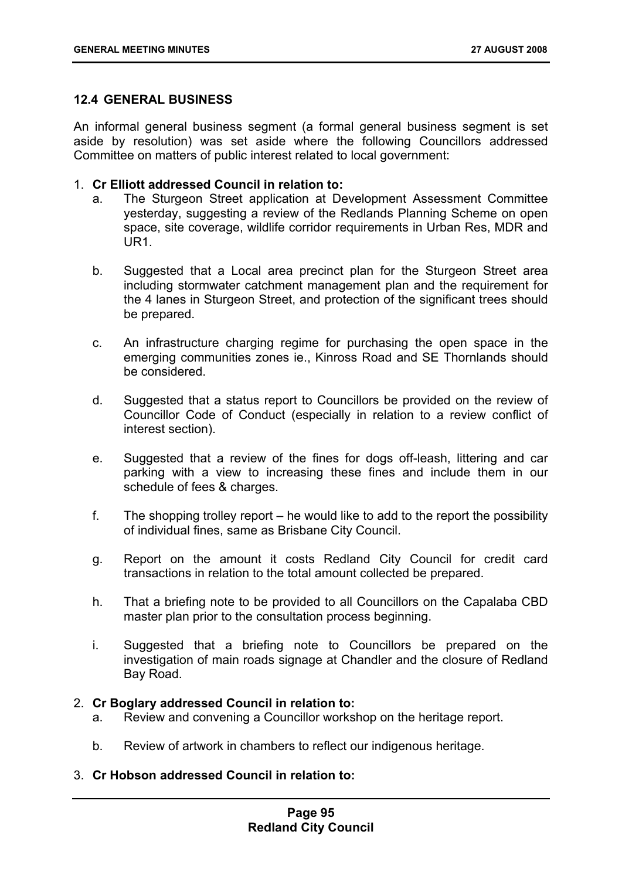## 12.4 GENERAL BUSINESS

An informal general business segment (a formal general business segment is set aside by resolution) was set aside where the following Councillors addressed Committee on matters of public interest related to local government:

1. **Cr Elliott addressed Council in relation to:**
   a. The Sturgeon Street application at Development Assessment Committee yesterday, suggesting a review of the Redlands Planning Scheme on open space, site coverage, wildlife corridor requirements in Urban Res, MDR and UR1.

   b. Suggested that a Local area precinct plan for the Sturgeon Street area including stormwater catchment management plan and the requirement for the 4 lanes in Sturgeon Street, and protection of the significant trees should be prepared.

   c. An infrastructure charging regime for purchasing the open space in the emerging communities zones ie., Kinross Road and SE Thornlands should be considered.

   d. Suggested that a status report to Councillors be provided on the review of Councillor Code of Conduct (especially in relation to a review conflict of interest section).

   e. Suggested that a review of the fines for dogs off-leash, littering and car parking with a view to increasing these fines and include them in our schedule of fees & charges.

   f. The shopping trolley report – he would like to add to the report the possibility of individual fines, same as Brisbane City Council.

   g. Report on the amount it costs Redland City Council for credit card transactions in relation to the total amount collected be prepared.

   h. That a briefing note to be provided to all Councillors on the Capalaba CBD master plan prior to the consultation process beginning.

   i. Suggested that a briefing note to Councillors be prepared on the investigation of main roads signage at Chandler and the closure of Redland Bay Road.

2. **Cr Boglary addressed Council in relation to:**
   a. Review and convening a Councillor workshop on the heritage report.

   b. Review of artwork in chambers to reflect our indigenous heritage.

3. **Cr Hobson addressed Council in relation to:**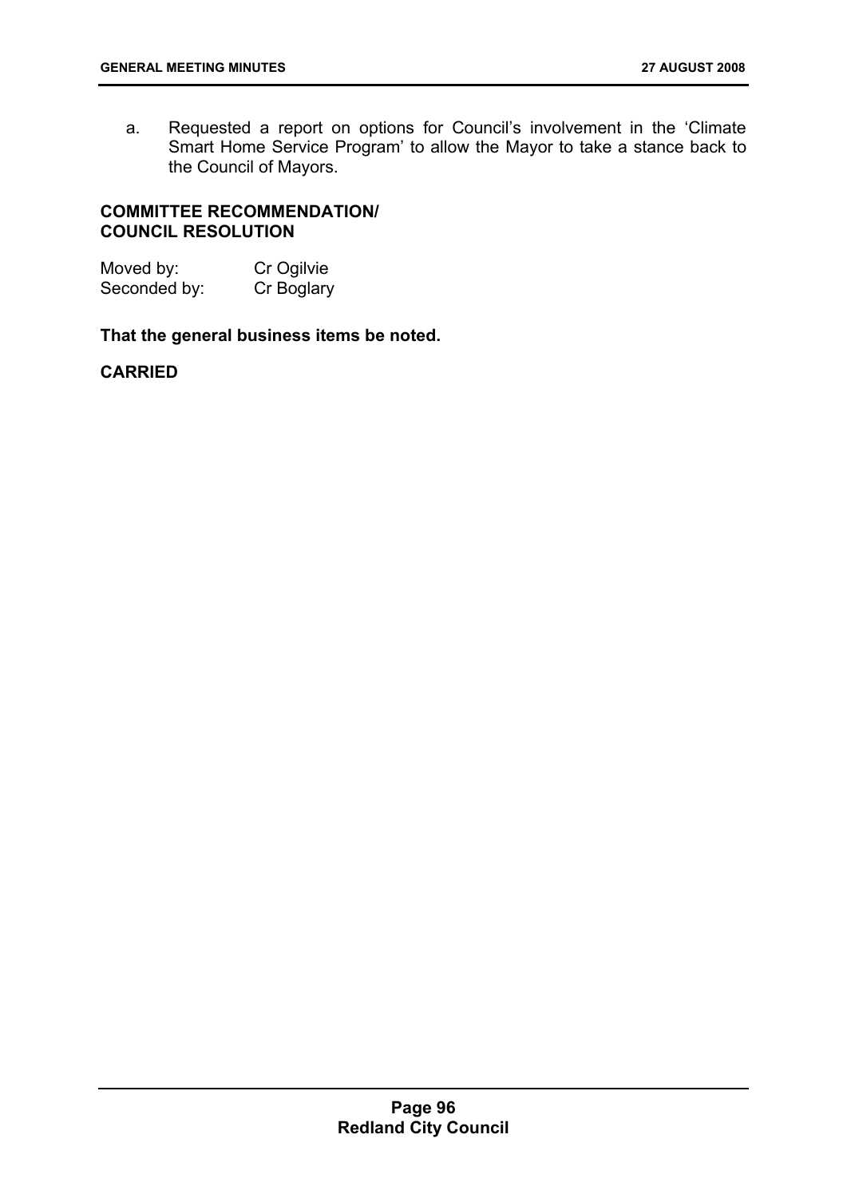a. Requested a report on options for Council's involvement in the 'Climate Smart Home Service Program' to allow the Mayor to take a stance back to the Council of Mayors.

**COMMITTEE RECOMMENDATION/ COUNCIL RESOLUTION**

Moved by: Cr Ogilvie
Seconded by: Cr Boglary

**That the general business items be noted.**

**CARRIED**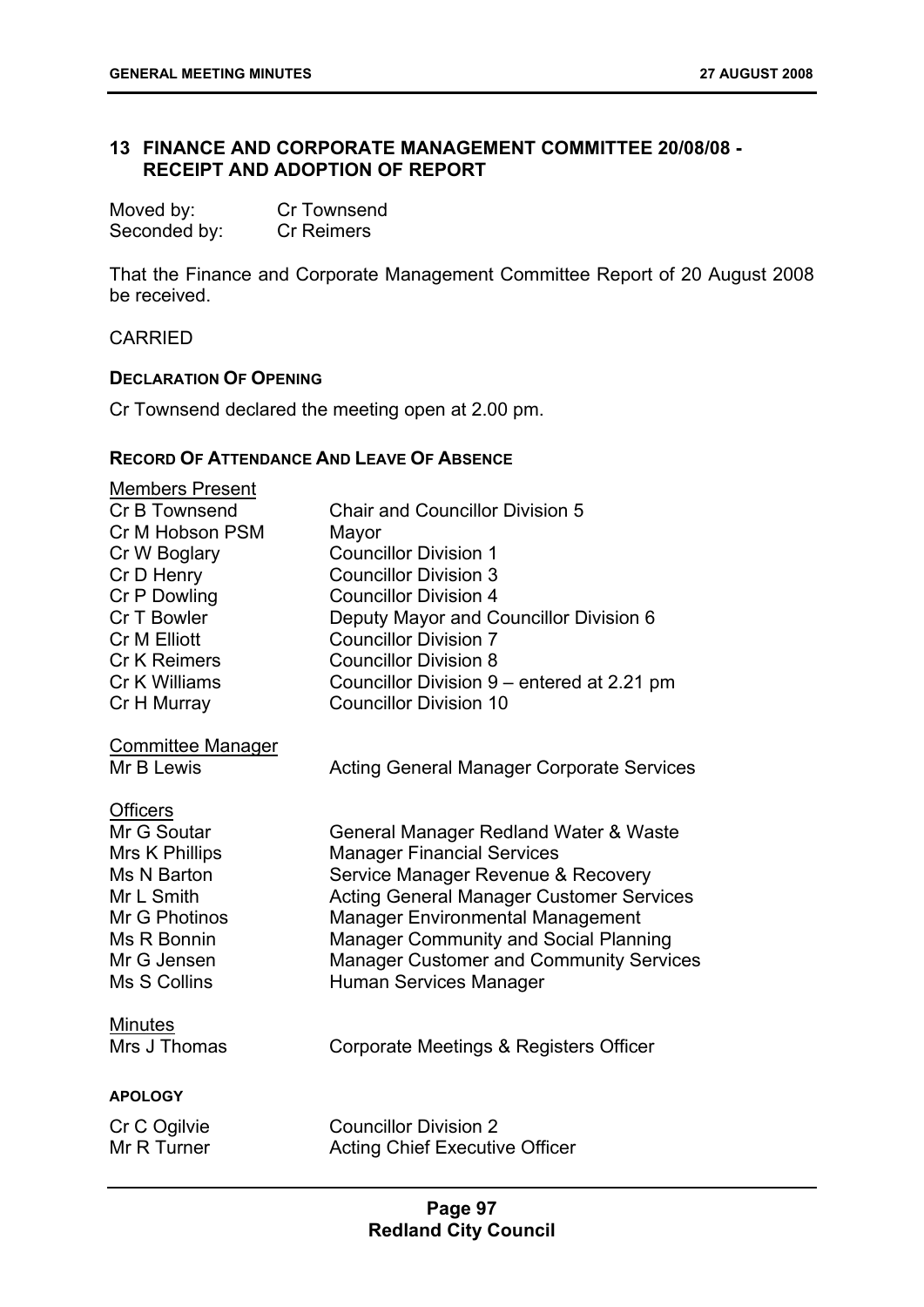## 13 FINANCE AND CORPORATE MANAGEMENT COMMITTEE 20/08/08 - RECEIPT AND ADOPTION OF REPORT

Moved by: Cr Townsend
Seconded by: Cr Reimers

That the Finance and Corporate Management Committee Report of 20 August 2008 be received.

CARRIED

### DECLARATION OF OPENING

Cr Townsend declared the meeting open at 2.00 pm.

### RECORD OF ATTENDANCE AND LEAVE OF ABSENCE

Members Present

| | |
|---|---|
| Cr B Townsend | Chair and Councillor Division 5 |
| Cr M Hobson PSM | Mayor |
| Cr W Boglary | Councillor Division 1 |
| Cr D Henry | Councillor Division 3 |
| Cr P Dowling | Councillor Division 4 |
| Cr T Bowler | Deputy Mayor and Councillor Division 6 |
| Cr M Elliott | Councillor Division 7 |
| Cr K Reimers | Councillor Division 8 |
| Cr K Williams | Councillor Division 9 – entered at 2.21 pm |
| Cr H Murray | Councillor Division 10 |

Committee Manager

| | |
|---|---|
| Mr B Lewis | Acting General Manager Corporate Services |

Officers

| | |
|---|---|
| Mr G Soutar | General Manager Redland Water & Waste |
| Mrs K Phillips | Manager Financial Services |
| Ms N Barton | Service Manager Revenue & Recovery |
| Mr L Smith | Acting General Manager Customer Services |
| Mr G Photinos | Manager Environmental Management |
| Ms R Bonnin | Manager Community and Social Planning |
| Mr G Jensen | Manager Customer and Community Services |
| Ms S Collins | Human Services Manager |

Minutes

| | |
|---|---|
| Mrs J Thomas | Corporate Meetings & Registers Officer |

### APOLOGY

| | |
|---|---|
| Cr C Ogilvie | Councillor Division 2 |
| Mr R Turner | Acting Chief Executive Officer |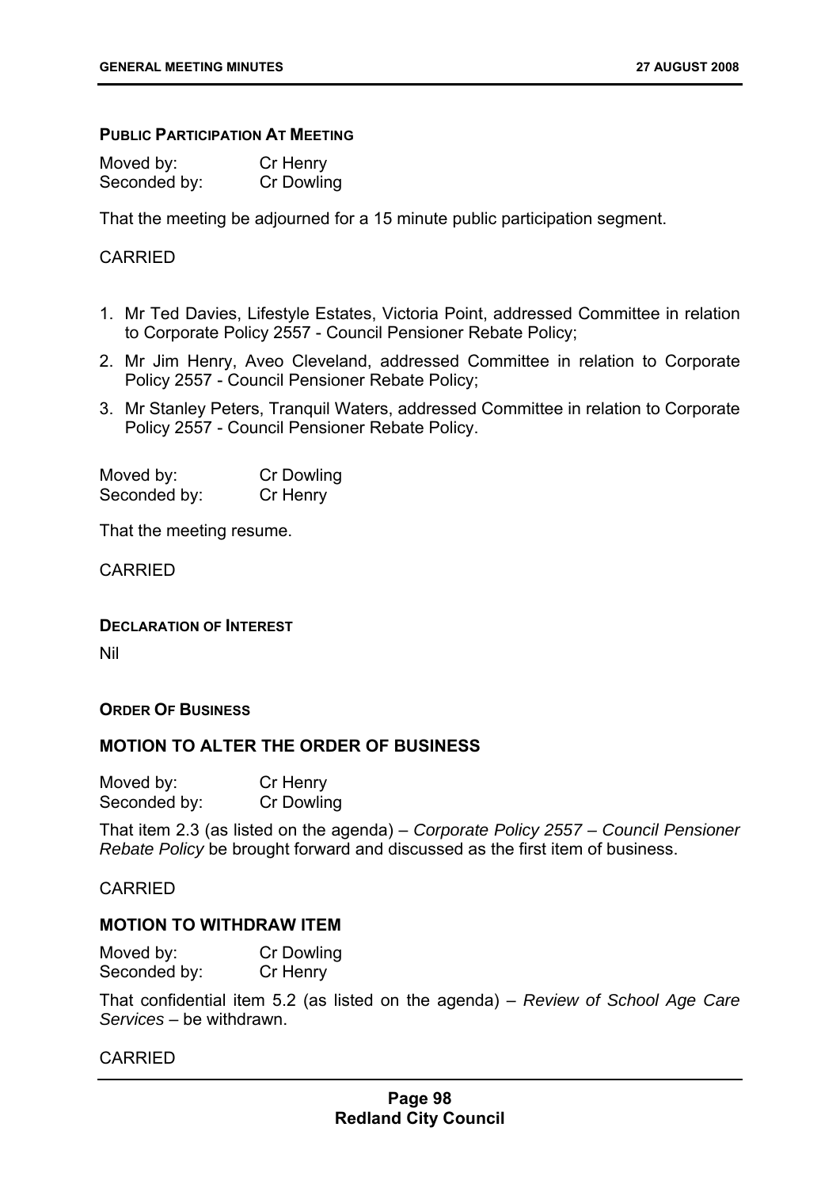**PUBLIC PARTICIPATION AT MEETING**

Moved by: Cr Henry
Seconded by: Cr Dowling

That the meeting be adjourned for a 15 minute public participation segment.

CARRIED

1. Mr Ted Davies, Lifestyle Estates, Victoria Point, addressed Committee in relation to Corporate Policy 2557 - Council Pensioner Rebate Policy;
2. Mr Jim Henry, Aveo Cleveland, addressed Committee in relation to Corporate Policy 2557 - Council Pensioner Rebate Policy;
3. Mr Stanley Peters, Tranquil Waters, addressed Committee in relation to Corporate Policy 2557 - Council Pensioner Rebate Policy.

Moved by: Cr Dowling
Seconded by: Cr Henry

That the meeting resume.

CARRIED

**DECLARATION OF INTEREST**

Nil

**ORDER OF BUSINESS**

**MOTION TO ALTER THE ORDER OF BUSINESS**

Moved by: Cr Henry
Seconded by: Cr Dowling

That item 2.3 (as listed on the agenda) – *Corporate Policy 2557 – Council Pensioner Rebate Policy* be brought forward and discussed as the first item of business.

CARRIED

**MOTION TO WITHDRAW ITEM**

Moved by: Cr Dowling
Seconded by: Cr Henry

That confidential item 5.2 (as listed on the agenda) – *Review of School Age Care Services* – be withdrawn.

CARRIED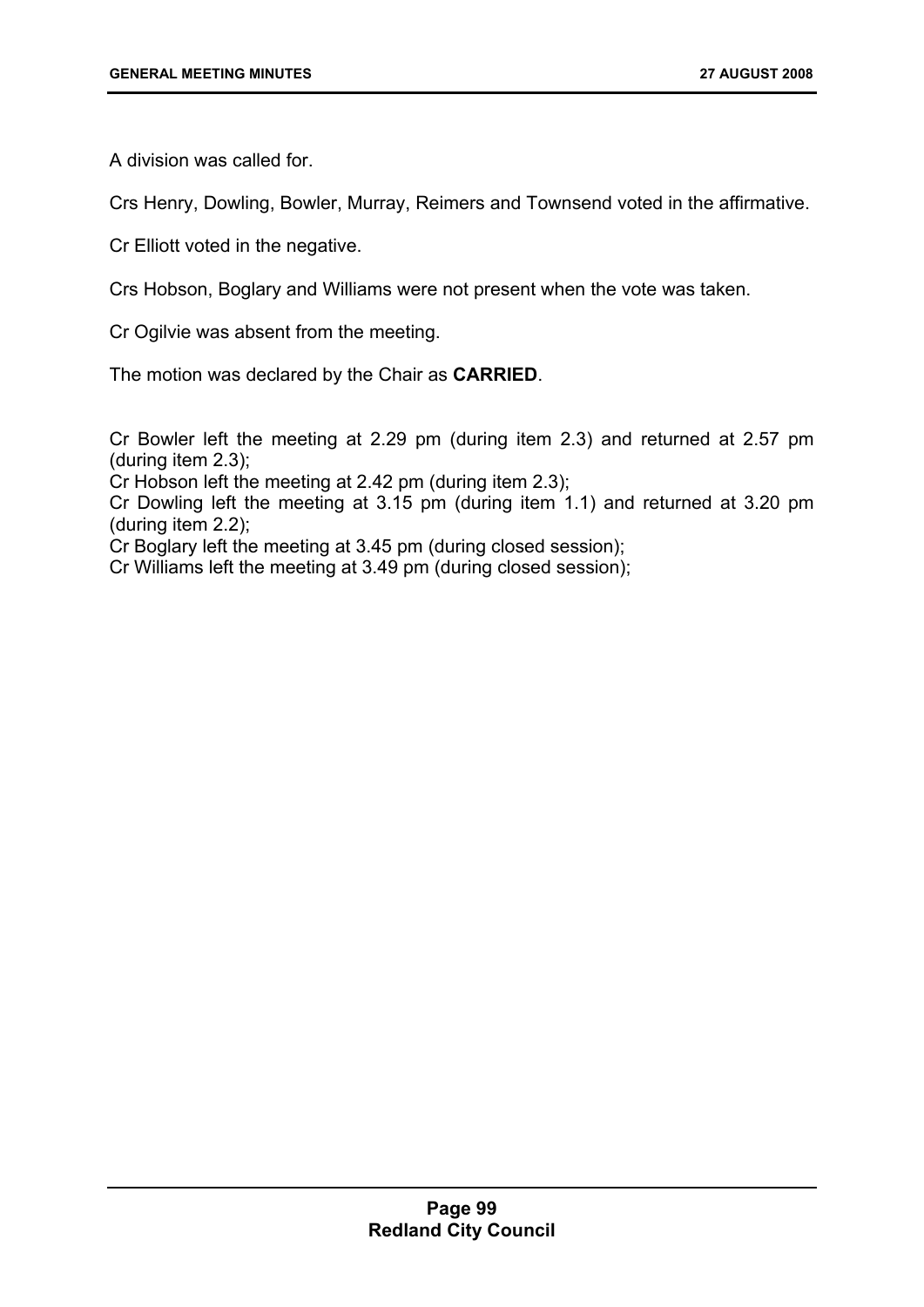A division was called for.

Crs Henry, Dowling, Bowler, Murray, Reimers and Townsend voted in the affirmative.

Cr Elliott voted in the negative.

Crs Hobson, Boglary and Williams were not present when the vote was taken.

Cr Ogilvie was absent from the meeting.

The motion was declared by the Chair as **CARRIED**.

Cr Bowler left the meeting at 2.29 pm (during item 2.3) and returned at 2.57 pm (during item 2.3);
Cr Hobson left the meeting at 2.42 pm (during item 2.3);
Cr Dowling left the meeting at 3.15 pm (during item 1.1) and returned at 3.20 pm (during item 2.2);
Cr Boglary left the meeting at 3.45 pm (during closed session);
Cr Williams left the meeting at 3.49 pm (during closed session);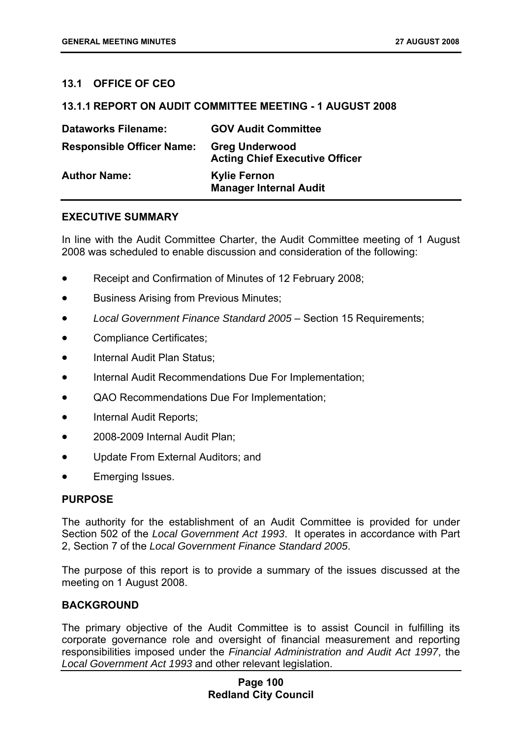## 13.1 OFFICE OF CEO

### 13.1.1 REPORT ON AUDIT COMMITTEE MEETING - 1 AUGUST 2008

| | |
|---|---|
| **Dataworks Filename:** | **GOV Audit Committee** |
| **Responsible Officer Name:** | **Greg Underwood**<br>**Acting Chief Executive Officer** |
| **Author Name:** | **Kylie Fernon**<br>**Manager Internal Audit** |

**EXECUTIVE SUMMARY**

In line with the Audit Committee Charter, the Audit Committee meeting of 1 August 2008 was scheduled to enable discussion and consideration of the following:

- Receipt and Confirmation of Minutes of 12 February 2008;
- Business Arising from Previous Minutes;
- *Local Government Finance Standard 2005* – Section 15 Requirements;
- Compliance Certificates;
- Internal Audit Plan Status;
- Internal Audit Recommendations Due For Implementation;
- QAO Recommendations Due For Implementation;
- Internal Audit Reports;
- 2008-2009 Internal Audit Plan;
- Update From External Auditors; and
- Emerging Issues.

**PURPOSE**

The authority for the establishment of an Audit Committee is provided for under Section 502 of the *Local Government Act 1993*. It operates in accordance with Part 2, Section 7 of the *Local Government Finance Standard 2005*.

The purpose of this report is to provide a summary of the issues discussed at the meeting on 1 August 2008.

**BACKGROUND**

The primary objective of the Audit Committee is to assist Council in fulfilling its corporate governance role and oversight of financial measurement and reporting responsibilities imposed under the *Financial Administration and Audit Act 1997*, the *Local Government Act 1993* and other relevant legislation.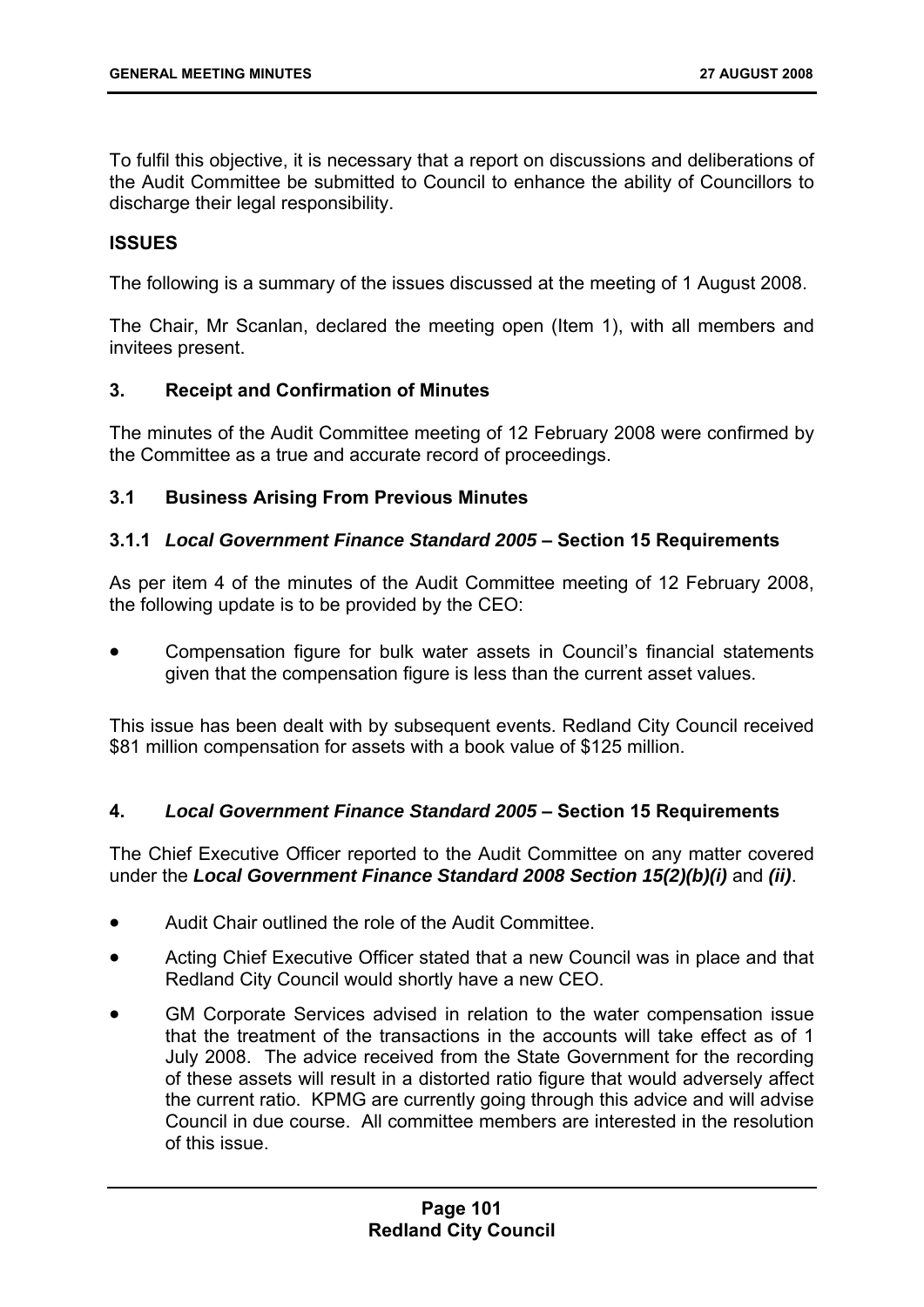To fulfil this objective, it is necessary that a report on discussions and deliberations of the Audit Committee be submitted to Council to enhance the ability of Councillors to discharge their legal responsibility.

**ISSUES**

The following is a summary of the issues discussed at the meeting of 1 August 2008.

The Chair, Mr Scanlan, declared the meeting open (Item 1), with all members and invitees present.

### 3. Receipt and Confirmation of Minutes

The minutes of the Audit Committee meeting of 12 February 2008 were confirmed by the Committee as a true and accurate record of proceedings.

### 3.1 Business Arising From Previous Minutes

#### 3.1.1 *Local Government Finance Standard 2005* – Section 15 Requirements

As per item 4 of the minutes of the Audit Committee meeting of 12 February 2008, the following update is to be provided by the CEO:

- Compensation figure for bulk water assets in Council's financial statements given that the compensation figure is less than the current asset values.

This issue has been dealt with by subsequent events. Redland City Council received $81 million compensation for assets with a book value of $125 million.

### 4. *Local Government Finance Standard 2005* – Section 15 Requirements

The Chief Executive Officer reported to the Audit Committee on any matter covered under the ***Local Government Finance Standard 2008 Section 15(2)(b)(i)*** and ***(ii)***.

- Audit Chair outlined the role of the Audit Committee.
- Acting Chief Executive Officer stated that a new Council was in place and that Redland City Council would shortly have a new CEO.
- GM Corporate Services advised in relation to the water compensation issue that the treatment of the transactions in the accounts will take effect as of 1 July 2008. The advice received from the State Government for the recording of these assets will result in a distorted ratio figure that would adversely affect the current ratio. KPMG are currently going through this advice and will advise Council in due course. All committee members are interested in the resolution of this issue.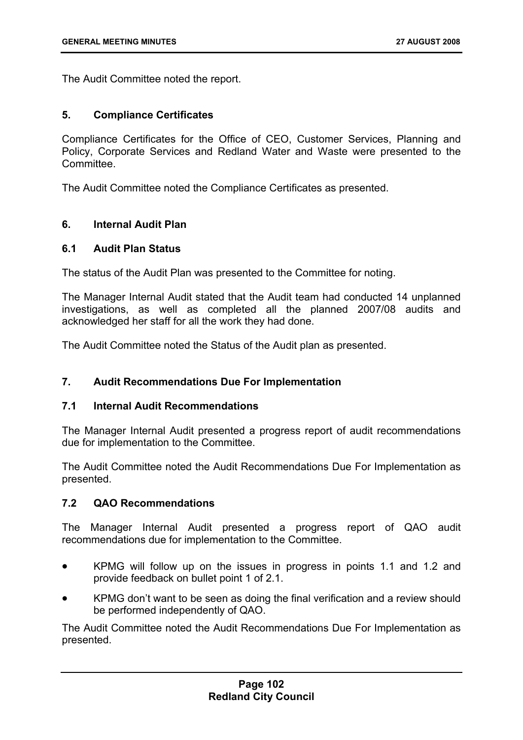The Audit Committee noted the report.

### 5. Compliance Certificates

Compliance Certificates for the Office of CEO, Customer Services, Planning and Policy, Corporate Services and Redland Water and Waste were presented to the Committee.

The Audit Committee noted the Compliance Certificates as presented.

### 6. Internal Audit Plan

#### 6.1 Audit Plan Status

The status of the Audit Plan was presented to the Committee for noting.

The Manager Internal Audit stated that the Audit team had conducted 14 unplanned investigations, as well as completed all the planned 2007/08 audits and acknowledged her staff for all the work they had done.

The Audit Committee noted the Status of the Audit plan as presented.

### 7. Audit Recommendations Due For Implementation

#### 7.1 Internal Audit Recommendations

The Manager Internal Audit presented a progress report of audit recommendations due for implementation to the Committee.

The Audit Committee noted the Audit Recommendations Due For Implementation as presented.

#### 7.2 QAO Recommendations

The Manager Internal Audit presented a progress report of QAO audit recommendations due for implementation to the Committee.

- KPMG will follow up on the issues in progress in points 1.1 and 1.2 and provide feedback on bullet point 1 of 2.1.
- KPMG don't want to be seen as doing the final verification and a review should be performed independently of QAO.

The Audit Committee noted the Audit Recommendations Due For Implementation as presented.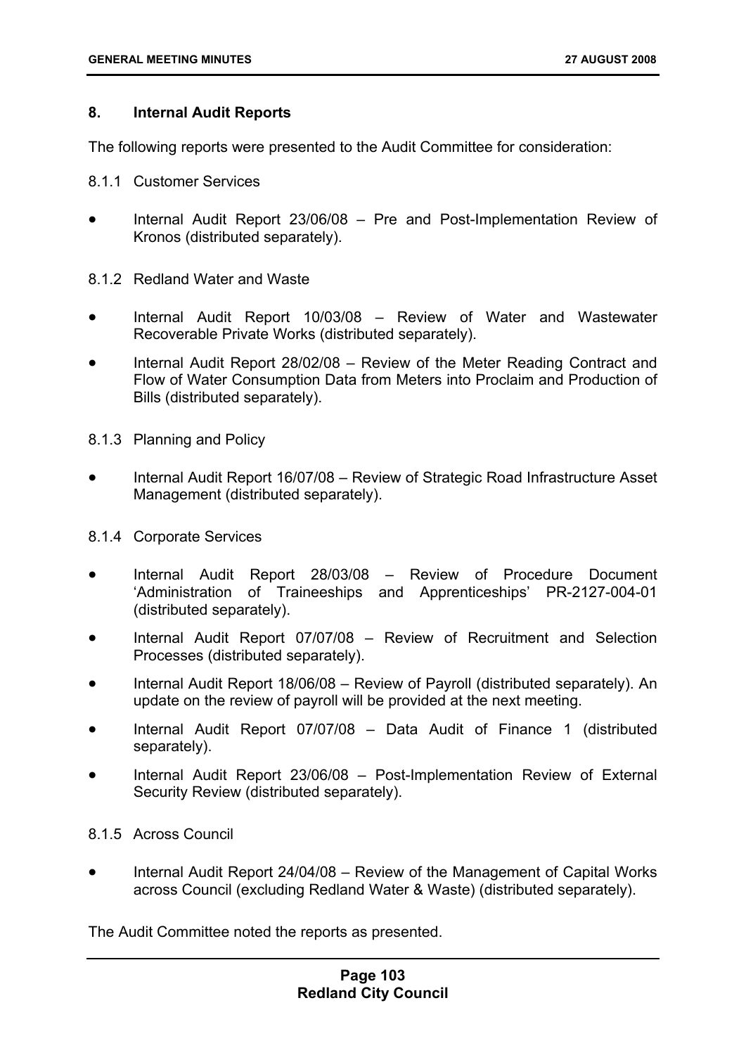## 8. Internal Audit Reports

The following reports were presented to the Audit Committee for consideration:

8.1.1 Customer Services

- Internal Audit Report 23/06/08 – Pre and Post-Implementation Review of Kronos (distributed separately).

8.1.2 Redland Water and Waste

- Internal Audit Report 10/03/08 – Review of Water and Wastewater Recoverable Private Works (distributed separately).
- Internal Audit Report 28/02/08 – Review of the Meter Reading Contract and Flow of Water Consumption Data from Meters into Proclaim and Production of Bills (distributed separately).

8.1.3 Planning and Policy

- Internal Audit Report 16/07/08 – Review of Strategic Road Infrastructure Asset Management (distributed separately).

8.1.4 Corporate Services

- Internal Audit Report 28/03/08 – Review of Procedure Document 'Administration of Traineeships and Apprenticeships' PR-2127-004-01 (distributed separately).
- Internal Audit Report 07/07/08 – Review of Recruitment and Selection Processes (distributed separately).
- Internal Audit Report 18/06/08 – Review of Payroll (distributed separately). An update on the review of payroll will be provided at the next meeting.
- Internal Audit Report 07/07/08 – Data Audit of Finance 1 (distributed separately).
- Internal Audit Report 23/06/08 – Post-Implementation Review of External Security Review (distributed separately).

8.1.5 Across Council

- Internal Audit Report 24/04/08 – Review of the Management of Capital Works across Council (excluding Redland Water & Waste) (distributed separately).

The Audit Committee noted the reports as presented.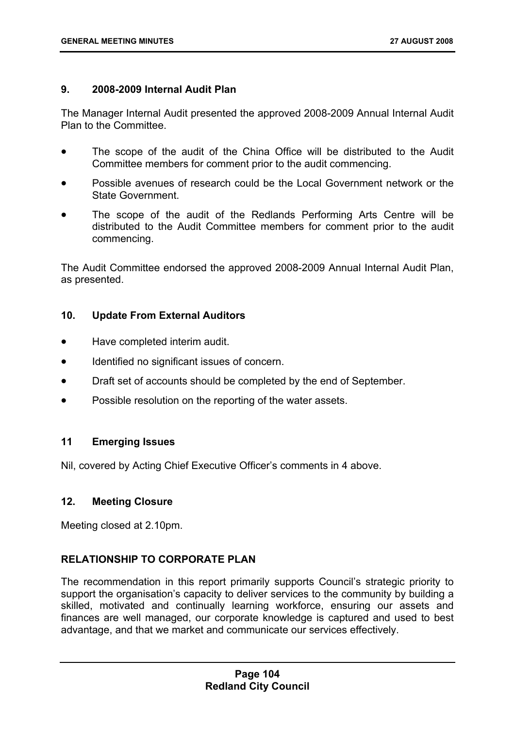## 9. 2008-2009 Internal Audit Plan

The Manager Internal Audit presented the approved 2008-2009 Annual Internal Audit Plan to the Committee.

- The scope of the audit of the China Office will be distributed to the Audit Committee members for comment prior to the audit commencing.
- Possible avenues of research could be the Local Government network or the State Government.
- The scope of the audit of the Redlands Performing Arts Centre will be distributed to the Audit Committee members for comment prior to the audit commencing.

The Audit Committee endorsed the approved 2008-2009 Annual Internal Audit Plan, as presented.

## 10. Update From External Auditors

- Have completed interim audit.
- Identified no significant issues of concern.
- Draft set of accounts should be completed by the end of September.
- Possible resolution on the reporting of the water assets.

## 11 Emerging Issues

Nil, covered by Acting Chief Executive Officer's comments in 4 above.

## 12. Meeting Closure

Meeting closed at 2.10pm.

## RELATIONSHIP TO CORPORATE PLAN

The recommendation in this report primarily supports Council's strategic priority to support the organisation's capacity to deliver services to the community by building a skilled, motivated and continually learning workforce, ensuring our assets and finances are well managed, our corporate knowledge is captured and used to best advantage, and that we market and communicate our services effectively.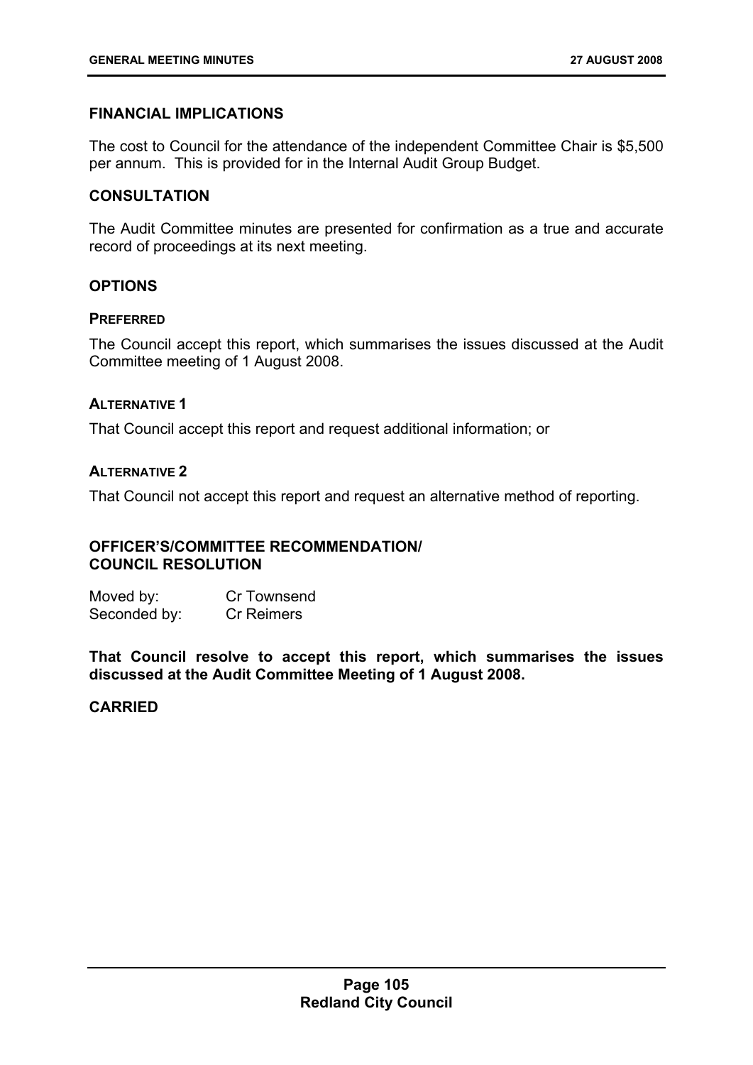## FINANCIAL IMPLICATIONS

The cost to Council for the attendance of the independent Committee Chair is $5,500 per annum. This is provided for in the Internal Audit Group Budget.

## CONSULTATION

The Audit Committee minutes are presented for confirmation as a true and accurate record of proceedings at its next meeting.

## OPTIONS

### PREFERRED

The Council accept this report, which summarises the issues discussed at the Audit Committee meeting of 1 August 2008.

### ALTERNATIVE 1

That Council accept this report and request additional information; or

### ALTERNATIVE 2

That Council not accept this report and request an alternative method of reporting.

## OFFICER'S/COMMITTEE RECOMMENDATION/ COUNCIL RESOLUTION

Moved by: Cr Townsend
Seconded by: Cr Reimers

**That Council resolve to accept this report, which summarises the issues discussed at the Audit Committee Meeting of 1 August 2008.**

**CARRIED**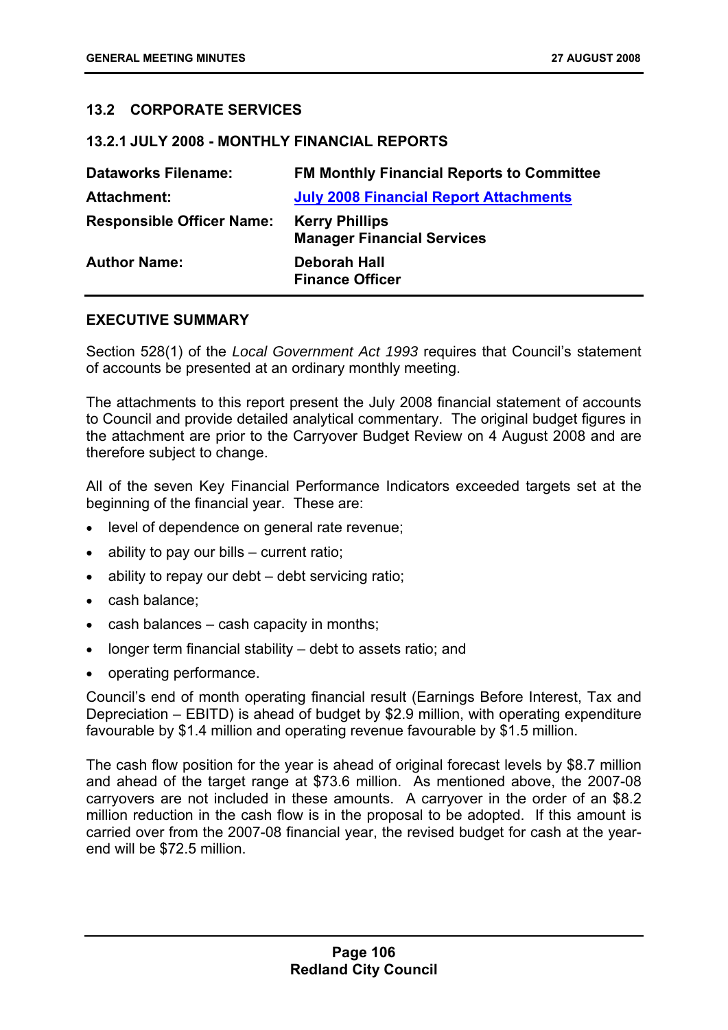## 13.2 CORPORATE SERVICES

### 13.2.1 JULY 2008 - MONTHLY FINANCIAL REPORTS

| | |
|---|---|
| **Dataworks Filename:** | **FM Monthly Financial Reports to Committee** |
| **Attachment:** | **July 2008 Financial Report Attachments** |
| **Responsible Officer Name:** | **Kerry Phillips**<br>**Manager Financial Services** |
| **Author Name:** | **Deborah Hall**<br>**Finance Officer** |

### EXECUTIVE SUMMARY

Section 528(1) of the *Local Government Act 1993* requires that Council's statement of accounts be presented at an ordinary monthly meeting.

The attachments to this report present the July 2008 financial statement of accounts to Council and provide detailed analytical commentary. The original budget figures in the attachment are prior to the Carryover Budget Review on 4 August 2008 and are therefore subject to change.

All of the seven Key Financial Performance Indicators exceeded targets set at the beginning of the financial year. These are:

- level of dependence on general rate revenue;
- ability to pay our bills – current ratio;
- ability to repay our debt – debt servicing ratio;
- cash balance;
- cash balances – cash capacity in months;
- longer term financial stability – debt to assets ratio; and
- operating performance.

Council's end of month operating financial result (Earnings Before Interest, Tax and Depreciation – EBITD) is ahead of budget by $2.9 million, with operating expenditure favourable by $1.4 million and operating revenue favourable by $1.5 million.

The cash flow position for the year is ahead of original forecast levels by $8.7 million and ahead of the target range at $73.6 million. As mentioned above, the 2007-08 carryovers are not included in these amounts. A carryover in the order of an $8.2 million reduction in the cash flow is in the proposal to be adopted. If this amount is carried over from the 2007-08 financial year, the revised budget for cash at the year-end will be $72.5 million.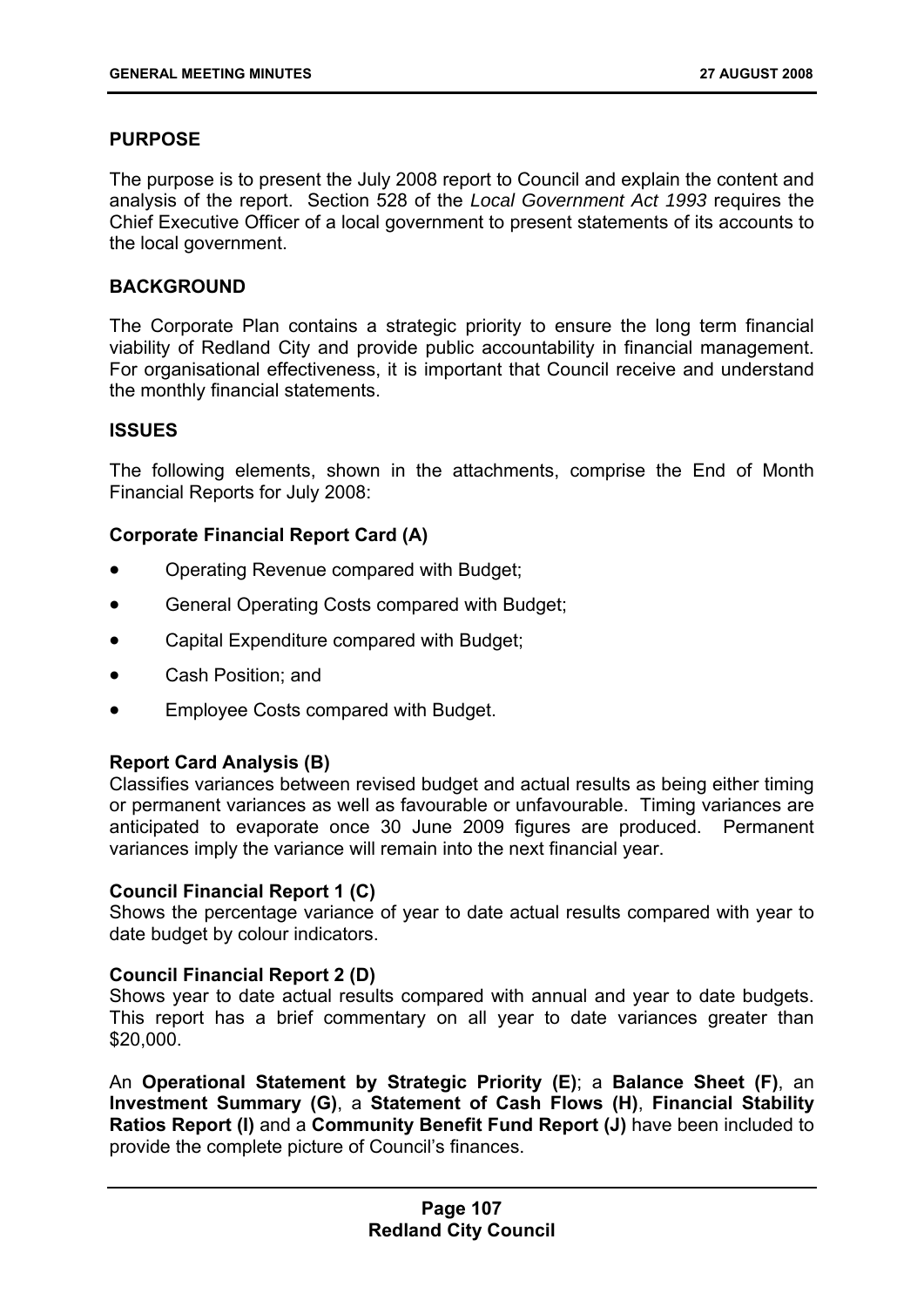## PURPOSE

The purpose is to present the July 2008 report to Council and explain the content and analysis of the report. Section 528 of the *Local Government Act 1993* requires the Chief Executive Officer of a local government to present statements of its accounts to the local government.

## BACKGROUND

The Corporate Plan contains a strategic priority to ensure the long term financial viability of Redland City and provide public accountability in financial management. For organisational effectiveness, it is important that Council receive and understand the monthly financial statements.

## ISSUES

The following elements, shown in the attachments, comprise the End of Month Financial Reports for July 2008:

**Corporate Financial Report Card (A)**

- Operating Revenue compared with Budget;
- General Operating Costs compared with Budget;
- Capital Expenditure compared with Budget;
- Cash Position; and
- Employee Costs compared with Budget.

**Report Card Analysis (B)**
Classifies variances between revised budget and actual results as being either timing or permanent variances as well as favourable or unfavourable. Timing variances are anticipated to evaporate once 30 June 2009 figures are produced. Permanent variances imply the variance will remain into the next financial year.

**Council Financial Report 1 (C)**
Shows the percentage variance of year to date actual results compared with year to date budget by colour indicators.

**Council Financial Report 2 (D)**
Shows year to date actual results compared with annual and year to date budgets. This report has a brief commentary on all year to date variances greater than $20,000.

An **Operational Statement by Strategic Priority (E)**; a **Balance Sheet (F)**, an **Investment Summary (G)**, a **Statement of Cash Flows (H)**, **Financial Stability Ratios Report (I)** and a **Community Benefit Fund Report (J)** have been included to provide the complete picture of Council's finances.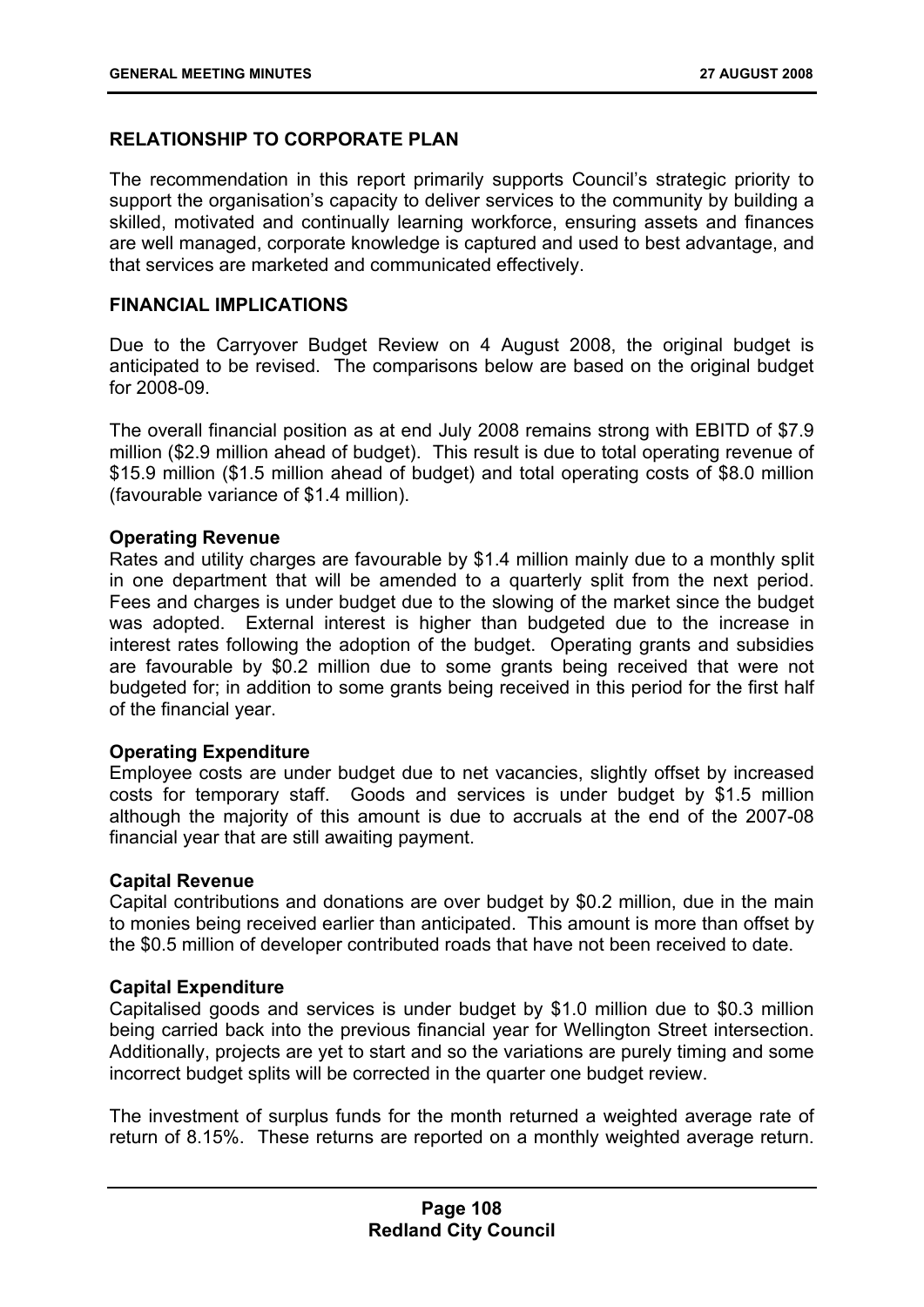## RELATIONSHIP TO CORPORATE PLAN

The recommendation in this report primarily supports Council's strategic priority to support the organisation's capacity to deliver services to the community by building a skilled, motivated and continually learning workforce, ensuring assets and finances are well managed, corporate knowledge is captured and used to best advantage, and that services are marketed and communicated effectively.

## FINANCIAL IMPLICATIONS

Due to the Carryover Budget Review on 4 August 2008, the original budget is anticipated to be revised. The comparisons below are based on the original budget for 2008-09.

The overall financial position as at end July 2008 remains strong with EBITD of $7.9 million ($2.9 million ahead of budget). This result is due to total operating revenue of $15.9 million ($1.5 million ahead of budget) and total operating costs of $8.0 million (favourable variance of $1.4 million).

**Operating Revenue**
Rates and utility charges are favourable by $1.4 million mainly due to a monthly split in one department that will be amended to a quarterly split from the next period. Fees and charges is under budget due to the slowing of the market since the budget was adopted. External interest is higher than budgeted due to the increase in interest rates following the adoption of the budget. Operating grants and subsidies are favourable by $0.2 million due to some grants being received that were not budgeted for; in addition to some grants being received in this period for the first half of the financial year.

**Operating Expenditure**
Employee costs are under budget due to net vacancies, slightly offset by increased costs for temporary staff. Goods and services is under budget by $1.5 million although the majority of this amount is due to accruals at the end of the 2007-08 financial year that are still awaiting payment.

**Capital Revenue**
Capital contributions and donations are over budget by $0.2 million, due in the main to monies being received earlier than anticipated. This amount is more than offset by the $0.5 million of developer contributed roads that have not been received to date.

**Capital Expenditure**
Capitalised goods and services is under budget by $1.0 million due to $0.3 million being carried back into the previous financial year for Wellington Street intersection. Additionally, projects are yet to start and so the variations are purely timing and some incorrect budget splits will be corrected in the quarter one budget review.

The investment of surplus funds for the month returned a weighted average rate of return of 8.15%. These returns are reported on a monthly weighted average return.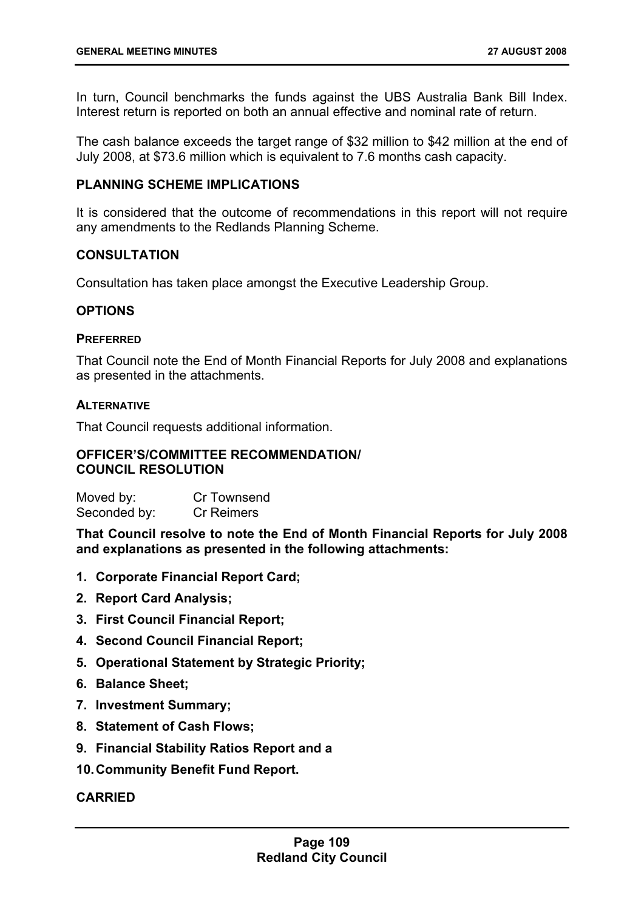In turn, Council benchmarks the funds against the UBS Australia Bank Bill Index. Interest return is reported on both an annual effective and nominal rate of return.

The cash balance exceeds the target range of $32 million to $42 million at the end of July 2008, at $73.6 million which is equivalent to 7.6 months cash capacity.

## PLANNING SCHEME IMPLICATIONS

It is considered that the outcome of recommendations in this report will not require any amendments to the Redlands Planning Scheme.

## CONSULTATION

Consultation has taken place amongst the Executive Leadership Group.

## OPTIONS

### PREFERRED

That Council note the End of Month Financial Reports for July 2008 and explanations as presented in the attachments.

### ALTERNATIVE

That Council requests additional information.

## OFFICER'S/COMMITTEE RECOMMENDATION/ COUNCIL RESOLUTION

Moved by: Cr Townsend
Seconded by: Cr Reimers

**That Council resolve to note the End of Month Financial Reports for July 2008 and explanations as presented in the following attachments:**

1. **Corporate Financial Report Card;**
2. **Report Card Analysis;**
3. **First Council Financial Report;**
4. **Second Council Financial Report;**
5. **Operational Statement by Strategic Priority;**
6. **Balance Sheet;**
7. **Investment Summary;**
8. **Statement of Cash Flows;**
9. **Financial Stability Ratios Report and a**
10. **Community Benefit Fund Report.**

**CARRIED**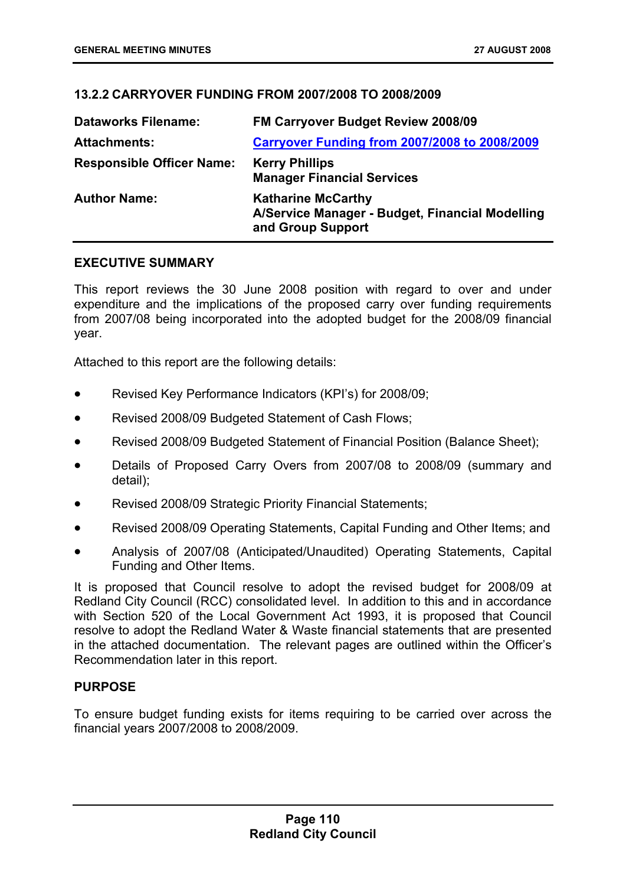### 13.2.2 CARRYOVER FUNDING FROM 2007/2008 TO 2008/2009

| | |
|---|---|
| **Dataworks Filename:** | **FM Carryover Budget Review 2008/09** |
| **Attachments:** | **Carryover Funding from 2007/2008 to 2008/2009** |
| **Responsible Officer Name:** | **Kerry Phillips**<br>**Manager Financial Services** |
| **Author Name:** | **Katharine McCarthy**<br>**A/Service Manager - Budget, Financial Modelling and Group Support** |

#### EXECUTIVE SUMMARY

This report reviews the 30 June 2008 position with regard to over and under expenditure and the implications of the proposed carry over funding requirements from 2007/08 being incorporated into the adopted budget for the 2008/09 financial year.

Attached to this report are the following details:

- Revised Key Performance Indicators (KPI's) for 2008/09;
- Revised 2008/09 Budgeted Statement of Cash Flows;
- Revised 2008/09 Budgeted Statement of Financial Position (Balance Sheet);
- Details of Proposed Carry Overs from 2007/08 to 2008/09 (summary and detail);
- Revised 2008/09 Strategic Priority Financial Statements;
- Revised 2008/09 Operating Statements, Capital Funding and Other Items; and
- Analysis of 2007/08 (Anticipated/Unaudited) Operating Statements, Capital Funding and Other Items.

It is proposed that Council resolve to adopt the revised budget for 2008/09 at Redland City Council (RCC) consolidated level. In addition to this and in accordance with Section 520 of the Local Government Act 1993, it is proposed that Council resolve to adopt the Redland Water & Waste financial statements that are presented in the attached documentation. The relevant pages are outlined within the Officer's Recommendation later in this report.

#### PURPOSE

To ensure budget funding exists for items requiring to be carried over across the financial years 2007/2008 to 2008/2009.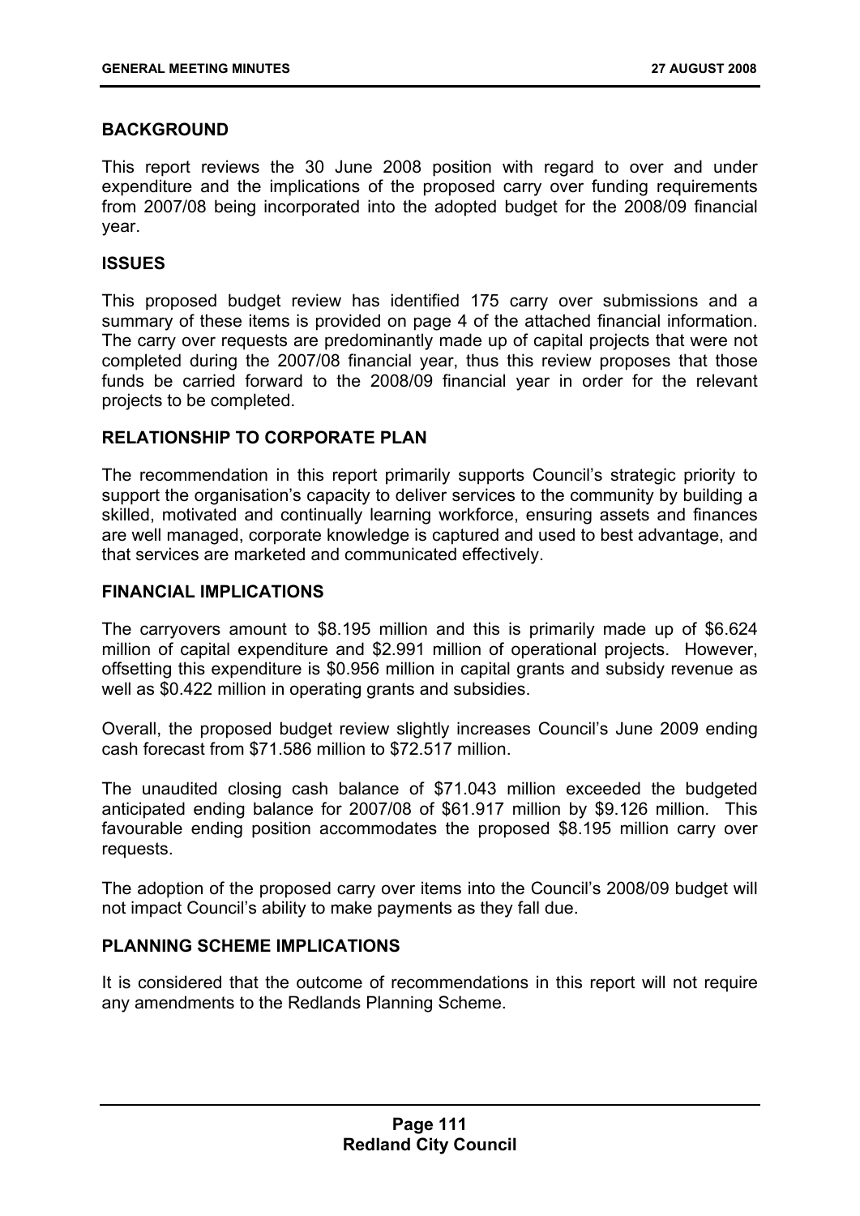## BACKGROUND

This report reviews the 30 June 2008 position with regard to over and under expenditure and the implications of the proposed carry over funding requirements from 2007/08 being incorporated into the adopted budget for the 2008/09 financial year.

## ISSUES

This proposed budget review has identified 175 carry over submissions and a summary of these items is provided on page 4 of the attached financial information. The carry over requests are predominantly made up of capital projects that were not completed during the 2007/08 financial year, thus this review proposes that those funds be carried forward to the 2008/09 financial year in order for the relevant projects to be completed.

## RELATIONSHIP TO CORPORATE PLAN

The recommendation in this report primarily supports Council's strategic priority to support the organisation's capacity to deliver services to the community by building a skilled, motivated and continually learning workforce, ensuring assets and finances are well managed, corporate knowledge is captured and used to best advantage, and that services are marketed and communicated effectively.

## FINANCIAL IMPLICATIONS

The carryovers amount to $8.195 million and this is primarily made up of $6.624 million of capital expenditure and $2.991 million of operational projects. However, offsetting this expenditure is $0.956 million in capital grants and subsidy revenue as well as $0.422 million in operating grants and subsidies.

Overall, the proposed budget review slightly increases Council's June 2009 ending cash forecast from $71.586 million to $72.517 million.

The unaudited closing cash balance of $71.043 million exceeded the budgeted anticipated ending balance for 2007/08 of $61.917 million by $9.126 million. This favourable ending position accommodates the proposed $8.195 million carry over requests.

The adoption of the proposed carry over items into the Council's 2008/09 budget will not impact Council's ability to make payments as they fall due.

## PLANNING SCHEME IMPLICATIONS

It is considered that the outcome of recommendations in this report will not require any amendments to the Redlands Planning Scheme.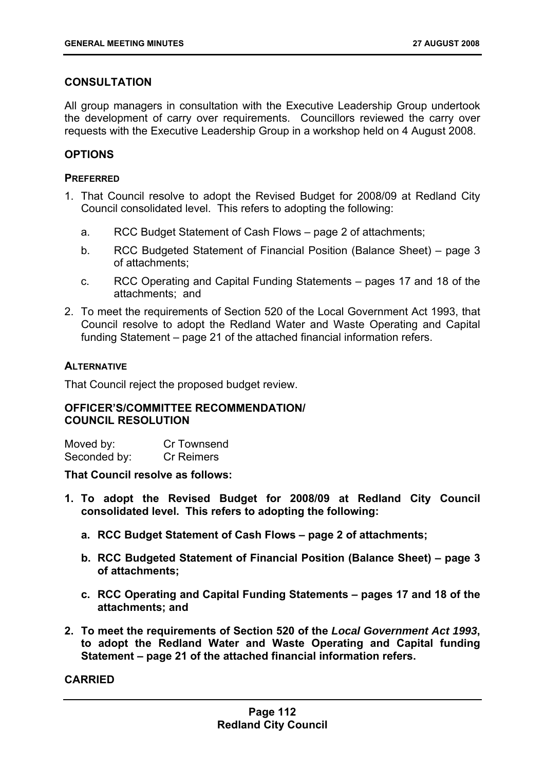## CONSULTATION

All group managers in consultation with the Executive Leadership Group undertook the development of carry over requirements. Councillors reviewed the carry over requests with the Executive Leadership Group in a workshop held on 4 August 2008.

## OPTIONS

### PREFERRED

1. That Council resolve to adopt the Revised Budget for 2008/09 at Redland City Council consolidated level. This refers to adopting the following:

   a. RCC Budget Statement of Cash Flows – page 2 of attachments;

   b. RCC Budgeted Statement of Financial Position (Balance Sheet) – page 3 of attachments;

   c. RCC Operating and Capital Funding Statements – pages 17 and 18 of the attachments; and

2. To meet the requirements of Section 520 of the Local Government Act 1993, that Council resolve to adopt the Redland Water and Waste Operating and Capital funding Statement – page 21 of the attached financial information refers.

### ALTERNATIVE

That Council reject the proposed budget review.

## OFFICER'S/COMMITTEE RECOMMENDATION/ COUNCIL RESOLUTION

Moved by: Cr Townsend
Seconded by: Cr Reimers

**That Council resolve as follows:**

1. **To adopt the Revised Budget for 2008/09 at Redland City Council consolidated level. This refers to adopting the following:**

   a. **RCC Budget Statement of Cash Flows – page 2 of attachments;**

   b. **RCC Budgeted Statement of Financial Position (Balance Sheet) – page 3 of attachments;**

   c. **RCC Operating and Capital Funding Statements – pages 17 and 18 of the attachments; and**

2. **To meet the requirements of Section 520 of the *Local Government Act 1993*, to adopt the Redland Water and Waste Operating and Capital funding Statement – page 21 of the attached financial information refers.**

**CARRIED**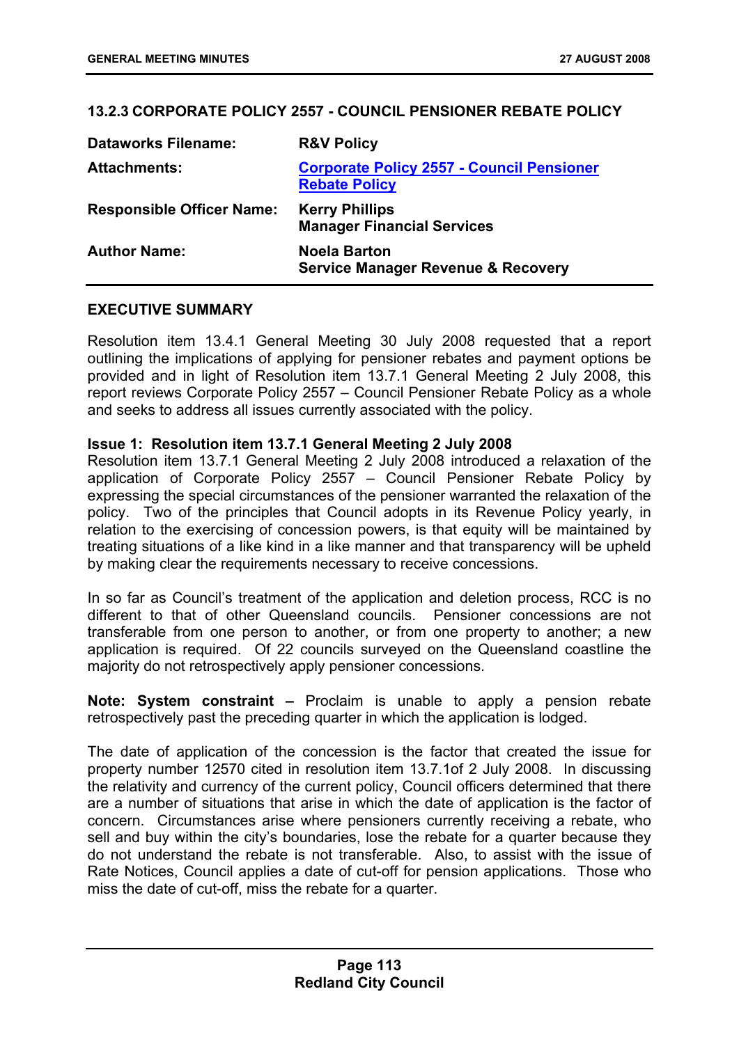### 13.2.3 CORPORATE POLICY 2557 - COUNCIL PENSIONER REBATE POLICY

| | |
|---|---|
| **Dataworks Filename:** | **R&V Policy** |
| **Attachments:** | **Corporate Policy 2557 - Council Pensioner Rebate Policy** |
| **Responsible Officer Name:** | **Kerry Phillips**<br>**Manager Financial Services** |
| **Author Name:** | **Noela Barton**<br>**Service Manager Revenue & Recovery** |

**EXECUTIVE SUMMARY**

Resolution item 13.4.1 General Meeting 30 July 2008 requested that a report outlining the implications of applying for pensioner rebates and payment options be provided and in light of Resolution item 13.7.1 General Meeting 2 July 2008, this report reviews Corporate Policy 2557 – Council Pensioner Rebate Policy as a whole and seeks to address all issues currently associated with the policy.

**Issue 1: Resolution item 13.7.1 General Meeting 2 July 2008**
Resolution item 13.7.1 General Meeting 2 July 2008 introduced a relaxation of the application of Corporate Policy 2557 – Council Pensioner Rebate Policy by expressing the special circumstances of the pensioner warranted the relaxation of the policy. Two of the principles that Council adopts in its Revenue Policy yearly, in relation to the exercising of concession powers, is that equity will be maintained by treating situations of a like kind in a like manner and that transparency will be upheld by making clear the requirements necessary to receive concessions.

In so far as Council's treatment of the application and deletion process, RCC is no different to that of other Queensland councils. Pensioner concessions are not transferable from one person to another, or from one property to another; a new application is required. Of 22 councils surveyed on the Queensland coastline the majority do not retrospectively apply pensioner concessions.

**Note: System constraint –** Proclaim is unable to apply a pension rebate retrospectively past the preceding quarter in which the application is lodged.

The date of application of the concession is the factor that created the issue for property number 12570 cited in resolution item 13.7.1of 2 July 2008. In discussing the relativity and currency of the current policy, Council officers determined that there are a number of situations that arise in which the date of application is the factor of concern. Circumstances arise where pensioners currently receiving a rebate, who sell and buy within the city's boundaries, lose the rebate for a quarter because they do not understand the rebate is not transferable. Also, to assist with the issue of Rate Notices, Council applies a date of cut-off for pension applications. Those who miss the date of cut-off, miss the rebate for a quarter.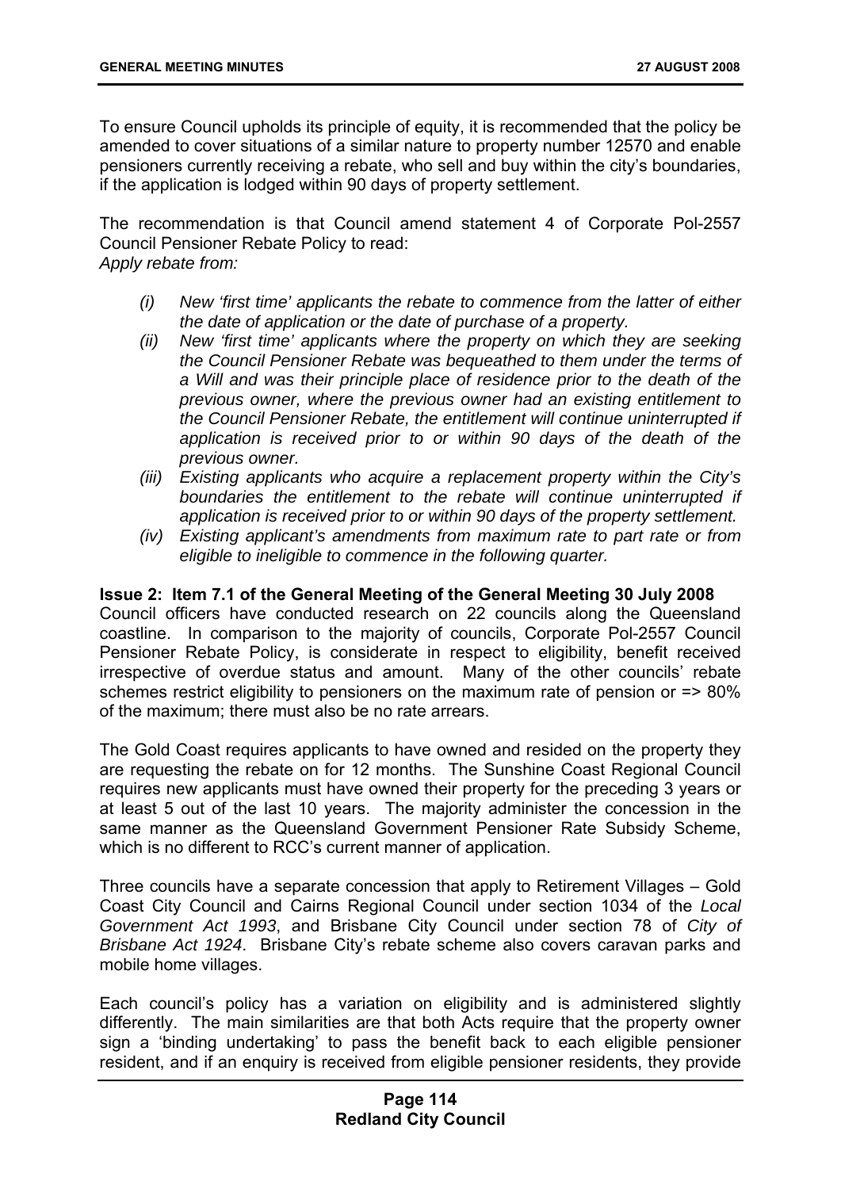To ensure Council upholds its principle of equity, it is recommended that the policy be amended to cover situations of a similar nature to property number 12570 and enable pensioners currently receiving a rebate, who sell and buy within the city's boundaries, if the application is lodged within 90 days of property settlement.

The recommendation is that Council amend statement 4 of Corporate Pol-2557 Council Pensioner Rebate Policy to read:
*Apply rebate from:*

- *(i) New 'first time' applicants the rebate to commence from the latter of either the date of application or the date of purchase of a property.*
- *(ii) New 'first time' applicants where the property on which they are seeking the Council Pensioner Rebate was bequeathed to them under the terms of a Will and was their principle place of residence prior to the death of the previous owner, where the previous owner had an existing entitlement to the Council Pensioner Rebate, the entitlement will continue uninterrupted if application is received prior to or within 90 days of the death of the previous owner.*
- *(iii) Existing applicants who acquire a replacement property within the City's boundaries the entitlement to the rebate will continue uninterrupted if application is received prior to or within 90 days of the property settlement.*
- *(iv) Existing applicant's amendments from maximum rate to part rate or from eligible to ineligible to commence in the following quarter.*

**Issue 2: Item 7.1 of the General Meeting of the General Meeting 30 July 2008**
Council officers have conducted research on 22 councils along the Queensland coastline. In comparison to the majority of councils, Corporate Pol-2557 Council Pensioner Rebate Policy, is considerate in respect to eligibility, benefit received irrespective of overdue status and amount. Many of the other councils' rebate schemes restrict eligibility to pensioners on the maximum rate of pension or => 80% of the maximum; there must also be no rate arrears.

The Gold Coast requires applicants to have owned and resided on the property they are requesting the rebate on for 12 months. The Sunshine Coast Regional Council requires new applicants must have owned their property for the preceding 3 years or at least 5 out of the last 10 years. The majority administer the concession in the same manner as the Queensland Government Pensioner Rate Subsidy Scheme, which is no different to RCC's current manner of application.

Three councils have a separate concession that apply to Retirement Villages – Gold Coast City Council and Cairns Regional Council under section 1034 of the *Local Government Act 1993*, and Brisbane City Council under section 78 of *City of Brisbane Act 1924*. Brisbane City's rebate scheme also covers caravan parks and mobile home villages.

Each council's policy has a variation on eligibility and is administered slightly differently. The main similarities are that both Acts require that the property owner sign a 'binding undertaking' to pass the benefit back to each eligible pensioner resident, and if an enquiry is received from eligible pensioner residents, they provide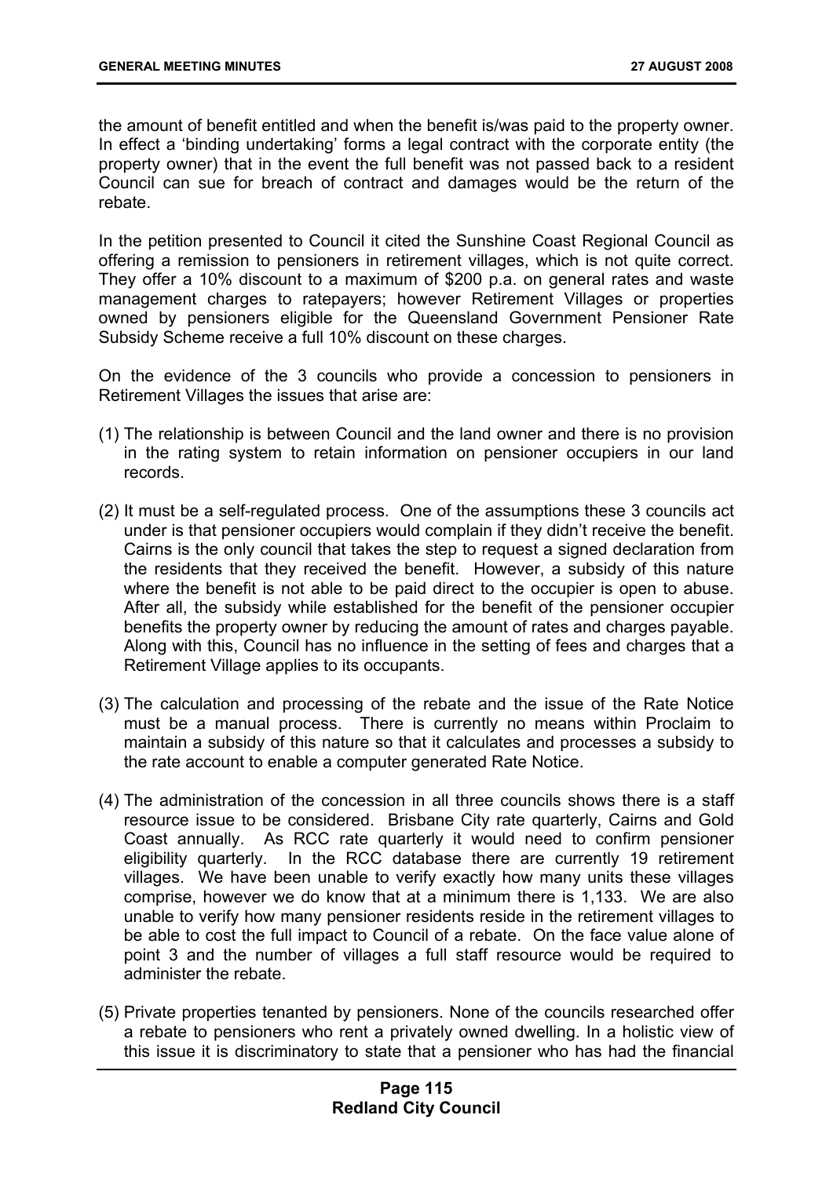the amount of benefit entitled and when the benefit is/was paid to the property owner. In effect a 'binding undertaking' forms a legal contract with the corporate entity (the property owner) that in the event the full benefit was not passed back to a resident Council can sue for breach of contract and damages would be the return of the rebate.

In the petition presented to Council it cited the Sunshine Coast Regional Council as offering a remission to pensioners in retirement villages, which is not quite correct. They offer a 10% discount to a maximum of $200 p.a. on general rates and waste management charges to ratepayers; however Retirement Villages or properties owned by pensioners eligible for the Queensland Government Pensioner Rate Subsidy Scheme receive a full 10% discount on these charges.

On the evidence of the 3 councils who provide a concession to pensioners in Retirement Villages the issues that arise are:

(1) The relationship is between Council and the land owner and there is no provision in the rating system to retain information on pensioner occupiers in our land records.

(2) It must be a self-regulated process. One of the assumptions these 3 councils act under is that pensioner occupiers would complain if they didn't receive the benefit. Cairns is the only council that takes the step to request a signed declaration from the residents that they received the benefit. However, a subsidy of this nature where the benefit is not able to be paid direct to the occupier is open to abuse. After all, the subsidy while established for the benefit of the pensioner occupier benefits the property owner by reducing the amount of rates and charges payable. Along with this, Council has no influence in the setting of fees and charges that a Retirement Village applies to its occupants.

(3) The calculation and processing of the rebate and the issue of the Rate Notice must be a manual process. There is currently no means within Proclaim to maintain a subsidy of this nature so that it calculates and processes a subsidy to the rate account to enable a computer generated Rate Notice.

(4) The administration of the concession in all three councils shows there is a staff resource issue to be considered. Brisbane City rate quarterly, Cairns and Gold Coast annually. As RCC rate quarterly it would need to confirm pensioner eligibility quarterly. In the RCC database there are currently 19 retirement villages. We have been unable to verify exactly how many units these villages comprise, however we do know that at a minimum there is 1,133. We are also unable to verify how many pensioner residents reside in the retirement villages to be able to cost the full impact to Council of a rebate. On the face value alone of point 3 and the number of villages a full staff resource would be required to administer the rebate.

(5) Private properties tenanted by pensioners. None of the councils researched offer a rebate to pensioners who rent a privately owned dwelling. In a holistic view of this issue it is discriminatory to state that a pensioner who has had the financial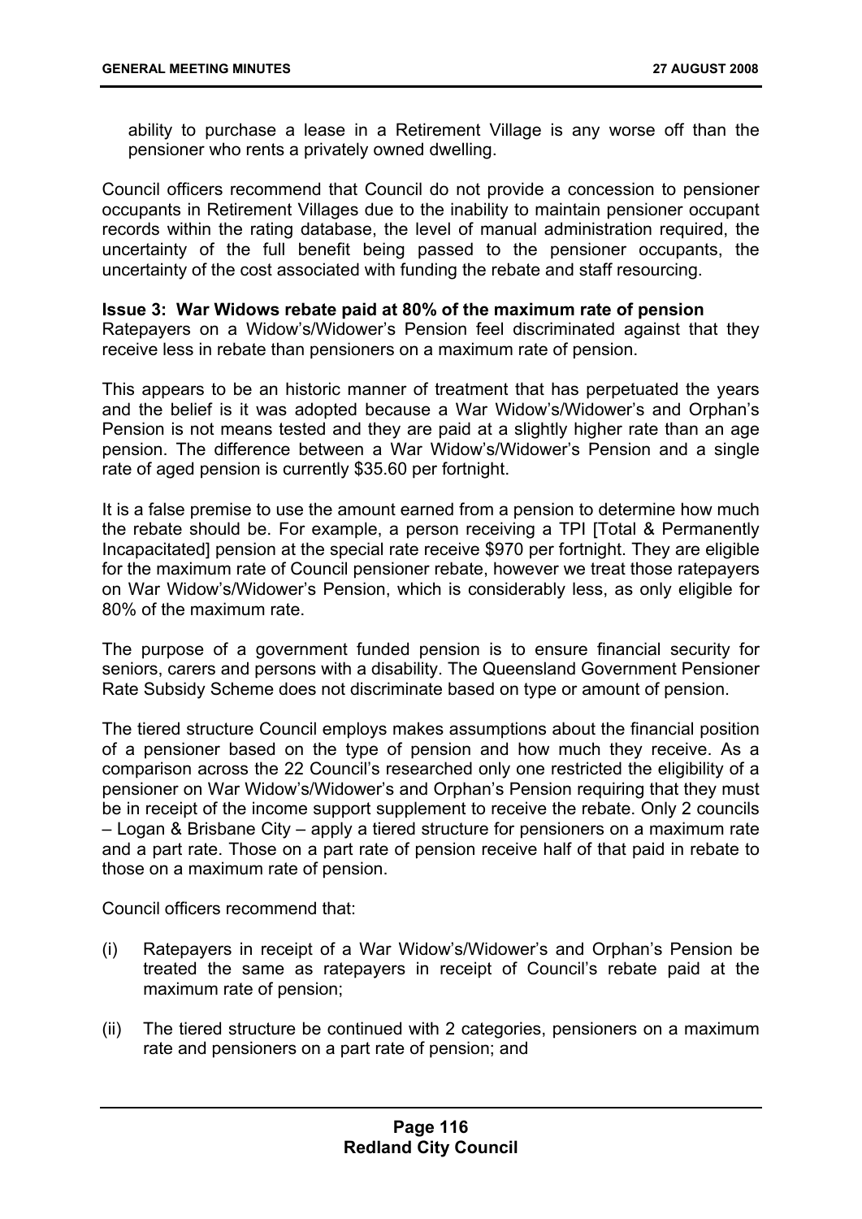ability to purchase a lease in a Retirement Village is any worse off than the pensioner who rents a privately owned dwelling.

Council officers recommend that Council do not provide a concession to pensioner occupants in Retirement Villages due to the inability to maintain pensioner occupant records within the rating database, the level of manual administration required, the uncertainty of the full benefit being passed to the pensioner occupants, the uncertainty of the cost associated with funding the rebate and staff resourcing.

**Issue 3: War Widows rebate paid at 80% of the maximum rate of pension**
Ratepayers on a Widow's/Widower's Pension feel discriminated against that they receive less in rebate than pensioners on a maximum rate of pension.

This appears to be an historic manner of treatment that has perpetuated the years and the belief is it was adopted because a War Widow's/Widower's and Orphan's Pension is not means tested and they are paid at a slightly higher rate than an age pension. The difference between a War Widow's/Widower's Pension and a single rate of aged pension is currently $35.60 per fortnight.

It is a false premise to use the amount earned from a pension to determine how much the rebate should be. For example, a person receiving a TPI [Total & Permanently Incapacitated] pension at the special rate receive $970 per fortnight. They are eligible for the maximum rate of Council pensioner rebate, however we treat those ratepayers on War Widow's/Widower's Pension, which is considerably less, as only eligible for 80% of the maximum rate.

The purpose of a government funded pension is to ensure financial security for seniors, carers and persons with a disability. The Queensland Government Pensioner Rate Subsidy Scheme does not discriminate based on type or amount of pension.

The tiered structure Council employs makes assumptions about the financial position of a pensioner based on the type of pension and how much they receive. As a comparison across the 22 Council's researched only one restricted the eligibility of a pensioner on War Widow's/Widower's and Orphan's Pension requiring that they must be in receipt of the income support supplement to receive the rebate. Only 2 councils – Logan & Brisbane City – apply a tiered structure for pensioners on a maximum rate and a part rate. Those on a part rate of pension receive half of that paid in rebate to those on a maximum rate of pension.

Council officers recommend that:

(i) Ratepayers in receipt of a War Widow's/Widower's and Orphan's Pension be treated the same as ratepayers in receipt of Council's rebate paid at the maximum rate of pension;

(ii) The tiered structure be continued with 2 categories, pensioners on a maximum rate and pensioners on a part rate of pension; and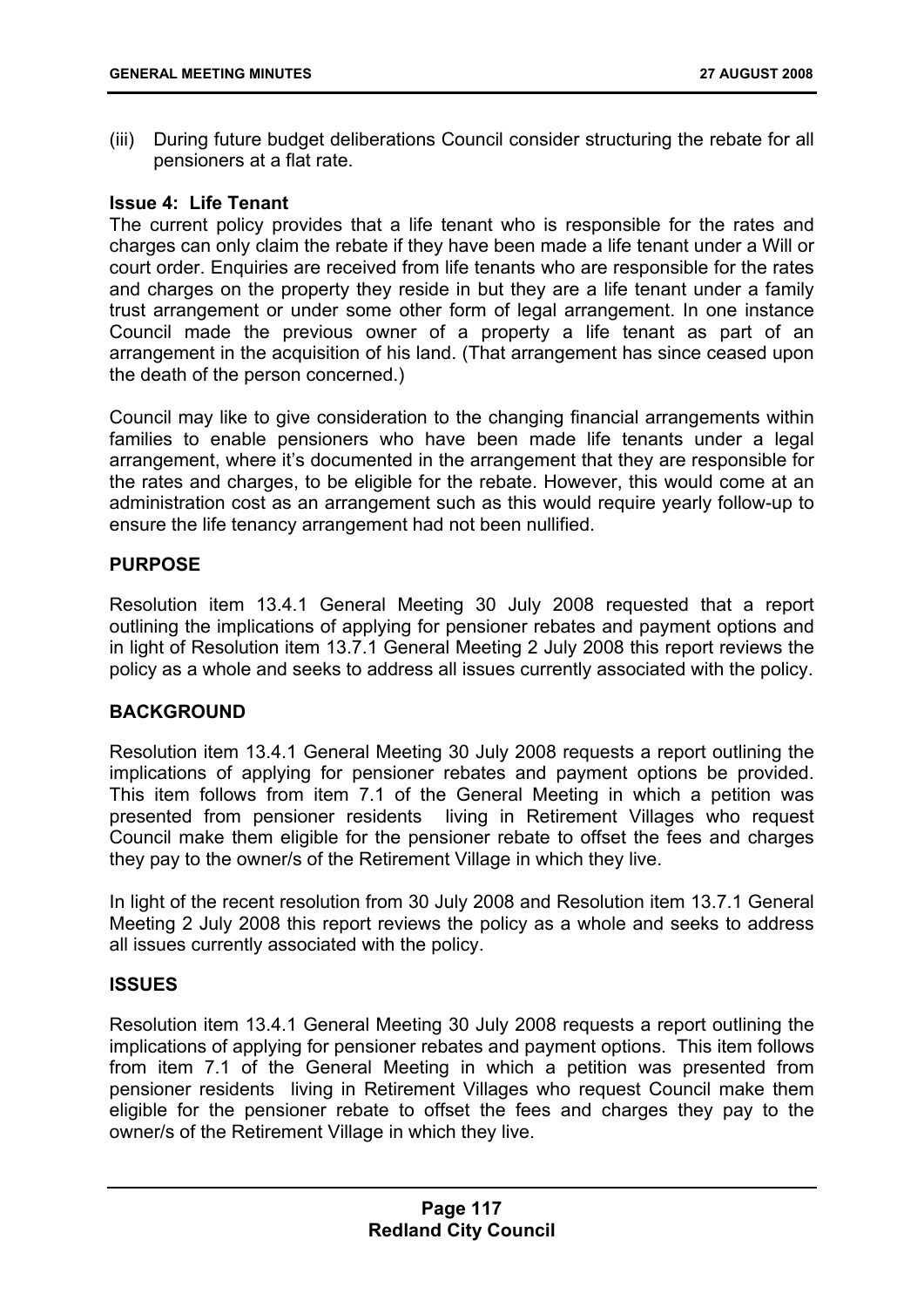(iii) During future budget deliberations Council consider structuring the rebate for all pensioners at a flat rate.

**Issue 4: Life Tenant**

The current policy provides that a life tenant who is responsible for the rates and charges can only claim the rebate if they have been made a life tenant under a Will or court order. Enquiries are received from life tenants who are responsible for the rates and charges on the property they reside in but they are a life tenant under a family trust arrangement or under some other form of legal arrangement. In one instance Council made the previous owner of a property a life tenant as part of an arrangement in the acquisition of his land. (That arrangement has since ceased upon the death of the person concerned.)

Council may like to give consideration to the changing financial arrangements within families to enable pensioners who have been made life tenants under a legal arrangement, where it's documented in the arrangement that they are responsible for the rates and charges, to be eligible for the rebate. However, this would come at an administration cost as an arrangement such as this would require yearly follow-up to ensure the life tenancy arrangement had not been nullified.

## PURPOSE

Resolution item 13.4.1 General Meeting 30 July 2008 requested that a report outlining the implications of applying for pensioner rebates and payment options and in light of Resolution item 13.7.1 General Meeting 2 July 2008 this report reviews the policy as a whole and seeks to address all issues currently associated with the policy.

## BACKGROUND

Resolution item 13.4.1 General Meeting 30 July 2008 requests a report outlining the implications of applying for pensioner rebates and payment options be provided. This item follows from item 7.1 of the General Meeting in which a petition was presented from pensioner residents living in Retirement Villages who request Council make them eligible for the pensioner rebate to offset the fees and charges they pay to the owner/s of the Retirement Village in which they live.

In light of the recent resolution from 30 July 2008 and Resolution item 13.7.1 General Meeting 2 July 2008 this report reviews the policy as a whole and seeks to address all issues currently associated with the policy.

## ISSUES

Resolution item 13.4.1 General Meeting 30 July 2008 requests a report outlining the implications of applying for pensioner rebates and payment options. This item follows from item 7.1 of the General Meeting in which a petition was presented from pensioner residents living in Retirement Villages who request Council make them eligible for the pensioner rebate to offset the fees and charges they pay to the owner/s of the Retirement Village in which they live.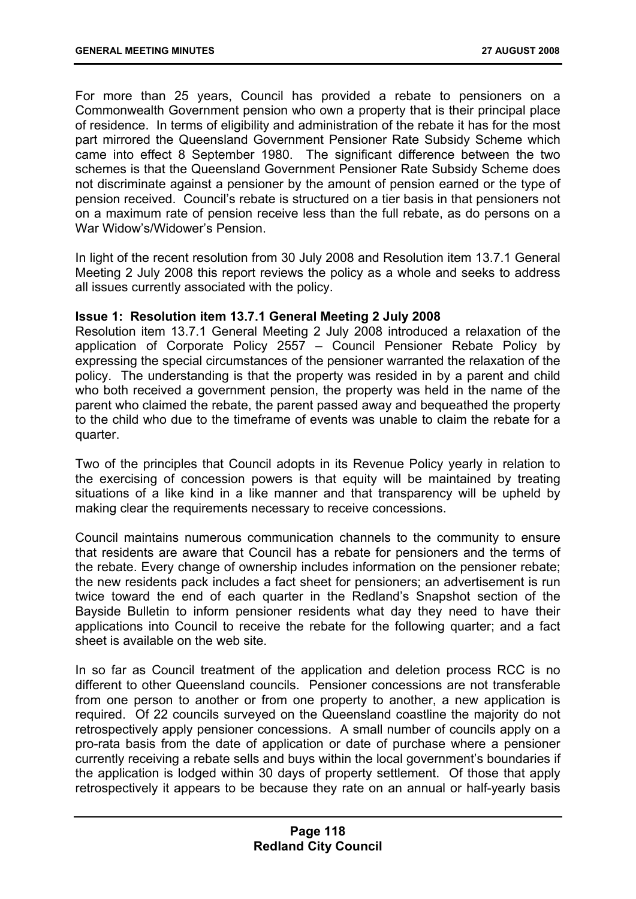For more than 25 years, Council has provided a rebate to pensioners on a Commonwealth Government pension who own a property that is their principal place of residence. In terms of eligibility and administration of the rebate it has for the most part mirrored the Queensland Government Pensioner Rate Subsidy Scheme which came into effect 8 September 1980. The significant difference between the two schemes is that the Queensland Government Pensioner Rate Subsidy Scheme does not discriminate against a pensioner by the amount of pension earned or the type of pension received. Council's rebate is structured on a tier basis in that pensioners not on a maximum rate of pension receive less than the full rebate, as do persons on a War Widow's/Widower's Pension.

In light of the recent resolution from 30 July 2008 and Resolution item 13.7.1 General Meeting 2 July 2008 this report reviews the policy as a whole and seeks to address all issues currently associated with the policy.

**Issue 1: Resolution item 13.7.1 General Meeting 2 July 2008**

Resolution item 13.7.1 General Meeting 2 July 2008 introduced a relaxation of the application of Corporate Policy 2557 – Council Pensioner Rebate Policy by expressing the special circumstances of the pensioner warranted the relaxation of the policy. The understanding is that the property was resided in by a parent and child who both received a government pension, the property was held in the name of the parent who claimed the rebate, the parent passed away and bequeathed the property to the child who due to the timeframe of events was unable to claim the rebate for a quarter.

Two of the principles that Council adopts in its Revenue Policy yearly in relation to the exercising of concession powers is that equity will be maintained by treating situations of a like kind in a like manner and that transparency will be upheld by making clear the requirements necessary to receive concessions.

Council maintains numerous communication channels to the community to ensure that residents are aware that Council has a rebate for pensioners and the terms of the rebate. Every change of ownership includes information on the pensioner rebate; the new residents pack includes a fact sheet for pensioners; an advertisement is run twice toward the end of each quarter in the Redland's Snapshot section of the Bayside Bulletin to inform pensioner residents what day they need to have their applications into Council to receive the rebate for the following quarter; and a fact sheet is available on the web site.

In so far as Council treatment of the application and deletion process RCC is no different to other Queensland councils. Pensioner concessions are not transferable from one person to another or from one property to another, a new application is required. Of 22 councils surveyed on the Queensland coastline the majority do not retrospectively apply pensioner concessions. A small number of councils apply on a pro-rata basis from the date of application or date of purchase where a pensioner currently receiving a rebate sells and buys within the local government's boundaries if the application is lodged within 30 days of property settlement. Of those that apply retrospectively it appears to be because they rate on an annual or half-yearly basis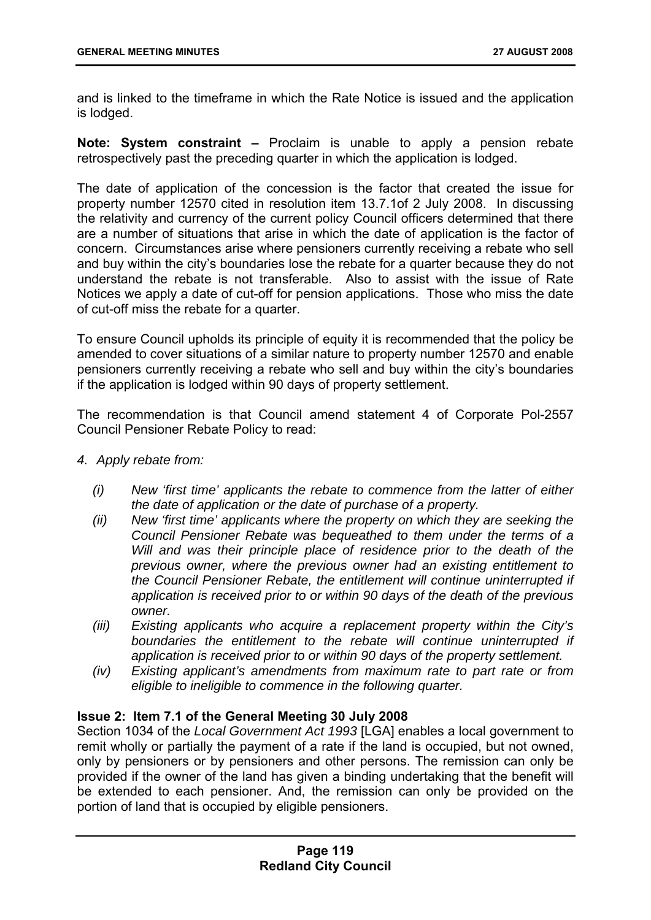and is linked to the timeframe in which the Rate Notice is issued and the application is lodged.

**Note: System constraint –** Proclaim is unable to apply a pension rebate retrospectively past the preceding quarter in which the application is lodged.

The date of application of the concession is the factor that created the issue for property number 12570 cited in resolution item 13.7.1of 2 July 2008. In discussing the relativity and currency of the current policy Council officers determined that there are a number of situations that arise in which the date of application is the factor of concern. Circumstances arise where pensioners currently receiving a rebate who sell and buy within the city's boundaries lose the rebate for a quarter because they do not understand the rebate is not transferable. Also to assist with the issue of Rate Notices we apply a date of cut-off for pension applications. Those who miss the date of cut-off miss the rebate for a quarter.

To ensure Council upholds its principle of equity it is recommended that the policy be amended to cover situations of a similar nature to property number 12570 and enable pensioners currently receiving a rebate who sell and buy within the city's boundaries if the application is lodged within 90 days of property settlement.

The recommendation is that Council amend statement 4 of Corporate Pol-2557 Council Pensioner Rebate Policy to read:

*4. Apply rebate from:*

- *(i) New 'first time' applicants the rebate to commence from the latter of either the date of application or the date of purchase of a property.*
- *(ii) New 'first time' applicants where the property on which they are seeking the Council Pensioner Rebate was bequeathed to them under the terms of a Will and was their principle place of residence prior to the death of the previous owner, where the previous owner had an existing entitlement to the Council Pensioner Rebate, the entitlement will continue uninterrupted if application is received prior to or within 90 days of the death of the previous owner.*
- *(iii) Existing applicants who acquire a replacement property within the City's boundaries the entitlement to the rebate will continue uninterrupted if application is received prior to or within 90 days of the property settlement.*
- *(iv) Existing applicant's amendments from maximum rate to part rate or from eligible to ineligible to commence in the following quarter.*

**Issue 2: Item 7.1 of the General Meeting 30 July 2008**

Section 1034 of the *Local Government Act 1993* [LGA] enables a local government to remit wholly or partially the payment of a rate if the land is occupied, but not owned, only by pensioners or by pensioners and other persons. The remission can only be provided if the owner of the land has given a binding undertaking that the benefit will be extended to each pensioner. And, the remission can only be provided on the portion of land that is occupied by eligible pensioners.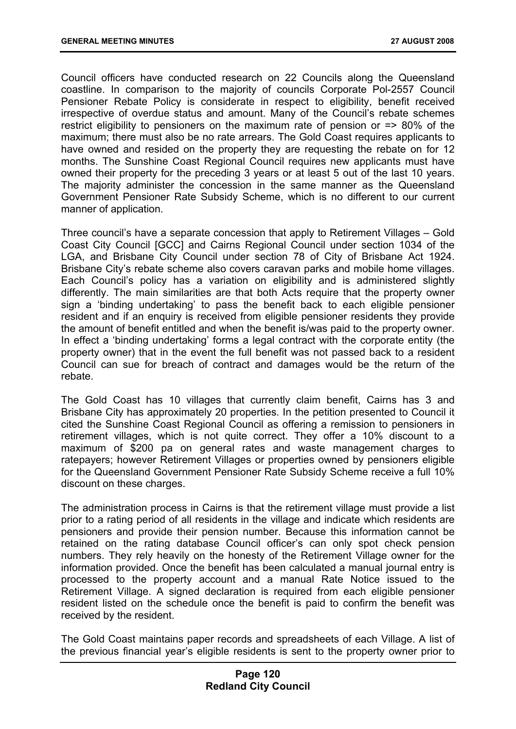Council officers have conducted research on 22 Councils along the Queensland coastline. In comparison to the majority of councils Corporate Pol-2557 Council Pensioner Rebate Policy is considerate in respect to eligibility, benefit received irrespective of overdue status and amount. Many of the Council's rebate schemes restrict eligibility to pensioners on the maximum rate of pension or => 80% of the maximum; there must also be no rate arrears. The Gold Coast requires applicants to have owned and resided on the property they are requesting the rebate on for 12 months. The Sunshine Coast Regional Council requires new applicants must have owned their property for the preceding 3 years or at least 5 out of the last 10 years. The majority administer the concession in the same manner as the Queensland Government Pensioner Rate Subsidy Scheme, which is no different to our current manner of application.

Three council's have a separate concession that apply to Retirement Villages – Gold Coast City Council [GCC] and Cairns Regional Council under section 1034 of the LGA, and Brisbane City Council under section 78 of City of Brisbane Act 1924. Brisbane City's rebate scheme also covers caravan parks and mobile home villages. Each Council's policy has a variation on eligibility and is administered slightly differently. The main similarities are that both Acts require that the property owner sign a 'binding undertaking' to pass the benefit back to each eligible pensioner resident and if an enquiry is received from eligible pensioner residents they provide the amount of benefit entitled and when the benefit is/was paid to the property owner. In effect a 'binding undertaking' forms a legal contract with the corporate entity (the property owner) that in the event the full benefit was not passed back to a resident Council can sue for breach of contract and damages would be the return of the rebate.

The Gold Coast has 10 villages that currently claim benefit, Cairns has 3 and Brisbane City has approximately 20 properties. In the petition presented to Council it cited the Sunshine Coast Regional Council as offering a remission to pensioners in retirement villages, which is not quite correct. They offer a 10% discount to a maximum of $200 pa on general rates and waste management charges to ratepayers; however Retirement Villages or properties owned by pensioners eligible for the Queensland Government Pensioner Rate Subsidy Scheme receive a full 10% discount on these charges.

The administration process in Cairns is that the retirement village must provide a list prior to a rating period of all residents in the village and indicate which residents are pensioners and provide their pension number. Because this information cannot be retained on the rating database Council officer's can only spot check pension numbers. They rely heavily on the honesty of the Retirement Village owner for the information provided. Once the benefit has been calculated a manual journal entry is processed to the property account and a manual Rate Notice issued to the Retirement Village. A signed declaration is required from each eligible pensioner resident listed on the schedule once the benefit is paid to confirm the benefit was received by the resident.

The Gold Coast maintains paper records and spreadsheets of each Village. A list of the previous financial year's eligible residents is sent to the property owner prior to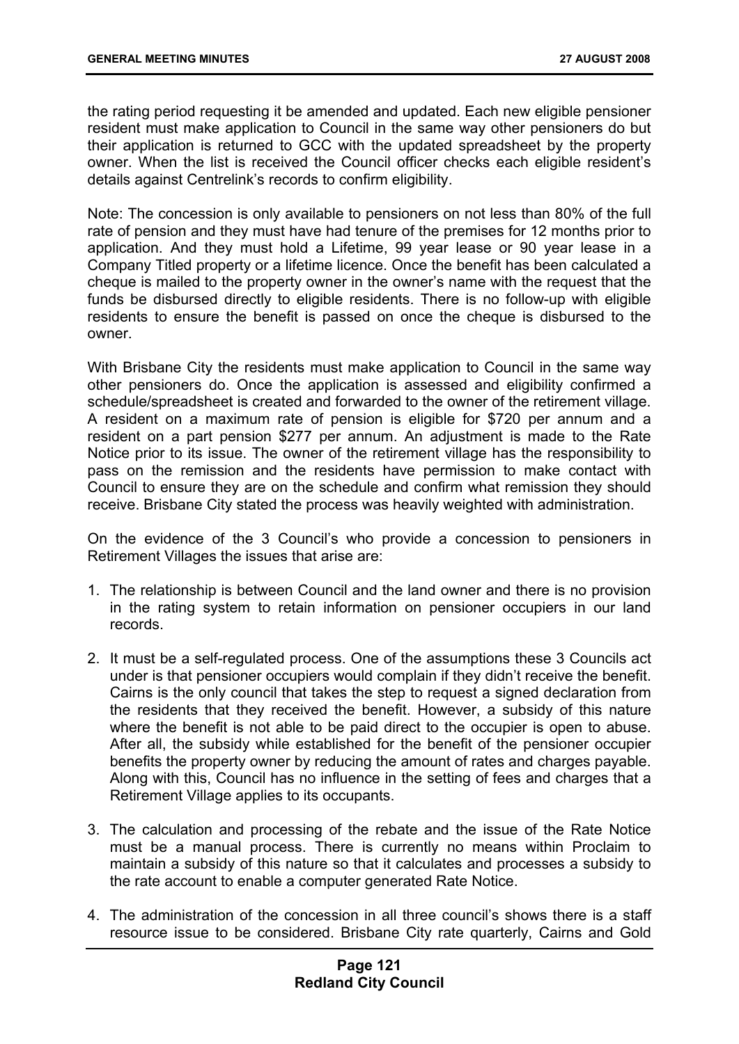the rating period requesting it be amended and updated. Each new eligible pensioner resident must make application to Council in the same way other pensioners do but their application is returned to GCC with the updated spreadsheet by the property owner. When the list is received the Council officer checks each eligible resident's details against Centrelink's records to confirm eligibility.

Note: The concession is only available to pensioners on not less than 80% of the full rate of pension and they must have had tenure of the premises for 12 months prior to application. And they must hold a Lifetime, 99 year lease or 90 year lease in a Company Titled property or a lifetime licence. Once the benefit has been calculated a cheque is mailed to the property owner in the owner's name with the request that the funds be disbursed directly to eligible residents. There is no follow-up with eligible residents to ensure the benefit is passed on once the cheque is disbursed to the owner.

With Brisbane City the residents must make application to Council in the same way other pensioners do. Once the application is assessed and eligibility confirmed a schedule/spreadsheet is created and forwarded to the owner of the retirement village. A resident on a maximum rate of pension is eligible for $720 per annum and a resident on a part pension $277 per annum. An adjustment is made to the Rate Notice prior to its issue. The owner of the retirement village has the responsibility to pass on the remission and the residents have permission to make contact with Council to ensure they are on the schedule and confirm what remission they should receive. Brisbane City stated the process was heavily weighted with administration.

On the evidence of the 3 Council's who provide a concession to pensioners in Retirement Villages the issues that arise are:

1. The relationship is between Council and the land owner and there is no provision in the rating system to retain information on pensioner occupiers in our land records.

2. It must be a self-regulated process. One of the assumptions these 3 Councils act under is that pensioner occupiers would complain if they didn't receive the benefit. Cairns is the only council that takes the step to request a signed declaration from the residents that they received the benefit. However, a subsidy of this nature where the benefit is not able to be paid direct to the occupier is open to abuse. After all, the subsidy while established for the benefit of the pensioner occupier benefits the property owner by reducing the amount of rates and charges payable. Along with this, Council has no influence in the setting of fees and charges that a Retirement Village applies to its occupants.

3. The calculation and processing of the rebate and the issue of the Rate Notice must be a manual process. There is currently no means within Proclaim to maintain a subsidy of this nature so that it calculates and processes a subsidy to the rate account to enable a computer generated Rate Notice.

4. The administration of the concession in all three council's shows there is a staff resource issue to be considered. Brisbane City rate quarterly, Cairns and Gold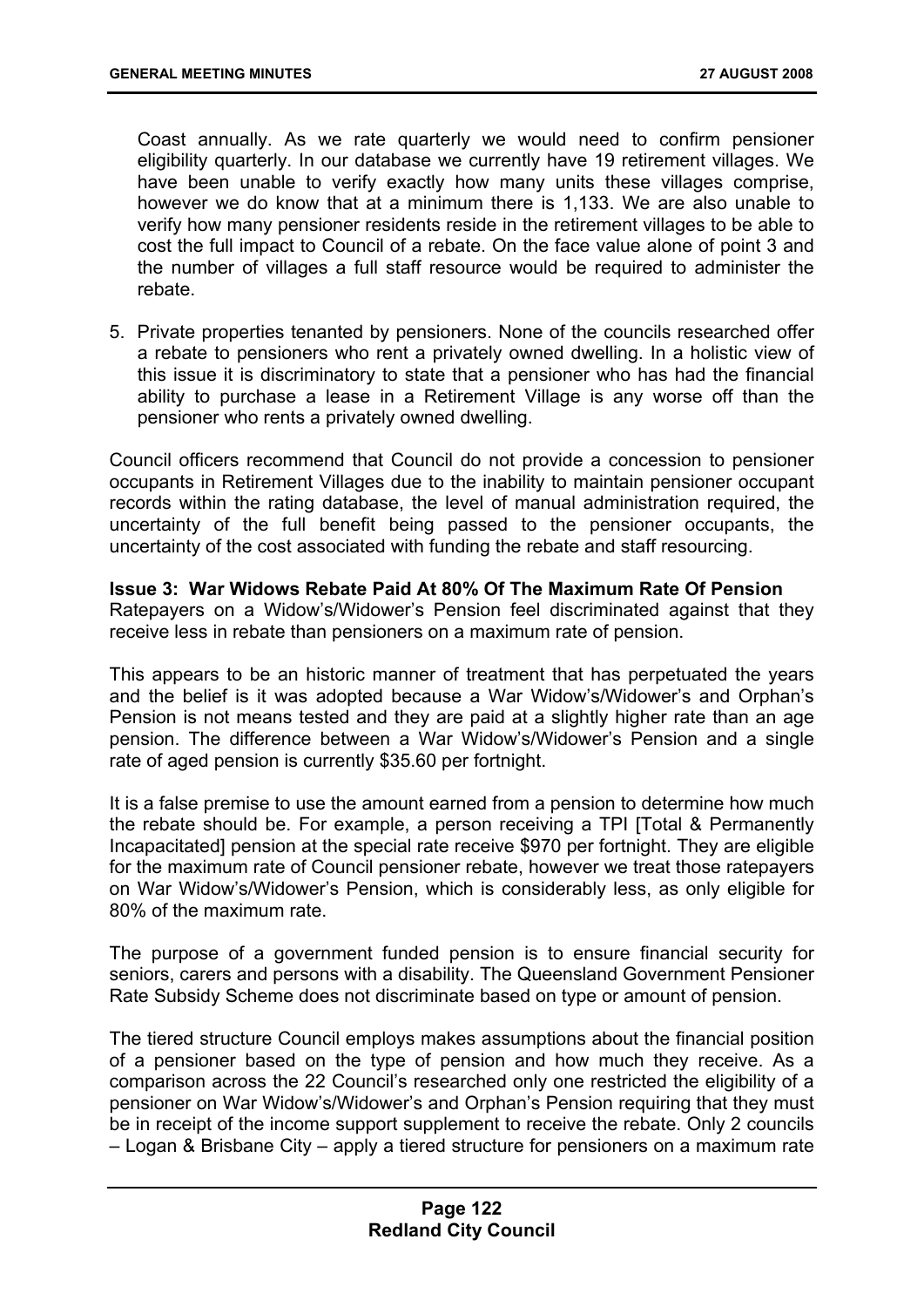Coast annually. As we rate quarterly we would need to confirm pensioner eligibility quarterly. In our database we currently have 19 retirement villages. We have been unable to verify exactly how many units these villages comprise, however we do know that at a minimum there is 1,133. We are also unable to verify how many pensioner residents reside in the retirement villages to be able to cost the full impact to Council of a rebate. On the face value alone of point 3 and the number of villages a full staff resource would be required to administer the rebate.

5. Private properties tenanted by pensioners. None of the councils researched offer a rebate to pensioners who rent a privately owned dwelling. In a holistic view of this issue it is discriminatory to state that a pensioner who has had the financial ability to purchase a lease in a Retirement Village is any worse off than the pensioner who rents a privately owned dwelling.

Council officers recommend that Council do not provide a concession to pensioner occupants in Retirement Villages due to the inability to maintain pensioner occupant records within the rating database, the level of manual administration required, the uncertainty of the full benefit being passed to the pensioner occupants, the uncertainty of the cost associated with funding the rebate and staff resourcing.

**Issue 3: War Widows Rebate Paid At 80% Of The Maximum Rate Of Pension**

Ratepayers on a Widow's/Widower's Pension feel discriminated against that they receive less in rebate than pensioners on a maximum rate of pension.

This appears to be an historic manner of treatment that has perpetuated the years and the belief is it was adopted because a War Widow's/Widower's and Orphan's Pension is not means tested and they are paid at a slightly higher rate than an age pension. The difference between a War Widow's/Widower's Pension and a single rate of aged pension is currently $35.60 per fortnight.

It is a false premise to use the amount earned from a pension to determine how much the rebate should be. For example, a person receiving a TPI [Total & Permanently Incapacitated] pension at the special rate receive $970 per fortnight. They are eligible for the maximum rate of Council pensioner rebate, however we treat those ratepayers on War Widow's/Widower's Pension, which is considerably less, as only eligible for 80% of the maximum rate.

The purpose of a government funded pension is to ensure financial security for seniors, carers and persons with a disability. The Queensland Government Pensioner Rate Subsidy Scheme does not discriminate based on type or amount of pension.

The tiered structure Council employs makes assumptions about the financial position of a pensioner based on the type of pension and how much they receive. As a comparison across the 22 Council's researched only one restricted the eligibility of a pensioner on War Widow's/Widower's and Orphan's Pension requiring that they must be in receipt of the income support supplement to receive the rebate. Only 2 councils – Logan & Brisbane City – apply a tiered structure for pensioners on a maximum rate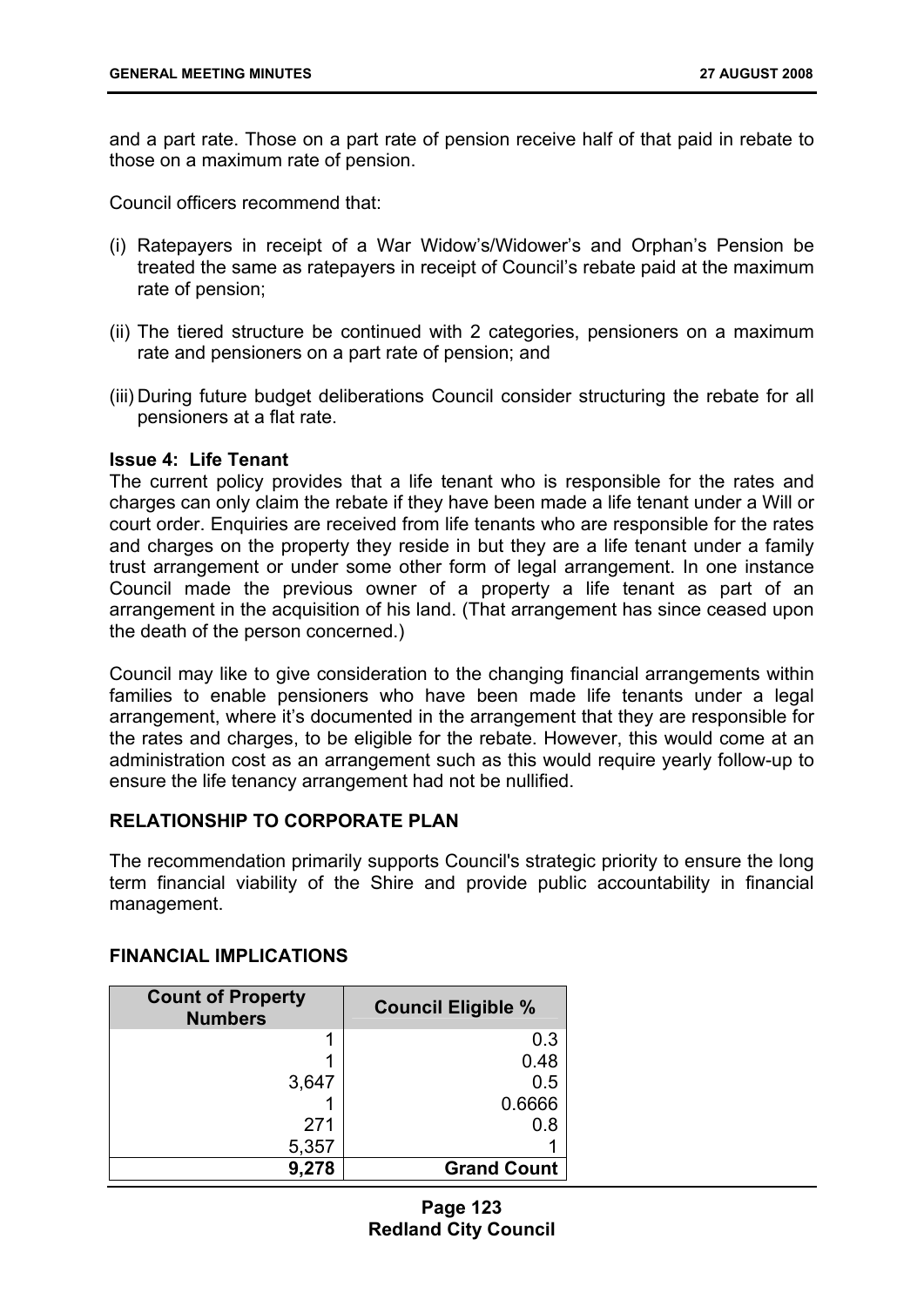and a part rate. Those on a part rate of pension receive half of that paid in rebate to those on a maximum rate of pension.

Council officers recommend that:

(i) Ratepayers in receipt of a War Widow's/Widower's and Orphan's Pension be treated the same as ratepayers in receipt of Council's rebate paid at the maximum rate of pension;

(ii) The tiered structure be continued with 2 categories, pensioners on a maximum rate and pensioners on a part rate of pension; and

(iii) During future budget deliberations Council consider structuring the rebate for all pensioners at a flat rate.

**Issue 4: Life Tenant**

The current policy provides that a life tenant who is responsible for the rates and charges can only claim the rebate if they have been made a life tenant under a Will or court order. Enquiries are received from life tenants who are responsible for the rates and charges on the property they reside in but they are a life tenant under a family trust arrangement or under some other form of legal arrangement. In one instance Council made the previous owner of a property a life tenant as part of an arrangement in the acquisition of his land. (That arrangement has since ceased upon the death of the person concerned.)

Council may like to give consideration to the changing financial arrangements within families to enable pensioners who have been made life tenants under a legal arrangement, where it's documented in the arrangement that they are responsible for the rates and charges, to be eligible for the rebate. However, this would come at an administration cost as an arrangement such as this would require yearly follow-up to ensure the life tenancy arrangement had not be nullified.

## RELATIONSHIP TO CORPORATE PLAN

The recommendation primarily supports Council's strategic priority to ensure the long term financial viability of the Shire and provide public accountability in financial management.

## FINANCIAL IMPLICATIONS

| Count of Property Numbers | Council Eligible % |
|---|---|
| 1 | 0.3 |
| 1 | 0.48 |
| 3,647 | 0.5 |
| 1 | 0.6666 |
| 271 | 0.8 |
| 5,357 | 1 |
| **9,278** | **Grand Count** |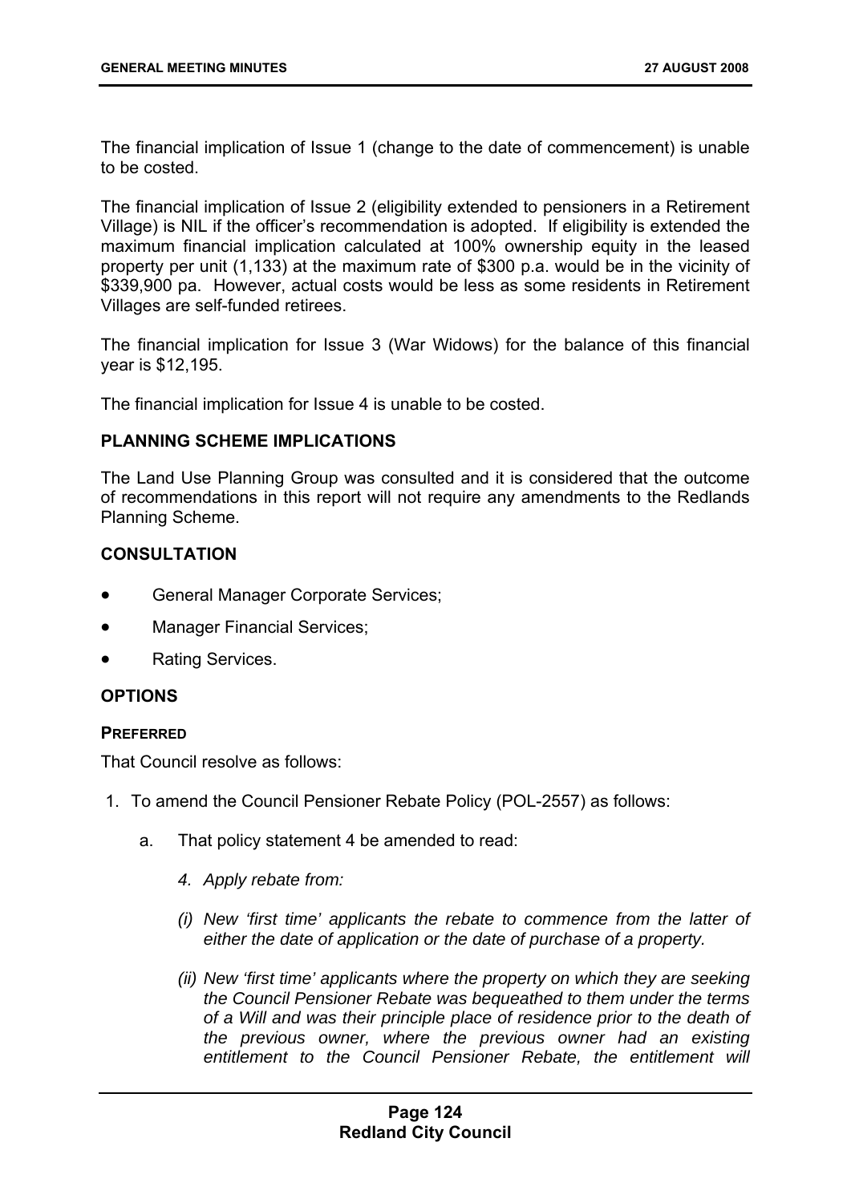The financial implication of Issue 1 (change to the date of commencement) is unable to be costed.

The financial implication of Issue 2 (eligibility extended to pensioners in a Retirement Village) is NIL if the officer's recommendation is adopted. If eligibility is extended the maximum financial implication calculated at 100% ownership equity in the leased property per unit (1,133) at the maximum rate of $300 p.a. would be in the vicinity of $339,900 pa. However, actual costs would be less as some residents in Retirement Villages are self-funded retirees.

The financial implication for Issue 3 (War Widows) for the balance of this financial year is $12,195.

The financial implication for Issue 4 is unable to be costed.

## PLANNING SCHEME IMPLICATIONS

The Land Use Planning Group was consulted and it is considered that the outcome of recommendations in this report will not require any amendments to the Redlands Planning Scheme.

## CONSULTATION

- General Manager Corporate Services;
- Manager Financial Services;
- Rating Services.

## OPTIONS

### PREFERRED

That Council resolve as follows:

1. To amend the Council Pensioner Rebate Policy (POL-2557) as follows:

   a. That policy statement 4 be amended to read:

      *4. Apply rebate from:*

      *(i) New 'first time' applicants the rebate to commence from the latter of either the date of application or the date of purchase of a property.*

      *(ii) New 'first time' applicants where the property on which they are seeking the Council Pensioner Rebate was bequeathed to them under the terms of a Will and was their principle place of residence prior to the death of the previous owner, where the previous owner had an existing entitlement to the Council Pensioner Rebate, the entitlement will*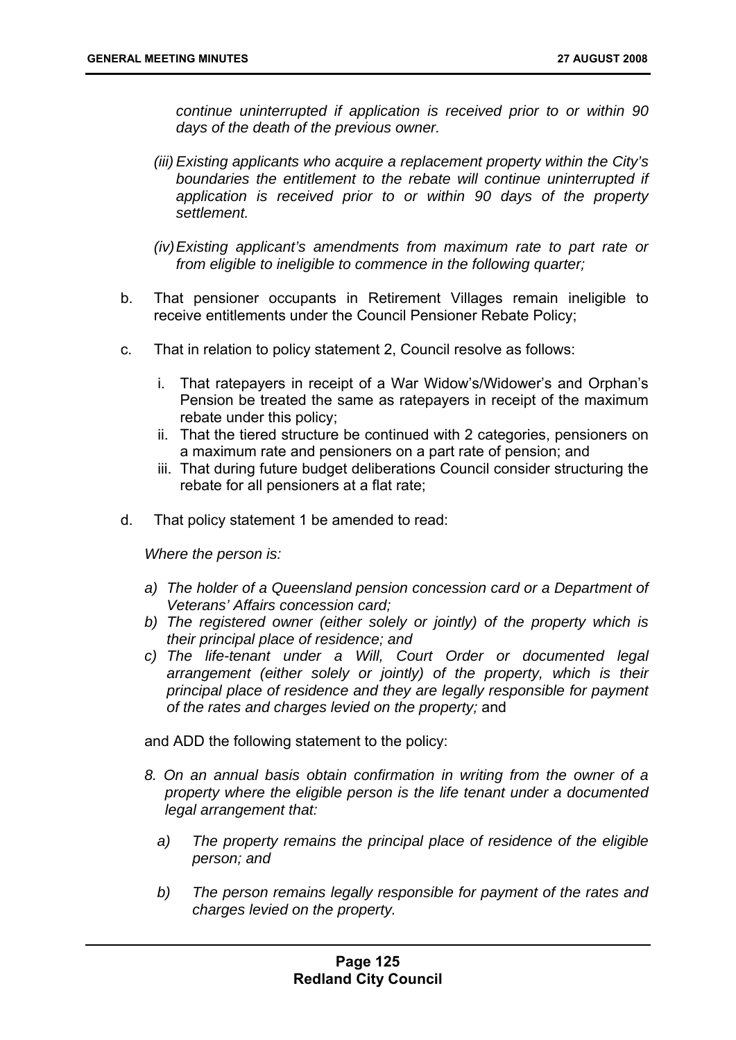*continue uninterrupted if application is received prior to or within 90 days of the death of the previous owner.*

*(iii) Existing applicants who acquire a replacement property within the City's boundaries the entitlement to the rebate will continue uninterrupted if application is received prior to or within 90 days of the property settlement.*

*(iv) Existing applicant's amendments from maximum rate to part rate or from eligible to ineligible to commence in the following quarter;*

b. That pensioner occupants in Retirement Villages remain ineligible to receive entitlements under the Council Pensioner Rebate Policy;

c. That in relation to policy statement 2, Council resolve as follows:

   i. That ratepayers in receipt of a War Widow's/Widower's and Orphan's Pension be treated the same as ratepayers in receipt of the maximum rebate under this policy;
   ii. That the tiered structure be continued with 2 categories, pensioners on a maximum rate and pensioners on a part rate of pension; and
   iii. That during future budget deliberations Council consider structuring the rebate for all pensioners at a flat rate;

d. That policy statement 1 be amended to read:

   *Where the person is:*

   *a) The holder of a Queensland pension concession card or a Department of Veterans' Affairs concession card;*
   *b) The registered owner (either solely or jointly) of the property which is their principal place of residence; and*
   *c) The life-tenant under a Will, Court Order or documented legal arrangement (either solely or jointly) of the property, which is their principal place of residence and they are legally responsible for payment of the rates and charges levied on the property;* and

   and ADD the following statement to the policy:

   *8. On an annual basis obtain confirmation in writing from the owner of a property where the eligible person is the life tenant under a documented legal arrangement that:*

      *a) The property remains the principal place of residence of the eligible person; and*

      *b) The person remains legally responsible for payment of the rates and charges levied on the property.*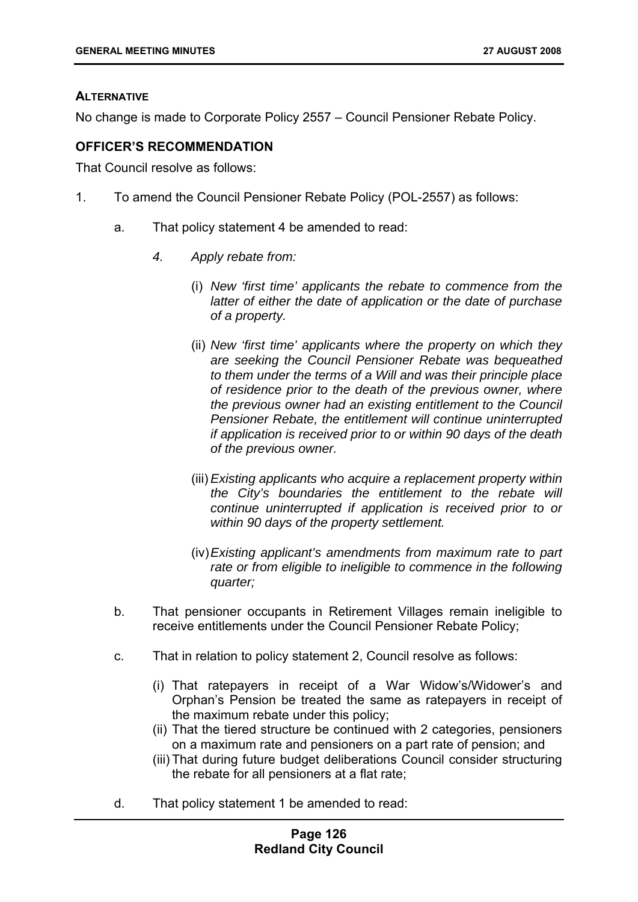#### ALTERNATIVE

No change is made to Corporate Policy 2557 – Council Pensioner Rebate Policy.

### OFFICER'S RECOMMENDATION

That Council resolve as follows:

1. To amend the Council Pensioner Rebate Policy (POL-2557) as follows:

    a. That policy statement 4 be amended to read:

    > *4. Apply rebate from:*
    >
    > (i) *New 'first time' applicants the rebate to commence from the latter of either the date of application or the date of purchase of a property.*
    >
    > (ii) *New 'first time' applicants where the property on which they are seeking the Council Pensioner Rebate was bequeathed to them under the terms of a Will and was their principle place of residence prior to the death of the previous owner, where the previous owner had an existing entitlement to the Council Pensioner Rebate, the entitlement will continue uninterrupted if application is received prior to or within 90 days of the death of the previous owner.*
    >
    > (iii) *Existing applicants who acquire a replacement property within the City's boundaries the entitlement to the rebate will continue uninterrupted if application is received prior to or within 90 days of the property settlement.*
    >
    > (iv) *Existing applicant's amendments from maximum rate to part rate or from eligible to ineligible to commence in the following quarter;*

    b. That pensioner occupants in Retirement Villages remain ineligible to receive entitlements under the Council Pensioner Rebate Policy;

    c. That in relation to policy statement 2, Council resolve as follows:

    (i) That ratepayers in receipt of a War Widow's/Widower's and Orphan's Pension be treated the same as ratepayers in receipt of the maximum rebate under this policy;
    (ii) That the tiered structure be continued with 2 categories, pensioners on a maximum rate and pensioners on a part rate of pension; and
    (iii) That during future budget deliberations Council consider structuring the rebate for all pensioners at a flat rate;

    d. That policy statement 1 be amended to read: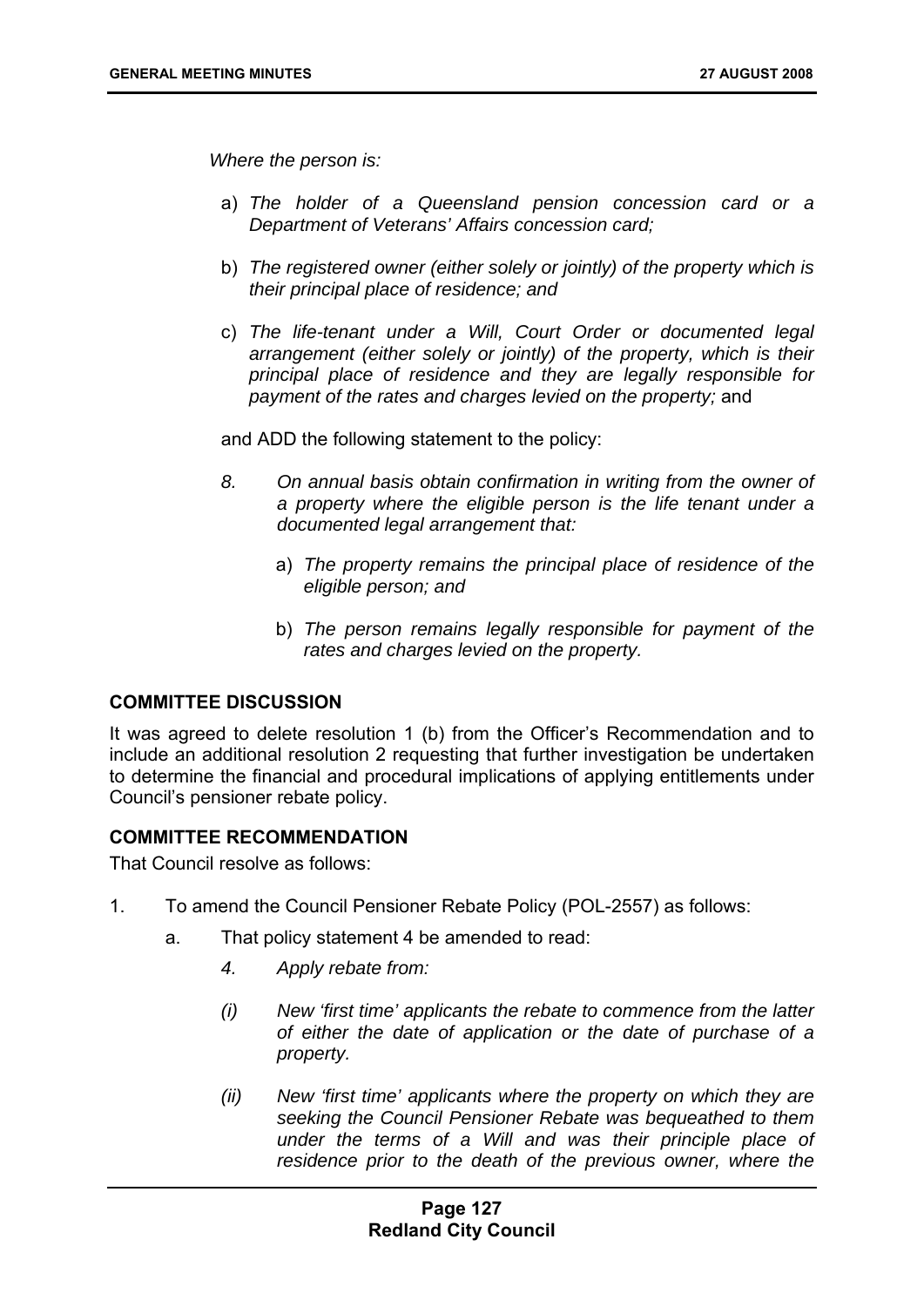*Where the person is:*

a) *The holder of a Queensland pension concession card or a Department of Veterans' Affairs concession card;*

b) *The registered owner (either solely or jointly) of the property which is their principal place of residence; and*

c) *The life-tenant under a Will, Court Order or documented legal arrangement (either solely or jointly) of the property, which is their principal place of residence and they are legally responsible for payment of the rates and charges levied on the property;* and

and ADD the following statement to the policy:

*8. On annual basis obtain confirmation in writing from the owner of a property where the eligible person is the life tenant under a documented legal arrangement that:*

a) *The property remains the principal place of residence of the eligible person; and*

b) *The person remains legally responsible for payment of the rates and charges levied on the property.*

## COMMITTEE DISCUSSION

It was agreed to delete resolution 1 (b) from the Officer's Recommendation and to include an additional resolution 2 requesting that further investigation be undertaken to determine the financial and procedural implications of applying entitlements under Council's pensioner rebate policy.

## COMMITTEE RECOMMENDATION

That Council resolve as follows:

1. To amend the Council Pensioner Rebate Policy (POL-2557) as follows:

   a. That policy statement 4 be amended to read:

      *4. Apply rebate from:*

      *(i) New 'first time' applicants the rebate to commence from the latter of either the date of application or the date of purchase of a property.*

      *(ii) New 'first time' applicants where the property on which they are seeking the Council Pensioner Rebate was bequeathed to them under the terms of a Will and was their principle place of residence prior to the death of the previous owner, where the*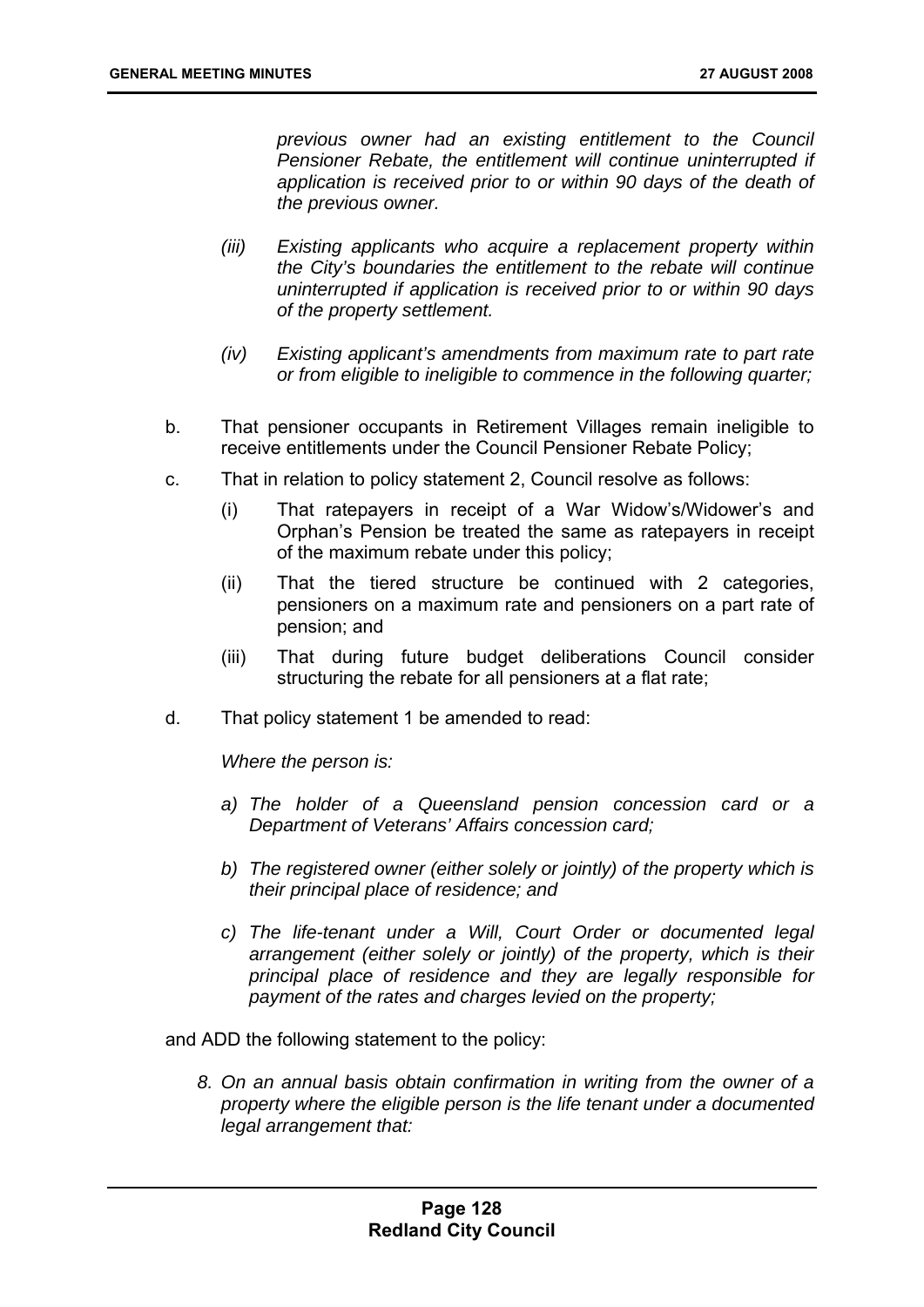*previous owner had an existing entitlement to the Council Pensioner Rebate, the entitlement will continue uninterrupted if application is received prior to or within 90 days of the death of the previous owner.*

*(iii) Existing applicants who acquire a replacement property within the City's boundaries the entitlement to the rebate will continue uninterrupted if application is received prior to or within 90 days of the property settlement.*

*(iv) Existing applicant's amendments from maximum rate to part rate or from eligible to ineligible to commence in the following quarter;*

b. That pensioner occupants in Retirement Villages remain ineligible to receive entitlements under the Council Pensioner Rebate Policy;

c. That in relation to policy statement 2, Council resolve as follows:

   (i) That ratepayers in receipt of a War Widow's/Widower's and Orphan's Pension be treated the same as ratepayers in receipt of the maximum rebate under this policy;

   (ii) That the tiered structure be continued with 2 categories, pensioners on a maximum rate and pensioners on a part rate of pension; and

   (iii) That during future budget deliberations Council consider structuring the rebate for all pensioners at a flat rate;

d. That policy statement 1 be amended to read:

   *Where the person is:*

   *a) The holder of a Queensland pension concession card or a Department of Veterans' Affairs concession card;*

   *b) The registered owner (either solely or jointly) of the property which is their principal place of residence; and*

   *c) The life-tenant under a Will, Court Order or documented legal arrangement (either solely or jointly) of the property, which is their principal place of residence and they are legally responsible for payment of the rates and charges levied on the property;*

and ADD the following statement to the policy:

*8. On an annual basis obtain confirmation in writing from the owner of a property where the eligible person is the life tenant under a documented legal arrangement that:*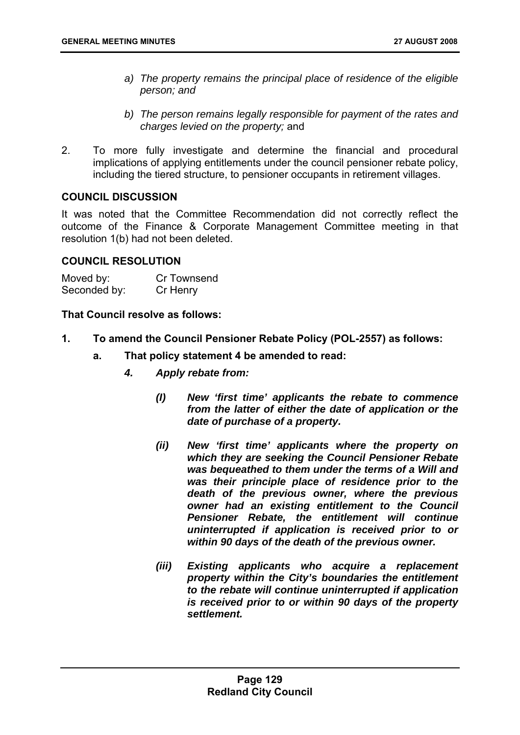- *a) The property remains the principal place of residence of the eligible person; and*
- *b) The person remains legally responsible for payment of the rates and charges levied on the property;* and

2. To more fully investigate and determine the financial and procedural implications of applying entitlements under the council pensioner rebate policy, including the tiered structure, to pensioner occupants in retirement villages.

### COUNCIL DISCUSSION

It was noted that the Committee Recommendation did not correctly reflect the outcome of the Finance & Corporate Management Committee meeting in that resolution 1(b) had not been deleted.

### COUNCIL RESOLUTION

Moved by: Cr Townsend
Seconded by: Cr Henry

**That Council resolve as follows:**

**1. To amend the Council Pensioner Rebate Policy (POL-2557) as follows:**

**a. That policy statement 4 be amended to read:**

***4. Apply rebate from:***

***(I) New 'first time' applicants the rebate to commence from the latter of either the date of application or the date of purchase of a property.***

***(ii) New 'first time' applicants where the property on which they are seeking the Council Pensioner Rebate was bequeathed to them under the terms of a Will and was their principle place of residence prior to the death of the previous owner, where the previous owner had an existing entitlement to the Council Pensioner Rebate, the entitlement will continue uninterrupted if application is received prior to or within 90 days of the death of the previous owner.***

***(iii) Existing applicants who acquire a replacement property within the City's boundaries the entitlement to the rebate will continue uninterrupted if application is received prior to or within 90 days of the property settlement.***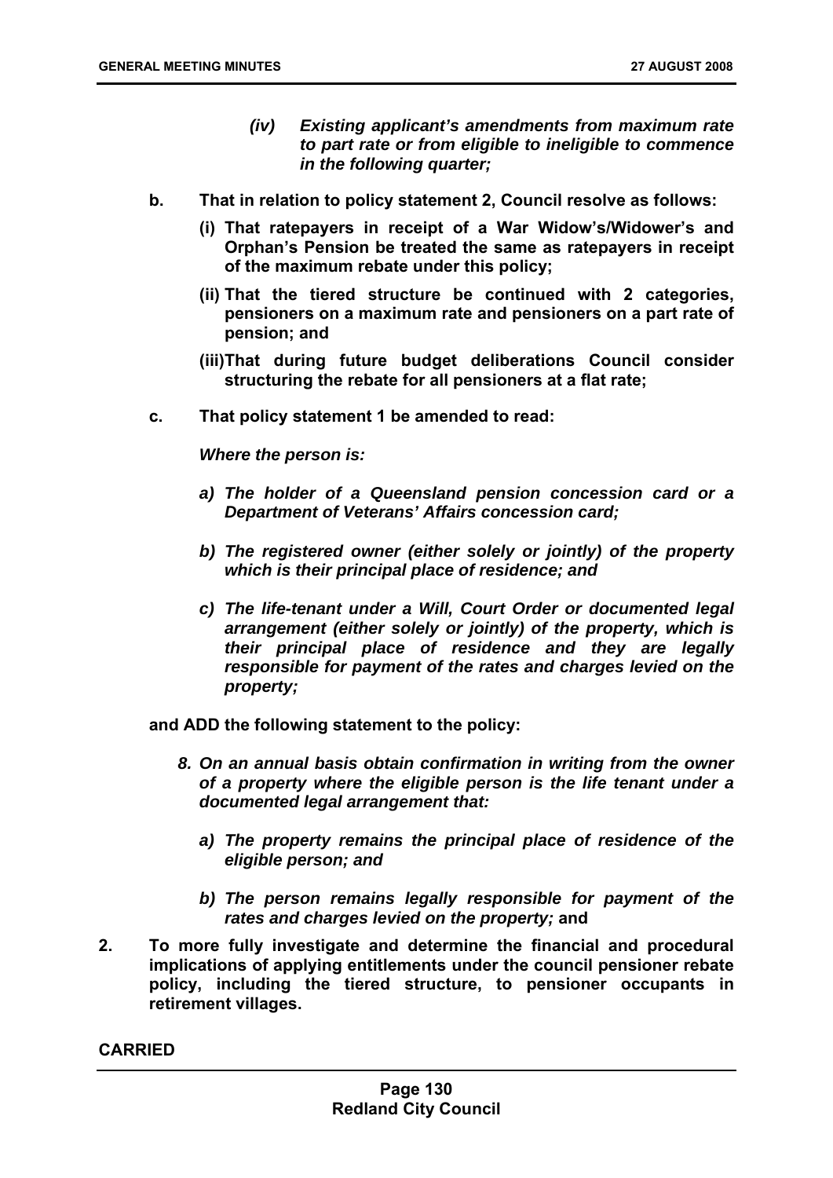*(iv) Existing applicant's amendments from maximum rate to part rate or from eligible to ineligible to commence in the following quarter;*

**b. That in relation to policy statement 2, Council resolve as follows:**

**(i) That ratepayers in receipt of a War Widow's/Widower's and Orphan's Pension be treated the same as ratepayers in receipt of the maximum rebate under this policy;**

**(ii) That the tiered structure be continued with 2 categories, pensioners on a maximum rate and pensioners on a part rate of pension; and**

**(iii) That during future budget deliberations Council consider structuring the rebate for all pensioners at a flat rate;**

**c. That policy statement 1 be amended to read:**

***Where the person is:***

***a) The holder of a Queensland pension concession card or a Department of Veterans' Affairs concession card;***

***b) The registered owner (either solely or jointly) of the property which is their principal place of residence; and***

***c) The life-tenant under a Will, Court Order or documented legal arrangement (either solely or jointly) of the property, which is their principal place of residence and they are legally responsible for payment of the rates and charges levied on the property;***

**and ADD the following statement to the policy:**

***8. On an annual basis obtain confirmation in writing from the owner of a property where the eligible person is the life tenant under a documented legal arrangement that:***

***a) The property remains the principal place of residence of the eligible person; and***

***b) The person remains legally responsible for payment of the rates and charges levied on the property;*** **and**

**2. To more fully investigate and determine the financial and procedural implications of applying entitlements under the council pensioner rebate policy, including the tiered structure, to pensioner occupants in retirement villages.**

**CARRIED**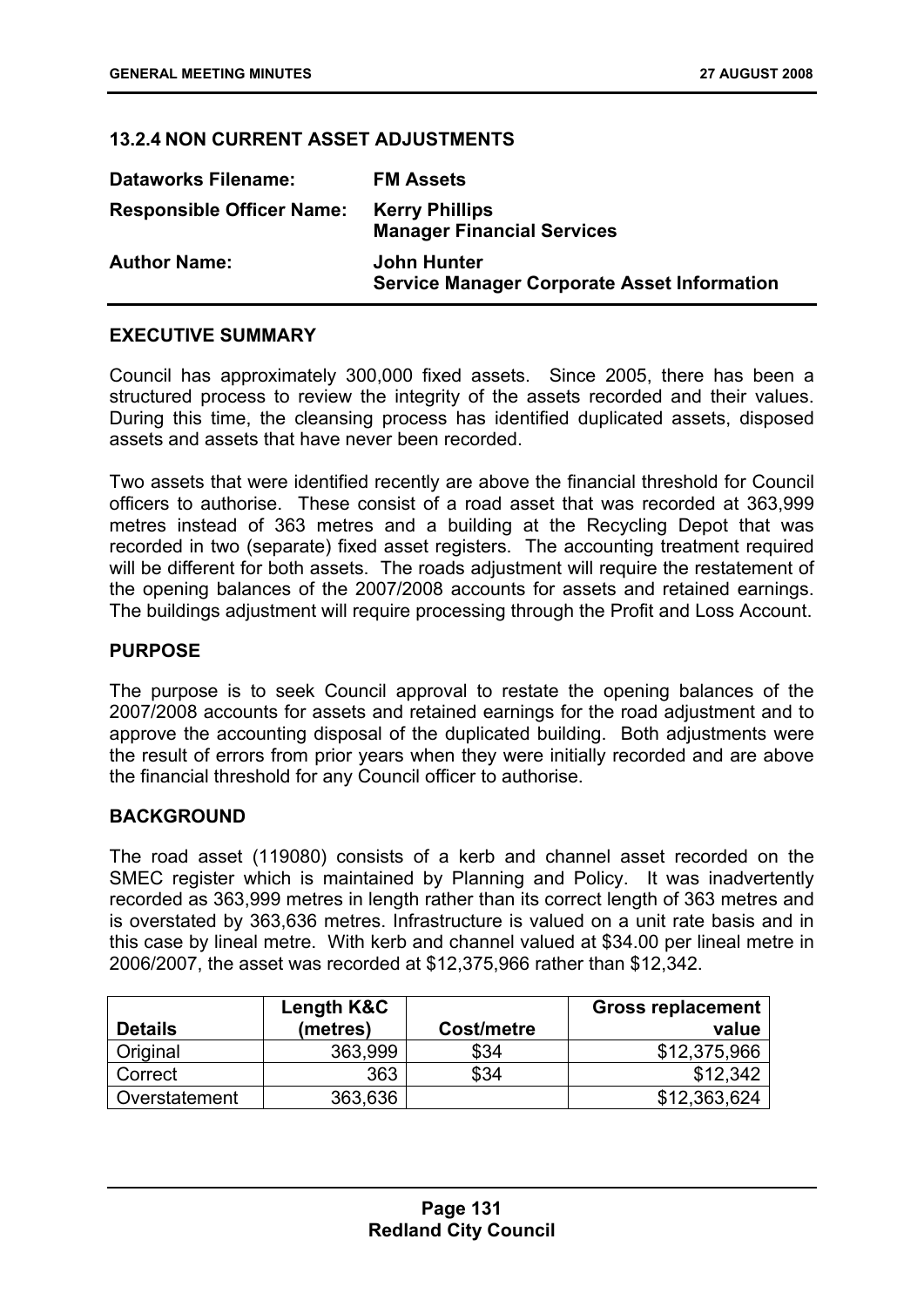### 13.2.4 NON CURRENT ASSET ADJUSTMENTS

| | |
|---|---|
| **Dataworks Filename:** | **FM Assets** |
| **Responsible Officer Name:** | **Kerry Phillips**<br>**Manager Financial Services** |
| **Author Name:** | **John Hunter**<br>**Service Manager Corporate Asset Information** |

#### EXECUTIVE SUMMARY

Council has approximately 300,000 fixed assets. Since 2005, there has been a structured process to review the integrity of the assets recorded and their values. During this time, the cleansing process has identified duplicated assets, disposed assets and assets that have never been recorded.

Two assets that were identified recently are above the financial threshold for Council officers to authorise. These consist of a road asset that was recorded at 363,999 metres instead of 363 metres and a building at the Recycling Depot that was recorded in two (separate) fixed asset registers. The accounting treatment required will be different for both assets. The roads adjustment will require the restatement of the opening balances of the 2007/2008 accounts for assets and retained earnings. The buildings adjustment will require processing through the Profit and Loss Account.

#### PURPOSE

The purpose is to seek Council approval to restate the opening balances of the 2007/2008 accounts for assets and retained earnings for the road adjustment and to approve the accounting disposal of the duplicated building. Both adjustments were the result of errors from prior years when they were initially recorded and are above the financial threshold for any Council officer to authorise.

#### BACKGROUND

The road asset (119080) consists of a kerb and channel asset recorded on the SMEC register which is maintained by Planning and Policy. It was inadvertently recorded as 363,999 metres in length rather than its correct length of 363 metres and is overstated by 363,636 metres. Infrastructure is valued on a unit rate basis and in this case by lineal metre. With kerb and channel valued at $34.00 per lineal metre in 2006/2007, the asset was recorded at $12,375,966 rather than $12,342.

| Details | Length K&C (metres) | Cost/metre | Gross replacement value |
|---|---:|:---:|---:|
| Original | 363,999 | $34 | $12,375,966 |
| Correct | 363 | $34 | $12,342 |
| Overstatement | 363,636 | | $12,363,624 |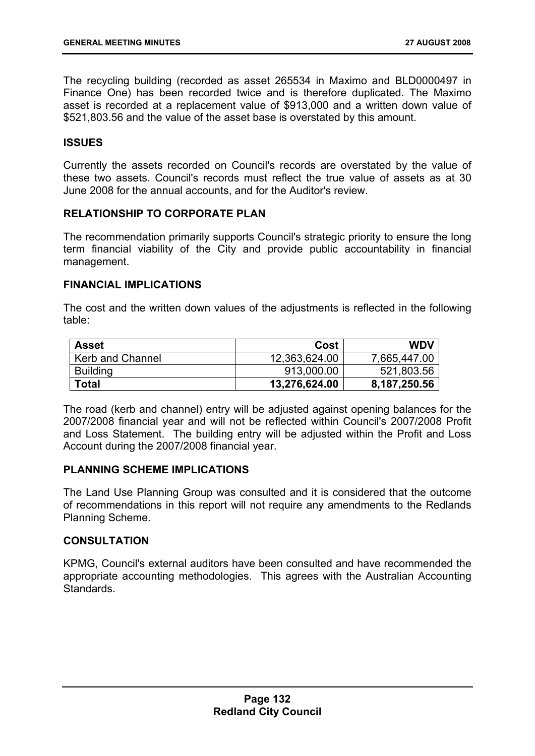The recycling building (recorded as asset 265534 in Maximo and BLD0000497 in Finance One) has been recorded twice and is therefore duplicated. The Maximo asset is recorded at a replacement value of $913,000 and a written down value of $521,803.56 and the value of the asset base is overstated by this amount.

## ISSUES

Currently the assets recorded on Council's records are overstated by the value of these two assets. Council's records must reflect the true value of assets as at 30 June 2008 for the annual accounts, and for the Auditor's review.

## RELATIONSHIP TO CORPORATE PLAN

The recommendation primarily supports Council's strategic priority to ensure the long term financial viability of the City and provide public accountability in financial management.

## FINANCIAL IMPLICATIONS

The cost and the written down values of the adjustments is reflected in the following table:

| Asset | Cost | WDV |
|---|---:|---:|
| Kerb and Channel | 12,363,624.00 | 7,665,447.00 |
| Building | 913,000.00 | 521,803.56 |
| **Total** | **13,276,624.00** | **8,187,250.56** |

The road (kerb and channel) entry will be adjusted against opening balances for the 2007/2008 financial year and will not be reflected within Council's 2007/2008 Profit and Loss Statement. The building entry will be adjusted within the Profit and Loss Account during the 2007/2008 financial year.

## PLANNING SCHEME IMPLICATIONS

The Land Use Planning Group was consulted and it is considered that the outcome of recommendations in this report will not require any amendments to the Redlands Planning Scheme.

## CONSULTATION

KPMG, Council's external auditors have been consulted and have recommended the appropriate accounting methodologies. This agrees with the Australian Accounting Standards.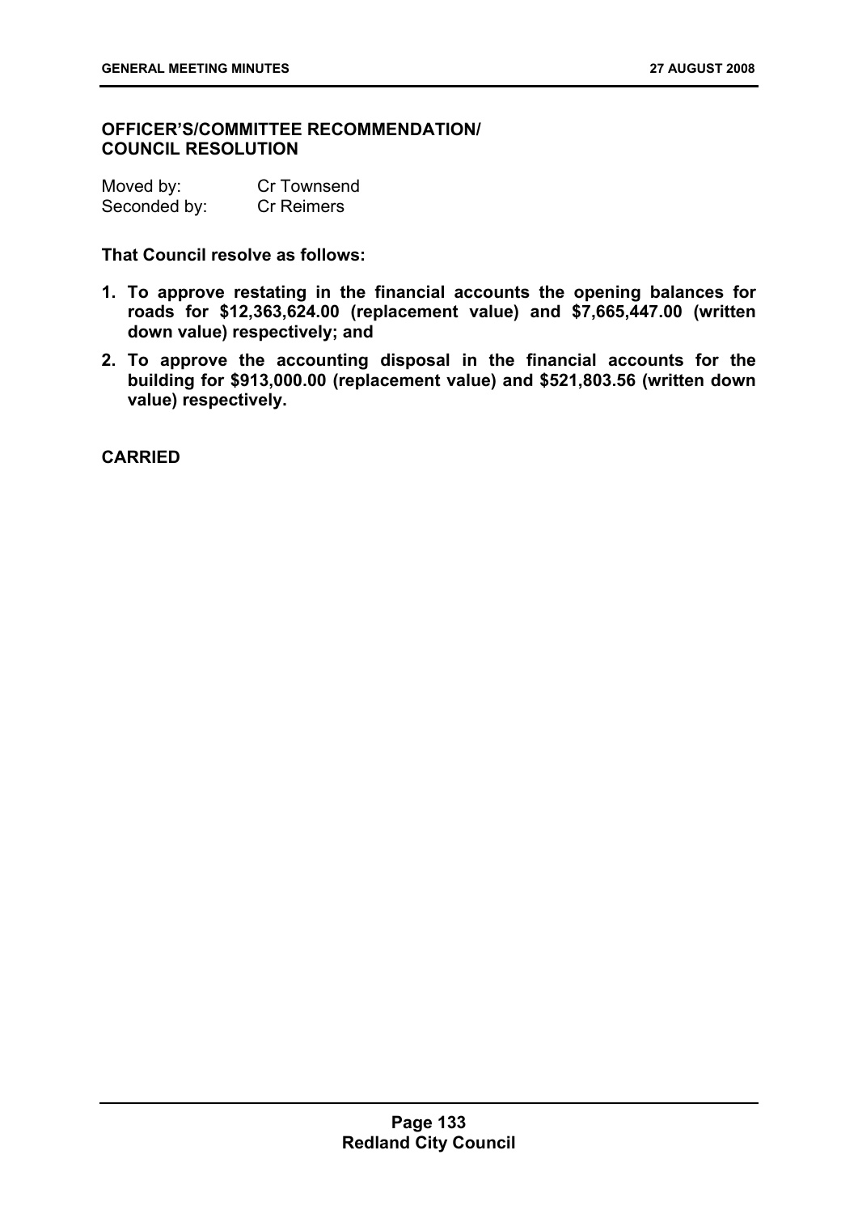**OFFICER'S/COMMITTEE RECOMMENDATION/ COUNCIL RESOLUTION**

Moved by: Cr Townsend
Seconded by: Cr Reimers

**That Council resolve as follows:**

1. **To approve restating in the financial accounts the opening balances for roads for $12,363,624.00 (replacement value) and $7,665,447.00 (written down value) respectively; and**
2. **To approve the accounting disposal in the financial accounts for the building for $913,000.00 (replacement value) and $521,803.56 (written down value) respectively.**

**CARRIED**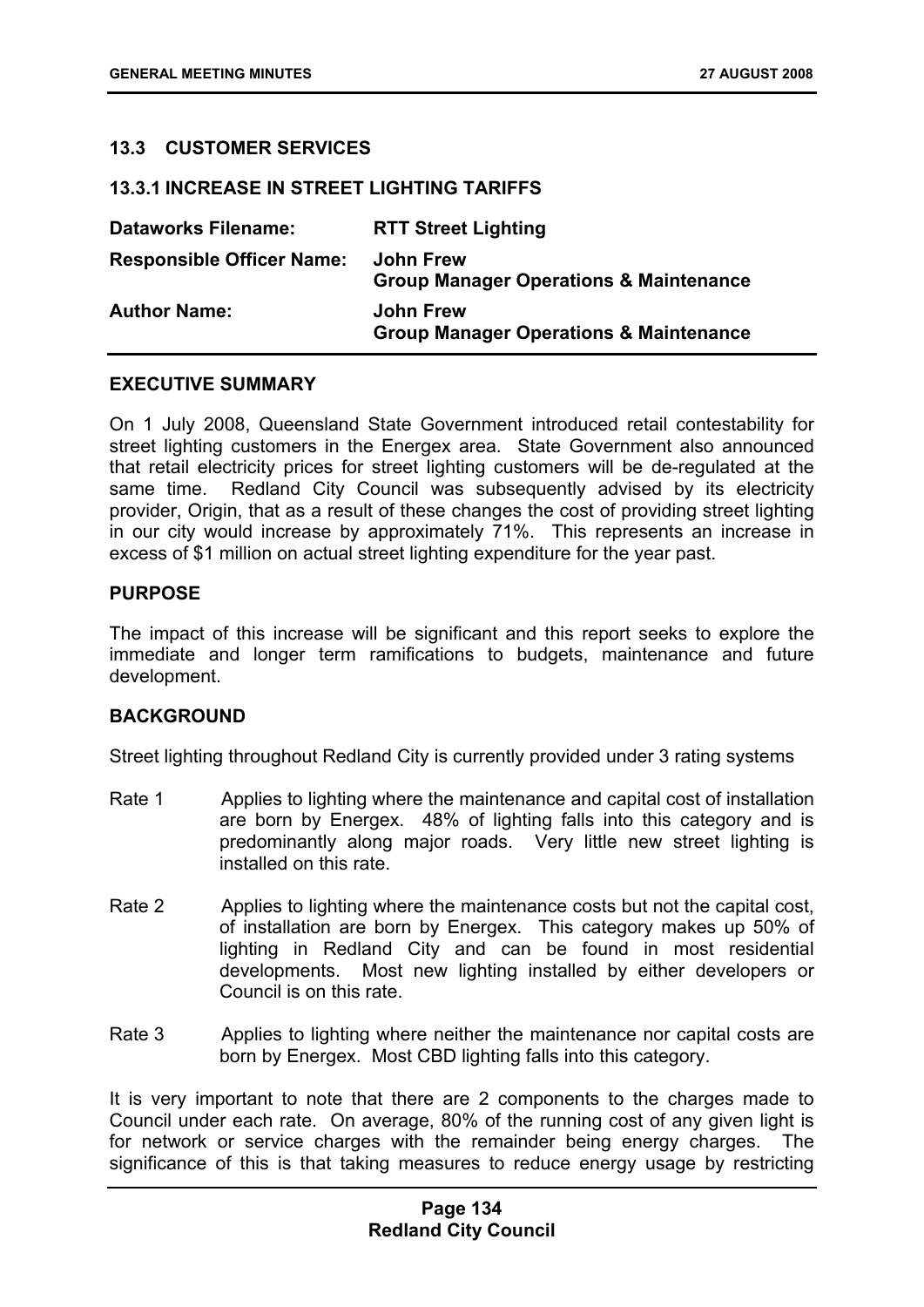## 13.3 CUSTOMER SERVICES

### 13.3.1 INCREASE IN STREET LIGHTING TARIFFS

| | |
|---|---|
| **Dataworks Filename:** | **RTT Street Lighting** |
| **Responsible Officer Name:** | **John Frew**<br>**Group Manager Operations & Maintenance** |
| **Author Name:** | **John Frew**<br>**Group Manager Operations & Maintenance** |

### EXECUTIVE SUMMARY

On 1 July 2008, Queensland State Government introduced retail contestability for street lighting customers in the Energex area. State Government also announced that retail electricity prices for street lighting customers will be de-regulated at the same time. Redland City Council was subsequently advised by its electricity provider, Origin, that as a result of these changes the cost of providing street lighting in our city would increase by approximately 71%. This represents an increase in excess of $1 million on actual street lighting expenditure for the year past.

### PURPOSE

The impact of this increase will be significant and this report seeks to explore the immediate and longer term ramifications to budgets, maintenance and future development.

### BACKGROUND

Street lighting throughout Redland City is currently provided under 3 rating systems

- Rate 1 Applies to lighting where the maintenance and capital cost of installation are born by Energex. 48% of lighting falls into this category and is predominantly along major roads. Very little new street lighting is installed on this rate.
- Rate 2 Applies to lighting where the maintenance costs but not the capital cost, of installation are born by Energex. This category makes up 50% of lighting in Redland City and can be found in most residential developments. Most new lighting installed by either developers or Council is on this rate.
- Rate 3 Applies to lighting where neither the maintenance nor capital costs are born by Energex. Most CBD lighting falls into this category.

It is very important to note that there are 2 components to the charges made to Council under each rate. On average, 80% of the running cost of any given light is for network or service charges with the remainder being energy charges. The significance of this is that taking measures to reduce energy usage by restricting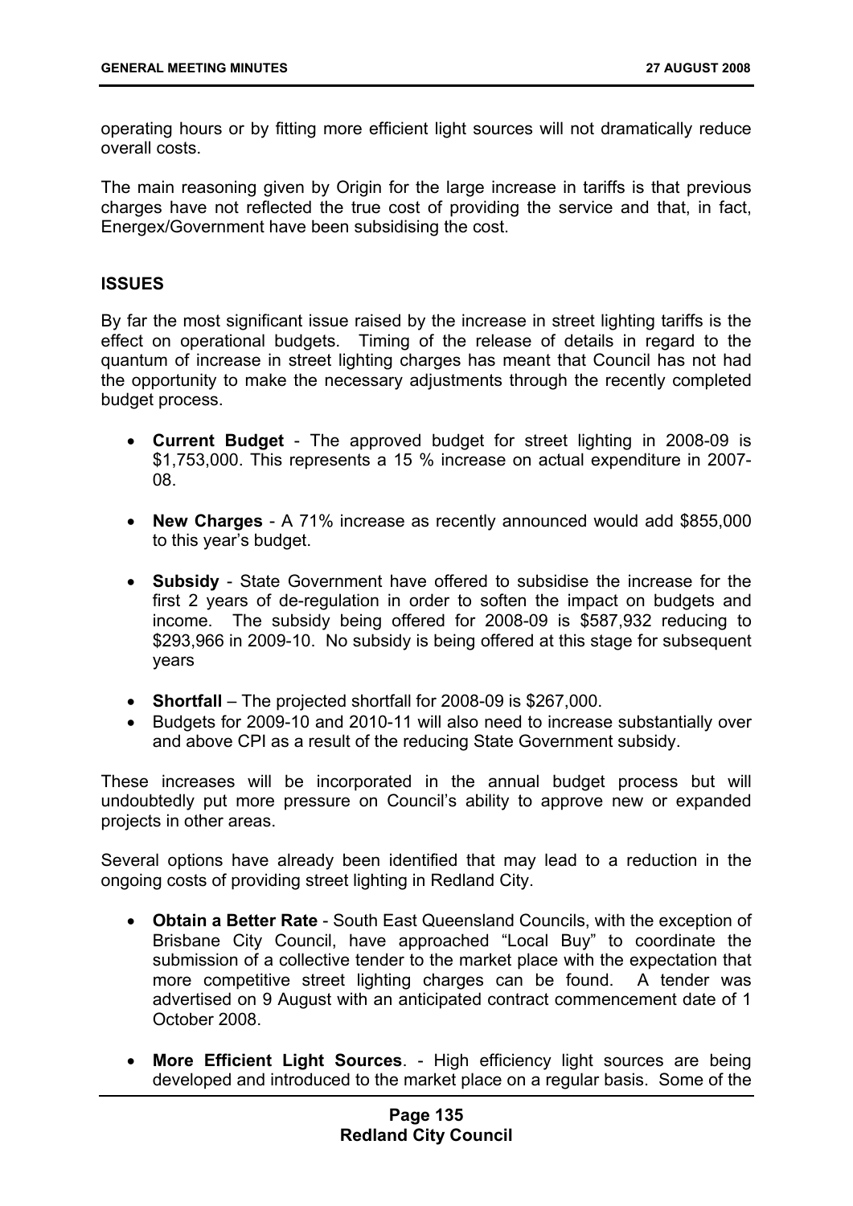operating hours or by fitting more efficient light sources will not dramatically reduce overall costs.

The main reasoning given by Origin for the large increase in tariffs is that previous charges have not reflected the true cost of providing the service and that, in fact, Energex/Government have been subsidising the cost.

## ISSUES

By far the most significant issue raised by the increase in street lighting tariffs is the effect on operational budgets. Timing of the release of details in regard to the quantum of increase in street lighting charges has meant that Council has not had the opportunity to make the necessary adjustments through the recently completed budget process.

- **Current Budget** - The approved budget for street lighting in 2008-09 is $1,753,000. This represents a 15 % increase on actual expenditure in 2007-08.
- **New Charges** - A 71% increase as recently announced would add $855,000 to this year's budget.
- **Subsidy** - State Government have offered to subsidise the increase for the first 2 years of de-regulation in order to soften the impact on budgets and income. The subsidy being offered for 2008-09 is $587,932 reducing to $293,966 in 2009-10. No subsidy is being offered at this stage for subsequent years
- **Shortfall** – The projected shortfall for 2008-09 is $267,000.
- Budgets for 2009-10 and 2010-11 will also need to increase substantially over and above CPI as a result of the reducing State Government subsidy.

These increases will be incorporated in the annual budget process but will undoubtedly put more pressure on Council's ability to approve new or expanded projects in other areas.

Several options have already been identified that may lead to a reduction in the ongoing costs of providing street lighting in Redland City.

- **Obtain a Better Rate** - South East Queensland Councils, with the exception of Brisbane City Council, have approached "Local Buy" to coordinate the submission of a collective tender to the market place with the expectation that more competitive street lighting charges can be found. A tender was advertised on 9 August with an anticipated contract commencement date of 1 October 2008.
- **More Efficient Light Sources**. - High efficiency light sources are being developed and introduced to the market place on a regular basis. Some of the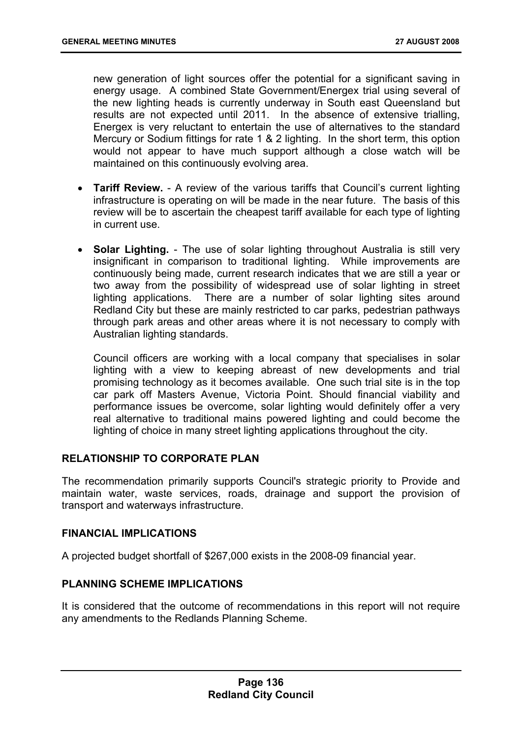new generation of light sources offer the potential for a significant saving in energy usage. A combined State Government/Energex trial using several of the new lighting heads is currently underway in South east Queensland but results are not expected until 2011. In the absence of extensive trialling, Energex is very reluctant to entertain the use of alternatives to the standard Mercury or Sodium fittings for rate 1 & 2 lighting. In the short term, this option would not appear to have much support although a close watch will be maintained on this continuously evolving area.

- **Tariff Review.** - A review of the various tariffs that Council's current lighting infrastructure is operating on will be made in the near future. The basis of this review will be to ascertain the cheapest tariff available for each type of lighting in current use.

- **Solar Lighting.** - The use of solar lighting throughout Australia is still very insignificant in comparison to traditional lighting. While improvements are continuously being made, current research indicates that we are still a year or two away from the possibility of widespread use of solar lighting in street lighting applications. There are a number of solar lighting sites around Redland City but these are mainly restricted to car parks, pedestrian pathways through park areas and other areas where it is not necessary to comply with Australian lighting standards.

  Council officers are working with a local company that specialises in solar lighting with a view to keeping abreast of new developments and trial promising technology as it becomes available. One such trial site is in the top car park off Masters Avenue, Victoria Point. Should financial viability and performance issues be overcome, solar lighting would definitely offer a very real alternative to traditional mains powered lighting and could become the lighting of choice in many street lighting applications throughout the city.

## RELATIONSHIP TO CORPORATE PLAN

The recommendation primarily supports Council's strategic priority to Provide and maintain water, waste services, roads, drainage and support the provision of transport and waterways infrastructure.

## FINANCIAL IMPLICATIONS

A projected budget shortfall of $267,000 exists in the 2008-09 financial year.

## PLANNING SCHEME IMPLICATIONS

It is considered that the outcome of recommendations in this report will not require any amendments to the Redlands Planning Scheme.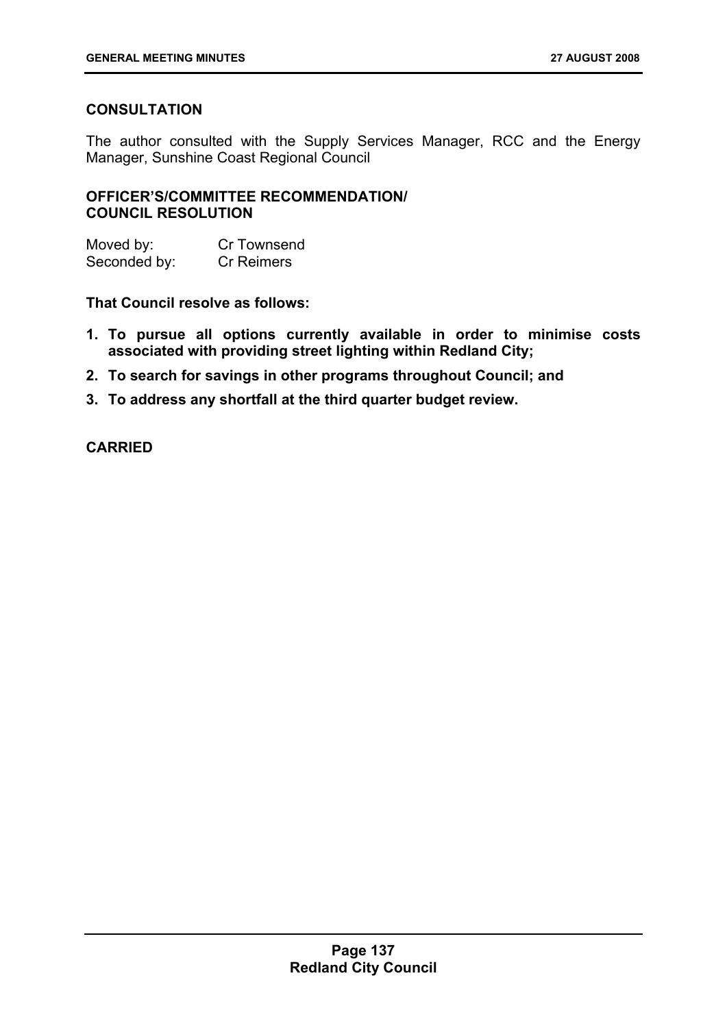## CONSULTATION

The author consulted with the Supply Services Manager, RCC and the Energy Manager, Sunshine Coast Regional Council

## OFFICER'S/COMMITTEE RECOMMENDATION/ COUNCIL RESOLUTION

Moved by: Cr Townsend
Seconded by: Cr Reimers

**That Council resolve as follows:**

1. **To pursue all options currently available in order to minimise costs associated with providing street lighting within Redland City;**
2. **To search for savings in other programs throughout Council; and**
3. **To address any shortfall at the third quarter budget review.**

**CARRIED**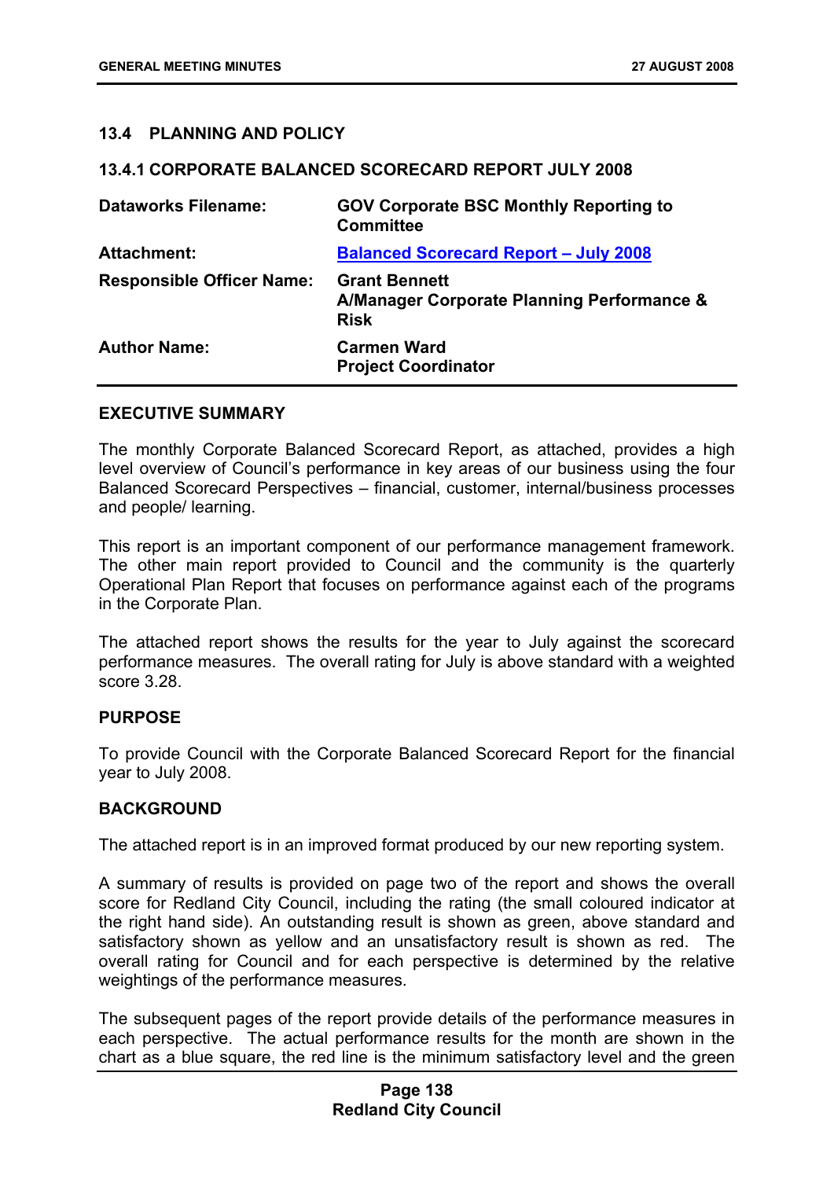## 13.4 PLANNING AND POLICY

### 13.4.1 CORPORATE BALANCED SCORECARD REPORT JULY 2008

| | |
|---|---|
| **Dataworks Filename:** | **GOV Corporate BSC Monthly Reporting to Committee** |
| **Attachment:** | **Balanced Scorecard Report – July 2008** |
| **Responsible Officer Name:** | **Grant Bennett**<br>**A/Manager Corporate Planning Performance & Risk** |
| **Author Name:** | **Carmen Ward**<br>**Project Coordinator** |

#### EXECUTIVE SUMMARY

The monthly Corporate Balanced Scorecard Report, as attached, provides a high level overview of Council's performance in key areas of our business using the four Balanced Scorecard Perspectives – financial, customer, internal/business processes and people/ learning.

This report is an important component of our performance management framework. The other main report provided to Council and the community is the quarterly Operational Plan Report that focuses on performance against each of the programs in the Corporate Plan.

The attached report shows the results for the year to July against the scorecard performance measures. The overall rating for July is above standard with a weighted score 3.28.

#### PURPOSE

To provide Council with the Corporate Balanced Scorecard Report for the financial year to July 2008.

#### BACKGROUND

The attached report is in an improved format produced by our new reporting system.

A summary of results is provided on page two of the report and shows the overall score for Redland City Council, including the rating (the small coloured indicator at the right hand side). An outstanding result is shown as green, above standard and satisfactory shown as yellow and an unsatisfactory result is shown as red. The overall rating for Council and for each perspective is determined by the relative weightings of the performance measures.

The subsequent pages of the report provide details of the performance measures in each perspective. The actual performance results for the month are shown in the chart as a blue square, the red line is the minimum satisfactory level and the green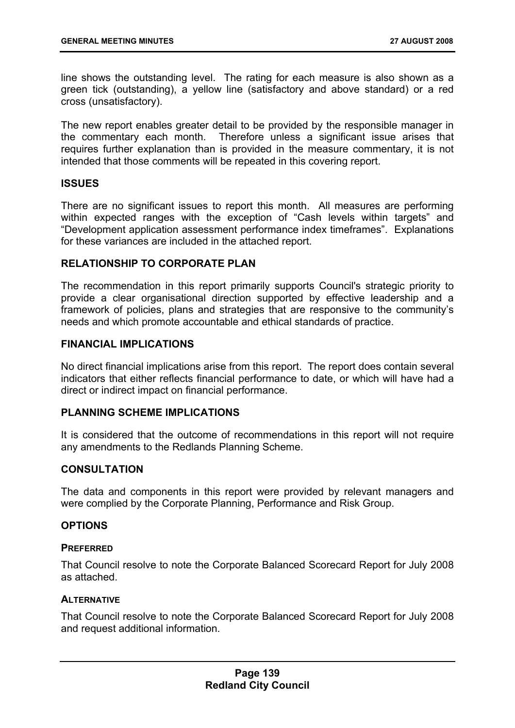line shows the outstanding level. The rating for each measure is also shown as a green tick (outstanding), a yellow line (satisfactory and above standard) or a red cross (unsatisfactory).

The new report enables greater detail to be provided by the responsible manager in the commentary each month. Therefore unless a significant issue arises that requires further explanation than is provided in the measure commentary, it is not intended that those comments will be repeated in this covering report.

## ISSUES

There are no significant issues to report this month. All measures are performing within expected ranges with the exception of "Cash levels within targets" and "Development application assessment performance index timeframes". Explanations for these variances are included in the attached report.

## RELATIONSHIP TO CORPORATE PLAN

The recommendation in this report primarily supports Council's strategic priority to provide a clear organisational direction supported by effective leadership and a framework of policies, plans and strategies that are responsive to the community's needs and which promote accountable and ethical standards of practice.

## FINANCIAL IMPLICATIONS

No direct financial implications arise from this report. The report does contain several indicators that either reflects financial performance to date, or which will have had a direct or indirect impact on financial performance.

## PLANNING SCHEME IMPLICATIONS

It is considered that the outcome of recommendations in this report will not require any amendments to the Redlands Planning Scheme.

## CONSULTATION

The data and components in this report were provided by relevant managers and were complied by the Corporate Planning, Performance and Risk Group.

## OPTIONS

### PREFERRED

That Council resolve to note the Corporate Balanced Scorecard Report for July 2008 as attached.

### ALTERNATIVE

That Council resolve to note the Corporate Balanced Scorecard Report for July 2008 and request additional information.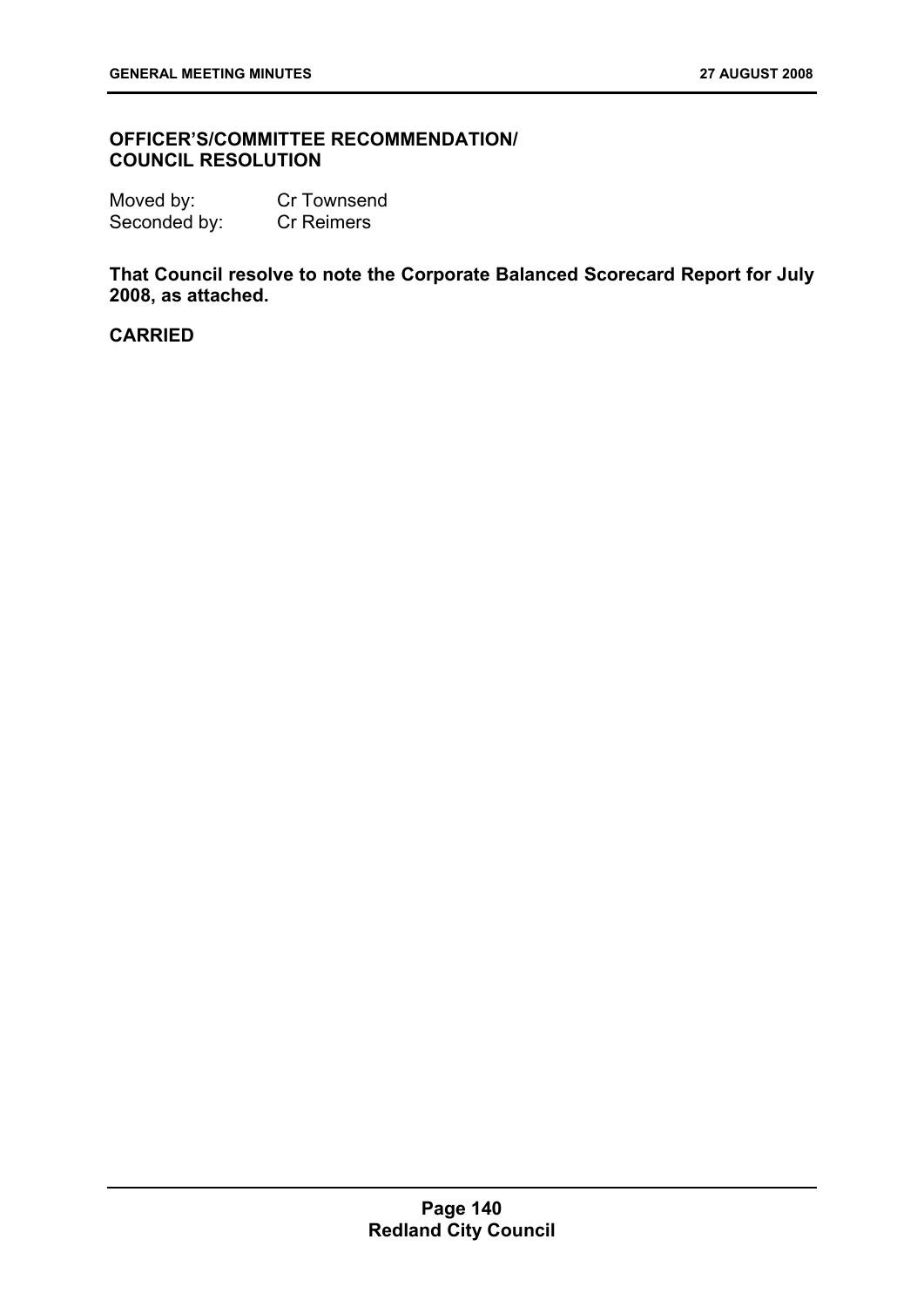## OFFICER'S/COMMITTEE RECOMMENDATION/ COUNCIL RESOLUTION

Moved by: Cr Townsend
Seconded by: Cr Reimers

**That Council resolve to note the Corporate Balanced Scorecard Report for July 2008, as attached.**

**CARRIED**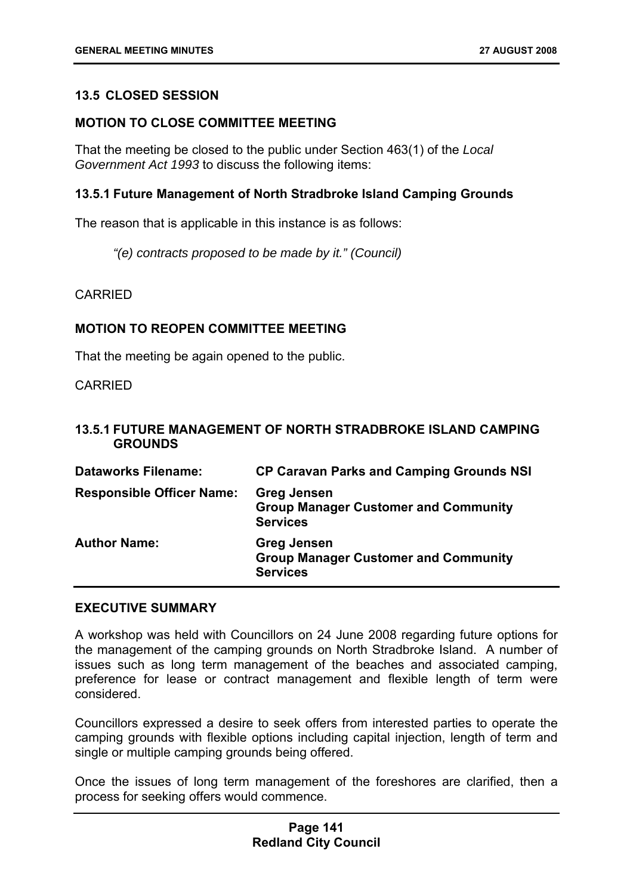### 13.5 CLOSED SESSION

### MOTION TO CLOSE COMMITTEE MEETING

That the meeting be closed to the public under Section 463(1) of the *Local Government Act 1993* to discuss the following items:

### 13.5.1 Future Management of North Stradbroke Island Camping Grounds

The reason that is applicable in this instance is as follows:

*"(e) contracts proposed to be made by it." (Council)*

CARRIED

### MOTION TO REOPEN COMMITTEE MEETING

That the meeting be again opened to the public.

CARRIED

### 13.5.1 FUTURE MANAGEMENT OF NORTH STRADBROKE ISLAND CAMPING GROUNDS

| | |
|---|---|
| **Dataworks Filename:** | **CP Caravan Parks and Camping Grounds NSI** |
| **Responsible Officer Name:** | **Greg Jensen**<br>**Group Manager Customer and Community Services** |
| **Author Name:** | **Greg Jensen**<br>**Group Manager Customer and Community Services** |

### EXECUTIVE SUMMARY

A workshop was held with Councillors on 24 June 2008 regarding future options for the management of the camping grounds on North Stradbroke Island. A number of issues such as long term management of the beaches and associated camping, preference for lease or contract management and flexible length of term were considered.

Councillors expressed a desire to seek offers from interested parties to operate the camping grounds with flexible options including capital injection, length of term and single or multiple camping grounds being offered.

Once the issues of long term management of the foreshores are clarified, then a process for seeking offers would commence.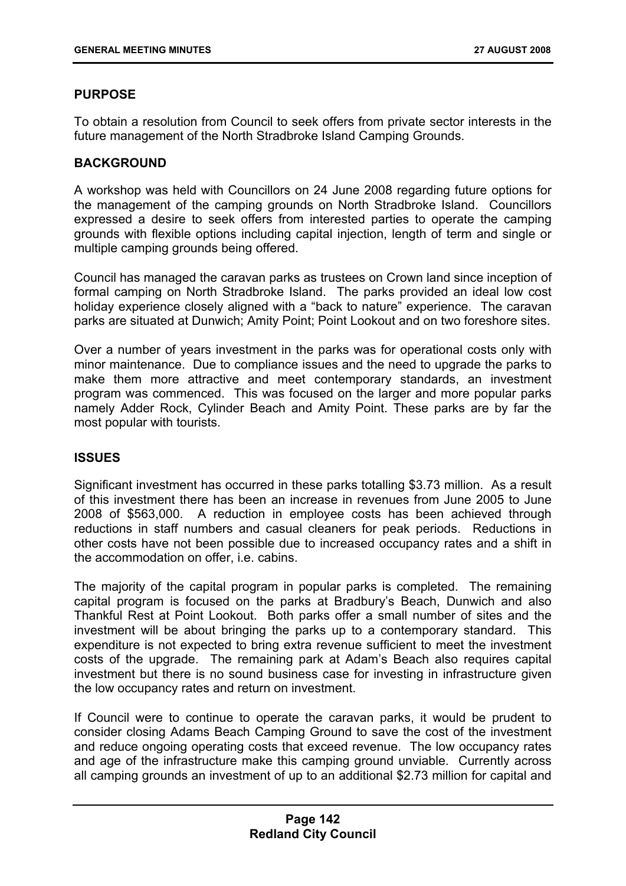## PURPOSE

To obtain a resolution from Council to seek offers from private sector interests in the future management of the North Stradbroke Island Camping Grounds.

## BACKGROUND

A workshop was held with Councillors on 24 June 2008 regarding future options for the management of the camping grounds on North Stradbroke Island. Councillors expressed a desire to seek offers from interested parties to operate the camping grounds with flexible options including capital injection, length of term and single or multiple camping grounds being offered.

Council has managed the caravan parks as trustees on Crown land since inception of formal camping on North Stradbroke Island. The parks provided an ideal low cost holiday experience closely aligned with a "back to nature" experience. The caravan parks are situated at Dunwich; Amity Point; Point Lookout and on two foreshore sites.

Over a number of years investment in the parks was for operational costs only with minor maintenance. Due to compliance issues and the need to upgrade the parks to make them more attractive and meet contemporary standards, an investment program was commenced. This was focused on the larger and more popular parks namely Adder Rock, Cylinder Beach and Amity Point. These parks are by far the most popular with tourists.

## ISSUES

Significant investment has occurred in these parks totalling $3.73 million. As a result of this investment there has been an increase in revenues from June 2005 to June 2008 of $563,000. A reduction in employee costs has been achieved through reductions in staff numbers and casual cleaners for peak periods. Reductions in other costs have not been possible due to increased occupancy rates and a shift in the accommodation on offer, i.e. cabins.

The majority of the capital program in popular parks is completed. The remaining capital program is focused on the parks at Bradbury's Beach, Dunwich and also Thankful Rest at Point Lookout. Both parks offer a small number of sites and the investment will be about bringing the parks up to a contemporary standard. This expenditure is not expected to bring extra revenue sufficient to meet the investment costs of the upgrade. The remaining park at Adam's Beach also requires capital investment but there is no sound business case for investing in infrastructure given the low occupancy rates and return on investment.

If Council were to continue to operate the caravan parks, it would be prudent to consider closing Adams Beach Camping Ground to save the cost of the investment and reduce ongoing operating costs that exceed revenue. The low occupancy rates and age of the infrastructure make this camping ground unviable. Currently across all camping grounds an investment of up to an additional $2.73 million for capital and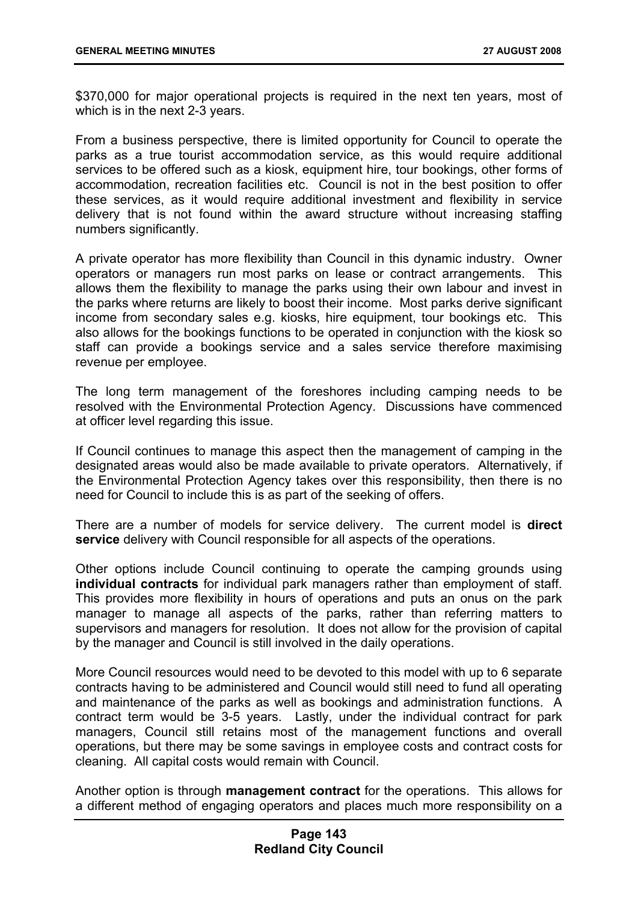$370,000 for major operational projects is required in the next ten years, most of which is in the next 2-3 years.

From a business perspective, there is limited opportunity for Council to operate the parks as a true tourist accommodation service, as this would require additional services to be offered such as a kiosk, equipment hire, tour bookings, other forms of accommodation, recreation facilities etc. Council is not in the best position to offer these services, as it would require additional investment and flexibility in service delivery that is not found within the award structure without increasing staffing numbers significantly.

A private operator has more flexibility than Council in this dynamic industry. Owner operators or managers run most parks on lease or contract arrangements. This allows them the flexibility to manage the parks using their own labour and invest in the parks where returns are likely to boost their income. Most parks derive significant income from secondary sales e.g. kiosks, hire equipment, tour bookings etc. This also allows for the bookings functions to be operated in conjunction with the kiosk so staff can provide a bookings service and a sales service therefore maximising revenue per employee.

The long term management of the foreshores including camping needs to be resolved with the Environmental Protection Agency. Discussions have commenced at officer level regarding this issue.

If Council continues to manage this aspect then the management of camping in the designated areas would also be made available to private operators. Alternatively, if the Environmental Protection Agency takes over this responsibility, then there is no need for Council to include this is as part of the seeking of offers.

There are a number of models for service delivery. The current model is **direct service** delivery with Council responsible for all aspects of the operations.

Other options include Council continuing to operate the camping grounds using **individual contracts** for individual park managers rather than employment of staff. This provides more flexibility in hours of operations and puts an onus on the park manager to manage all aspects of the parks, rather than referring matters to supervisors and managers for resolution. It does not allow for the provision of capital by the manager and Council is still involved in the daily operations.

More Council resources would need to be devoted to this model with up to 6 separate contracts having to be administered and Council would still need to fund all operating and maintenance of the parks as well as bookings and administration functions. A contract term would be 3-5 years. Lastly, under the individual contract for park managers, Council still retains most of the management functions and overall operations, but there may be some savings in employee costs and contract costs for cleaning. All capital costs would remain with Council.

Another option is through **management contract** for the operations. This allows for a different method of engaging operators and places much more responsibility on a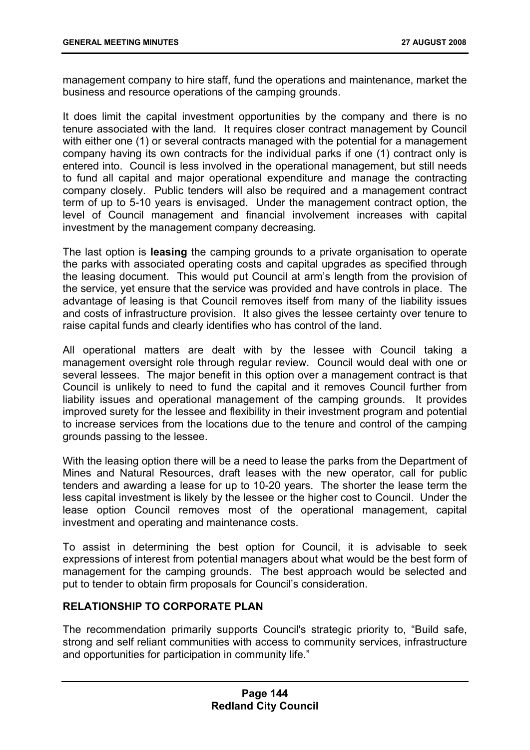management company to hire staff, fund the operations and maintenance, market the business and resource operations of the camping grounds.

It does limit the capital investment opportunities by the company and there is no tenure associated with the land. It requires closer contract management by Council with either one (1) or several contracts managed with the potential for a management company having its own contracts for the individual parks if one (1) contract only is entered into. Council is less involved in the operational management, but still needs to fund all capital and major operational expenditure and manage the contracting company closely. Public tenders will also be required and a management contract term of up to 5-10 years is envisaged. Under the management contract option, the level of Council management and financial involvement increases with capital investment by the management company decreasing.

The last option is **leasing** the camping grounds to a private organisation to operate the parks with associated operating costs and capital upgrades as specified through the leasing document. This would put Council at arm's length from the provision of the service, yet ensure that the service was provided and have controls in place. The advantage of leasing is that Council removes itself from many of the liability issues and costs of infrastructure provision. It also gives the lessee certainty over tenure to raise capital funds and clearly identifies who has control of the land.

All operational matters are dealt with by the lessee with Council taking a management oversight role through regular review. Council would deal with one or several lessees. The major benefit in this option over a management contract is that Council is unlikely to need to fund the capital and it removes Council further from liability issues and operational management of the camping grounds. It provides improved surety for the lessee and flexibility in their investment program and potential to increase services from the locations due to the tenure and control of the camping grounds passing to the lessee.

With the leasing option there will be a need to lease the parks from the Department of Mines and Natural Resources, draft leases with the new operator, call for public tenders and awarding a lease for up to 10-20 years. The shorter the lease term the less capital investment is likely by the lessee or the higher cost to Council. Under the lease option Council removes most of the operational management, capital investment and operating and maintenance costs.

To assist in determining the best option for Council, it is advisable to seek expressions of interest from potential managers about what would be the best form of management for the camping grounds. The best approach would be selected and put to tender to obtain firm proposals for Council's consideration.

## RELATIONSHIP TO CORPORATE PLAN

The recommendation primarily supports Council's strategic priority to, "Build safe, strong and self reliant communities with access to community services, infrastructure and opportunities for participation in community life."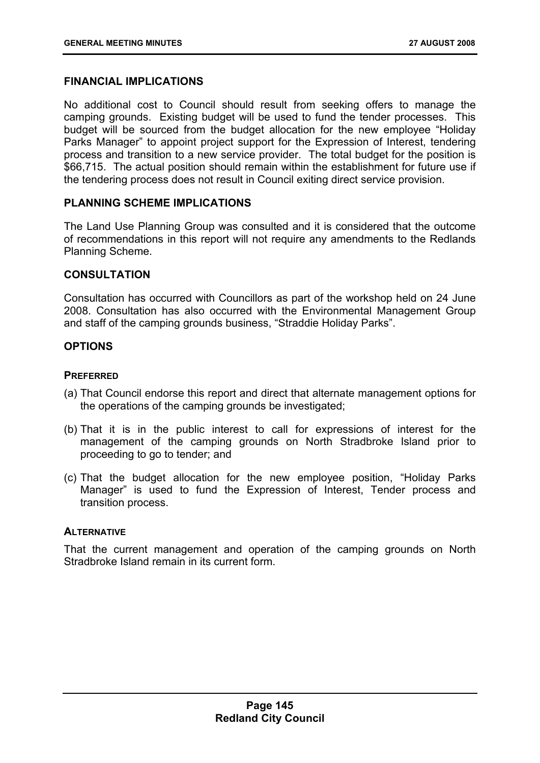## FINANCIAL IMPLICATIONS

No additional cost to Council should result from seeking offers to manage the camping grounds. Existing budget will be used to fund the tender processes. This budget will be sourced from the budget allocation for the new employee "Holiday Parks Manager" to appoint project support for the Expression of Interest, tendering process and transition to a new service provider. The total budget for the position is $66,715. The actual position should remain within the establishment for future use if the tendering process does not result in Council exiting direct service provision.

## PLANNING SCHEME IMPLICATIONS

The Land Use Planning Group was consulted and it is considered that the outcome of recommendations in this report will not require any amendments to the Redlands Planning Scheme.

## CONSULTATION

Consultation has occurred with Councillors as part of the workshop held on 24 June 2008. Consultation has also occurred with the Environmental Management Group and staff of the camping grounds business, "Straddie Holiday Parks".

## OPTIONS

### PREFERRED

(a) That Council endorse this report and direct that alternate management options for the operations of the camping grounds be investigated;

(b) That it is in the public interest to call for expressions of interest for the management of the camping grounds on North Stradbroke Island prior to proceeding to go to tender; and

(c) That the budget allocation for the new employee position, "Holiday Parks Manager" is used to fund the Expression of Interest, Tender process and transition process.

### ALTERNATIVE

That the current management and operation of the camping grounds on North Stradbroke Island remain in its current form.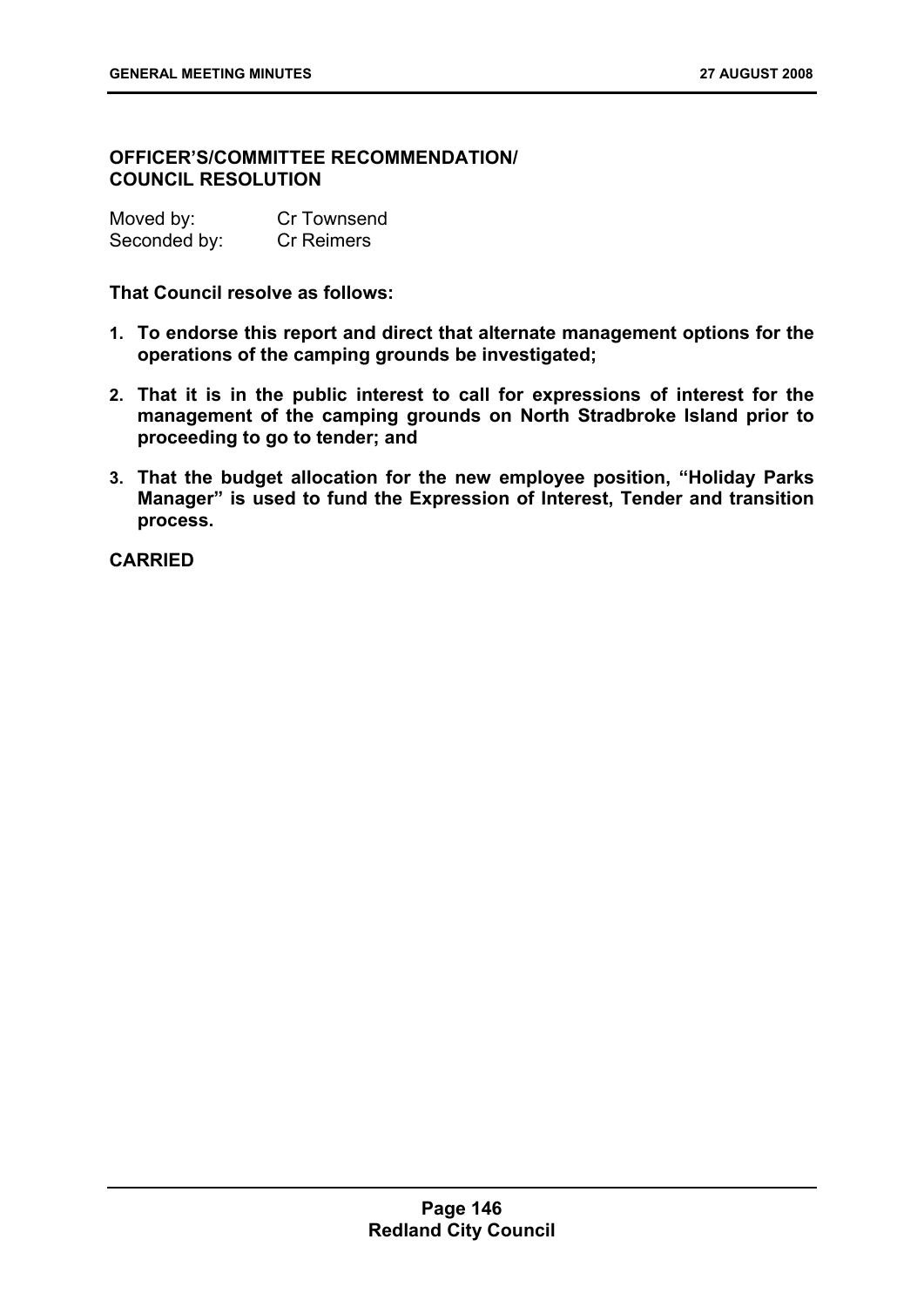**OFFICER'S/COMMITTEE RECOMMENDATION/ COUNCIL RESOLUTION**

Moved by: Cr Townsend
Seconded by: Cr Reimers

**That Council resolve as follows:**

1. **To endorse this report and direct that alternate management options for the operations of the camping grounds be investigated;**
2. **That it is in the public interest to call for expressions of interest for the management of the camping grounds on North Stradbroke Island prior to proceeding to go to tender; and**
3. **That the budget allocation for the new employee position, "Holiday Parks Manager" is used to fund the Expression of Interest, Tender and transition process.**

**CARRIED**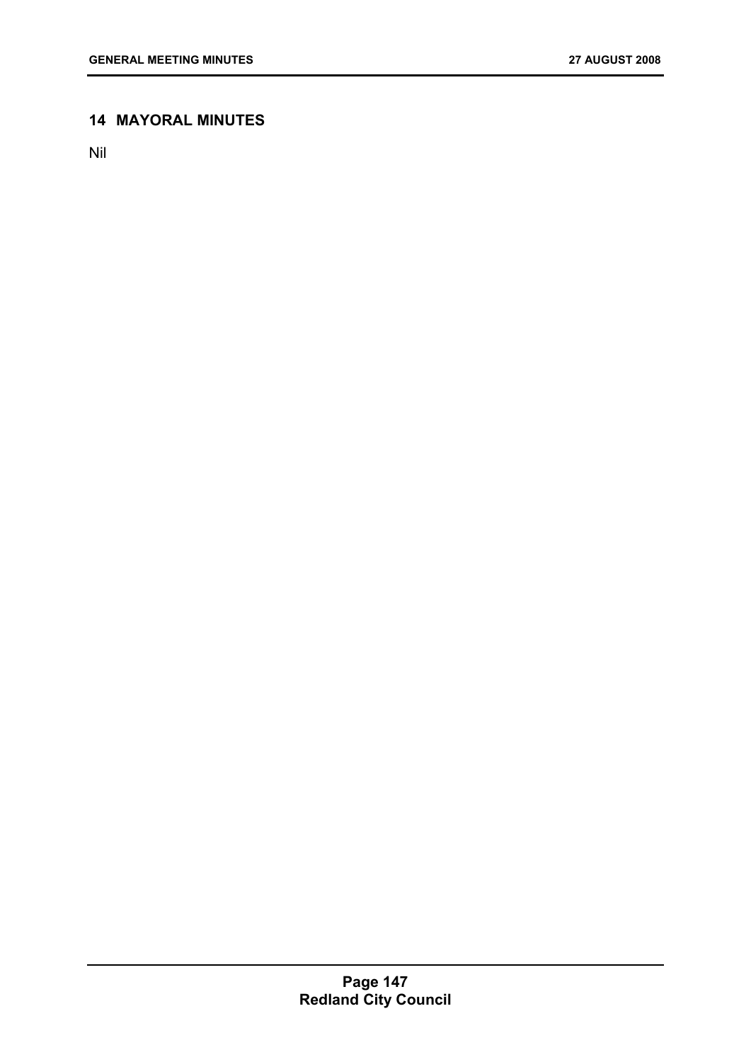## 14 MAYORAL MINUTES

Nil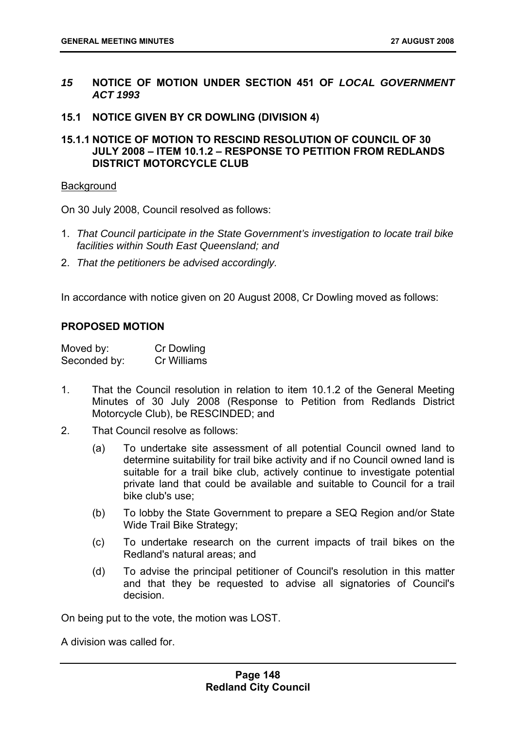## *15* NOTICE OF MOTION UNDER SECTION 451 OF *LOCAL GOVERNMENT ACT 1993*

### 15.1 NOTICE GIVEN BY CR DOWLING (DIVISION 4)

#### 15.1.1 NOTICE OF MOTION TO RESCIND RESOLUTION OF COUNCIL OF 30 JULY 2008 – ITEM 10.1.2 – RESPONSE TO PETITION FROM REDLANDS DISTRICT MOTORCYCLE CLUB

Background

On 30 July 2008, Council resolved as follows:

1. *That Council participate in the State Government's investigation to locate trail bike facilities within South East Queensland; and*
2. *That the petitioners be advised accordingly.*

In accordance with notice given on 20 August 2008, Cr Dowling moved as follows:

**PROPOSED MOTION**

| Moved by: | Cr Dowling |
|---|---|
| Seconded by: | Cr Williams |

1. That the Council resolution in relation to item 10.1.2 of the General Meeting Minutes of 30 July 2008 (Response to Petition from Redlands District Motorcycle Club), be RESCINDED; and
2. That Council resolve as follows:
   (a) To undertake site assessment of all potential Council owned land to determine suitability for trail bike activity and if no Council owned land is suitable for a trail bike club, actively continue to investigate potential private land that could be available and suitable to Council for a trail bike club's use;
   (b) To lobby the State Government to prepare a SEQ Region and/or State Wide Trail Bike Strategy;
   (c) To undertake research on the current impacts of trail bikes on the Redland's natural areas; and
   (d) To advise the principal petitioner of Council's resolution in this matter and that they be requested to advise all signatories of Council's decision.

On being put to the vote, the motion was LOST.

A division was called for.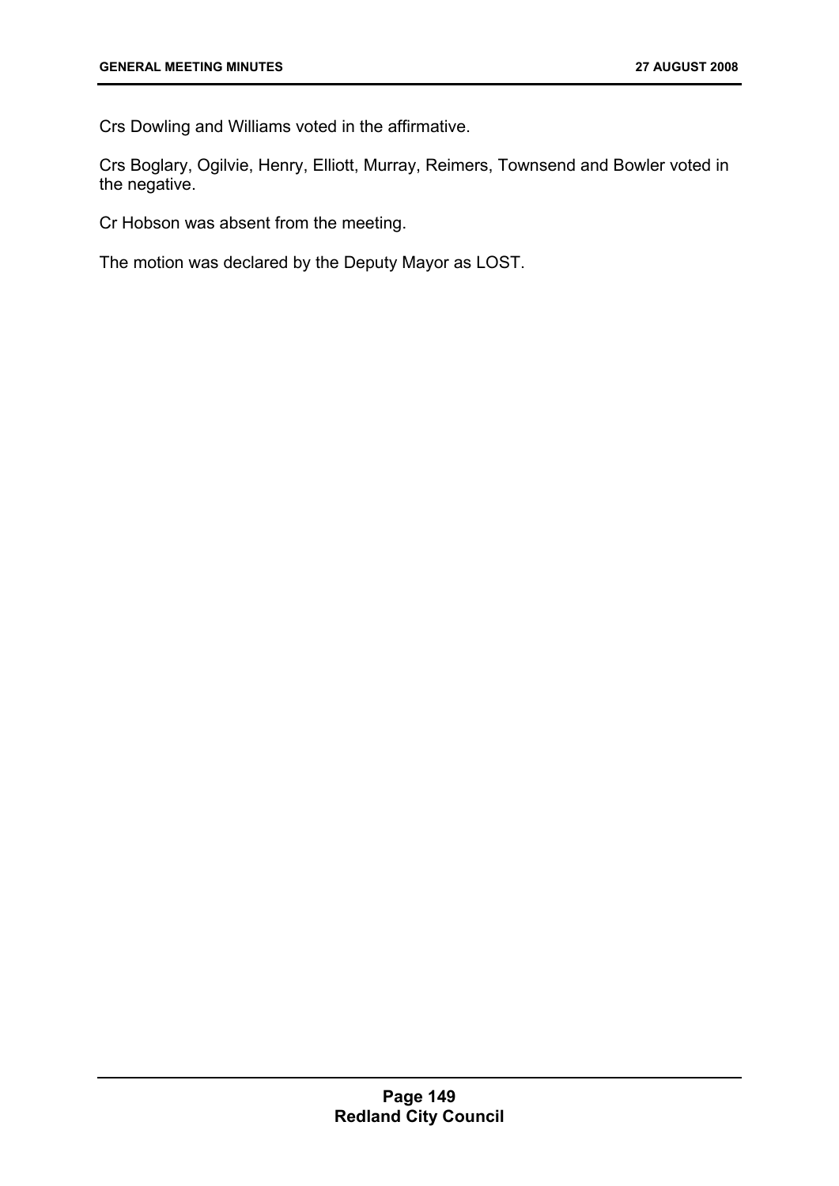Crs Dowling and Williams voted in the affirmative.

Crs Boglary, Ogilvie, Henry, Elliott, Murray, Reimers, Townsend and Bowler voted in the negative.

Cr Hobson was absent from the meeting.

The motion was declared by the Deputy Mayor as LOST.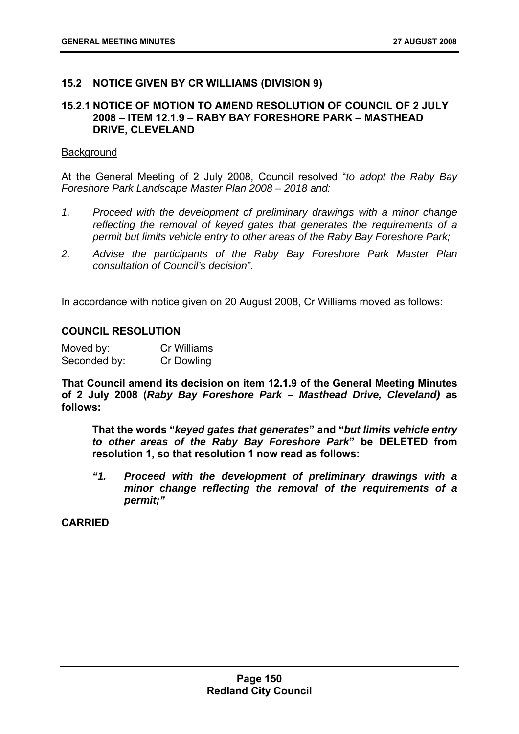## 15.2 NOTICE GIVEN BY CR WILLIAMS (DIVISION 9)

### 15.2.1 NOTICE OF MOTION TO AMEND RESOLUTION OF COUNCIL OF 2 JULY 2008 – ITEM 12.1.9 – RABY BAY FORESHORE PARK – MASTHEAD DRIVE, CLEVELAND

Background

At the General Meeting of 2 July 2008, Council resolved "*to adopt the Raby Bay Foreshore Park Landscape Master Plan 2008 – 2018 and:*

1. *Proceed with the development of preliminary drawings with a minor change reflecting the removal of keyed gates that generates the requirements of a permit but limits vehicle entry to other areas of the Raby Bay Foreshore Park;*
2. *Advise the participants of the Raby Bay Foreshore Park Master Plan consultation of Council's decision".*

In accordance with notice given on 20 August 2008, Cr Williams moved as follows:

**COUNCIL RESOLUTION**

| | |
|---|---|
| Moved by: | Cr Williams |
| Seconded by: | Cr Dowling |

**That Council amend its decision on item 12.1.9 of the General Meeting Minutes of 2 July 2008 (*Raby Bay Foreshore Park – Masthead Drive, Cleveland)* as follows:**

> **That the words "*keyed gates that generates*" and "*but limits vehicle entry to other areas of the Raby Bay Foreshore Park*" be DELETED from resolution 1, so that resolution 1 now read as follows:**
>
> ***"1. Proceed with the development of preliminary drawings with a minor change reflecting the removal of the requirements of a permit;"***

**CARRIED**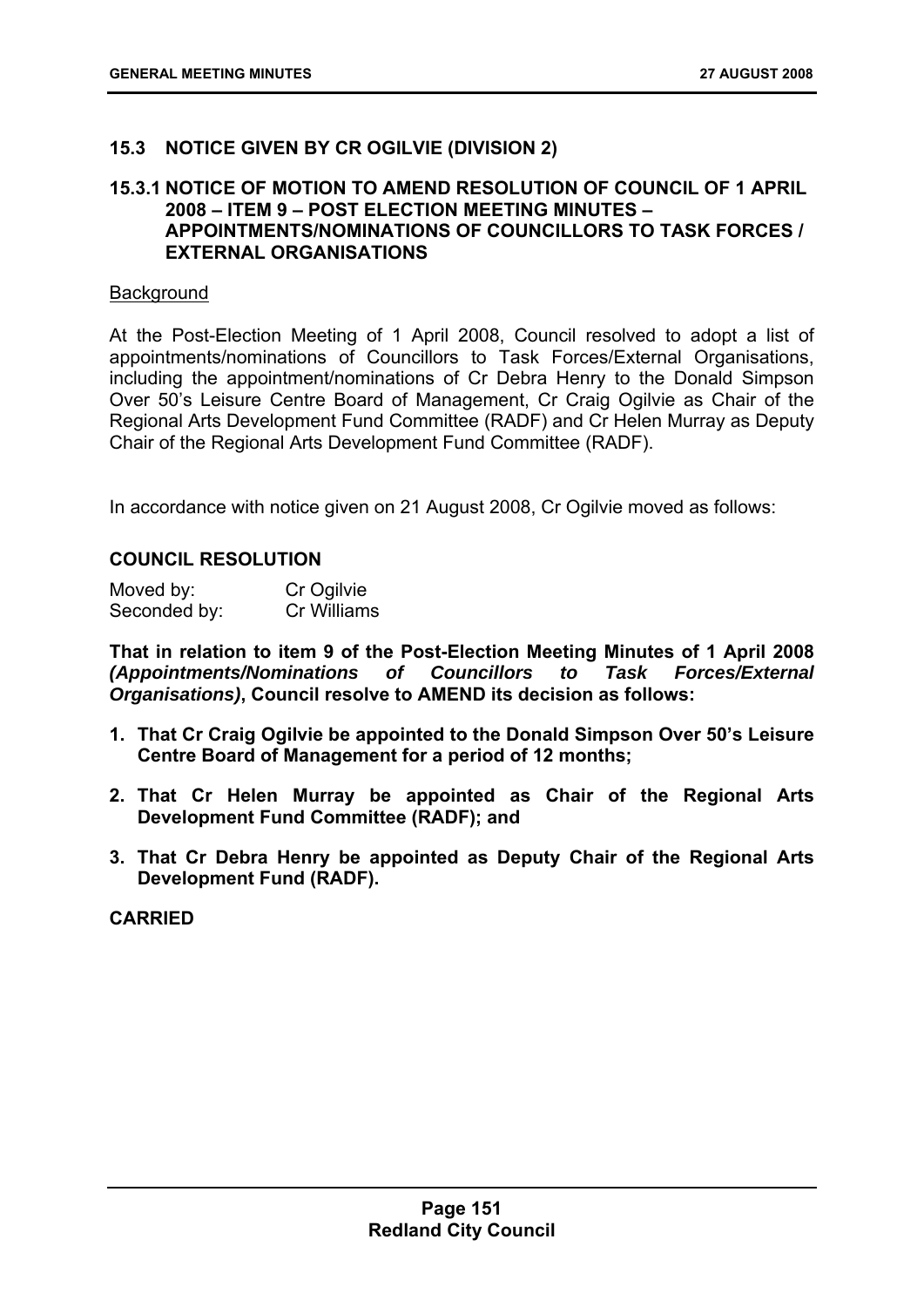## 15.3 NOTICE GIVEN BY CR OGILVIE (DIVISION 2)

### 15.3.1 NOTICE OF MOTION TO AMEND RESOLUTION OF COUNCIL OF 1 APRIL 2008 – ITEM 9 – POST ELECTION MEETING MINUTES – APPOINTMENTS/NOMINATIONS OF COUNCILLORS TO TASK FORCES / EXTERNAL ORGANISATIONS

Background

At the Post-Election Meeting of 1 April 2008, Council resolved to adopt a list of appointments/nominations of Councillors to Task Forces/External Organisations, including the appointment/nominations of Cr Debra Henry to the Donald Simpson Over 50's Leisure Centre Board of Management, Cr Craig Ogilvie as Chair of the Regional Arts Development Fund Committee (RADF) and Cr Helen Murray as Deputy Chair of the Regional Arts Development Fund Committee (RADF).

In accordance with notice given on 21 August 2008, Cr Ogilvie moved as follows:

**COUNCIL RESOLUTION**

Moved by: Cr Ogilvie
Seconded by: Cr Williams

**That in relation to item 9 of the Post-Election Meeting Minutes of 1 April 2008 *(Appointments/Nominations of Councillors to Task Forces/External Organisations)*, Council resolve to AMEND its decision as follows:**

1. **That Cr Craig Ogilvie be appointed to the Donald Simpson Over 50's Leisure Centre Board of Management for a period of 12 months;**
2. **That Cr Helen Murray be appointed as Chair of the Regional Arts Development Fund Committee (RADF); and**
3. **That Cr Debra Henry be appointed as Deputy Chair of the Regional Arts Development Fund (RADF).**

**CARRIED**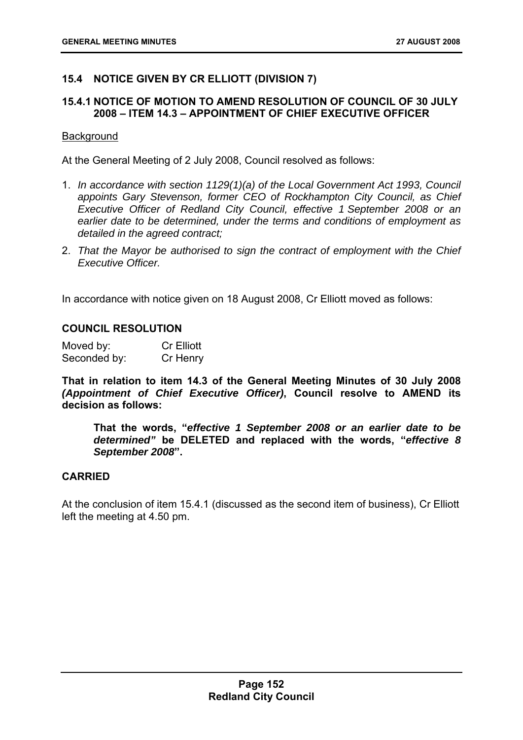## 15.4 NOTICE GIVEN BY CR ELLIOTT (DIVISION 7)

### 15.4.1 NOTICE OF MOTION TO AMEND RESOLUTION OF COUNCIL OF 30 JULY 2008 – ITEM 14.3 – APPOINTMENT OF CHIEF EXECUTIVE OFFICER

Background

At the General Meeting of 2 July 2008, Council resolved as follows:

1. *In accordance with section 1129(1)(a) of the Local Government Act 1993, Council appoints Gary Stevenson, former CEO of Rockhampton City Council, as Chief Executive Officer of Redland City Council, effective 1 September 2008 or an earlier date to be determined, under the terms and conditions of employment as detailed in the agreed contract;*
2. *That the Mayor be authorised to sign the contract of employment with the Chief Executive Officer.*

In accordance with notice given on 18 August 2008, Cr Elliott moved as follows:

**COUNCIL RESOLUTION**

Moved by: Cr Elliott
Seconded by: Cr Henry

**That in relation to item 14.3 of the General Meeting Minutes of 30 July 2008 *(Appointment of Chief Executive Officer)*, Council resolve to AMEND its decision as follows:**

> **That the words, "*effective 1 September 2008 or an earlier date to be determined*" be DELETED and replaced with the words, "*effective 8 September 2008*".**

**CARRIED**

At the conclusion of item 15.4.1 (discussed as the second item of business), Cr Elliott left the meeting at 4.50 pm.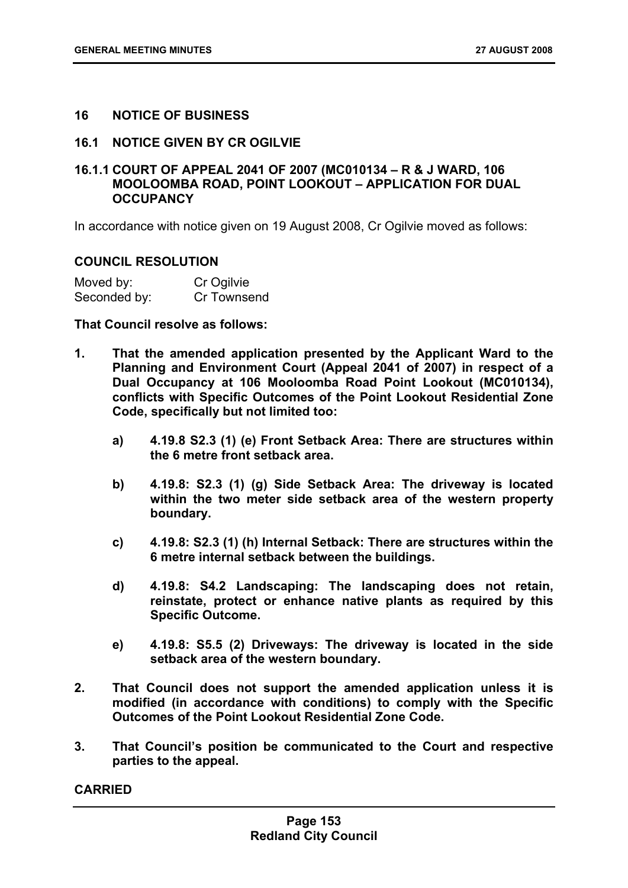## 16 NOTICE OF BUSINESS

### 16.1 NOTICE GIVEN BY CR OGILVIE

### 16.1.1 COURT OF APPEAL 2041 OF 2007 (MC010134 – R & J WARD, 106 MOOLOOMBA ROAD, POINT LOOKOUT – APPLICATION FOR DUAL OCCUPANCY

In accordance with notice given on 19 August 2008, Cr Ogilvie moved as follows:

**COUNCIL RESOLUTION**

| Moved by: | Cr Ogilvie |
|---|---|
| Seconded by: | Cr Townsend |

**That Council resolve as follows:**

1. **That the amended application presented by the Applicant Ward to the Planning and Environment Court (Appeal 2041 of 2007) in respect of a Dual Occupancy at 106 Mooloomba Road Point Lookout (MC010134), conflicts with Specific Outcomes of the Point Lookout Residential Zone Code, specifically but not limited too:**

   a) **4.19.8 S2.3 (1) (e) Front Setback Area: There are structures within the 6 metre front setback area.**

   b) **4.19.8: S2.3 (1) (g) Side Setback Area: The driveway is located within the two meter side setback area of the western property boundary.**

   c) **4.19.8: S2.3 (1) (h) Internal Setback: There are structures within the 6 metre internal setback between the buildings.**

   d) **4.19.8: S4.2 Landscaping: The landscaping does not retain, reinstate, protect or enhance native plants as required by this Specific Outcome.**

   e) **4.19.8: S5.5 (2) Driveways: The driveway is located in the side setback area of the western boundary.**

2. **That Council does not support the amended application unless it is modified (in accordance with conditions) to comply with the Specific Outcomes of the Point Lookout Residential Zone Code.**

3. **That Council's position be communicated to the Court and respective parties to the appeal.**

**CARRIED**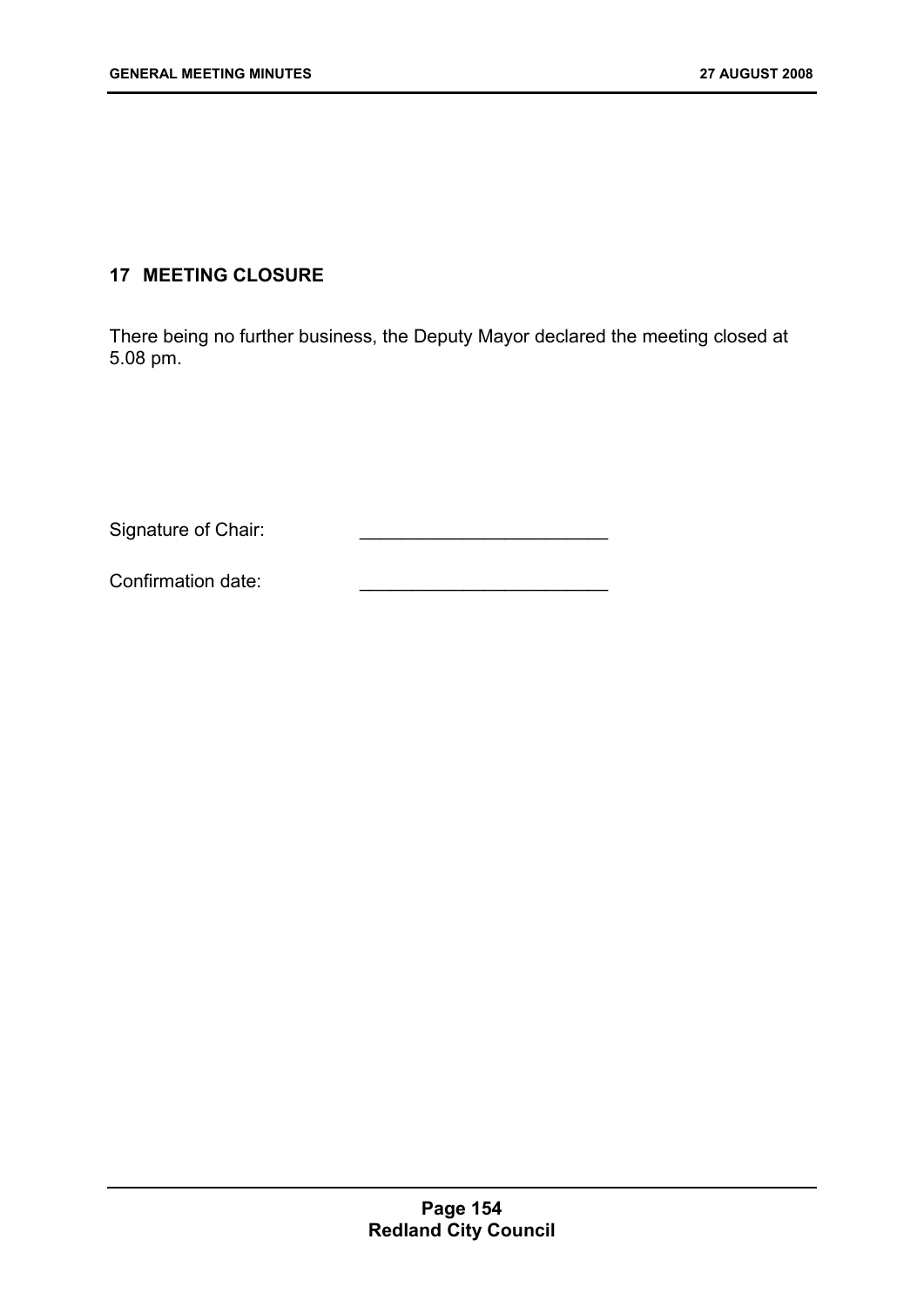## 17 MEETING CLOSURE

There being no further business, the Deputy Mayor declared the meeting closed at 5.08 pm.

Signature of Chair: ________________________

Confirmation date: ________________________